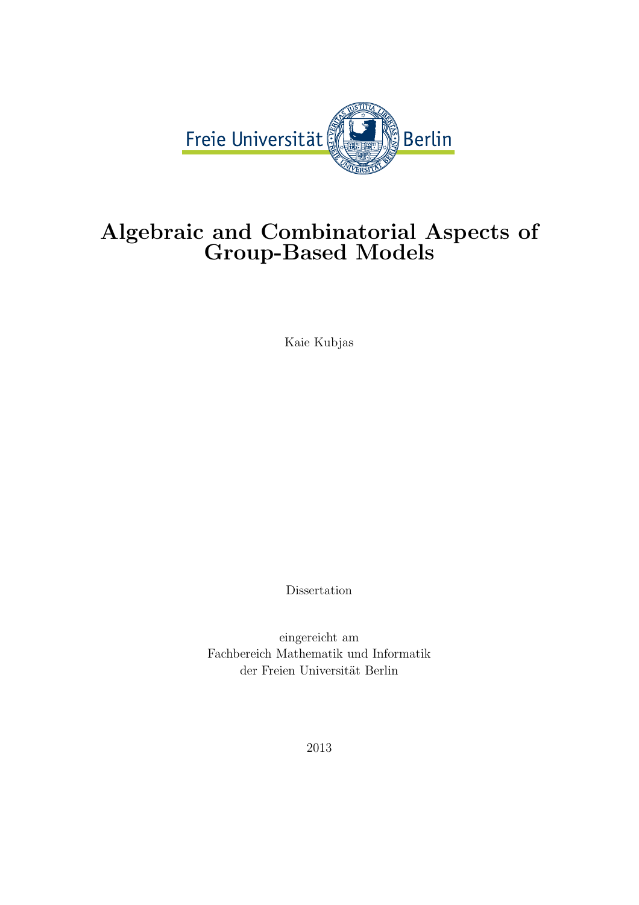Freie Universität Berlin

# Algebraic and Combinatorial Aspects of Group-Based Models

Kaie Kubjas

Dissertation

eingereicht am
Fachbereich Mathematik und Informatik
der Freien Universität Berlin

2013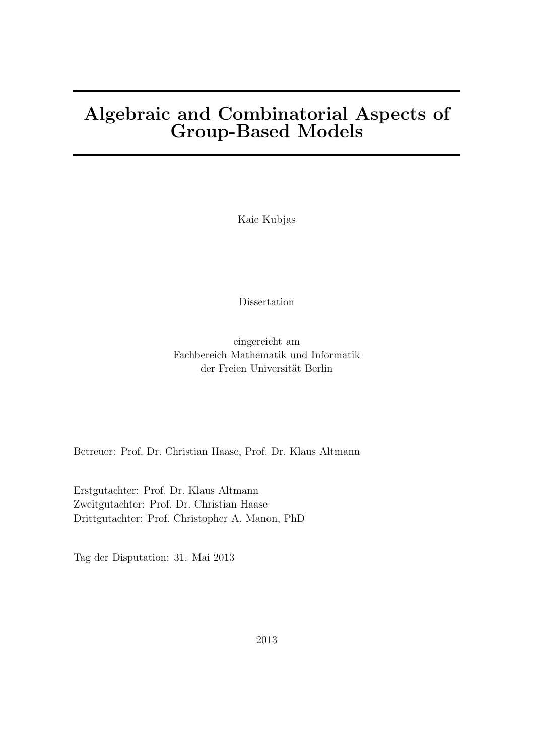# Algebraic and Combinatorial Aspects of Group-Based Models

Kaie Kubjas

Dissertation

eingereicht am
Fachbereich Mathematik und Informatik
der Freien Universität Berlin

Betreuer: Prof. Dr. Christian Haase, Prof. Dr. Klaus Altmann

Erstgutachter: Prof. Dr. Klaus Altmann
Zweitgutachter: Prof. Dr. Christian Haase
Drittgutachter: Prof. Christopher A. Manon, PhD

Tag der Disputation: 31. Mai 2013

2013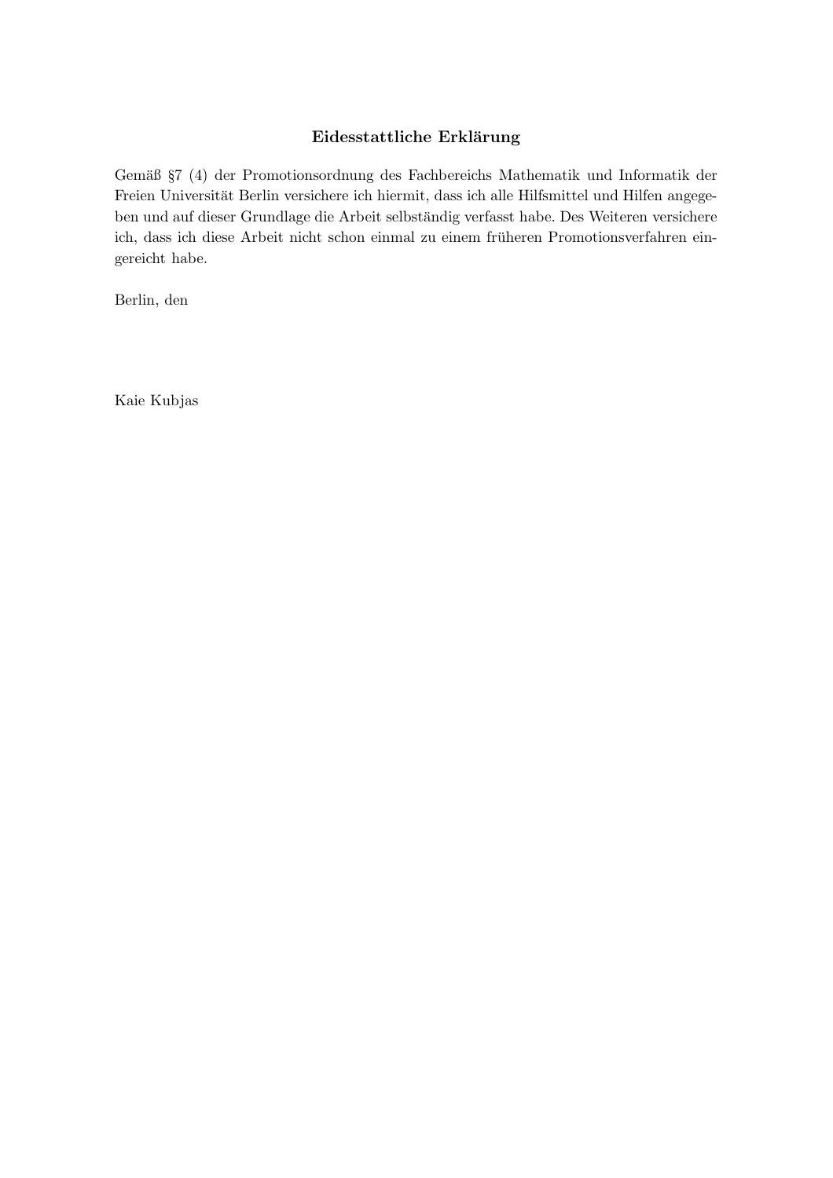## Eidesstattliche Erklärung

Gemäß §7 (4) der Promotionsordnung des Fachbereichs Mathematik und Informatik der Freien Universität Berlin versichere ich hiermit, dass ich alle Hilfsmittel und Hilfen angegeben und auf dieser Grundlage die Arbeit selbständig verfasst habe. Des Weiteren versichere ich, dass ich diese Arbeit nicht schon einmal zu einem früheren Promotionsverfahren eingereicht habe.

Berlin, den

Kaie Kubjas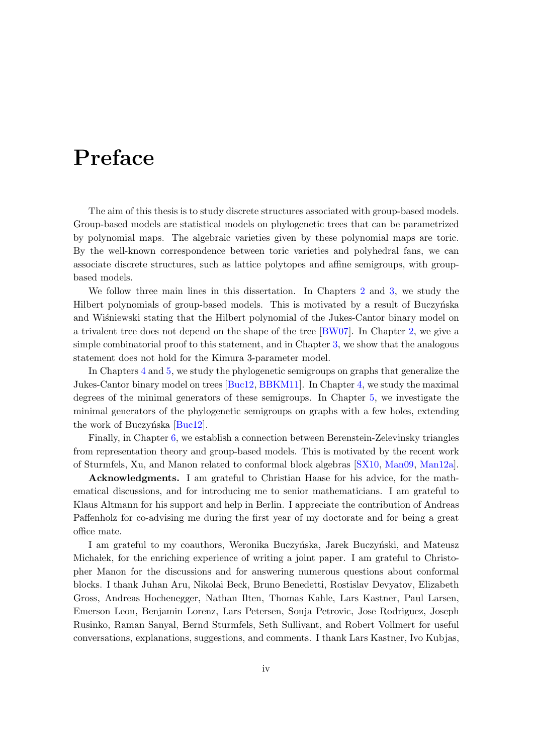# Preface

The aim of this thesis is to study discrete structures associated with group-based models. Group-based models are statistical models on phylogenetic trees that can be parametrized by polynomial maps. The algebraic varieties given by these polynomial maps are toric. By the well-known correspondence between toric varieties and polyhedral fans, we can associate discrete structures, such as lattice polytopes and affine semigroups, with group-based models.

We follow three main lines in this dissertation. In Chapters 2 and 3, we study the Hilbert polynomials of group-based models. This is motivated by a result of Buczyńska and Wiśniewski stating that the Hilbert polynomial of the Jukes-Cantor binary model on a trivalent tree does not depend on the shape of the tree [BW07]. In Chapter 2, we give a simple combinatorial proof to this statement, and in Chapter 3, we show that the analogous statement does not hold for the Kimura 3-parameter model.

In Chapters 4 and 5, we study the phylogenetic semigroups on graphs that generalize the Jukes-Cantor binary model on trees [Buc12, BBKM11]. In Chapter 4, we study the maximal degrees of the minimal generators of these semigroups. In Chapter 5, we investigate the minimal generators of the phylogenetic semigroups on graphs with a few holes, extending the work of Buczyńska [Buc12].

Finally, in Chapter 6, we establish a connection between Berenstein-Zelevinsky triangles from representation theory and group-based models. This is motivated by the recent work of Sturmfels, Xu, and Manon related to conformal block algebras [SX10, Man09, Man12a].

**Acknowledgments.** I am grateful to Christian Haase for his advice, for the mathematical discussions, and for introducing me to senior mathematicians. I am grateful to Klaus Altmann for his support and help in Berlin. I appreciate the contribution of Andreas Paffenholz for co-advising me during the first year of my doctorate and for being a great office mate.

I am grateful to my coauthors, Weronika Buczyńska, Jarek Buczyński, and Mateusz Michałek, for the enriching experience of writing a joint paper. I am grateful to Christopher Manon for the discussions and for answering numerous questions about conformal blocks. I thank Juhan Aru, Nikolai Beck, Bruno Benedetti, Rostislav Devyatov, Elizabeth Gross, Andreas Hochenegger, Nathan Ilten, Thomas Kahle, Lars Kastner, Paul Larsen, Emerson Leon, Benjamin Lorenz, Lars Petersen, Sonja Petrovic, Jose Rodriguez, Joseph Rusinko, Raman Sanyal, Bernd Sturmfels, Seth Sullivant, and Robert Vollmert for useful conversations, explanations, suggestions, and comments. I thank Lars Kastner, Ivo Kubjas,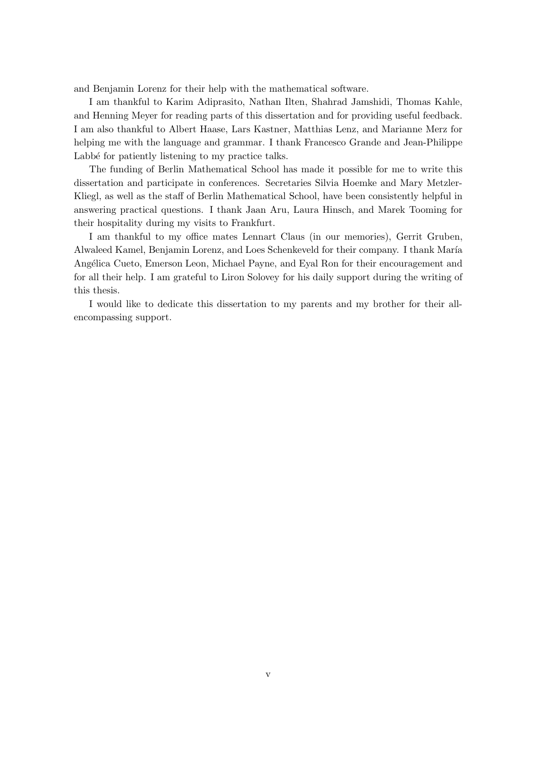and Benjamin Lorenz for their help with the mathematical software.

I am thankful to Karim Adiprasito, Nathan Ilten, Shahrad Jamshidi, Thomas Kahle, and Henning Meyer for reading parts of this dissertation and for providing useful feedback. I am also thankful to Albert Haase, Lars Kastner, Matthias Lenz, and Marianne Merz for helping me with the language and grammar. I thank Francesco Grande and Jean-Philippe Labbé for patiently listening to my practice talks.

The funding of Berlin Mathematical School has made it possible for me to write this dissertation and participate in conferences. Secretaries Silvia Hoemke and Mary Metzler-Kliegl, as well as the staff of Berlin Mathematical School, have been consistently helpful in answering practical questions. I thank Jaan Aru, Laura Hinsch, and Marek Tooming for their hospitality during my visits to Frankfurt.

I am thankful to my office mates Lennart Claus (in our memories), Gerrit Gruben, Alwaleed Kamel, Benjamin Lorenz, and Loes Schenkeveld for their company. I thank María Angélica Cueto, Emerson Leon, Michael Payne, and Eyal Ron for their encouragement and for all their help. I am grateful to Liron Solovey for his daily support during the writing of this thesis.

I would like to dedicate this dissertation to my parents and my brother for their all-encompassing support.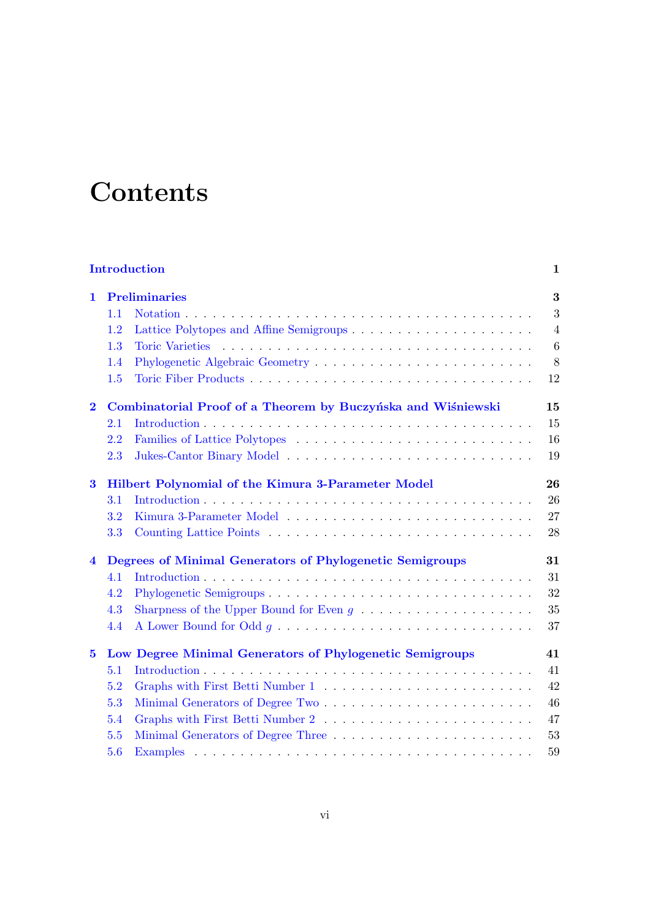# Contents

**Introduction** **1**

**1 Preliminaries** **3**

1.1 Notation . . . 3
1.2 Lattice Polytopes and Affine Semigroups . . . 4
1.3 Toric Varieties . . . 6
1.4 Phylogenetic Algebraic Geometry . . . 8
1.5 Toric Fiber Products . . . 12

**2 Combinatorial Proof of a Theorem by Buczyńska and Wiśniewski** **15**

2.1 Introduction . . . 15
2.2 Families of Lattice Polytopes . . . 16
2.3 Jukes-Cantor Binary Model . . . 19

**3 Hilbert Polynomial of the Kimura 3-Parameter Model** **26**

3.1 Introduction . . . 26
3.2 Kimura 3-Parameter Model . . . 27
3.3 Counting Lattice Points . . . 28

**4 Degrees of Minimal Generators of Phylogenetic Semigroups** **31**

4.1 Introduction . . . 31
4.2 Phylogenetic Semigroups . . . 32
4.3 Sharpness of the Upper Bound for Even $g$ . . . 35
4.4 A Lower Bound for Odd $g$ . . . 37

**5 Low Degree Minimal Generators of Phylogenetic Semigroups** **41**

5.1 Introduction . . . 41
5.2 Graphs with First Betti Number 1 . . . 42
5.3 Minimal Generators of Degree Two . . . 46
5.4 Graphs with First Betti Number 2 . . . 47
5.5 Minimal Generators of Degree Three . . . 53
5.6 Examples . . . 59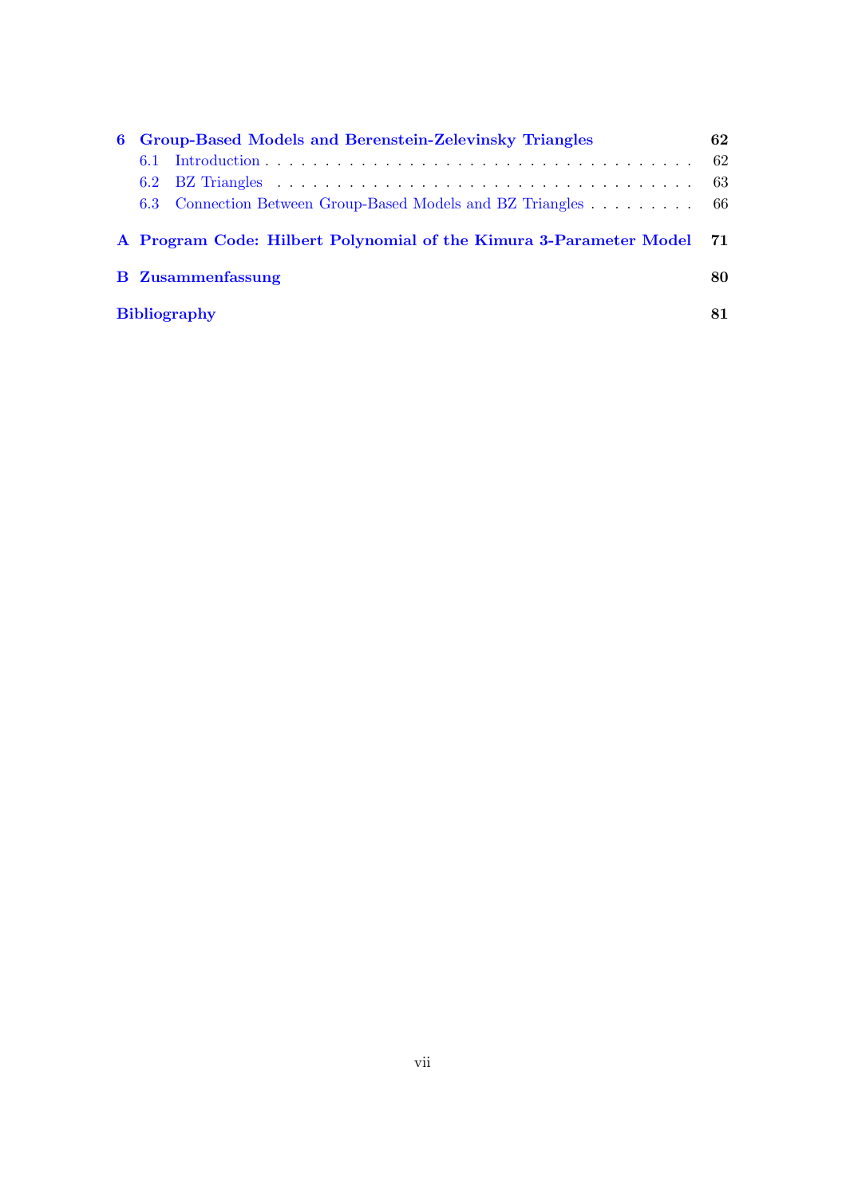**6 Group-Based Models and Berenstein-Zelevinsky Triangles** **62**

- 6.1 Introduction . . . . . . . . . . . . . . . . . . . . . . . . . . . . . . . . . . . . 62
- 6.2 BZ Triangles . . . . . . . . . . . . . . . . . . . . . . . . . . . . . . . . . . . . 63
- 6.3 Connection Between Group-Based Models and BZ Triangles . . . . . . . . . 66

**A Program Code: Hilbert Polynomial of the Kimura 3-Parameter Model** **71**

**B Zusammenfassung** **80**

**Bibliography** **81**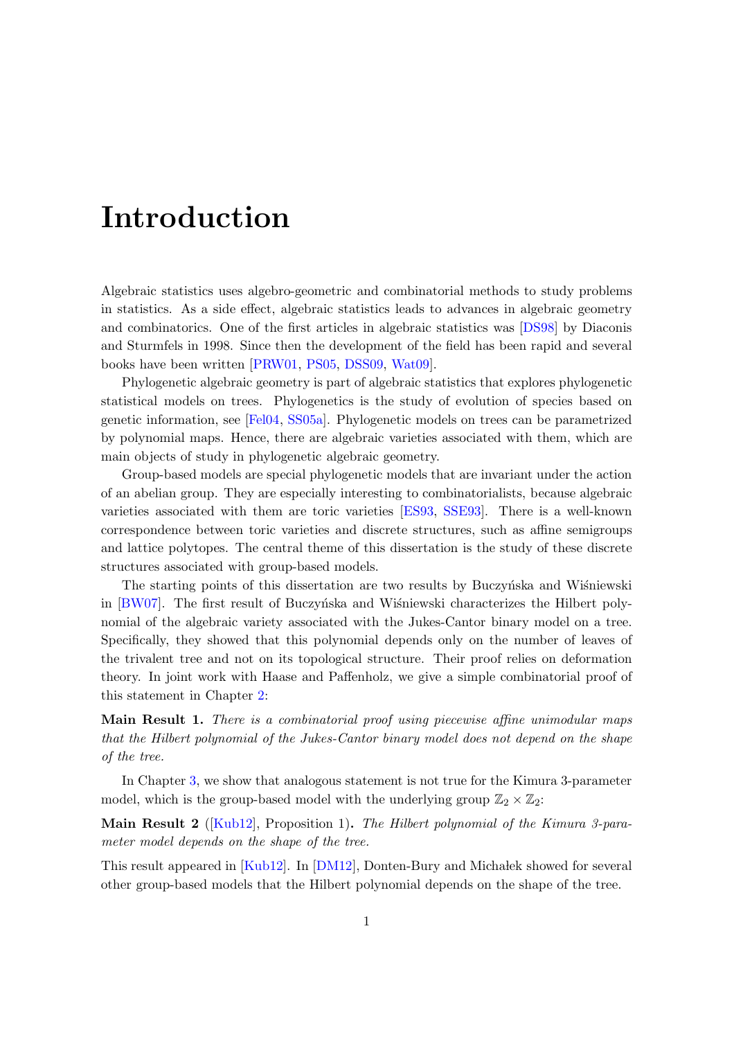# Introduction

Algebraic statistics uses algebro-geometric and combinatorial methods to study problems in statistics. As a side effect, algebraic statistics leads to advances in algebraic geometry and combinatorics. One of the first articles in algebraic statistics was [DS98] by Diaconis and Sturmfels in 1998. Since then the development of the field has been rapid and several books have been written [PRW01, PS05, DSS09, Wat09].

Phylogenetic algebraic geometry is part of algebraic statistics that explores phylogenetic statistical models on trees. Phylogenetics is the study of evolution of species based on genetic information, see [Fel04, SS05a]. Phylogenetic models on trees can be parametrized by polynomial maps. Hence, there are algebraic varieties associated with them, which are main objects of study in phylogenetic algebraic geometry.

Group-based models are special phylogenetic models that are invariant under the action of an abelian group. They are especially interesting to combinatorialists, because algebraic varieties associated with them are toric varieties [ES93, SSE93]. There is a well-known correspondence between toric varieties and discrete structures, such as affine semigroups and lattice polytopes. The central theme of this dissertation is the study of these discrete structures associated with group-based models.

The starting points of this dissertation are two results by Buczyńska and Wiśniewski in [BW07]. The first result of Buczyńska and Wiśniewski characterizes the Hilbert polynomial of the algebraic variety associated with the Jukes-Cantor binary model on a tree. Specifically, they showed that this polynomial depends only on the number of leaves of the trivalent tree and not on its topological structure. Their proof relies on deformation theory. In joint work with Haase and Paffenholz, we give a simple combinatorial proof of this statement in Chapter 2:

**Main Result 1.** *There is a combinatorial proof using piecewise affine unimodular maps that the Hilbert polynomial of the Jukes-Cantor binary model does not depend on the shape of the tree.*

In Chapter 3, we show that analogous statement is not true for the Kimura 3-parameter model, which is the group-based model with the underlying group $\mathbb{Z}_2 \times \mathbb{Z}_2$:

**Main Result 2** ([Kub12], Proposition 1)**.** *The Hilbert polynomial of the Kimura 3-parameter model depends on the shape of the tree.*

This result appeared in [Kub12]. In [DM12], Donten-Bury and Michałek showed for several other group-based models that the Hilbert polynomial depends on the shape of the tree.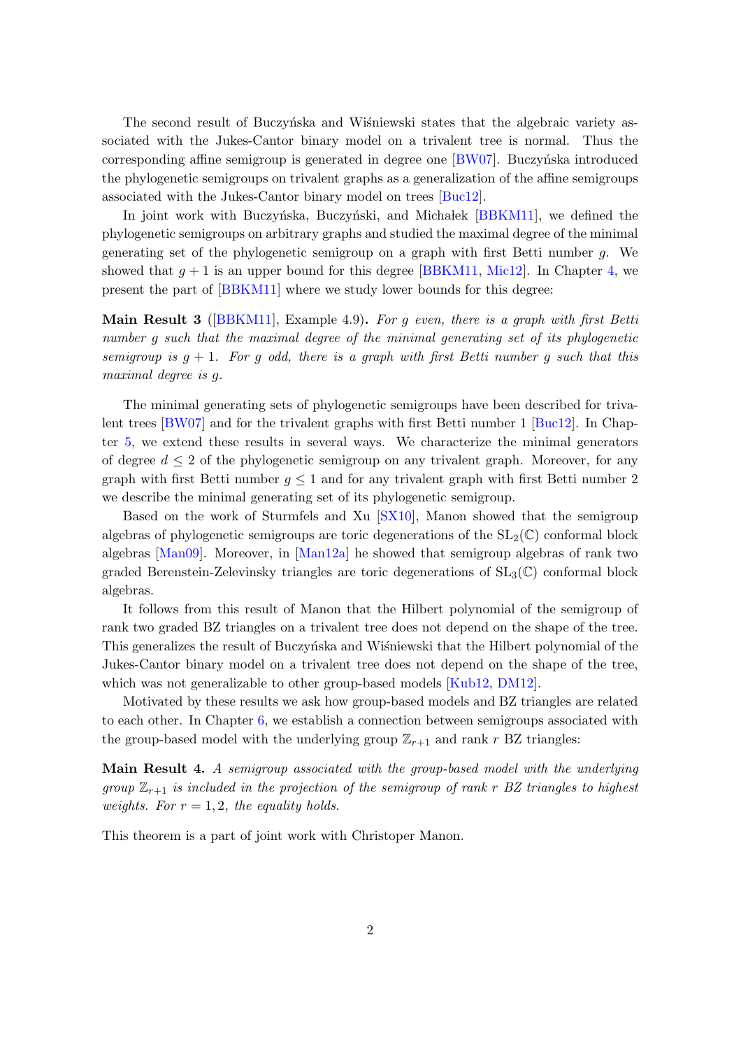The second result of Buczyńska and Wiśniewski states that the algebraic variety associated with the Jukes-Cantor binary model on a trivalent tree is normal. Thus the corresponding affine semigroup is generated in degree one [BW07]. Buczyńska introduced the phylogenetic semigroups on trivalent graphs as a generalization of the affine semigroups associated with the Jukes-Cantor binary model on trees [Buc12].

In joint work with Buczyńska, Buczyński, and Michałek [BBKM11], we defined the phylogenetic semigroups on arbitrary graphs and studied the maximal degree of the minimal generating set of the phylogenetic semigroup on a graph with first Betti number $g$. We showed that $g+1$ is an upper bound for this degree [BBKM11, Mic12]. In Chapter 4, we present the part of [BBKM11] where we study lower bounds for this degree:

**Main Result 3** ([BBKM11], Example 4.9)**.** *For $g$ even, there is a graph with first Betti number $g$ such that the maximal degree of the minimal generating set of its phylogenetic semigroup is $g+1$. For $g$ odd, there is a graph with first Betti number $g$ such that this maximal degree is $g$.*

The minimal generating sets of phylogenetic semigroups have been described for trivalent trees [BW07] and for the trivalent graphs with first Betti number 1 [Buc12]. In Chapter 5, we extend these results in several ways. We characterize the minimal generators of degree $d \leq 2$ of the phylogenetic semigroup on any trivalent graph. Moreover, for any graph with first Betti number $g \leq 1$ and for any trivalent graph with first Betti number 2 we describe the minimal generating set of its phylogenetic semigroup.

Based on the work of Sturmfels and Xu [SX10], Manon showed that the semigroup algebras of phylogenetic semigroups are toric degenerations of the $\mathrm{SL}_2(\mathbb{C})$ conformal block algebras [Man09]. Moreover, in [Man12a] he showed that semigroup algebras of rank two graded Berenstein-Zelevinsky triangles are toric degenerations of $\mathrm{SL}_3(\mathbb{C})$ conformal block algebras.

It follows from this result of Manon that the Hilbert polynomial of the semigroup of rank two graded BZ triangles on a trivalent tree does not depend on the shape of the tree. This generalizes the result of Buczyńska and Wiśniewski that the Hilbert polynomial of the Jukes-Cantor binary model on a trivalent tree does not depend on the shape of the tree, which was not generalizable to other group-based models [Kub12, DM12].

Motivated by these results we ask how group-based models and BZ triangles are related to each other. In Chapter 6, we establish a connection between semigroups associated with the group-based model with the underlying group $\mathbb{Z}_{r+1}$ and rank $r$ BZ triangles:

**Main Result 4.** *A semigroup associated with the group-based model with the underlying group $\mathbb{Z}_{r+1}$ is included in the projection of the semigroup of rank $r$ BZ triangles to highest weights. For $r = 1, 2$, the equality holds.*

This theorem is a part of joint work with Christoper Manon.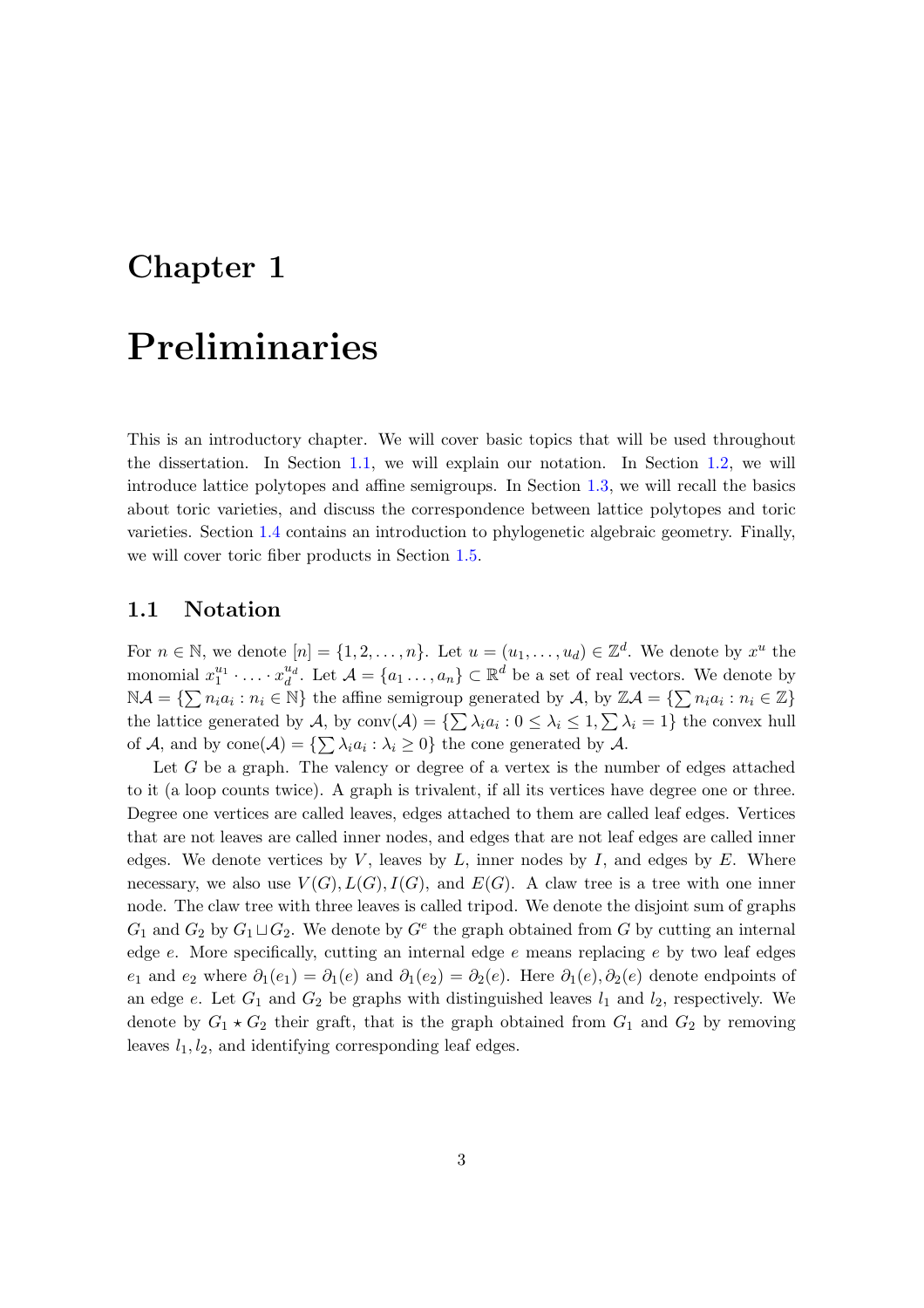# Chapter 1

# Preliminaries

This is an introductory chapter. We will cover basic topics that will be used throughout the dissertation. In Section 1.1, we will explain our notation. In Section 1.2, we will introduce lattice polytopes and affine semigroups. In Section 1.3, we will recall the basics about toric varieties, and discuss the correspondence between lattice polytopes and toric varieties. Section 1.4 contains an introduction to phylogenetic algebraic geometry. Finally, we will cover toric fiber products in Section 1.5.

## 1.1 Notation

For $n \in \mathbb{N}$, we denote $[n] = \{1, 2, \dots, n\}$. Let $u = (u_1, \dots, u_d) \in \mathbb{Z}^d$. We denote by $x^u$ the monomial $x_1^{u_1} \cdot \dots \cdot x_d^{u_d}$. Let $\mathcal{A} = \{a_1 \dots, a_n\} \subset \mathbb{R}^d$ be a set of real vectors. We denote by $\mathbb{N}\mathcal{A} = \{\sum n_i a_i : n_i \in \mathbb{N}\}$ the affine semigroup generated by $\mathcal{A}$, by $\mathbb{Z}\mathcal{A} = \{\sum n_i a_i : n_i \in \mathbb{Z}\}$ the lattice generated by $\mathcal{A}$, by $\operatorname{conv}(\mathcal{A}) = \{\sum \lambda_i a_i : 0 \leq \lambda_i \leq 1, \sum \lambda_i = 1\}$ the convex hull of $\mathcal{A}$, and by $\operatorname{cone}(\mathcal{A}) = \{\sum \lambda_i a_i : \lambda_i \geq 0\}$ the cone generated by $\mathcal{A}$.

Let $G$ be a graph. The valency or degree of a vertex is the number of edges attached to it (a loop counts twice). A graph is trivalent, if all its vertices have degree one or three. Degree one vertices are called leaves, edges attached to them are called leaf edges. Vertices that are not leaves are called inner nodes, and edges that are not leaf edges are called inner edges. We denote vertices by $V$, leaves by $L$, inner nodes by $I$, and edges by $E$. Where necessary, we also use $V(G), L(G), I(G)$, and $E(G)$. A claw tree is a tree with one inner node. The claw tree with three leaves is called tripod. We denote the disjoint sum of graphs $G_1$ and $G_2$ by $G_1 \sqcup G_2$. We denote by $G^e$ the graph obtained from $G$ by cutting an internal edge $e$. More specifically, cutting an internal edge $e$ means replacing $e$ by two leaf edges $e_1$ and $e_2$ where $\partial_1(e_1) = \partial_1(e)$ and $\partial_1(e_2) = \partial_2(e)$. Here $\partial_1(e), \partial_2(e)$ denote endpoints of an edge $e$. Let $G_1$ and $G_2$ be graphs with distinguished leaves $l_1$ and $l_2$, respectively. We denote by $G_1 \star G_2$ their graft, that is the graph obtained from $G_1$ and $G_2$ by removing leaves $l_1, l_2$, and identifying corresponding leaf edges.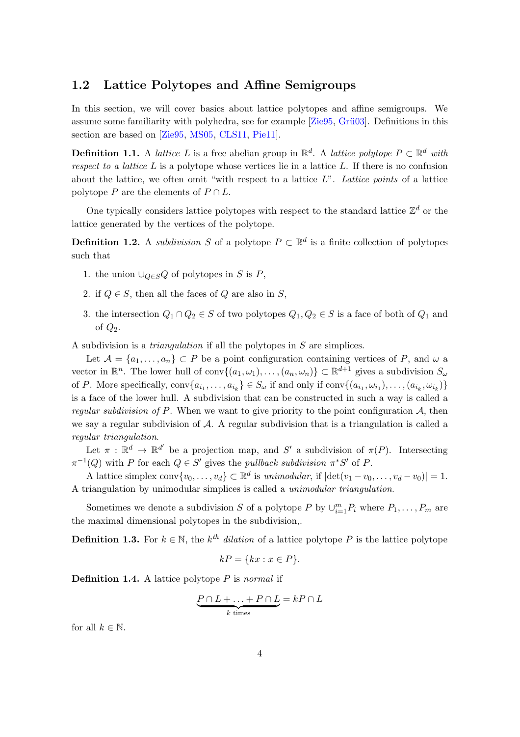## 1.2 Lattice Polytopes and Affine Semigroups

In this section, we will cover basics about lattice polytopes and affine semigroups. We assume some familiarity with polyhedra, see for example [Zie95, Grü03]. Definitions in this section are based on [Zie95, MS05, CLS11, Pie11].

**Definition 1.1.** A *lattice* $L$ is a free abelian group in $\mathbb{R}^d$. A *lattice polytope* $P \subset \mathbb{R}^d$ *with respect to a lattice* $L$ is a polytope whose vertices lie in a lattice $L$. If there is no confusion about the lattice, we often omit "with respect to a lattice $L$". *Lattice points* of a lattice polytope $P$ are the elements of $P \cap L$.

One typically considers lattice polytopes with respect to the standard lattice $\mathbb{Z}^d$ or the lattice generated by the vertices of the polytope.

**Definition 1.2.** A *subdivision* $S$ of a polytope $P \subset \mathbb{R}^d$ is a finite collection of polytopes such that

1. the union $\cup_{Q \in S} Q$ of polytopes in $S$ is $P$,
2. if $Q \in S$, then all the faces of $Q$ are also in $S$,
3. the intersection $Q_1 \cap Q_2 \in S$ of two polytopes $Q_1, Q_2 \in S$ is a face of both of $Q_1$ and of $Q_2$.

A subdivision is a *triangulation* if all the polytopes in $S$ are simplices.

Let $\mathcal{A} = \{a_1, \ldots, a_n\} \subset P$ be a point configuration containing vertices of $P$, and $\omega$ a vector in $\mathbb{R}^n$. The lower hull of $\operatorname{conv}\{(a_1, \omega_1), \ldots, (a_n, \omega_n)\} \subset \mathbb{R}^{d+1}$ gives a subdivision $S_\omega$ of $P$. More specifically, $\operatorname{conv}\{a_{i_1}, \ldots, a_{i_k}\} \in S_\omega$ if and only if $\operatorname{conv}\{(a_{i_1}, \omega_{i_1}), \ldots, (a_{i_k}, \omega_{i_k})\}$ is a face of the lower hull. A subdivision that can be constructed in such a way is called a *regular subdivision of* $P$. When we want to give priority to the point configuration $\mathcal{A}$, then we say a regular subdivision of $\mathcal{A}$. A regular subdivision that is a triangulation is called a *regular triangulation*.

Let $\pi : \mathbb{R}^d \to \mathbb{R}^{d'}$ be a projection map, and $S'$ a subdivision of $\pi(P)$. Intersecting $\pi^{-1}(Q)$ with $P$ for each $Q \in S'$ gives the *pullback subdivision* $\pi^* S'$ of $P$.

A lattice simplex $\operatorname{conv}\{v_0, \ldots, v_d\} \subset \mathbb{R}^d$ is *unimodular*, if $|\det(v_1 - v_0, \ldots, v_d - v_0)| = 1$. A triangulation by unimodular simplices is called a *unimodular triangulation*.

Sometimes we denote a subdivision $S$ of a polytope $P$ by $\cup_{i=1}^m P_i$ where $P_1, \ldots, P_m$ are the maximal dimensional polytopes in the subdivision,.

**Definition 1.3.** For $k \in \mathbb{N}$, the $k^{th}$ *dilation* of a lattice polytope $P$ is the lattice polytope

$$kP = \{kx : x \in P\}.$$

**Definition 1.4.** A lattice polytope $P$ is *normal* if

$$\underbrace{P \cap L + \ldots + P \cap L}_{k \text{ times}} = kP \cap L$$

for all $k \in \mathbb{N}$.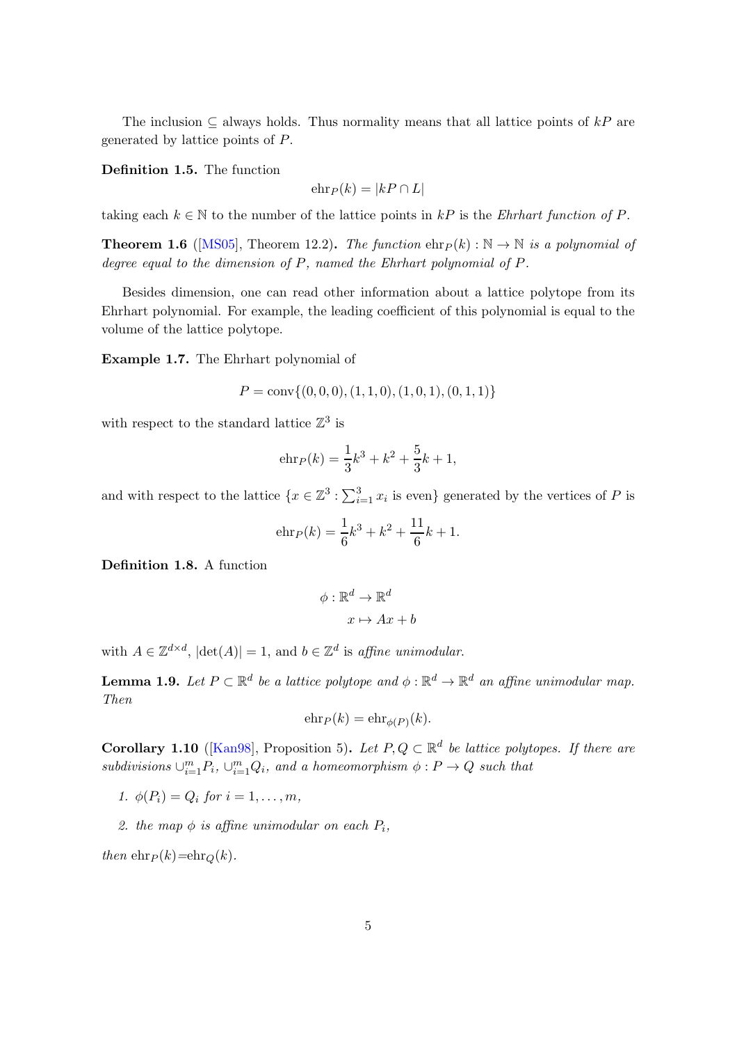The inclusion $\subseteq$ always holds. Thus normality means that all lattice points of $kP$ are generated by lattice points of $P$.

**Definition 1.5.** The function

$$\mathrm{ehr}_P(k) = |kP \cap L|$$

taking each $k \in \mathbb{N}$ to the number of the lattice points in $kP$ is the *Ehrhart function of* $P$.

**Theorem 1.6** ([MS05], Theorem 12.2)**.** *The function* $\mathrm{ehr}_P(k) : \mathbb{N} \to \mathbb{N}$ *is a polynomial of degree equal to the dimension of* $P$*, named the Ehrhart polynomial of* $P$*.*

Besides dimension, one can read other information about a lattice polytope from its Ehrhart polynomial. For example, the leading coefficient of this polynomial is equal to the volume of the lattice polytope.

**Example 1.7.** The Ehrhart polynomial of

$$P = \mathrm{conv}\{(0,0,0),(1,1,0),(1,0,1),(0,1,1)\}$$

with respect to the standard lattice $\mathbb{Z}^3$ is

$$\mathrm{ehr}_P(k) = \frac{1}{3}k^3 + k^2 + \frac{5}{3}k + 1,$$

and with respect to the lattice $\{x \in \mathbb{Z}^3 : \sum_{i=1}^3 x_i \text{ is even}\}$ generated by the vertices of $P$ is

$$\mathrm{ehr}_P(k) = \frac{1}{6}k^3 + k^2 + \frac{11}{6}k + 1.$$

**Definition 1.8.** A function

$$\begin{aligned} \phi : \mathbb{R}^d &\to \mathbb{R}^d \\ x &\mapsto Ax + b \end{aligned}$$

with $A \in \mathbb{Z}^{d \times d}$, $|\det(A)| = 1$, and $b \in \mathbb{Z}^d$ is *affine unimodular*.

**Lemma 1.9.** *Let* $P \subset \mathbb{R}^d$ *be a lattice polytope and* $\phi : \mathbb{R}^d \to \mathbb{R}^d$ *an affine unimodular map. Then*

$$\mathrm{ehr}_P(k) = \mathrm{ehr}_{\phi(P)}(k).$$

**Corollary 1.10** ([Kan98], Proposition 5)**.** *Let* $P, Q \subset \mathbb{R}^d$ *be lattice polytopes. If there are subdivisions* $\cup_{i=1}^m P_i$*,* $\cup_{i=1}^m Q_i$*, and a homeomorphism* $\phi : P \to Q$ *such that*

1. $\phi(P_i) = Q_i$ *for* $i = 1, \ldots, m$*,*
2. *the map* $\phi$ *is affine unimodular on each* $P_i$*,*

*then* $\mathrm{ehr}_P(k) = \mathrm{ehr}_Q(k)$*.*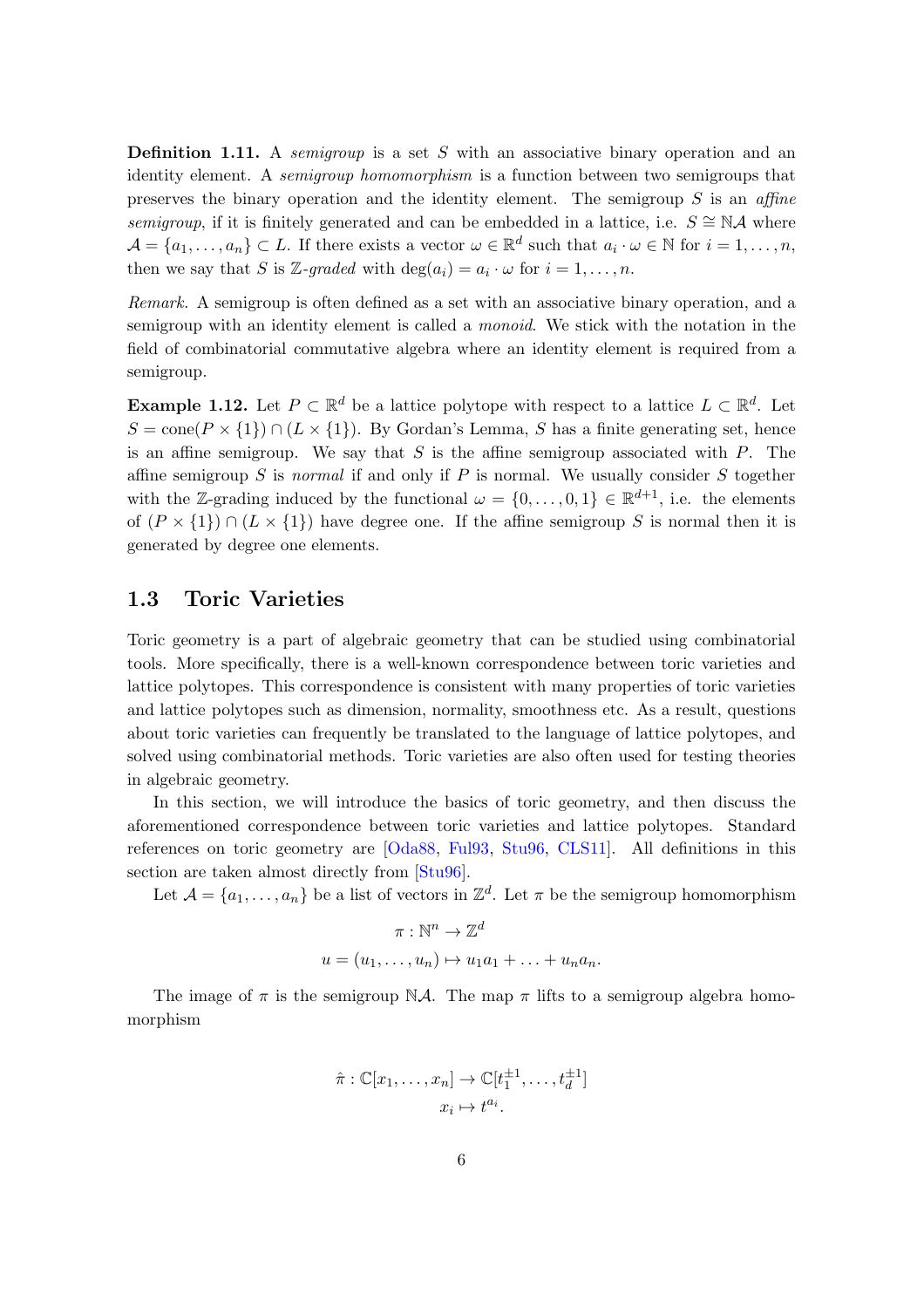**Definition 1.11.** A *semigroup* is a set $S$ with an associative binary operation and an identity element. A *semigroup homomorphism* is a function between two semigroups that preserves the binary operation and the identity element. The semigroup $S$ is an *affine semigroup*, if it is finitely generated and can be embedded in a lattice, i.e. $S \cong \mathbb{N}\mathcal{A}$ where $\mathcal{A} = \{a_1, \ldots, a_n\} \subset L$. If there exists a vector $\omega \in \mathbb{R}^d$ such that $a_i \cdot \omega \in \mathbb{N}$ for $i = 1, \ldots, n$, then we say that $S$ is $\mathbb{Z}$*-graded* with $\deg(a_i) = a_i \cdot \omega$ for $i = 1, \ldots, n$.

*Remark.* A semigroup is often defined as a set with an associative binary operation, and a semigroup with an identity element is called a *monoid*. We stick with the notation in the field of combinatorial commutative algebra where an identity element is required from a semigroup.

**Example 1.12.** Let $P \subset \mathbb{R}^d$ be a lattice polytope with respect to a lattice $L \subset \mathbb{R}^d$. Let $S = \operatorname{cone}(P \times \{1\}) \cap (L \times \{1\})$. By Gordan's Lemma, $S$ has a finite generating set, hence is an affine semigroup. We say that $S$ is the affine semigroup associated with $P$. The affine semigroup $S$ is *normal* if and only if $P$ is normal. We usually consider $S$ together with the $\mathbb{Z}$-grading induced by the functional $\omega = \{0, \ldots, 0, 1\} \in \mathbb{R}^{d+1}$, i.e. the elements of $(P \times \{1\}) \cap (L \times \{1\})$ have degree one. If the affine semigroup $S$ is normal then it is generated by degree one elements.

## 1.3 Toric Varieties

Toric geometry is a part of algebraic geometry that can be studied using combinatorial tools. More specifically, there is a well-known correspondence between toric varieties and lattice polytopes. This correspondence is consistent with many properties of toric varieties and lattice polytopes such as dimension, normality, smoothness etc. As a result, questions about toric varieties can frequently be translated to the language of lattice polytopes, and solved using combinatorial methods. Toric varieties are also often used for testing theories in algebraic geometry.

In this section, we will introduce the basics of toric geometry, and then discuss the aforementioned correspondence between toric varieties and lattice polytopes. Standard references on toric geometry are [Oda88, Ful93, Stu96, CLS11]. All definitions in this section are taken almost directly from [Stu96].

Let $\mathcal{A} = \{a_1, \ldots, a_n\}$ be a list of vectors in $\mathbb{Z}^d$. Let $\pi$ be the semigroup homomorphism

$$\pi : \mathbb{N}^n \to \mathbb{Z}^d$$
$$u = (u_1, \ldots, u_n) \mapsto u_1 a_1 + \ldots + u_n a_n.$$

The image of $\pi$ is the semigroup $\mathbb{N}\mathcal{A}$. The map $\pi$ lifts to a semigroup algebra homomorphism

$$\hat{\pi} : \mathbb{C}[x_1, \ldots, x_n] \to \mathbb{C}[t_1^{\pm 1}, \ldots, t_d^{\pm 1}]$$
$$x_i \mapsto t^{a_i}.$$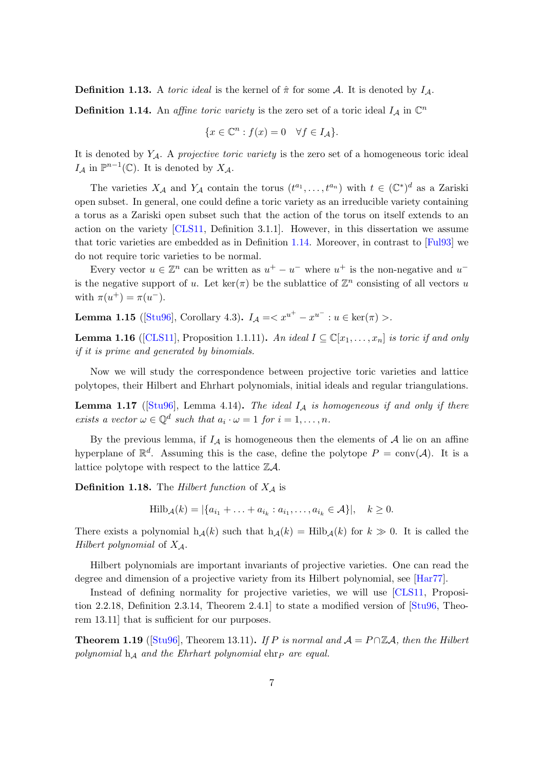**Definition 1.13.** A *toric ideal* is the kernel of $\hat{\pi}$ for some $\mathcal{A}$. It is denoted by $I_\mathcal{A}$.

**Definition 1.14.** An *affine toric variety* is the zero set of a toric ideal $I_\mathcal{A}$ in $\mathbb{C}^n$

$$\{x \in \mathbb{C}^n : f(x) = 0 \quad \forall f \in I_\mathcal{A}\}.$$

It is denoted by $Y_\mathcal{A}$. A *projective toric variety* is the zero set of a homogeneous toric ideal $I_\mathcal{A}$ in $\mathbb{P}^{n-1}(\mathbb{C})$. It is denoted by $X_\mathcal{A}$.

The varieties $X_\mathcal{A}$ and $Y_\mathcal{A}$ contain the torus $(t^{a_1}, \dots, t^{a_n})$ with $t \in (\mathbb{C}^*)^d$ as a Zariski open subset. In general, one could define a toric variety as an irreducible variety containing a torus as a Zariski open subset such that the action of the torus on itself extends to an action on the variety [CLS11, Definition 3.1.1]. However, in this dissertation we assume that toric varieties are embedded as in Definition 1.14. Moreover, in contrast to [Ful93] we do not require toric varieties to be normal.

Every vector $u \in \mathbb{Z}^n$ can be written as $u^+ - u^-$ where $u^+$ is the non-negative and $u^-$ is the negative support of $u$. Let $\ker(\pi)$ be the sublattice of $\mathbb{Z}^n$ consisting of all vectors $u$ with $\pi(u^+) = \pi(u^-)$.

**Lemma 1.15** ([Stu96], Corollary 4.3)**.** $I_\mathcal{A} = < x^{u^+} - x^{u^-} : u \in \ker(\pi) >$.

**Lemma 1.16** ([CLS11], Proposition 1.1.11)**.** *An ideal $I \subseteq \mathbb{C}[x_1, \dots, x_n]$ is toric if and only if it is prime and generated by binomials.*

Now we will study the correspondence between projective toric varieties and lattice polytopes, their Hilbert and Ehrhart polynomials, initial ideals and regular triangulations.

**Lemma 1.17** ([Stu96], Lemma 4.14)**.** *The ideal $I_\mathcal{A}$ is homogeneous if and only if there exists a vector $\omega \in \mathbb{Q}^d$ such that $a_i \cdot \omega = 1$ for $i = 1, \dots, n$.*

By the previous lemma, if $I_\mathcal{A}$ is homogeneous then the elements of $\mathcal{A}$ lie on an affine hyperplane of $\mathbb{R}^d$. Assuming this is the case, define the polytope $P = \operatorname{conv}(\mathcal{A})$. It is a lattice polytope with respect to the lattice $\mathbb{Z}\mathcal{A}$.

**Definition 1.18.** The *Hilbert function* of $X_\mathcal{A}$ is

$$\operatorname{Hilb}_\mathcal{A}(k) = |\{a_{i_1} + \ldots + a_{i_k} : a_{i_1}, \ldots, a_{i_k} \in \mathcal{A}\}|, \quad k \geq 0.$$

There exists a polynomial $\mathrm{h}_\mathcal{A}(k)$ such that $\mathrm{h}_\mathcal{A}(k) = \operatorname{Hilb}_\mathcal{A}(k)$ for $k \gg 0$. It is called the *Hilbert polynomial* of $X_\mathcal{A}$.

Hilbert polynomials are important invariants of projective varieties. One can read the degree and dimension of a projective variety from its Hilbert polynomial, see [Har77].

Instead of defining normality for projective varieties, we will use [CLS11, Proposition 2.2.18, Definition 2.3.14, Theorem 2.4.1] to state a modified version of [Stu96, Theorem 13.11] that is sufficient for our purposes.

**Theorem 1.19** ([Stu96], Theorem 13.11)**.** *If $P$ is normal and $\mathcal{A} = P \cap \mathbb{Z}\mathcal{A}$, then the Hilbert polynomial $\mathrm{h}_\mathcal{A}$ and the Ehrhart polynomial $\operatorname{ehr}_P$ are equal.*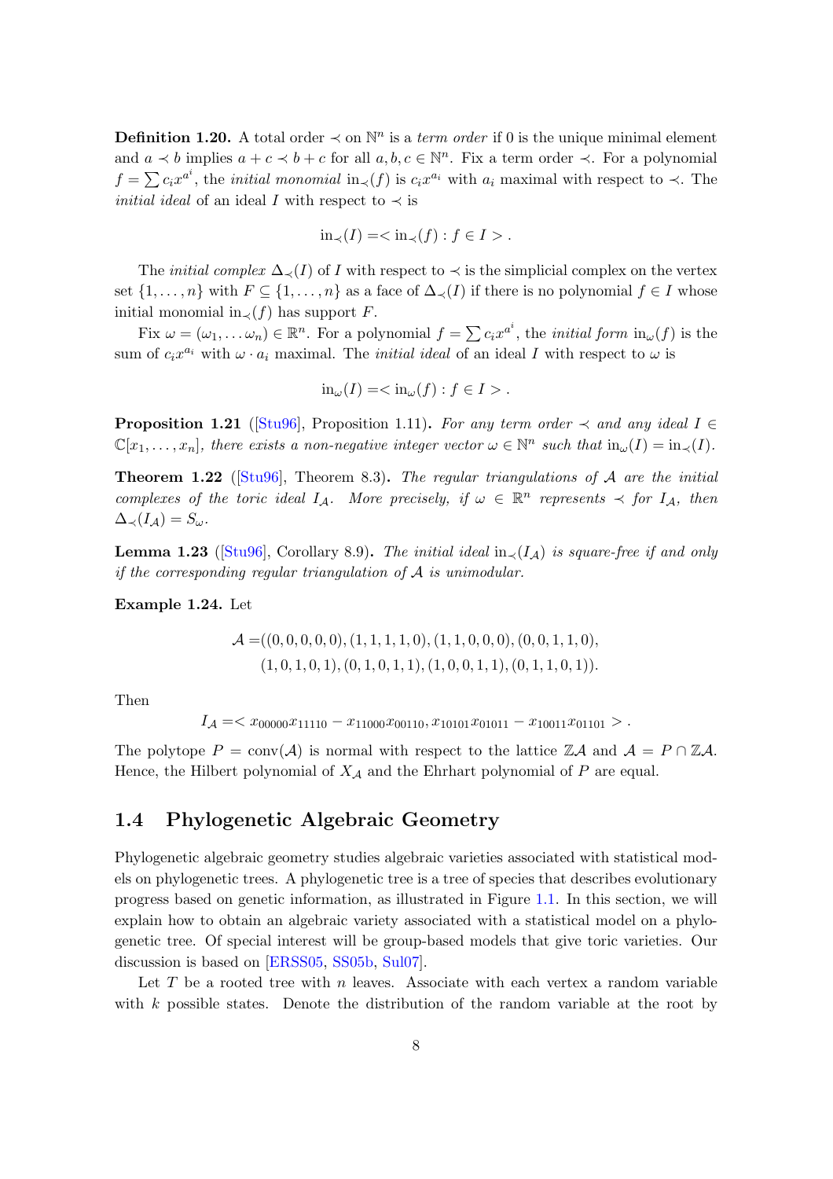**Definition 1.20.** A total order $\prec$ on $\mathbb{N}^n$ is a *term order* if 0 is the unique minimal element and $a \prec b$ implies $a + c \prec b + c$ for all $a, b, c \in \mathbb{N}^n$. Fix a term order $\prec$. For a polynomial $f = \sum c_i x^{a^i}$, the *initial monomial* $\text{in}_\prec(f)$ is $c_i x^{a_i}$ with $a_i$ maximal with respect to $\prec$. The *initial ideal* of an ideal $I$ with respect to $\prec$ is

$$\text{in}_\prec(I) = < \text{in}_\prec(f) : f \in I > .$$

The *initial complex* $\Delta_\prec(I)$ of $I$ with respect to $\prec$ is the simplicial complex on the vertex set $\{1, \ldots, n\}$ with $F \subseteq \{1, \ldots, n\}$ as a face of $\Delta_\prec(I)$ if there is no polynomial $f \in I$ whose initial monomial $\text{in}_\prec(f)$ has support $F$.

Fix $\omega = (\omega_1, \ldots \omega_n) \in \mathbb{R}^n$. For a polynomial $f = \sum c_i x^{a^i}$, the *initial form* $\text{in}_\omega(f)$ is the sum of $c_i x^{a_i}$ with $\omega \cdot a_i$ maximal. The *initial ideal* of an ideal $I$ with respect to $\omega$ is

$$\text{in}_\omega(I) = < \text{in}_\omega(f) : f \in I > .$$

**Proposition 1.21** ([Stu96], Proposition 1.11)**.** *For any term order $\prec$ and any ideal $I \in \mathbb{C}[x_1, \ldots, x_n]$, there exists a non-negative integer vector $\omega \in \mathbb{N}^n$ such that $\text{in}_\omega(I) = \text{in}_\prec(I)$.*

**Theorem 1.22** ([Stu96], Theorem 8.3)**.** *The regular triangulations of $\mathcal{A}$ are the initial complexes of the toric ideal $I_\mathcal{A}$. More precisely, if $\omega \in \mathbb{R}^n$ represents $\prec$ for $I_\mathcal{A}$, then $\Delta_\prec(I_\mathcal{A}) = S_\omega$.*

**Lemma 1.23** ([Stu96], Corollary 8.9)**.** *The initial ideal $\text{in}_\prec(I_\mathcal{A})$ is square-free if and only if the corresponding regular triangulation of $\mathcal{A}$ is unimodular.*

**Example 1.24.** Let

$$\begin{aligned}\mathcal{A} =& ((0,0,0,0,0),(1,1,1,1,0),(1,1,0,0,0),(0,0,1,1,0),\\ &(1,0,1,0,1),(0,1,0,1,1),(1,0,0,1,1),(0,1,1,0,1)).\end{aligned}$$

Then

$$I_\mathcal{A} = < x_{00000}x_{11110} - x_{11000}x_{00110}, x_{10101}x_{01011} - x_{10011}x_{01101} > .$$

The polytope $P = \text{conv}(\mathcal{A})$ is normal with respect to the lattice $\mathbb{Z}\mathcal{A}$ and $\mathcal{A} = P \cap \mathbb{Z}\mathcal{A}$. Hence, the Hilbert polynomial of $X_\mathcal{A}$ and the Ehrhart polynomial of $P$ are equal.

## 1.4 Phylogenetic Algebraic Geometry

Phylogenetic algebraic geometry studies algebraic varieties associated with statistical models on phylogenetic trees. A phylogenetic tree is a tree of species that describes evolutionary progress based on genetic information, as illustrated in Figure 1.1. In this section, we will explain how to obtain an algebraic variety associated with a statistical model on a phylogenetic tree. Of special interest will be group-based models that give toric varieties. Our discussion is based on [ERSS05, SS05b, Sul07].

Let $T$ be a rooted tree with $n$ leaves. Associate with each vertex a random variable with $k$ possible states. Denote the distribution of the random variable at the root by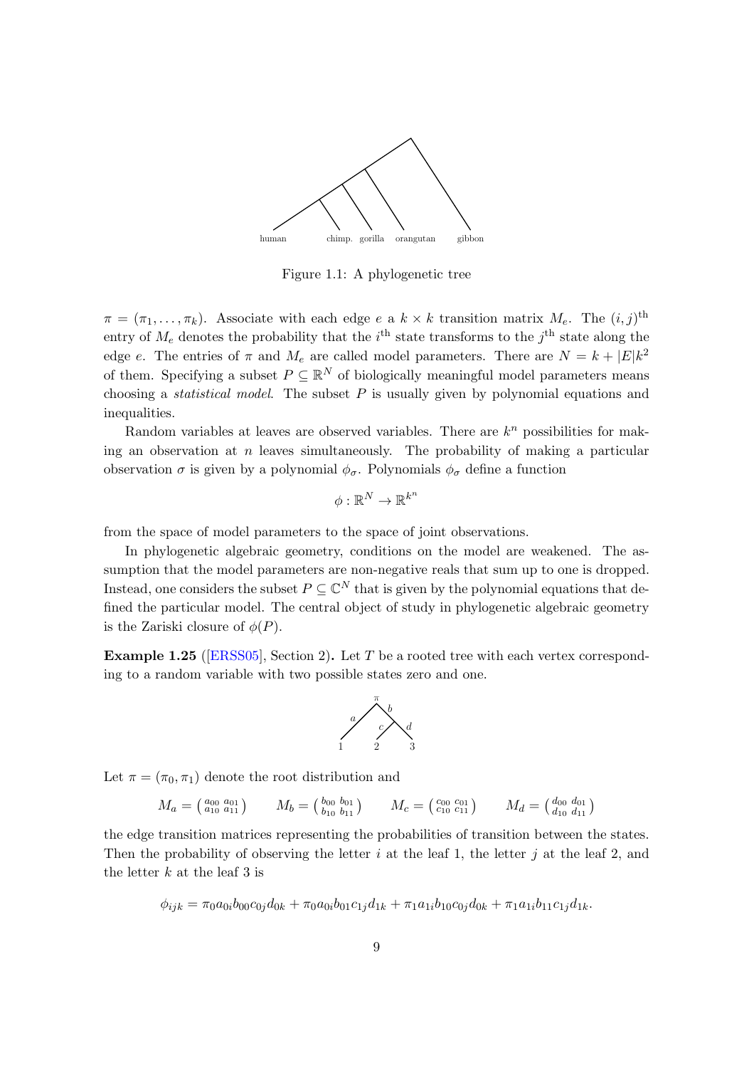Figure 1.1: A phylogenetic tree

$\pi = (\pi_1, \ldots, \pi_k)$. Associate with each edge $e$ a $k \times k$ transition matrix $M_e$. The $(i,j)^{\text{th}}$ entry of $M_e$ denotes the probability that the $i^{\text{th}}$ state transforms to the $j^{\text{th}}$ state along the edge $e$. The entries of $\pi$ and $M_e$ are called model parameters. There are $N = k + |E|k^2$ of them. Specifying a subset $P \subseteq \mathbb{R}^N$ of biologically meaningful model parameters means choosing a *statistical model*. The subset $P$ is usually given by polynomial equations and inequalities.

Random variables at leaves are observed variables. There are $k^n$ possibilities for making an observation at $n$ leaves simultaneously. The probability of making a particular observation $\sigma$ is given by a polynomial $\phi_\sigma$. Polynomials $\phi_\sigma$ define a function

$$\phi : \mathbb{R}^N \to \mathbb{R}^{k^n}$$

from the space of model parameters to the space of joint observations.

In phylogenetic algebraic geometry, conditions on the model are weakened. The assumption that the model parameters are non-negative reals that sum up to one is dropped. Instead, one considers the subset $P \subseteq \mathbb{C}^N$ that is given by the polynomial equations that defined the particular model. The central object of study in phylogenetic algebraic geometry is the Zariski closure of $\phi(P)$.

**Example 1.25** ([ERSS05], Section 2)**.** Let $T$ be a rooted tree with each vertex corresponding to a random variable with two possible states zero and one.

Let $\pi = (\pi_0, \pi_1)$ denote the root distribution and

$$M_a = \begin{pmatrix} a_{00} & a_{01} \\ a_{10} & a_{11} \end{pmatrix} \qquad M_b = \begin{pmatrix} b_{00} & b_{01} \\ b_{10} & b_{11} \end{pmatrix} \qquad M_c = \begin{pmatrix} c_{00} & c_{01} \\ c_{10} & c_{11} \end{pmatrix} \qquad M_d = \begin{pmatrix} d_{00} & d_{01} \\ d_{10} & d_{11} \end{pmatrix}$$

the edge transition matrices representing the probabilities of transition between the states. Then the probability of observing the letter $i$ at the leaf 1, the letter $j$ at the leaf 2, and the letter $k$ at the leaf 3 is

$$\phi_{ijk} = \pi_0 a_{0i} b_{00} c_{0j} d_{0k} + \pi_0 a_{0i} b_{01} c_{1j} d_{1k} + \pi_1 a_{1i} b_{10} c_{0j} d_{0k} + \pi_1 a_{1i} b_{11} c_{1j} d_{1k}.$$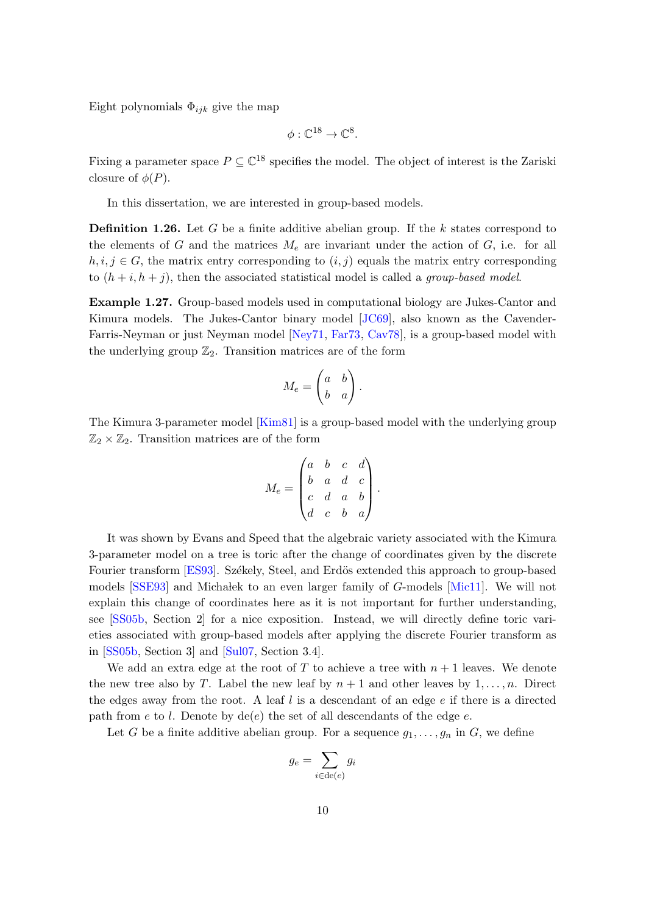Eight polynomials $\Phi_{ijk}$ give the map

$$\phi : \mathbb{C}^{18} \to \mathbb{C}^{8}.$$

Fixing a parameter space $P \subseteq \mathbb{C}^{18}$ specifies the model. The object of interest is the Zariski closure of $\phi(P)$.

In this dissertation, we are interested in group-based models.

**Definition 1.26.** Let $G$ be a finite additive abelian group. If the $k$ states correspond to the elements of $G$ and the matrices $M_e$ are invariant under the action of $G$, i.e. for all $h, i, j \in G$, the matrix entry corresponding to $(i, j)$ equals the matrix entry corresponding to $(h + i, h + j)$, then the associated statistical model is called a *group-based model*.

**Example 1.27.** Group-based models used in computational biology are Jukes-Cantor and Kimura models. The Jukes-Cantor binary model [JC69], also known as the Cavender-Farris-Neyman or just Neyman model [Ney71, Far73, Cav78], is a group-based model with the underlying group $\mathbb{Z}_2$. Transition matrices are of the form

$$M_e = \begin{pmatrix} a & b \\ b & a \end{pmatrix}.$$

The Kimura 3-parameter model [Kim81] is a group-based model with the underlying group $\mathbb{Z}_2 \times \mathbb{Z}_2$. Transition matrices are of the form

$$M_e = \begin{pmatrix} a & b & c & d \\ b & a & d & c \\ c & d & a & b \\ d & c & b & a \end{pmatrix}.$$

It was shown by Evans and Speed that the algebraic variety associated with the Kimura 3-parameter model on a tree is toric after the change of coordinates given by the discrete Fourier transform [ES93]. Székely, Steel, and Erdös extended this approach to group-based models [SSE93] and Michałek to an even larger family of $G$-models [Mic11]. We will not explain this change of coordinates here as it is not important for further understanding, see [SS05b, Section 2] for a nice exposition. Instead, we will directly define toric varieties associated with group-based models after applying the discrete Fourier transform as in [SS05b, Section 3] and [Sul07, Section 3.4].

We add an extra edge at the root of $T$ to achieve a tree with $n+1$ leaves. We denote the new tree also by $T$. Label the new leaf by $n+1$ and other leaves by $1, \ldots, n$. Direct the edges away from the root. A leaf $l$ is a descendant of an edge $e$ if there is a directed path from $e$ to $l$. Denote by $\mathrm{de}(e)$ the set of all descendants of the edge $e$.

Let $G$ be a finite additive abelian group. For a sequence $g_1, \ldots, g_n$ in $G$, we define

$$g_e = \sum_{i \in \mathrm{de}(e)} g_i$$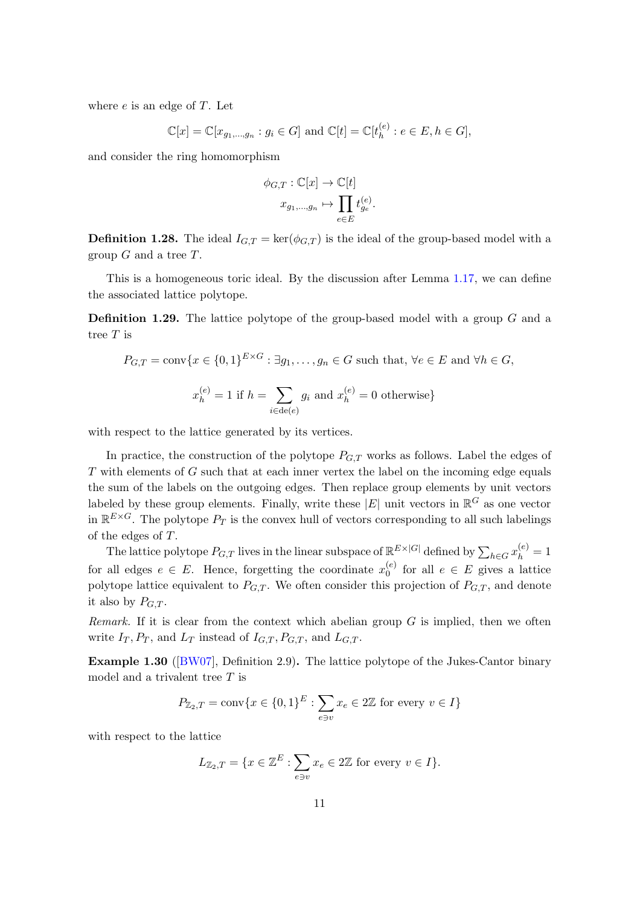where $e$ is an edge of $T$. Let

$$\mathbb{C}[x] = \mathbb{C}[x_{g_1,\ldots,g_n} : g_i \in G] \text{ and } \mathbb{C}[t] = \mathbb{C}[t_h^{(e)} : e \in E, h \in G],$$

and consider the ring homomorphism

$$\begin{aligned} \phi_{G,T} : \mathbb{C}[x] &\to \mathbb{C}[t] \\ x_{g_1,\ldots,g_n} &\mapsto \prod_{e \in E} t_{g_e}^{(e)}. \end{aligned}$$

**Definition 1.28.** The ideal $I_{G,T} = \ker(\phi_{G,T})$ is the ideal of the group-based model with a group $G$ and a tree $T$.

This is a homogeneous toric ideal. By the discussion after Lemma 1.17, we can define the associated lattice polytope.

**Definition 1.29.** The lattice polytope of the group-based model with a group $G$ and a tree $T$ is

$$P_{G,T} = \operatorname{conv}\{x \in \{0,1\}^{E \times G} : \exists g_1, \ldots, g_n \in G \text{ such that, } \forall e \in E \text{ and } \forall h \in G,$$

$$x_h^{(e)} = 1 \text{ if } h = \sum_{i \in \operatorname{de}(e)} g_i \text{ and } x_h^{(e)} = 0 \text{ otherwise}\}$$

with respect to the lattice generated by its vertices.

In practice, the construction of the polytope $P_{G,T}$ works as follows. Label the edges of $T$ with elements of $G$ such that at each inner vertex the label on the incoming edge equals the sum of the labels on the outgoing edges. Then replace group elements by unit vectors labeled by these group elements. Finally, write these $|E|$ unit vectors in $\mathbb{R}^G$ as one vector in $\mathbb{R}^{E \times G}$. The polytope $P_T$ is the convex hull of vectors corresponding to all such labelings of the edges of $T$.

The lattice polytope $P_{G,T}$ lives in the linear subspace of $\mathbb{R}^{E \times |G|}$ defined by $\sum_{h \in G} x_h^{(e)} = 1$ for all edges $e \in E$. Hence, forgetting the coordinate $x_0^{(e)}$ for all $e \in E$ gives a lattice polytope lattice equivalent to $P_{G,T}$. We often consider this projection of $P_{G,T}$, and denote it also by $P_{G,T}$.

*Remark.* If it is clear from the context which abelian group $G$ is implied, then we often write $I_T, P_T$, and $L_T$ instead of $I_{G,T}, P_{G,T}$, and $L_{G,T}$.

**Example 1.30** ([BW07], Definition 2.9)**.** The lattice polytope of the Jukes-Cantor binary model and a trivalent tree $T$ is

$$P_{\mathbb{Z}_2,T} = \operatorname{conv}\{x \in \{0,1\}^E : \sum_{e \ni v} x_e \in 2\mathbb{Z} \text{ for every } v \in I\}$$

with respect to the lattice

$$L_{\mathbb{Z}_2,T} = \{x \in \mathbb{Z}^E : \sum_{e \ni v} x_e \in 2\mathbb{Z} \text{ for every } v \in I\}.$$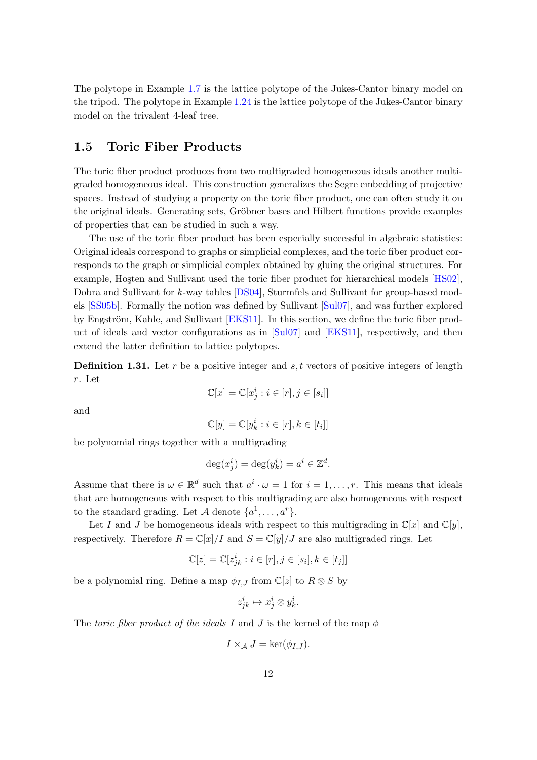The polytope in Example 1.7 is the lattice polytope of the Jukes-Cantor binary model on the tripod. The polytope in Example 1.24 is the lattice polytope of the Jukes-Cantor binary model on the trivalent 4-leaf tree.

## 1.5 Toric Fiber Products

The toric fiber product produces from two multigraded homogeneous ideals another multigraded homogeneous ideal. This construction generalizes the Segre embedding of projective spaces. Instead of studying a property on the toric fiber product, one can often study it on the original ideals. Generating sets, Gröbner bases and Hilbert functions provide examples of properties that can be studied in such a way.

The use of the toric fiber product has been especially successful in algebraic statistics: Original ideals correspond to graphs or simplicial complexes, and the toric fiber product corresponds to the graph or simplicial complex obtained by gluing the original structures. For example, Hoşten and Sullivant used the toric fiber product for hierarchical models [HS02], Dobra and Sullivant for $k$-way tables [DS04], Sturmfels and Sullivant for group-based models [SS05b]. Formally the notion was defined by Sullivant [Sul07], and was further explored by Engström, Kahle, and Sullivant [EKS11]. In this section, we define the toric fiber product of ideals and vector configurations as in [Sul07] and [EKS11], respectively, and then extend the latter definition to lattice polytopes.

**Definition 1.31.** Let $r$ be a positive integer and $s,t$ vectors of positive integers of length $r$. Let

$$\mathbb{C}[x] = \mathbb{C}[x^i_j : i \in [r], j \in [s_i]]$$

and

$$\mathbb{C}[y] = \mathbb{C}[y^i_k : i \in [r], k \in [t_i]]$$

be polynomial rings together with a multigrading

$$\deg(x^i_j) = \deg(y^i_k) = a^i \in \mathbb{Z}^d.$$

Assume that there is $\omega \in \mathbb{R}^d$ such that $a^i \cdot \omega = 1$ for $i = 1,\ldots,r$. This means that ideals that are homogeneous with respect to this multigrading are also homogeneous with respect to the standard grading. Let $\mathcal{A}$ denote $\{a^1,\ldots,a^r\}$.

Let $I$ and $J$ be homogeneous ideals with respect to this multigrading in $\mathbb{C}[x]$ and $\mathbb{C}[y]$, respectively. Therefore $R = \mathbb{C}[x]/I$ and $S = \mathbb{C}[y]/J$ are also multigraded rings. Let

$$\mathbb{C}[z] = \mathbb{C}[z^i_{jk} : i \in [r], j \in [s_i], k \in [t_j]]$$

be a polynomial ring. Define a map $\phi_{I,J}$ from $\mathbb{C}[z]$ to $R \otimes S$ by

$$z^i_{jk} \mapsto x^i_j \otimes y^i_k.$$

The *toric fiber product of the ideals* $I$ and $J$ is the kernel of the map $\phi$

$$I \times_{\mathcal{A}} J = \ker(\phi_{I,J}).$$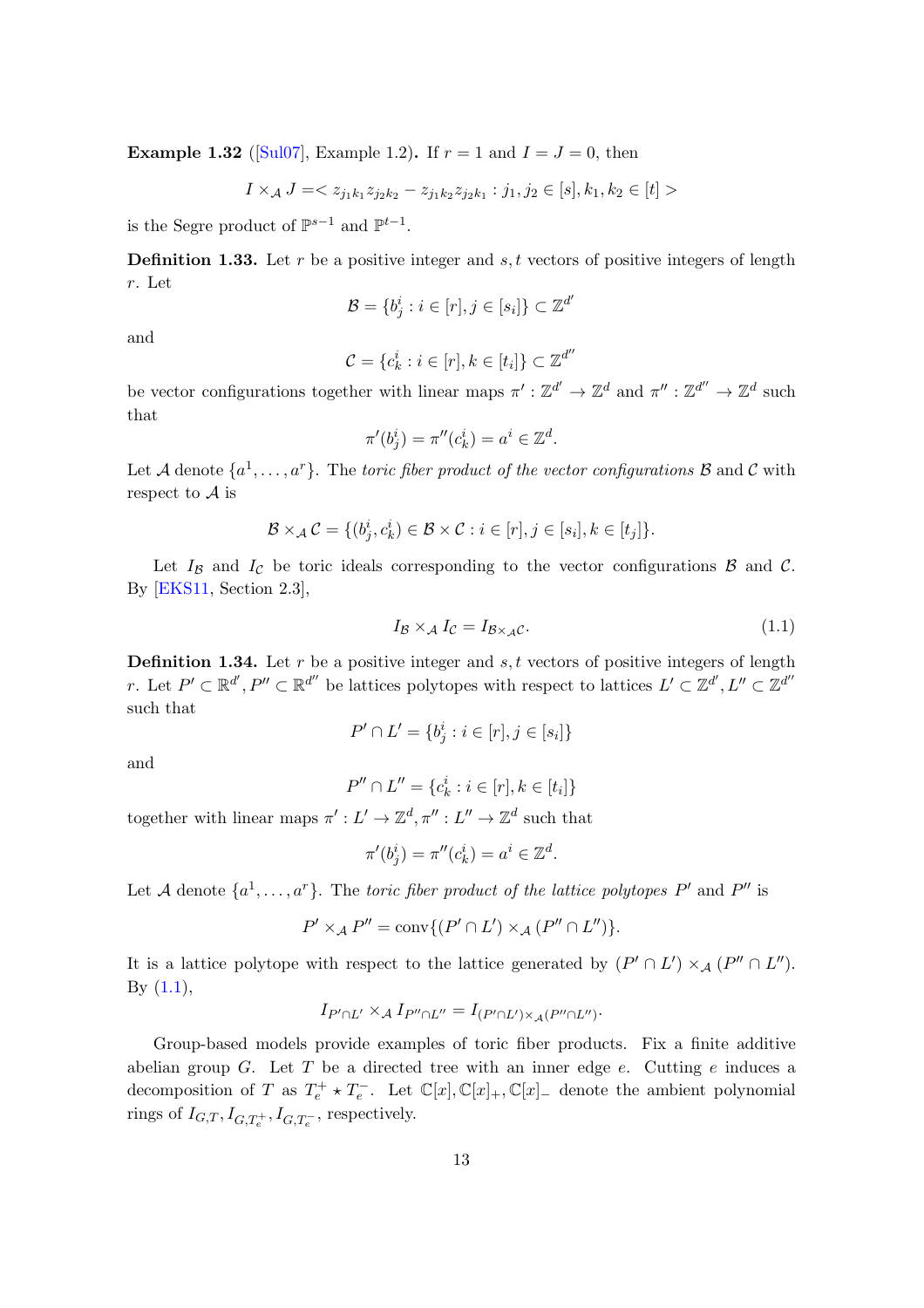**Example 1.32** ([Sul07], Example 1.2)**.** If $r = 1$ and $I = J = 0$, then

$$I \times_{\mathcal{A}} J =< z_{j_1 k_1} z_{j_2 k_2} - z_{j_1 k_2} z_{j_2 k_1} : j_1, j_2 \in [s], k_1, k_2 \in [t] >$$

is the Segre product of $\mathbb{P}^{s-1}$ and $\mathbb{P}^{t-1}$.

**Definition 1.33.** Let $r$ be a positive integer and $s, t$ vectors of positive integers of length $r$. Let

$$\mathcal{B} = \{b^i_j : i \in [r], j \in [s_i]\} \subset \mathbb{Z}^{d'}$$

and

$$\mathcal{C} = \{c^i_k : i \in [r], k \in [t_i]\} \subset \mathbb{Z}^{d''}$$

be vector configurations together with linear maps $\pi' : \mathbb{Z}^{d'} \to \mathbb{Z}^d$ and $\pi'' : \mathbb{Z}^{d''} \to \mathbb{Z}^d$ such that

$$\pi'(b^i_j) = \pi''(c^i_k) = a^i \in \mathbb{Z}^d.$$

Let $\mathcal{A}$ denote $\{a^1, \ldots, a^r\}$. The *toric fiber product of the vector configurations* $\mathcal{B}$ and $\mathcal{C}$ with respect to $\mathcal{A}$ is

$$\mathcal{B} \times_{\mathcal{A}} \mathcal{C} = \{(b^i_j, c^i_k) \in \mathcal{B} \times \mathcal{C} : i \in [r], j \in [s_i], k \in [t_j]\}.$$

Let $I_{\mathcal{B}}$ and $I_{\mathcal{C}}$ be toric ideals corresponding to the vector configurations $\mathcal{B}$ and $\mathcal{C}$. By [EKS11, Section 2.3],

$$I_{\mathcal{B}} \times_{\mathcal{A}} I_{\mathcal{C}} = I_{\mathcal{B} \times_{\mathcal{A}} \mathcal{C}}. \tag{1.1}$$

**Definition 1.34.** Let $r$ be a positive integer and $s, t$ vectors of positive integers of length $r$. Let $P' \subset \mathbb{R}^{d'}, P'' \subset \mathbb{R}^{d''}$ be lattices polytopes with respect to lattices $L' \subset \mathbb{Z}^{d'}, L'' \subset \mathbb{Z}^{d''}$ such that

$$P' \cap L' = \{b^i_j : i \in [r], j \in [s_i]\}$$

and

$$P'' \cap L'' = \{c^i_k : i \in [r], k \in [t_i]\}$$

together with linear maps $\pi' : L' \to \mathbb{Z}^d, \pi'' : L'' \to \mathbb{Z}^d$ such that

$$\pi'(b^i_j) = \pi''(c^i_k) = a^i \in \mathbb{Z}^d.$$

Let $\mathcal{A}$ denote $\{a^1, \ldots, a^r\}$. The *toric fiber product of the lattice polytopes* $P'$ and $P''$ is

$$P' \times_{\mathcal{A}} P'' = \operatorname{conv}\{(P' \cap L') \times_{\mathcal{A}} (P'' \cap L'')\}.$$

It is a lattice polytope with respect to the lattice generated by $(P' \cap L') \times_{\mathcal{A}} (P'' \cap L'')$. By (1.1),

$$I_{P' \cap L'} \times_{\mathcal{A}} I_{P'' \cap L''} = I_{(P' \cap L') \times_{\mathcal{A}} (P'' \cap L'')}.$$

Group-based models provide examples of toric fiber products. Fix a finite additive abelian group $G$. Let $T$ be a directed tree with an inner edge $e$. Cutting $e$ induces a decomposition of $T$ as $T^+_e \star T^-_e$. Let $\mathbb{C}[x], \mathbb{C}[x]_+, \mathbb{C}[x]_-$ denote the ambient polynomial rings of $I_{G,T}, I_{G,T^+_e}, I_{G,T^-_e}$, respectively.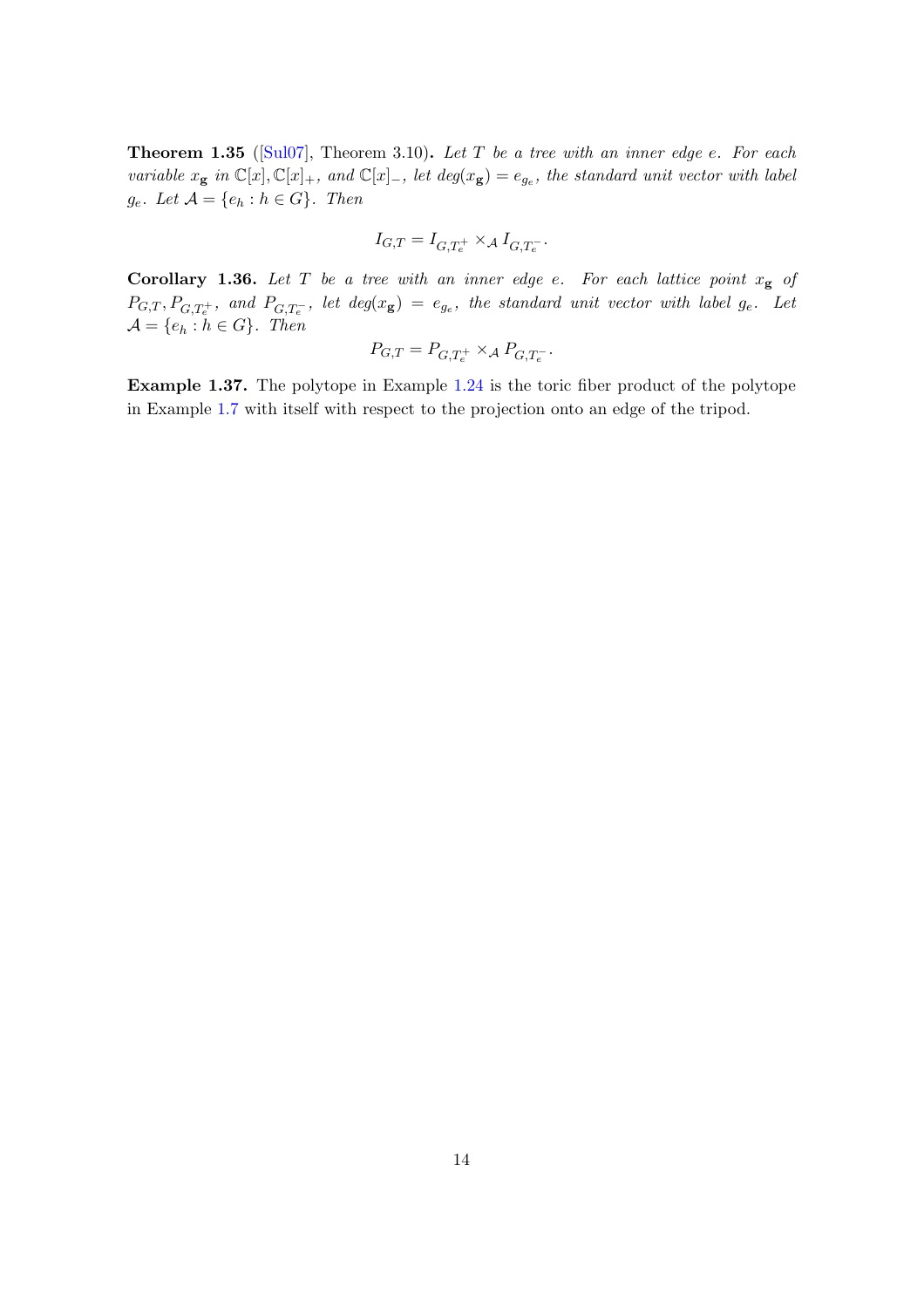**Theorem 1.35** ([Sul07], Theorem 3.10)**.** *Let $T$ be a tree with an inner edge $e$. For each variable $x_{\mathbf{g}}$ in $\mathbb{C}[x], \mathbb{C}[x]_+$, and $\mathbb{C}[x]_-$, let deg$(x_{\mathbf{g}}) = e_{g_e}$, the standard unit vector with label $g_e$. Let $\mathcal{A} = \{e_h : h \in G\}$. Then*

$$I_{G,T} = I_{G,T_e^+} \times_{\mathcal{A}} I_{G,T_e^-}.$$

**Corollary 1.36.** *Let $T$ be a tree with an inner edge $e$. For each lattice point $x_{\mathbf{g}}$ of $P_{G,T}, P_{G,T_e^+}$, and $P_{G,T_e^-}$, let deg$(x_{\mathbf{g}}) = e_{g_e}$, the standard unit vector with label $g_e$. Let $\mathcal{A} = \{e_h : h \in G\}$. Then*

$$P_{G,T} = P_{G,T_e^+} \times_{\mathcal{A}} P_{G,T_e^-}.$$

**Example 1.37.** The polytope in Example 1.24 is the toric fiber product of the polytope in Example 1.7 with itself with respect to the projection onto an edge of the tripod.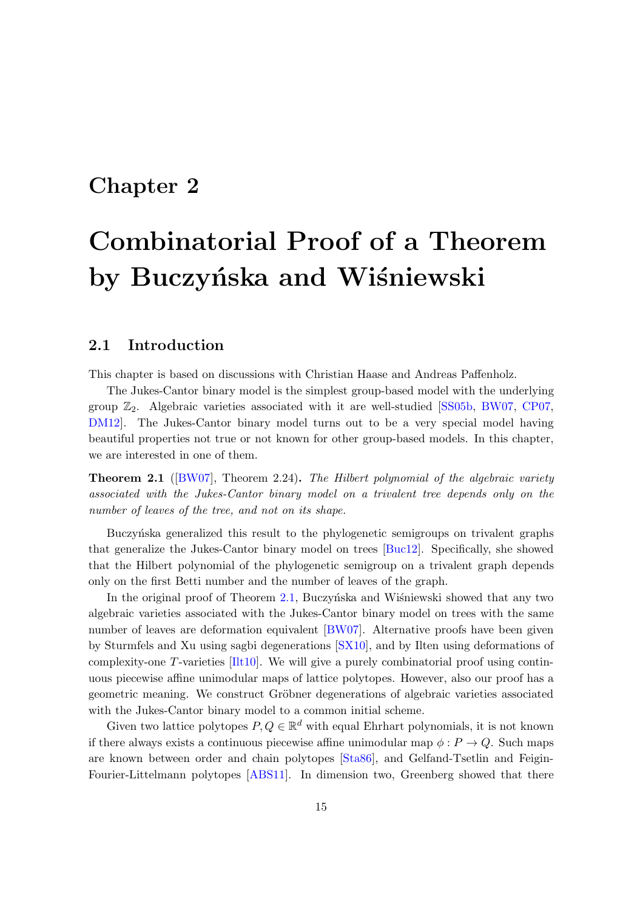# Chapter 2

# Combinatorial Proof of a Theorem by Buczyńska and Wiśniewski

## 2.1 Introduction

This chapter is based on discussions with Christian Haase and Andreas Paffenholz.

The Jukes-Cantor binary model is the simplest group-based model with the underlying group $\mathbb{Z}_2$. Algebraic varieties associated with it are well-studied [SS05b, BW07, CP07, DM12]. The Jukes-Cantor binary model turns out to be a very special model having beautiful properties not true or not known for other group-based models. In this chapter, we are interested in one of them.

**Theorem 2.1** ([BW07], Theorem 2.24)**.** *The Hilbert polynomial of the algebraic variety associated with the Jukes-Cantor binary model on a trivalent tree depends only on the number of leaves of the tree, and not on its shape.*

Buczyńska generalized this result to the phylogenetic semigroups on trivalent graphs that generalize the Jukes-Cantor binary model on trees [Buc12]. Specifically, she showed that the Hilbert polynomial of the phylogenetic semigroup on a trivalent graph depends only on the first Betti number and the number of leaves of the graph.

In the original proof of Theorem 2.1, Buczyńska and Wiśniewski showed that any two algebraic varieties associated with the Jukes-Cantor binary model on trees with the same number of leaves are deformation equivalent [BW07]. Alternative proofs have been given by Sturmfels and Xu using sagbi degenerations [SX10], and by Ilten using deformations of complexity-one $T$-varieties [Ilt10]. We will give a purely combinatorial proof using continuous piecewise affine unimodular maps of lattice polytopes. However, also our proof has a geometric meaning. We construct Gröbner degenerations of algebraic varieties associated with the Jukes-Cantor binary model to a common initial scheme.

Given two lattice polytopes $P, Q \in \mathbb{R}^d$ with equal Ehrhart polynomials, it is not known if there always exists a continuous piecewise affine unimodular map $\phi : P \to Q$. Such maps are known between order and chain polytopes [Sta86], and Gelfand-Tsetlin and Feigin-Fourier-Littelmann polytopes [ABS11]. In dimension two, Greenberg showed that there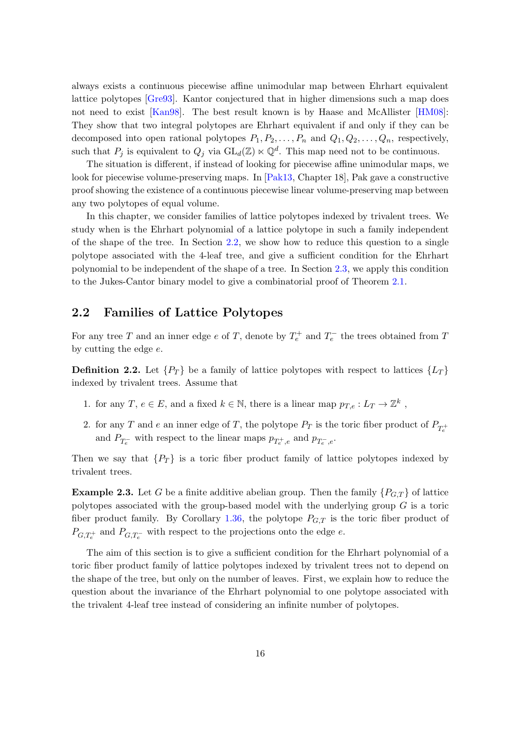always exists a continuous piecewise affine unimodular map between Ehrhart equivalent lattice polytopes [Gre93]. Kantor conjectured that in higher dimensions such a map does not need to exist [Kan98]. The best result known is by Haase and McAllister [HM08]: They show that two integral polytopes are Ehrhart equivalent if and only if they can be decomposed into open rational polytopes $P_1, P_2, \ldots, P_n$ and $Q_1, Q_2, \ldots, Q_n$, respectively, such that $P_j$ is equivalent to $Q_j$ via $\mathrm{GL}_d(\mathbb{Z}) \ltimes \mathbb{Q}^d$. This map need not to be continuous.

The situation is different, if instead of looking for piecewise affine unimodular maps, we look for piecewise volume-preserving maps. In [Pak13, Chapter 18], Pak gave a constructive proof showing the existence of a continuous piecewise linear volume-preserving map between any two polytopes of equal volume.

In this chapter, we consider families of lattice polytopes indexed by trivalent trees. We study when is the Ehrhart polynomial of a lattice polytope in such a family independent of the shape of the tree. In Section 2.2, we show how to reduce this question to a single polytope associated with the 4-leaf tree, and give a sufficient condition for the Ehrhart polynomial to be independent of the shape of a tree. In Section 2.3, we apply this condition to the Jukes-Cantor binary model to give a combinatorial proof of Theorem 2.1.

## 2.2 Families of Lattice Polytopes

For any tree $T$ and an inner edge $e$ of $T$, denote by $T_e^+$ and $T_e^-$ the trees obtained from $T$ by cutting the edge $e$.

**Definition 2.2.** Let $\{P_T\}$ be a family of lattice polytopes with respect to lattices $\{L_T\}$ indexed by trivalent trees. Assume that

1. for any $T$, $e \in E$, and a fixed $k \in \mathbb{N}$, there is a linear map $p_{T,e} : L_T \to \mathbb{Z}^k$ ,
2. for any $T$ and $e$ an inner edge of $T$, the polytope $P_T$ is the toric fiber product of $P_{T_e^+}$ and $P_{T_e^-}$ with respect to the linear maps $p_{T_e^+,e}$ and $p_{T_e^-,e}$.

Then we say that $\{P_T\}$ is a toric fiber product family of lattice polytopes indexed by trivalent trees.

**Example 2.3.** Let $G$ be a finite additive abelian group. Then the family $\{P_{G,T}\}$ of lattice polytopes associated with the group-based model with the underlying group $G$ is a toric fiber product family. By Corollary 1.36, the polytope $P_{G,T}$ is the toric fiber product of $P_{G,T_e^+}$ and $P_{G,T_e^-}$ with respect to the projections onto the edge $e$.

The aim of this section is to give a sufficient condition for the Ehrhart polynomial of a toric fiber product family of lattice polytopes indexed by trivalent trees not to depend on the shape of the tree, but only on the number of leaves. First, we explain how to reduce the question about the invariance of the Ehrhart polynomial to one polytope associated with the trivalent 4-leaf tree instead of considering an infinite number of polytopes.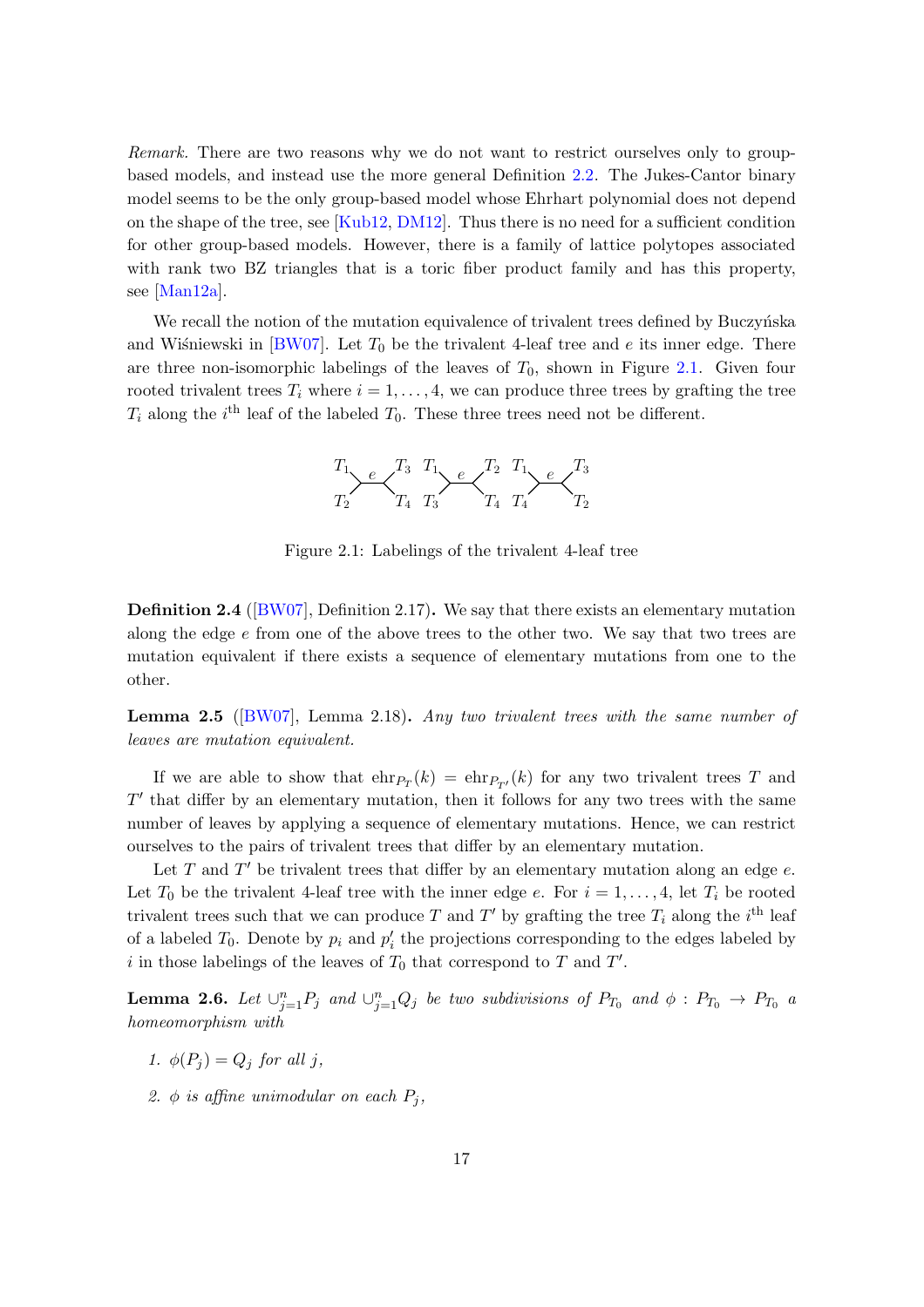*Remark.* There are two reasons why we do not want to restrict ourselves only to group-based models, and instead use the more general Definition 2.2. The Jukes-Cantor binary model seems to be the only group-based model whose Ehrhart polynomial does not depend on the shape of the tree, see [Kub12, DM12]. Thus there is no need for a sufficient condition for other group-based models. However, there is a family of lattice polytopes associated with rank two BZ triangles that is a toric fiber product family and has this property, see [Man12a].

We recall the notion of the mutation equivalence of trivalent trees defined by Buczyńska and Wiśniewski in [BW07]. Let $T_0$ be the trivalent 4-leaf tree and $e$ its inner edge. There are three non-isomorphic labelings of the leaves of $T_0$, shown in Figure 2.1. Given four rooted trivalent trees $T_i$ where $i = 1, \dots, 4$, we can produce three trees by grafting the tree $T_i$ along the $i^{\text{th}}$ leaf of the labeled $T_0$. These three trees need not be different.

Figure 2.1: Labelings of the trivalent 4-leaf tree

**Definition 2.4** ([BW07], Definition 2.17)**.** We say that there exists an elementary mutation along the edge $e$ from one of the above trees to the other two. We say that two trees are mutation equivalent if there exists a sequence of elementary mutations from one to the other.

**Lemma 2.5** ([BW07], Lemma 2.18)**.** *Any two trivalent trees with the same number of leaves are mutation equivalent.*

If we are able to show that $\text{ehr}_{P_T}(k) = \text{ehr}_{P_{T'}}(k)$ for any two trivalent trees $T$ and $T'$ that differ by an elementary mutation, then it follows for any two trees with the same number of leaves by applying a sequence of elementary mutations. Hence, we can restrict ourselves to the pairs of trivalent trees that differ by an elementary mutation.

Let $T$ and $T'$ be trivalent trees that differ by an elementary mutation along an edge $e$. Let $T_0$ be the trivalent 4-leaf tree with the inner edge $e$. For $i = 1, \dots, 4$, let $T_i$ be rooted trivalent trees such that we can produce $T$ and $T'$ by grafting the tree $T_i$ along the $i^{\text{th}}$ leaf of a labeled $T_0$. Denote by $p_i$ and $p'_i$ the projections corresponding to the edges labeled by $i$ in those labelings of the leaves of $T_0$ that correspond to $T$ and $T'$.

**Lemma 2.6.** *Let $\cup_{j=1}^n P_j$ and $\cup_{j=1}^n Q_j$ be two subdivisions of $P_{T_0}$ and $\phi : P_{T_0} \to P_{T_0}$ a homeomorphism with*

1. *$\phi(P_j) = Q_j$ for all $j$,*
2. *$\phi$ is affine unimodular on each $P_j$,*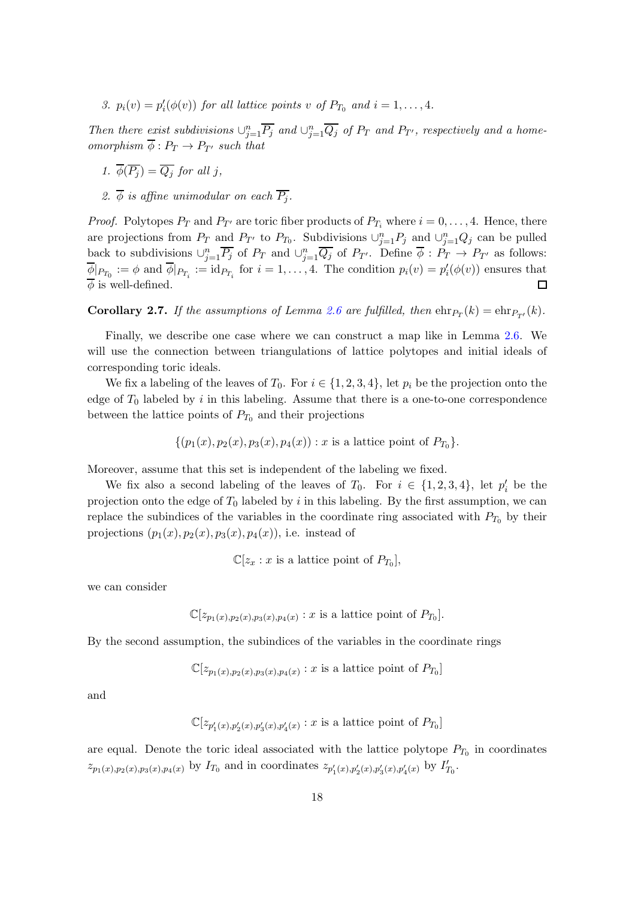3. $p_i(v) = p'_i(\phi(v))$ *for all lattice points* $v$ *of* $P_{T_0}$ *and* $i = 1, \ldots, 4$.

*Then there exist subdivisions* $\cup_{j=1}^n \overline{P_j}$ *and* $\cup_{j=1}^n \overline{Q_j}$ *of* $P_T$ *and* $P_{T'}$*, respectively and a homeomorphism* $\overline{\phi} : P_T \to P_{T'}$ *such that*

1. $\overline{\phi}(\overline{P_j}) = \overline{Q_j}$ *for all* $j$,
2. $\overline{\phi}$ *is affine unimodular on each* $\overline{P_j}$.

*Proof.* Polytopes $P_T$ and $P_{T'}$ are toric fiber products of $P_{T_i}$ where $i = 0, \ldots, 4$. Hence, there are projections from $P_T$ and $P_{T'}$ to $P_{T_0}$. Subdivisions $\cup_{j=1}^n P_j$ and $\cup_{j=1}^n Q_j$ can be pulled back to subdivisions $\cup_{j=1}^n \overline{P_j}$ of $P_T$ and $\cup_{j=1}^n \overline{Q_j}$ of $P_{T'}$. Define $\overline{\phi} : P_T \to P_{T'}$ as follows: $\overline{\phi}|_{P_{T_0}} := \phi$ and $\overline{\phi}|_{P_{T_i}} := \mathrm{id}_{P_{T_i}}$ for $i = 1, \ldots, 4$. The condition $p_i(v) = p'_i(\phi(v))$ ensures that $\overline{\phi}$ is well-defined. ☐

**Corollary 2.7.** *If the assumptions of Lemma 2.6 are fulfilled, then* $\mathrm{ehr}_{P_T}(k) = \mathrm{ehr}_{P_{T'}}(k)$.

Finally, we describe one case where we can construct a map like in Lemma 2.6. We will use the connection between triangulations of lattice polytopes and initial ideals of corresponding toric ideals.

We fix a labeling of the leaves of $T_0$. For $i \in \{1, 2, 3, 4\}$, let $p_i$ be the projection onto the edge of $T_0$ labeled by $i$ in this labeling. Assume that there is a one-to-one correspondence between the lattice points of $P_{T_0}$ and their projections

$$\{(p_1(x), p_2(x), p_3(x), p_4(x)) : x \text{ is a lattice point of } P_{T_0}\}.$$

Moreover, assume that this set is independent of the labeling we fixed.

We fix also a second labeling of the leaves of $T_0$. For $i \in \{1, 2, 3, 4\}$, let $p'_i$ be the projection onto the edge of $T_0$ labeled by $i$ in this labeling. By the first assumption, we can replace the subindices of the variables in the coordinate ring associated with $P_{T_0}$ by their projections $(p_1(x), p_2(x), p_3(x), p_4(x))$, i.e. instead of

$$\mathbb{C}[z_x : x \text{ is a lattice point of } P_{T_0}],$$

we can consider

$$\mathbb{C}[z_{p_1(x),p_2(x),p_3(x),p_4(x)} : x \text{ is a lattice point of } P_{T_0}].$$

By the second assumption, the subindices of the variables in the coordinate rings

$$\mathbb{C}[z_{p_1(x),p_2(x),p_3(x),p_4(x)} : x \text{ is a lattice point of } P_{T_0}]$$

and

$$\mathbb{C}[z_{p'_1(x),p'_2(x),p'_3(x),p'_4(x)} : x \text{ is a lattice point of } P_{T_0}]$$

are equal. Denote the toric ideal associated with the lattice polytope $P_{T_0}$ in coordinates $z_{p_1(x),p_2(x),p_3(x),p_4(x)}$ by $I_{T_0}$ and in coordinates $z_{p'_1(x),p'_2(x),p'_3(x),p'_4(x)}$ by $I'_{T_0}$.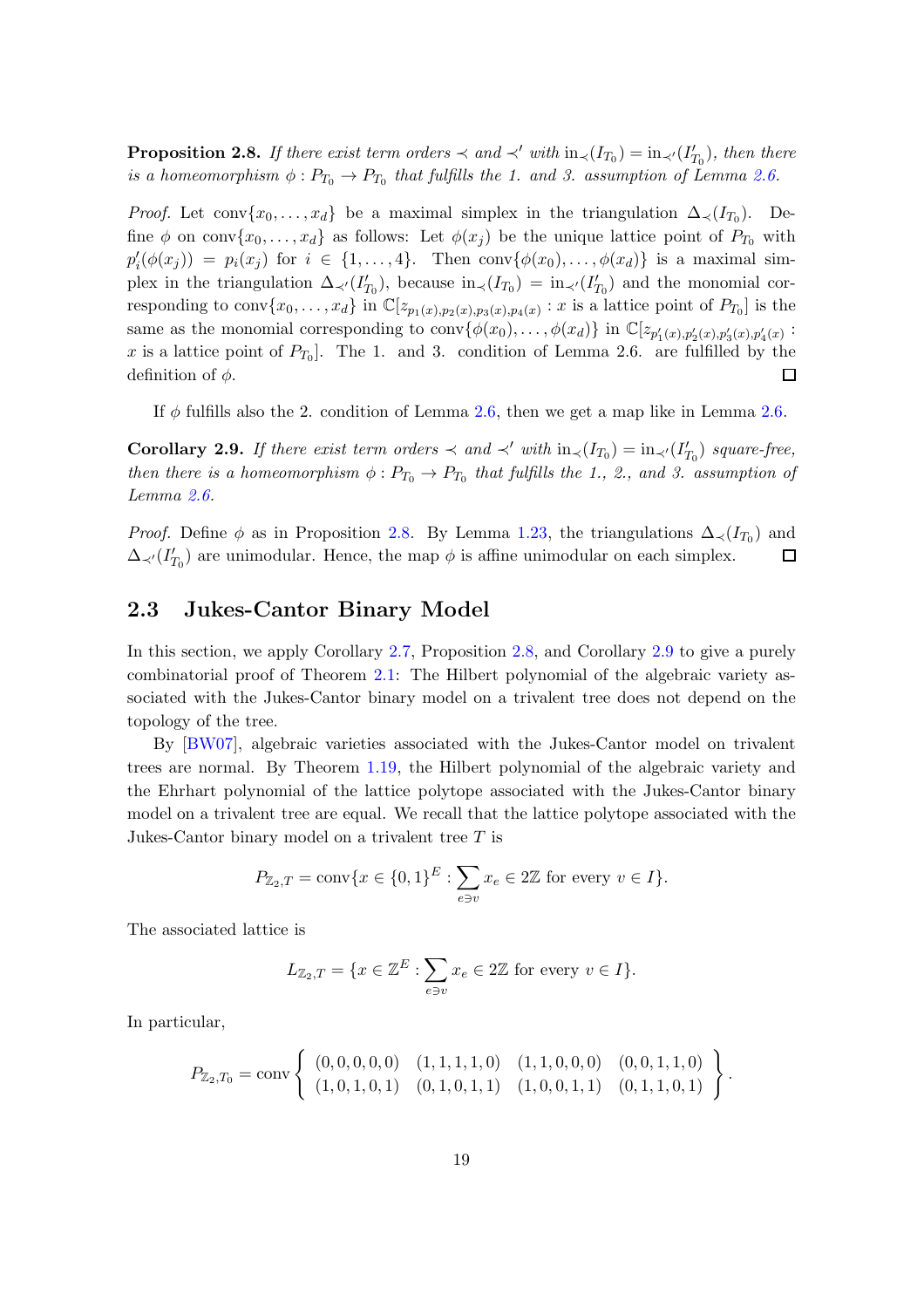**Proposition 2.8.** *If there exist term orders $\prec$ and $\prec'$ with $\mathrm{in}_\prec(I_{T_0}) = \mathrm{in}_{\prec'}(I'_{T_0})$, then there is a homeomorphism $\phi : P_{T_0} \to P_{T_0}$ that fulfills the 1. and 3. assumption of Lemma 2.6.*

*Proof.* Let $\mathrm{conv}\{x_0, \ldots, x_d\}$ be a maximal simplex in the triangulation $\Delta_\prec(I_{T_0})$. Define $\phi$ on $\mathrm{conv}\{x_0, \ldots, x_d\}$ as follows: Let $\phi(x_j)$ be the unique lattice point of $P_{T_0}$ with $p'_i(\phi(x_j)) = p_i(x_j)$ for $i \in \{1, \ldots, 4\}$. Then $\mathrm{conv}\{\phi(x_0), \ldots, \phi(x_d)\}$ is a maximal simplex in the triangulation $\Delta_{\prec'}(I'_{T_0})$, because $\mathrm{in}_\prec(I_{T_0}) = \mathrm{in}_{\prec'}(I'_{T_0})$ and the monomial corresponding to $\mathrm{conv}\{x_0, \ldots, x_d\}$ in $\mathbb{C}[z_{p_1(x),p_2(x),p_3(x),p_4(x)} : x \text{ is a lattice point of } P_{T_0}]$ is the same as the monomial corresponding to $\mathrm{conv}\{\phi(x_0), \ldots, \phi(x_d)\}$ in $\mathbb{C}[z_{p'_1(x),p'_2(x),p'_3(x),p'_4(x)} : x \text{ is a lattice point of } P_{T_0}]$. The 1. and 3. condition of Lemma 2.6. are fulfilled by the definition of $\phi$. □

If $\phi$ fulfills also the 2. condition of Lemma 2.6, then we get a map like in Lemma 2.6.

**Corollary 2.9.** *If there exist term orders $\prec$ and $\prec'$ with $\mathrm{in}_\prec(I_{T_0}) = \mathrm{in}_{\prec'}(I'_{T_0})$ square-free, then there is a homeomorphism $\phi : P_{T_0} \to P_{T_0}$ that fulfills the 1., 2., and 3. assumption of Lemma 2.6.*

*Proof.* Define $\phi$ as in Proposition 2.8. By Lemma 1.23, the triangulations $\Delta_\prec(I_{T_0})$ and $\Delta_{\prec'}(I'_{T_0})$ are unimodular. Hence, the map $\phi$ is affine unimodular on each simplex. □

## 2.3 Jukes-Cantor Binary Model

In this section, we apply Corollary 2.7, Proposition 2.8, and Corollary 2.9 to give a purely combinatorial proof of Theorem 2.1: The Hilbert polynomial of the algebraic variety associated with the Jukes-Cantor binary model on a trivalent tree does not depend on the topology of the tree.

By [BW07], algebraic varieties associated with the Jukes-Cantor model on trivalent trees are normal. By Theorem 1.19, the Hilbert polynomial of the algebraic variety and the Ehrhart polynomial of the lattice polytope associated with the Jukes-Cantor binary model on a trivalent tree are equal. We recall that the lattice polytope associated with the Jukes-Cantor binary model on a trivalent tree $T$ is

$$P_{\mathbb{Z}_2,T} = \mathrm{conv}\{x \in \{0,1\}^E : \sum_{e \ni v} x_e \in 2\mathbb{Z} \text{ for every } v \in I\}.$$

The associated lattice is

$$L_{\mathbb{Z}_2,T} = \{x \in \mathbb{Z}^E : \sum_{e \ni v} x_e \in 2\mathbb{Z} \text{ for every } v \in I\}.$$

In particular,

$$P_{\mathbb{Z}_2,T_0} = \mathrm{conv}\left\{ \begin{array}{cccc} (0,0,0,0,0) & (1,1,1,1,0) & (1,1,0,0,0) & (0,0,1,1,0) \\ (1,0,1,0,1) & (0,1,0,1,1) & (1,0,0,1,1) & (0,1,1,0,1) \end{array} \right\}.$$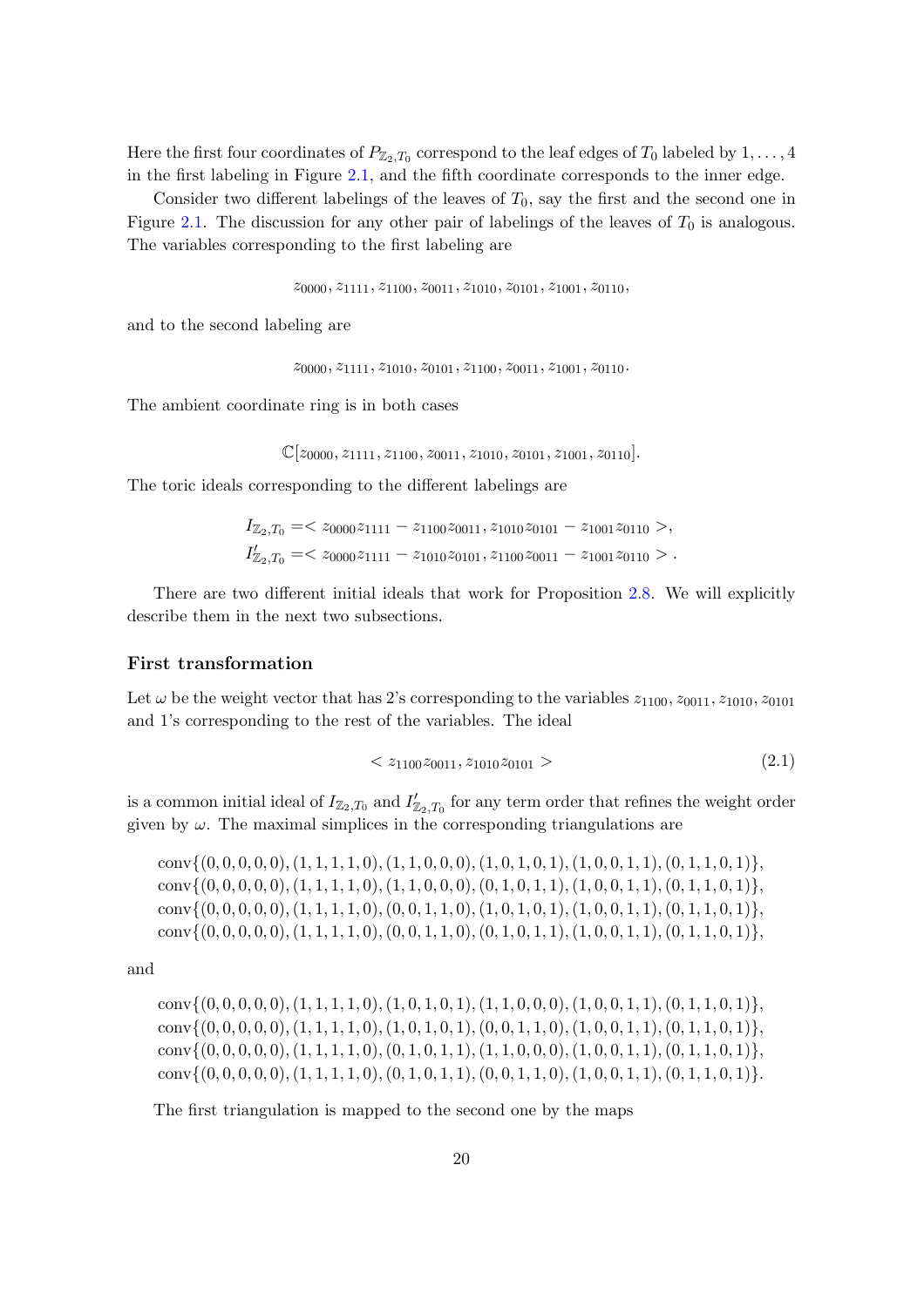Here the first four coordinates of $P_{\mathbb{Z}_2,T_0}$ correspond to the leaf edges of $T_0$ labeled by $1,\dots,4$ in the first labeling in Figure 2.1, and the fifth coordinate corresponds to the inner edge.

Consider two different labelings of the leaves of $T_0$, say the first and the second one in Figure 2.1. The discussion for any other pair of labelings of the leaves of $T_0$ is analogous. The variables corresponding to the first labeling are

$$z_{0000}, z_{1111}, z_{1100}, z_{0011}, z_{1010}, z_{0101}, z_{1001}, z_{0110},$$

and to the second labeling are

$$z_{0000}, z_{1111}, z_{1010}, z_{0101}, z_{1100}, z_{0011}, z_{1001}, z_{0110}.$$

The ambient coordinate ring is in both cases

$$\mathbb{C}[z_{0000}, z_{1111}, z_{1100}, z_{0011}, z_{1010}, z_{0101}, z_{1001}, z_{0110}].$$

The toric ideals corresponding to the different labelings are

$$I_{\mathbb{Z}_2,T_0} = < z_{0000}z_{1111} - z_{1100}z_{0011}, z_{1010}z_{0101} - z_{1001}z_{0110} >,$$
$$I'_{\mathbb{Z}_2,T_0} = < z_{0000}z_{1111} - z_{1010}z_{0101}, z_{1100}z_{0011} - z_{1001}z_{0110} > .$$

There are two different initial ideals that work for Proposition 2.8. We will explicitly describe them in the next two subsections.

### First transformation

Let $\omega$ be the weight vector that has 2's corresponding to the variables $z_{1100}, z_{0011}, z_{1010}, z_{0101}$ and 1's corresponding to the rest of the variables. The ideal

$$< z_{1100}z_{0011}, z_{1010}z_{0101} > \tag{2.1}$$

is a common initial ideal of $I_{\mathbb{Z}_2,T_0}$ and $I'_{\mathbb{Z}_2,T_0}$ for any term order that refines the weight order given by $\omega$. The maximal simplices in the corresponding triangulations are

$$\text{conv}\{(0,0,0,0,0),(1,1,1,1,0),(1,1,0,0,0),(1,0,1,0,1),(1,0,0,1,1),(0,1,1,0,1)\},$$
$$\text{conv}\{(0,0,0,0,0),(1,1,1,1,0),(1,1,0,0,0),(0,1,0,1,1),(1,0,0,1,1),(0,1,1,0,1)\},$$
$$\text{conv}\{(0,0,0,0,0),(1,1,1,1,0),(0,0,1,1,0),(1,0,1,0,1),(1,0,0,1,1),(0,1,1,0,1)\},$$
$$\text{conv}\{(0,0,0,0,0),(1,1,1,1,0),(0,0,1,1,0),(0,1,0,1,1),(1,0,0,1,1),(0,1,1,0,1)\},$$

and

$$\text{conv}\{(0,0,0,0,0),(1,1,1,1,0),(1,0,1,0,1),(1,1,0,0,0),(1,0,0,1,1),(0,1,1,0,1)\},$$
$$\text{conv}\{(0,0,0,0,0),(1,1,1,1,0),(1,0,1,0,1),(0,0,1,1,0),(1,0,0,1,1),(0,1,1,0,1)\},$$
$$\text{conv}\{(0,0,0,0,0),(1,1,1,1,0),(0,1,0,1,1),(1,1,0,0,0),(1,0,0,1,1),(0,1,1,0,1)\},$$
$$\text{conv}\{(0,0,0,0,0),(1,1,1,1,0),(0,1,0,1,1),(0,0,1,1,0),(1,0,0,1,1),(0,1,1,0,1)\}.$$

The first triangulation is mapped to the second one by the maps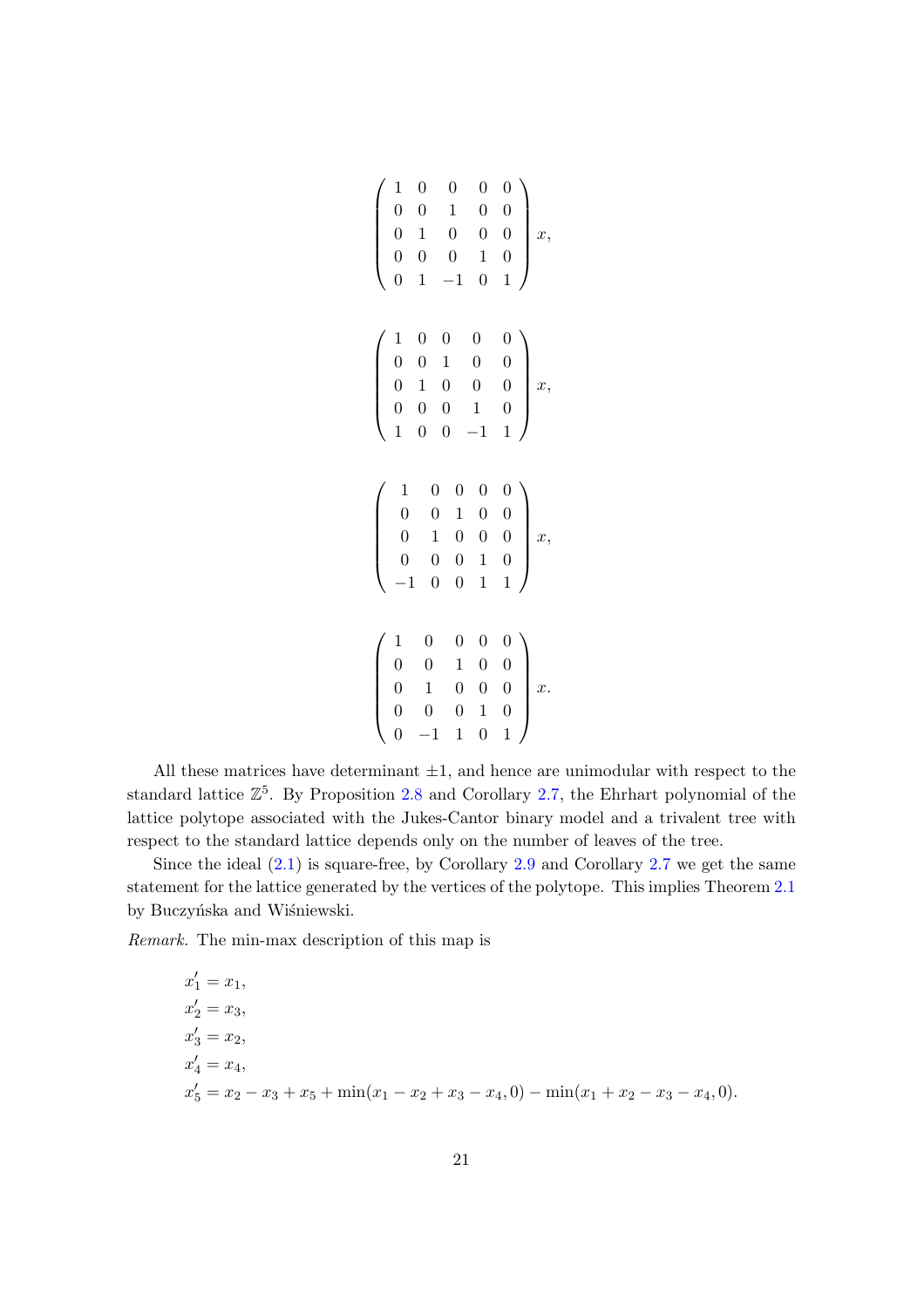$$\begin{pmatrix} 1 & 0 & 0 & 0 & 0 \\ 0 & 0 & 1 & 0 & 0 \\ 0 & 1 & 0 & 0 & 0 \\ 0 & 0 & 0 & 1 & 0 \\ 0 & 1 & -1 & 0 & 1 \end{pmatrix} x,$$

$$\begin{pmatrix} 1 & 0 & 0 & 0 & 0 \\ 0 & 0 & 1 & 0 & 0 \\ 0 & 1 & 0 & 0 & 0 \\ 0 & 0 & 0 & 1 & 0 \\ 1 & 0 & 0 & -1 & 1 \end{pmatrix} x,$$

$$\begin{pmatrix} 1 & 0 & 0 & 0 & 0 \\ 0 & 0 & 1 & 0 & 0 \\ 0 & 1 & 0 & 0 & 0 \\ 0 & 0 & 0 & 1 & 0 \\ -1 & 0 & 0 & 1 & 1 \end{pmatrix} x,$$

$$\begin{pmatrix} 1 & 0 & 0 & 0 & 0 \\ 0 & 0 & 1 & 0 & 0 \\ 0 & 1 & 0 & 0 & 0 \\ 0 & 0 & 0 & 1 & 0 \\ 0 & -1 & 1 & 0 & 1 \end{pmatrix} x.$$

All these matrices have determinant $\pm 1$, and hence are unimodular with respect to the standard lattice $\mathbb{Z}^5$. By Proposition 2.8 and Corollary 2.7, the Ehrhart polynomial of the lattice polytope associated with the Jukes-Cantor binary model and a trivalent tree with respect to the standard lattice depends only on the number of leaves of the tree.

Since the ideal (2.1) is square-free, by Corollary 2.9 and Corollary 2.7 we get the same statement for the lattice generated by the vertices of the polytope. This implies Theorem 2.1 by Buczyńska and Wiśniewski.

*Remark.* The min-max description of this map is

$$\begin{aligned}
x_1' &= x_1, \\
x_2' &= x_3, \\
x_3' &= x_2, \\
x_4' &= x_4, \\
x_5' &= x_2 - x_3 + x_5 + \min(x_1 - x_2 + x_3 - x_4, 0) - \min(x_1 + x_2 - x_3 - x_4, 0).
\end{aligned}$$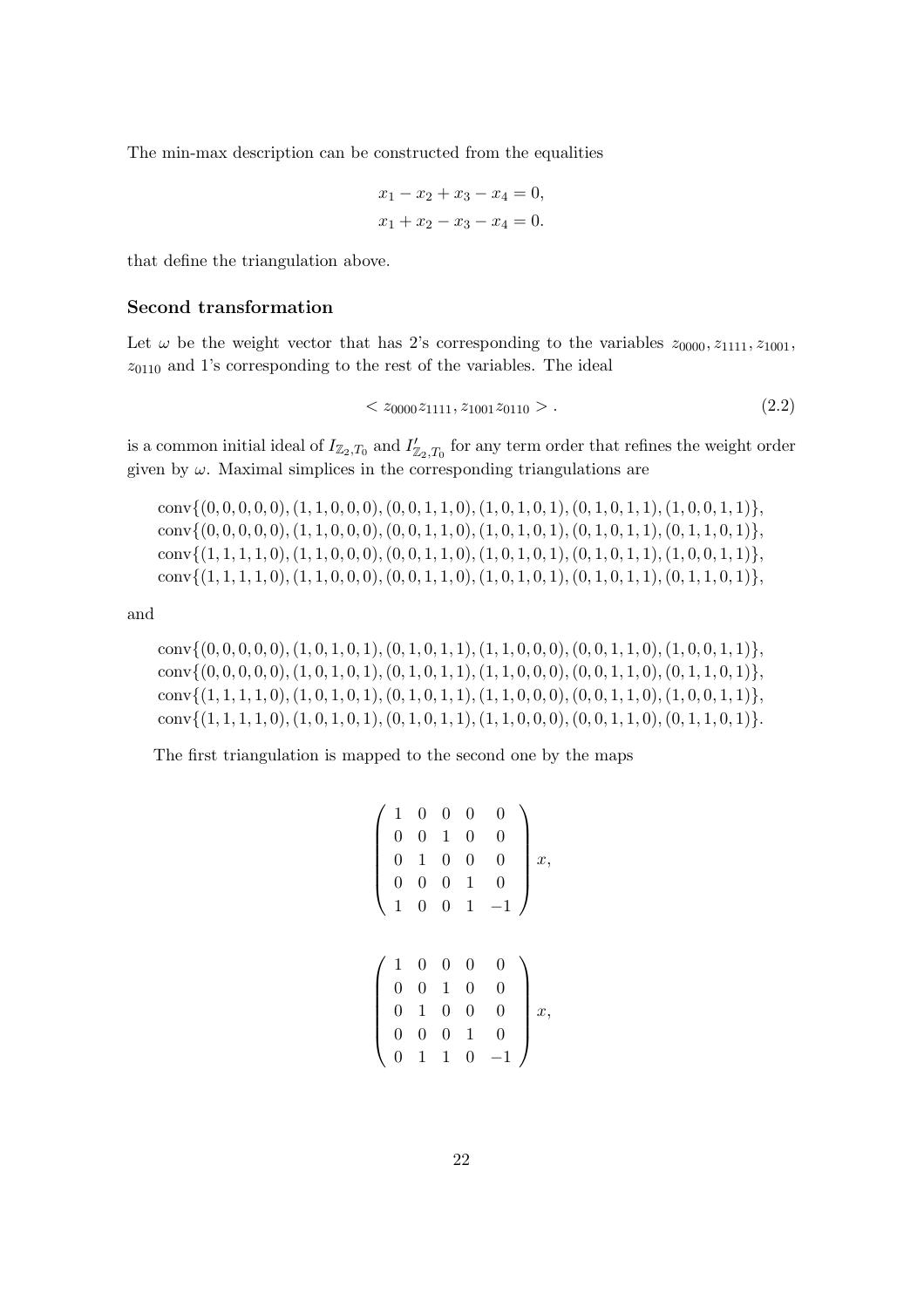The min-max description can be constructed from the equalities

$$
\begin{aligned}
x_1 - x_2 + x_3 - x_4 &= 0, \\
x_1 + x_2 - x_3 - x_4 &= 0.
\end{aligned}
$$

that define the triangulation above.

### Second transformation

Let $\omega$ be the weight vector that has 2's corresponding to the variables $z_{0000}, z_{1111}, z_{1001}$, $z_{0110}$ and 1's corresponding to the rest of the variables. The ideal

$$
< z_{0000}z_{1111}, z_{1001}z_{0110} > . \tag{2.2}
$$

is a common initial ideal of $I_{\mathbb{Z}_2,T_0}$ and $I'_{\mathbb{Z}_2,T_0}$ for any term order that refines the weight order given by $\omega$. Maximal simplices in the corresponding triangulations are

$$
\begin{aligned}
&\text{conv}\{(0,0,0,0,0),(1,1,0,0,0),(0,0,1,1,0),(1,0,1,0,1),(0,1,0,1,1),(1,0,0,1,1)\}, \\
&\text{conv}\{(0,0,0,0,0),(1,1,0,0,0),(0,0,1,1,0),(1,0,1,0,1),(0,1,0,1,1),(0,1,1,0,1)\}, \\
&\text{conv}\{(1,1,1,1,0),(1,1,0,0,0),(0,0,1,1,0),(1,0,1,0,1),(0,1,0,1,1),(1,0,0,1,1)\}, \\
&\text{conv}\{(1,1,1,1,0),(1,1,0,0,0),(0,0,1,1,0),(1,0,1,0,1),(0,1,0,1,1),(0,1,1,0,1)\},
\end{aligned}
$$

and

$$
\begin{aligned}
&\text{conv}\{(0,0,0,0,0),(1,0,1,0,1),(0,1,0,1,1),(1,1,0,0,0),(0,0,1,1,0),(1,0,0,1,1)\}, \\
&\text{conv}\{(0,0,0,0,0),(1,0,1,0,1),(0,1,0,1,1),(1,1,0,0,0),(0,0,1,1,0),(0,1,1,0,1)\}, \\
&\text{conv}\{(1,1,1,1,0),(1,0,1,0,1),(0,1,0,1,1),(1,1,0,0,0),(0,0,1,1,0),(1,0,0,1,1)\}, \\
&\text{conv}\{(1,1,1,1,0),(1,0,1,0,1),(0,1,0,1,1),(1,1,0,0,0),(0,0,1,1,0),(0,1,1,0,1)\}.
\end{aligned}
$$

The first triangulation is mapped to the second one by the maps

$$
\begin{pmatrix}
1 & 0 & 0 & 0 & 0 \\
0 & 0 & 1 & 0 & 0 \\
0 & 1 & 0 & 0 & 0 \\
0 & 0 & 0 & 1 & 0 \\
1 & 0 & 0 & 1 & -1
\end{pmatrix} x,
$$

$$
\begin{pmatrix}
1 & 0 & 0 & 0 & 0 \\
0 & 0 & 1 & 0 & 0 \\
0 & 1 & 0 & 0 & 0 \\
0 & 0 & 0 & 1 & 0 \\
0 & 1 & 1 & 0 & -1
\end{pmatrix} x,
$$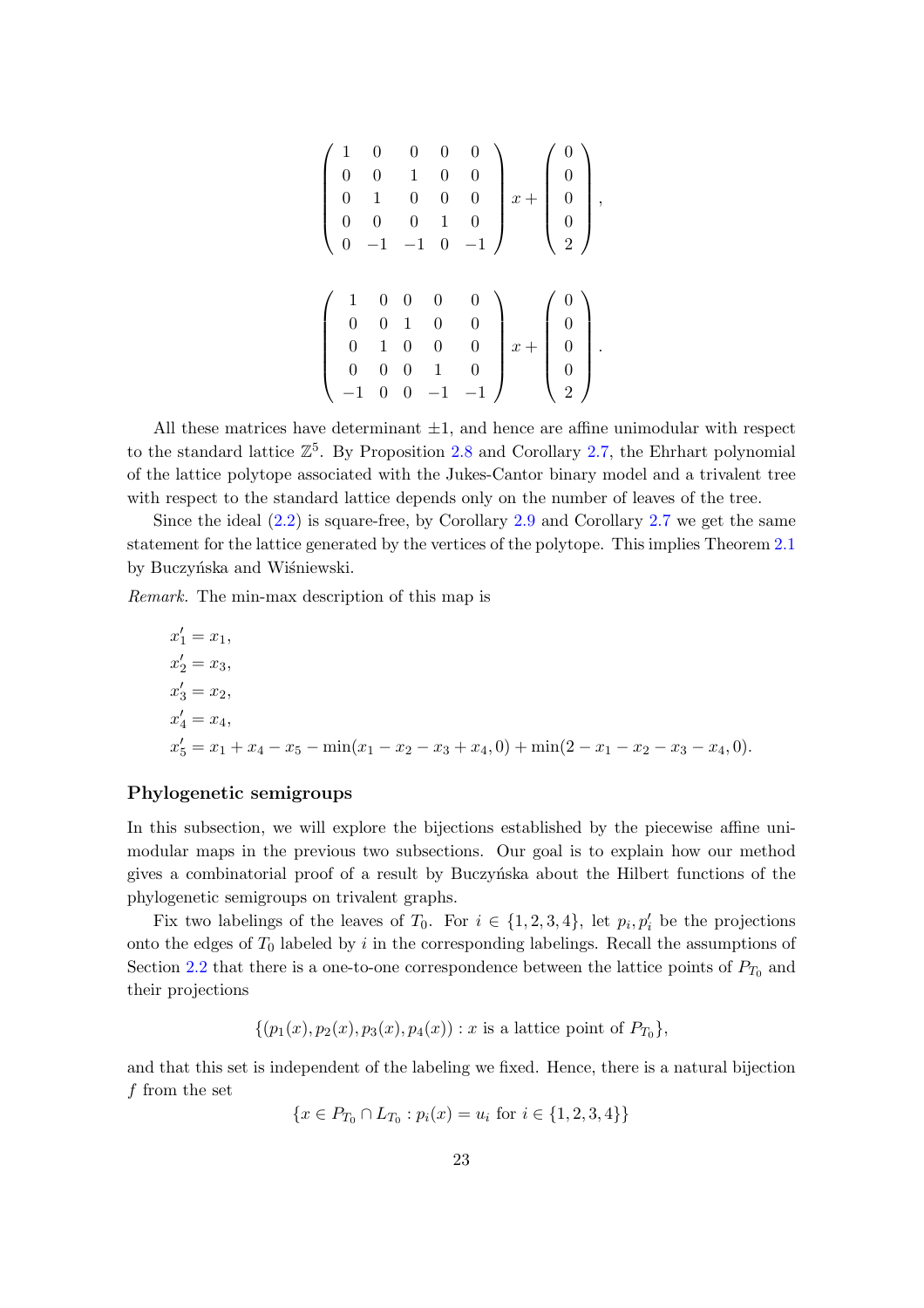$$\begin{pmatrix} 1 & 0 & 0 & 0 & 0 \\ 0 & 0 & 1 & 0 & 0 \\ 0 & 1 & 0 & 0 & 0 \\ 0 & 0 & 0 & 1 & 0 \\ 0 & -1 & -1 & 0 & -1 \end{pmatrix} x + \begin{pmatrix} 0 \\ 0 \\ 0 \\ 0 \\ 2 \end{pmatrix},$$

$$\begin{pmatrix} 1 & 0 & 0 & 0 & 0 \\ 0 & 0 & 1 & 0 & 0 \\ 0 & 1 & 0 & 0 & 0 \\ 0 & 0 & 0 & 1 & 0 \\ -1 & 0 & 0 & -1 & -1 \end{pmatrix} x + \begin{pmatrix} 0 \\ 0 \\ 0 \\ 0 \\ 2 \end{pmatrix}.$$

All these matrices have determinant $\pm 1$, and hence are affine unimodular with respect to the standard lattice $\mathbb{Z}^5$. By Proposition 2.8 and Corollary 2.7, the Ehrhart polynomial of the lattice polytope associated with the Jukes-Cantor binary model and a trivalent tree with respect to the standard lattice depends only on the number of leaves of the tree.

Since the ideal (2.2) is square-free, by Corollary 2.9 and Corollary 2.7 we get the same statement for the lattice generated by the vertices of the polytope. This implies Theorem 2.1 by Buczyńska and Wiśniewski.

*Remark.* The min-max description of this map is

$$\begin{aligned}
x_1' &= x_1, \\
x_2' &= x_3, \\
x_3' &= x_2, \\
x_4' &= x_4, \\
x_5' &= x_1 + x_4 - x_5 - \min(x_1 - x_2 - x_3 + x_4, 0) + \min(2 - x_1 - x_2 - x_3 - x_4, 0).
\end{aligned}$$

### Phylogenetic semigroups

In this subsection, we will explore the bijections established by the piecewise affine unimodular maps in the previous two subsections. Our goal is to explain how our method gives a combinatorial proof of a result by Buczyńska about the Hilbert functions of the phylogenetic semigroups on trivalent graphs.

Fix two labelings of the leaves of $T_0$. For $i \in \{1, 2, 3, 4\}$, let $p_i, p_i'$ be the projections onto the edges of $T_0$ labeled by $i$ in the corresponding labelings. Recall the assumptions of Section 2.2 that there is a one-to-one correspondence between the lattice points of $P_{T_0}$ and their projections

$$\{(p_1(x), p_2(x), p_3(x), p_4(x)) : x \text{ is a lattice point of } P_{T_0}\},$$

and that this set is independent of the labeling we fixed. Hence, there is a natural bijection $f$ from the set

$$\{x \in P_{T_0} \cap L_{T_0} : p_i(x) = u_i \text{ for } i \in \{1, 2, 3, 4\}\}$$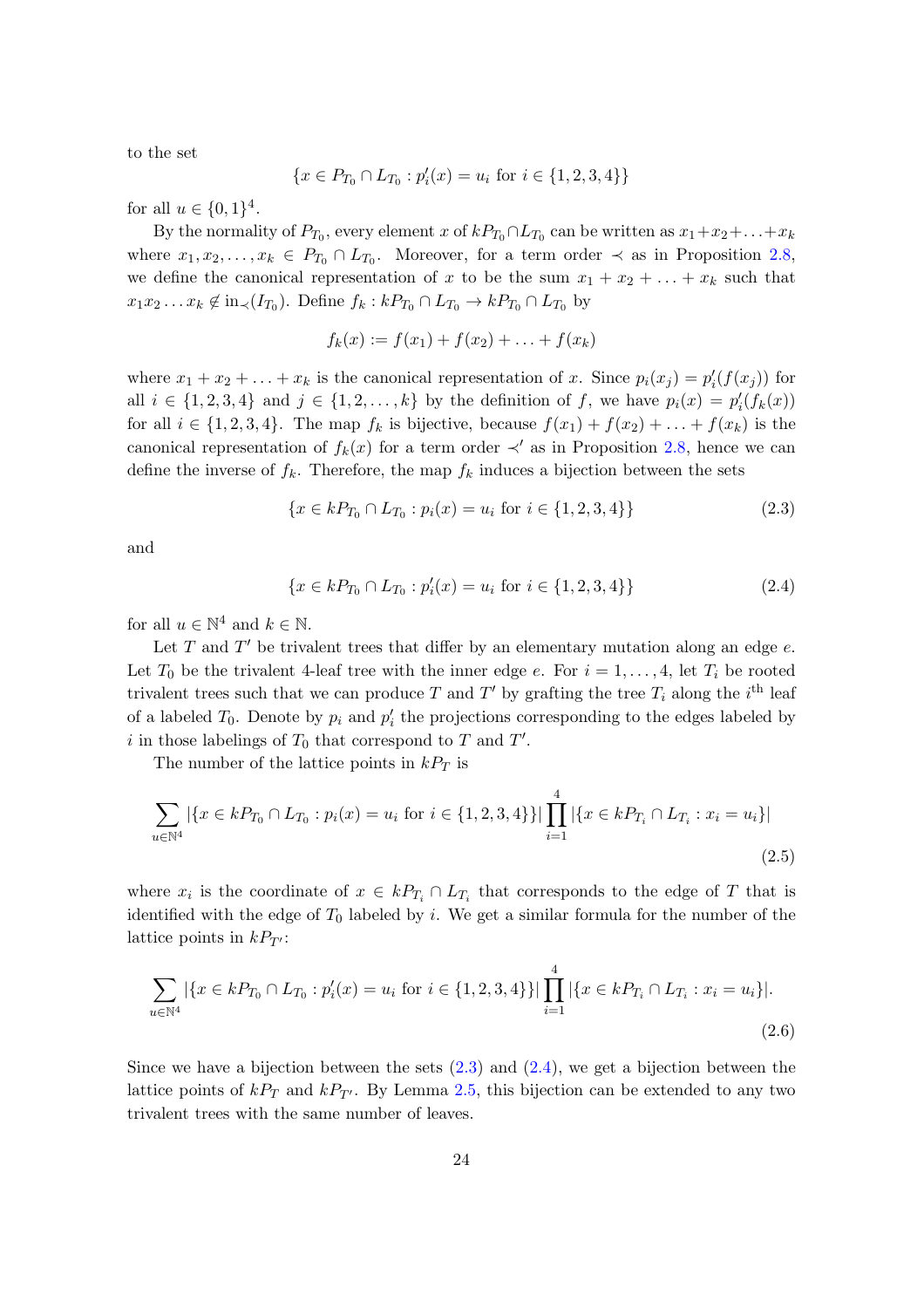to the set

$$\{x \in P_{T_0} \cap L_{T_0} : p'_i(x) = u_i \text{ for } i \in \{1,2,3,4\}\}$$

for all $u \in \{0,1\}^4$.

By the normality of $P_{T_0}$, every element $x$ of $kP_{T_0} \cap L_{T_0}$ can be written as $x_1 + x_2 + \ldots + x_k$ where $x_1, x_2, \ldots, x_k \in P_{T_0} \cap L_{T_0}$. Moreover, for a term order $\prec$ as in Proposition 2.8, we define the canonical representation of $x$ to be the sum $x_1 + x_2 + \ldots + x_k$ such that $x_1 x_2 \ldots x_k \notin \text{in}_{\prec}(I_{T_0})$. Define $f_k : kP_{T_0} \cap L_{T_0} \to kP_{T_0} \cap L_{T_0}$ by

$$f_k(x) := f(x_1) + f(x_2) + \ldots + f(x_k)$$

where $x_1 + x_2 + \ldots + x_k$ is the canonical representation of $x$. Since $p_i(x_j) = p'_i(f(x_j))$ for all $i \in \{1,2,3,4\}$ and $j \in \{1,2,\ldots,k\}$ by the definition of $f$, we have $p_i(x) = p'_i(f_k(x))$ for all $i \in \{1,2,3,4\}$. The map $f_k$ is bijective, because $f(x_1) + f(x_2) + \ldots + f(x_k)$ is the canonical representation of $f_k(x)$ for a term order $\prec'$ as in Proposition 2.8, hence we can define the inverse of $f_k$. Therefore, the map $f_k$ induces a bijection between the sets

$$\{x \in kP_{T_0} \cap L_{T_0} : p_i(x) = u_i \text{ for } i \in \{1,2,3,4\}\} \tag{2.3}$$

and

$$\{x \in kP_{T_0} \cap L_{T_0} : p'_i(x) = u_i \text{ for } i \in \{1,2,3,4\}\} \tag{2.4}$$

for all $u \in \mathbb{N}^4$ and $k \in \mathbb{N}$.

Let $T$ and $T'$ be trivalent trees that differ by an elementary mutation along an edge $e$. Let $T_0$ be the trivalent 4-leaf tree with the inner edge $e$. For $i = 1, \ldots, 4$, let $T_i$ be rooted trivalent trees such that we can produce $T$ and $T'$ by grafting the tree $T_i$ along the $i^{\text{th}}$ leaf of a labeled $T_0$. Denote by $p_i$ and $p'_i$ the projections corresponding to the edges labeled by $i$ in those labelings of $T_0$ that correspond to $T$ and $T'$.

The number of the lattice points in $kP_T$ is

$$\sum_{u \in \mathbb{N}^4} |\{x \in kP_{T_0} \cap L_{T_0} : p_i(x) = u_i \text{ for } i \in \{1,2,3,4\}\}| \prod_{i=1}^{4} |\{x \in kP_{T_i} \cap L_{T_i} : x_i = u_i\}| \tag{2.5}$$

where $x_i$ is the coordinate of $x \in kP_{T_i} \cap L_{T_i}$ that corresponds to the edge of $T$ that is identified with the edge of $T_0$ labeled by $i$. We get a similar formula for the number of the lattice points in $kP_{T'}$:

$$\sum_{u \in \mathbb{N}^4} |\{x \in kP_{T_0} \cap L_{T_0} : p'_i(x) = u_i \text{ for } i \in \{1,2,3,4\}\}| \prod_{i=1}^{4} |\{x \in kP_{T_i} \cap L_{T_i} : x_i = u_i\}|. \tag{2.6}$$

Since we have a bijection between the sets (2.3) and (2.4), we get a bijection between the lattice points of $kP_T$ and $kP_{T'}$. By Lemma 2.5, this bijection can be extended to any two trivalent trees with the same number of leaves.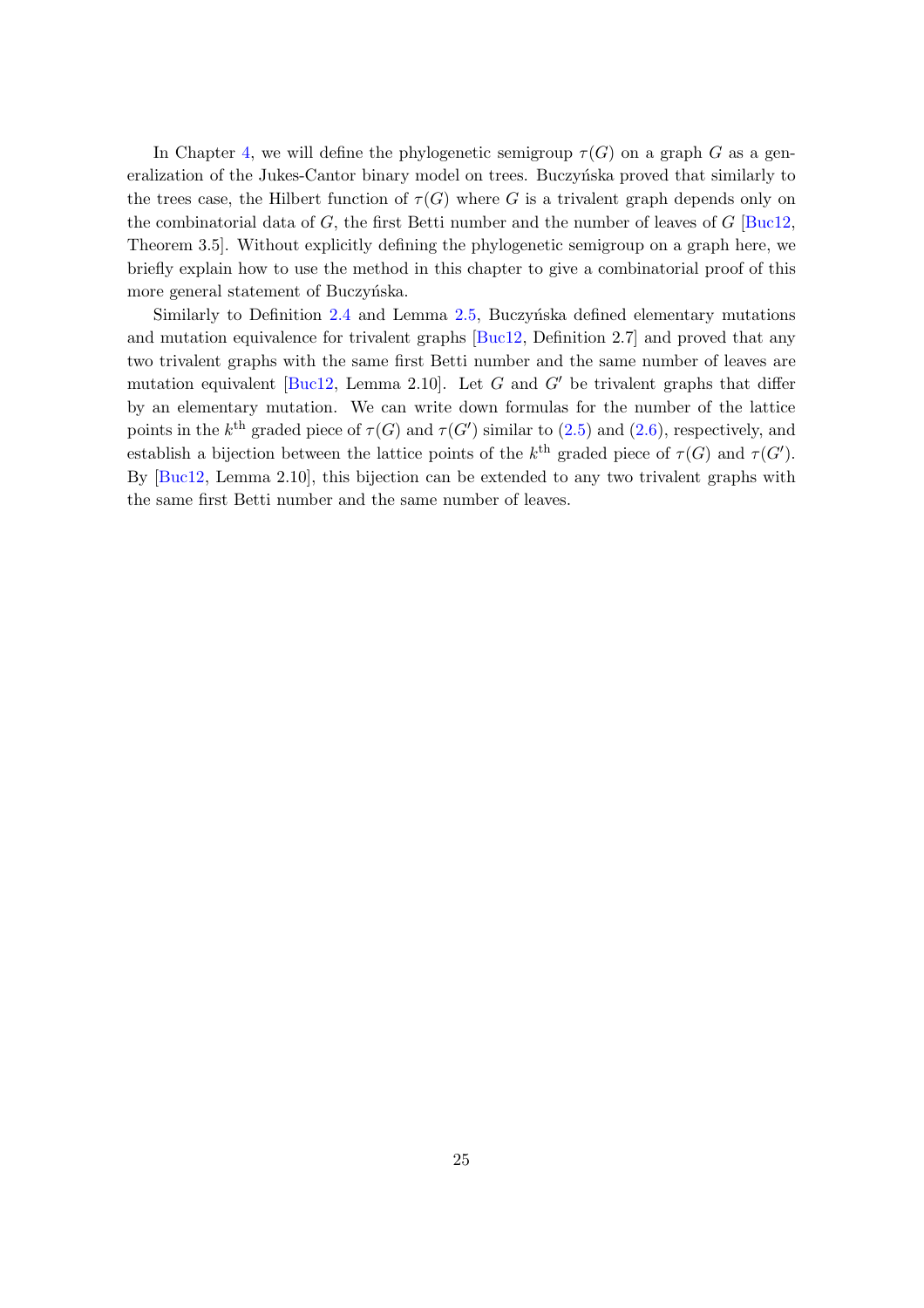In Chapter 4, we will define the phylogenetic semigroup $\tau(G)$ on a graph $G$ as a generalization of the Jukes-Cantor binary model on trees. Buczyńska proved that similarly to the trees case, the Hilbert function of $\tau(G)$ where $G$ is a trivalent graph depends only on the combinatorial data of $G$, the first Betti number and the number of leaves of $G$ [Buc12, Theorem 3.5]. Without explicitly defining the phylogenetic semigroup on a graph here, we briefly explain how to use the method in this chapter to give a combinatorial proof of this more general statement of Buczyńska.

Similarly to Definition 2.4 and Lemma 2.5, Buczyńska defined elementary mutations and mutation equivalence for trivalent graphs [Buc12, Definition 2.7] and proved that any two trivalent graphs with the same first Betti number and the same number of leaves are mutation equivalent [Buc12, Lemma 2.10]. Let $G$ and $G'$ be trivalent graphs that differ by an elementary mutation. We can write down formulas for the number of the lattice points in the $k^{\text{th}}$ graded piece of $\tau(G)$ and $\tau(G')$ similar to (2.5) and (2.6), respectively, and establish a bijection between the lattice points of the $k^{\text{th}}$ graded piece of $\tau(G)$ and $\tau(G')$. By [Buc12, Lemma 2.10], this bijection can be extended to any two trivalent graphs with the same first Betti number and the same number of leaves.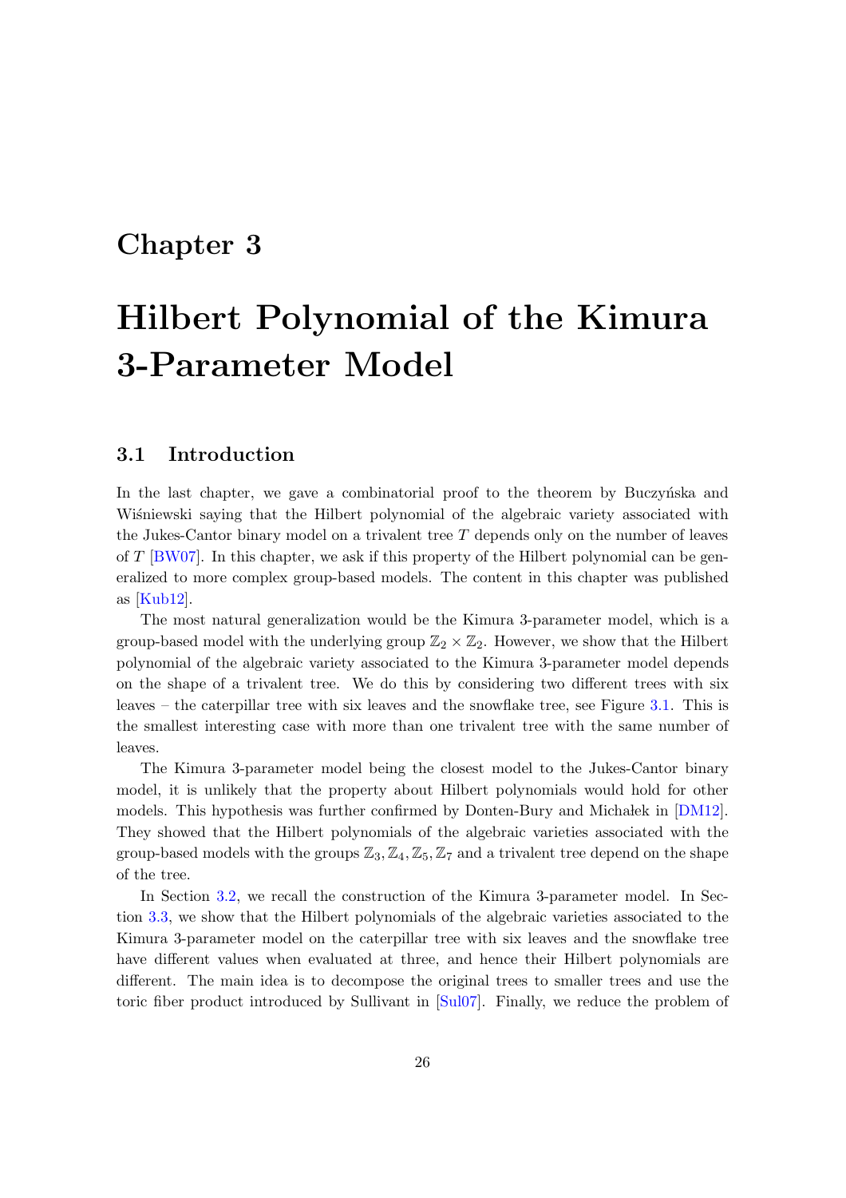# Chapter 3

# Hilbert Polynomial of the Kimura 3-Parameter Model

## 3.1 Introduction

In the last chapter, we gave a combinatorial proof to the theorem by Buczyńska and Wiśniewski saying that the Hilbert polynomial of the algebraic variety associated with the Jukes-Cantor binary model on a trivalent tree $T$ depends only on the number of leaves of $T$ [BW07]. In this chapter, we ask if this property of the Hilbert polynomial can be generalized to more complex group-based models. The content in this chapter was published as [Kub12].

The most natural generalization would be the Kimura 3-parameter model, which is a group-based model with the underlying group $\mathbb{Z}_2 \times \mathbb{Z}_2$. However, we show that the Hilbert polynomial of the algebraic variety associated to the Kimura 3-parameter model depends on the shape of a trivalent tree. We do this by considering two different trees with six leaves – the caterpillar tree with six leaves and the snowflake tree, see Figure 3.1. This is the smallest interesting case with more than one trivalent tree with the same number of leaves.

The Kimura 3-parameter model being the closest model to the Jukes-Cantor binary model, it is unlikely that the property about Hilbert polynomials would hold for other models. This hypothesis was further confirmed by Donten-Bury and Michałek in [DM12]. They showed that the Hilbert polynomials of the algebraic varieties associated with the group-based models with the groups $\mathbb{Z}_3, \mathbb{Z}_4, \mathbb{Z}_5, \mathbb{Z}_7$ and a trivalent tree depend on the shape of the tree.

In Section 3.2, we recall the construction of the Kimura 3-parameter model. In Section 3.3, we show that the Hilbert polynomials of the algebraic varieties associated to the Kimura 3-parameter model on the caterpillar tree with six leaves and the snowflake tree have different values when evaluated at three, and hence their Hilbert polynomials are different. The main idea is to decompose the original trees to smaller trees and use the toric fiber product introduced by Sullivant in [Sul07]. Finally, we reduce the problem of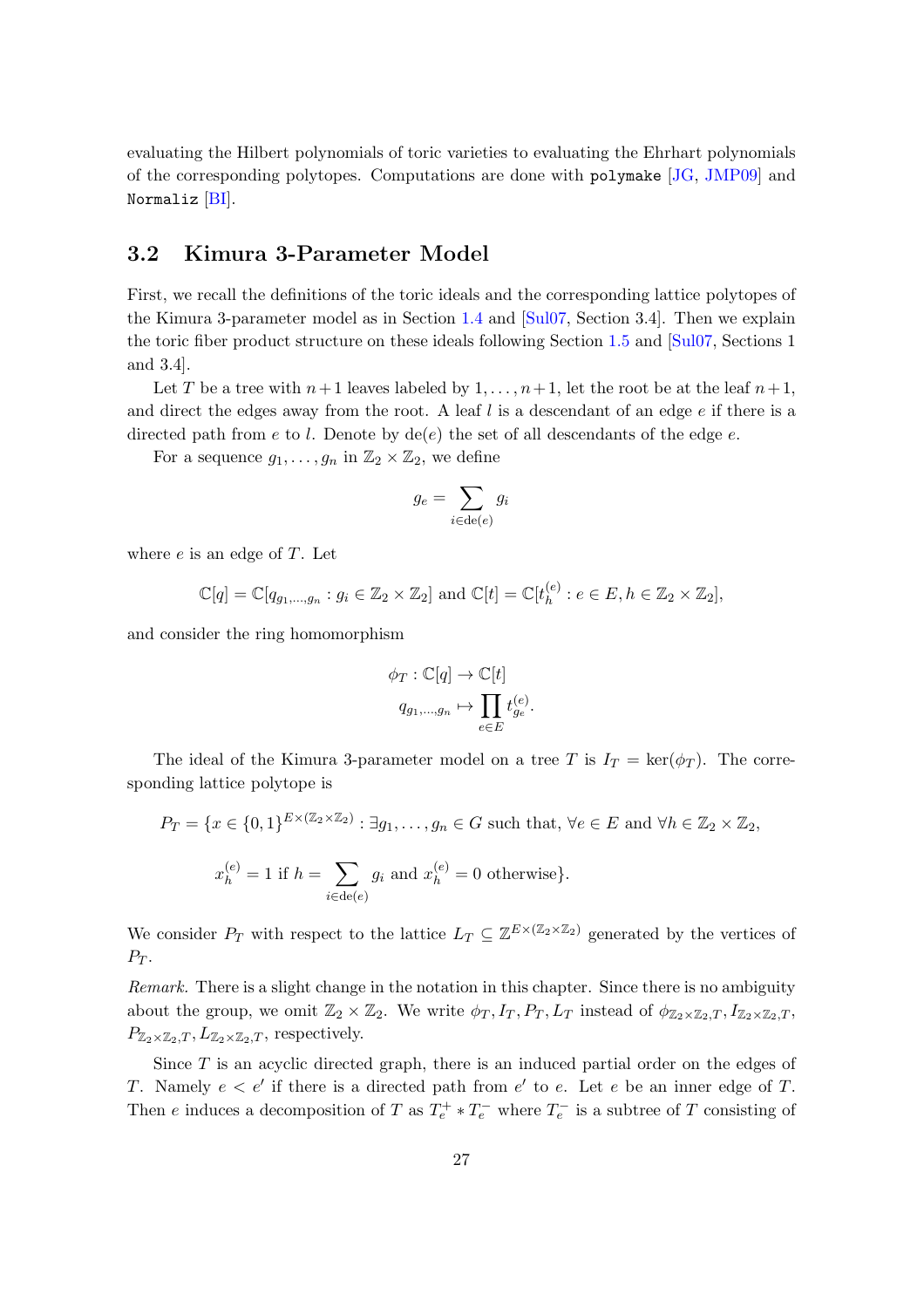evaluating the Hilbert polynomials of toric varieties to evaluating the Ehrhart polynomials of the corresponding polytopes. Computations are done with `polymake` [JG, JMP09] and `Normaliz` [BI].

## 3.2 Kimura 3-Parameter Model

First, we recall the definitions of the toric ideals and the corresponding lattice polytopes of the Kimura 3-parameter model as in Section 1.4 and [Sul07, Section 3.4]. Then we explain the toric fiber product structure on these ideals following Section 1.5 and [Sul07, Sections 1 and 3.4].

Let $T$ be a tree with $n+1$ leaves labeled by $1, \ldots, n+1$, let the root be at the leaf $n+1$, and direct the edges away from the root. A leaf $l$ is a descendant of an edge $e$ if there is a directed path from $e$ to $l$. Denote by $\mathrm{de}(e)$ the set of all descendants of the edge $e$.

For a sequence $g_1, \ldots, g_n$ in $\mathbb{Z}_2 \times \mathbb{Z}_2$, we define

$$g_e = \sum_{i \in \mathrm{de}(e)} g_i$$

where $e$ is an edge of $T$. Let

$$\mathbb{C}[q] = \mathbb{C}[q_{g_1,\ldots,g_n} : g_i \in \mathbb{Z}_2 \times \mathbb{Z}_2] \text{ and } \mathbb{C}[t] = \mathbb{C}[t_h^{(e)} : e \in E, h \in \mathbb{Z}_2 \times \mathbb{Z}_2],$$

and consider the ring homomorphism

$$\begin{aligned} \phi_T : \mathbb{C}[q] &\to \mathbb{C}[t] \\ q_{g_1,\ldots,g_n} &\mapsto \prod_{e \in E} t_{g_e}^{(e)}. \end{aligned}$$

The ideal of the Kimura 3-parameter model on a tree $T$ is $I_T = \ker(\phi_T)$. The corresponding lattice polytope is

$$P_T = \{x \in \{0,1\}^{E \times (\mathbb{Z}_2 \times \mathbb{Z}_2)} : \exists g_1, \ldots, g_n \in G \text{ such that, } \forall e \in E \text{ and } \forall h \in \mathbb{Z}_2 \times \mathbb{Z}_2,$$
$$x_h^{(e)} = 1 \text{ if } h = \sum_{i \in \mathrm{de}(e)} g_i \text{ and } x_h^{(e)} = 0 \text{ otherwise}\}.$$

We consider $P_T$ with respect to the lattice $L_T \subseteq \mathbb{Z}^{E \times (\mathbb{Z}_2 \times \mathbb{Z}_2)}$ generated by the vertices of $P_T$.

*Remark.* There is a slight change in the notation in this chapter. Since there is no ambiguity about the group, we omit $\mathbb{Z}_2 \times \mathbb{Z}_2$. We write $\phi_T, I_T, P_T, L_T$ instead of $\phi_{\mathbb{Z}_2 \times \mathbb{Z}_2, T}, I_{\mathbb{Z}_2 \times \mathbb{Z}_2, T}$, $P_{\mathbb{Z}_2 \times \mathbb{Z}_2, T}, L_{\mathbb{Z}_2 \times \mathbb{Z}_2, T}$, respectively.

Since $T$ is an acyclic directed graph, there is an induced partial order on the edges of $T$. Namely $e < e'$ if there is a directed path from $e'$ to $e$. Let $e$ be an inner edge of $T$. Then $e$ induces a decomposition of $T$ as $T_e^+ * T_e^-$ where $T_e^-$ is a subtree of $T$ consisting of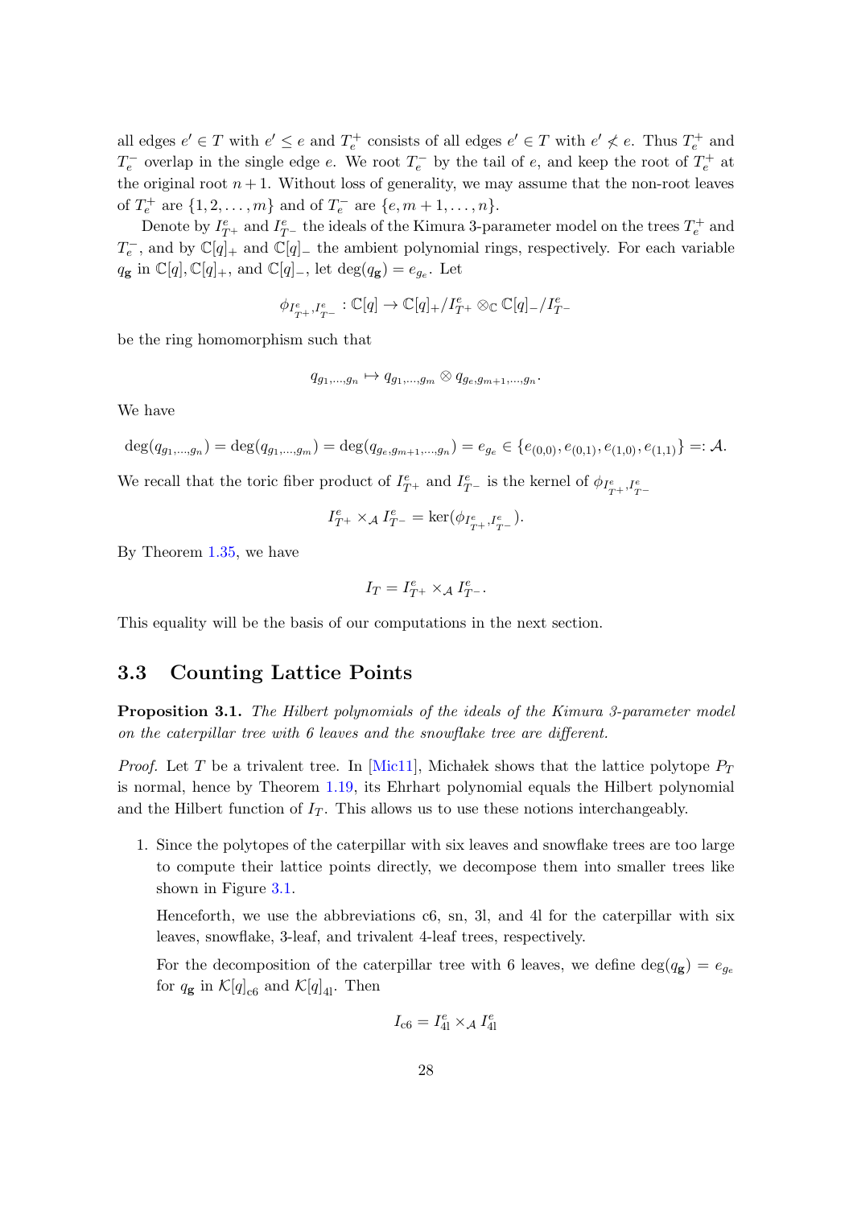all edges $e' \in T$ with $e' \leq e$ and $T_e^+$ consists of all edges $e' \in T$ with $e' \not< e$. Thus $T_e^+$ and $T_e^-$ overlap in the single edge $e$. We root $T_e^-$ by the tail of $e$, and keep the root of $T_e^+$ at the original root $n+1$. Without loss of generality, we may assume that the non-root leaves of $T_e^+$ are $\{1, 2, \ldots, m\}$ and of $T_e^-$ are $\{e, m+1, \ldots, n\}$.

Denote by $I_{T^+}^e$ and $I_{T^-}^e$ the ideals of the Kimura 3-parameter model on the trees $T_e^+$ and $T_e^-$, and by $\mathbb{C}[q]_+$ and $\mathbb{C}[q]_-$ the ambient polynomial rings, respectively. For each variable $q_{\mathbf{g}}$ in $\mathbb{C}[q], \mathbb{C}[q]_+$, and $\mathbb{C}[q]_-$, let $\deg(q_{\mathbf{g}}) = e_{g_e}$. Let

$$\phi_{I_{T^+}^e, I_{T^-}^e} : \mathbb{C}[q] \to \mathbb{C}[q]_+/I_{T^+}^e \otimes_{\mathbb{C}} \mathbb{C}[q]_-/I_{T^-}^e$$

be the ring homomorphism such that

$$q_{g_1,\ldots,g_n} \mapsto q_{g_1,\ldots,g_m} \otimes q_{g_e,g_{m+1},\ldots,g_n}.$$

We have

$$\deg(q_{g_1,\ldots,g_n}) = \deg(q_{g_1,\ldots,g_m}) = \deg(q_{g_e,g_{m+1},\ldots,g_n}) = e_{g_e} \in \{e_{(0,0)}, e_{(0,1)}, e_{(1,0)}, e_{(1,1)}\} =: \mathcal{A}.$$

We recall that the toric fiber product of $I_{T^+}^e$ and $I_{T^-}^e$ is the kernel of $\phi_{I_{T^+}^e, I_{T^-}^e}$

$$I_{T^+}^e \times_{\mathcal{A}} I_{T^-}^e = \ker(\phi_{I_{T^+}^e, I_{T^-}^e}).$$

By Theorem 1.35, we have

$$I_T = I_{T^+}^e \times_{\mathcal{A}} I_{T^-}^e.$$

This equality will be the basis of our computations in the next section.

## 3.3 Counting Lattice Points

**Proposition 3.1.** *The Hilbert polynomials of the ideals of the Kimura 3-parameter model on the caterpillar tree with 6 leaves and the snowflake tree are different.*

*Proof.* Let $T$ be a trivalent tree. In [Mic11], Michałek shows that the lattice polytope $P_T$ is normal, hence by Theorem 1.19, its Ehrhart polynomial equals the Hilbert polynomial and the Hilbert function of $I_T$. This allows us to use these notions interchangeably.

1. Since the polytopes of the caterpillar with six leaves and snowflake trees are too large to compute their lattice points directly, we decompose them into smaller trees like shown in Figure 3.1.

   Henceforth, we use the abbreviations c6, sn, 3l, and 4l for the caterpillar with six leaves, snowflake, 3-leaf, and trivalent 4-leaf trees, respectively.

   For the decomposition of the caterpillar tree with 6 leaves, we define $\deg(q_{\mathbf{g}}) = e_{g_e}$ for $q_{\mathbf{g}}$ in $\mathcal{K}[q]_{\text{c6}}$ and $\mathcal{K}[q]_{\text{4l}}$. Then

$$I_{\text{c6}} = I_{\text{4l}}^e \times_{\mathcal{A}} I_{\text{4l}}^e$$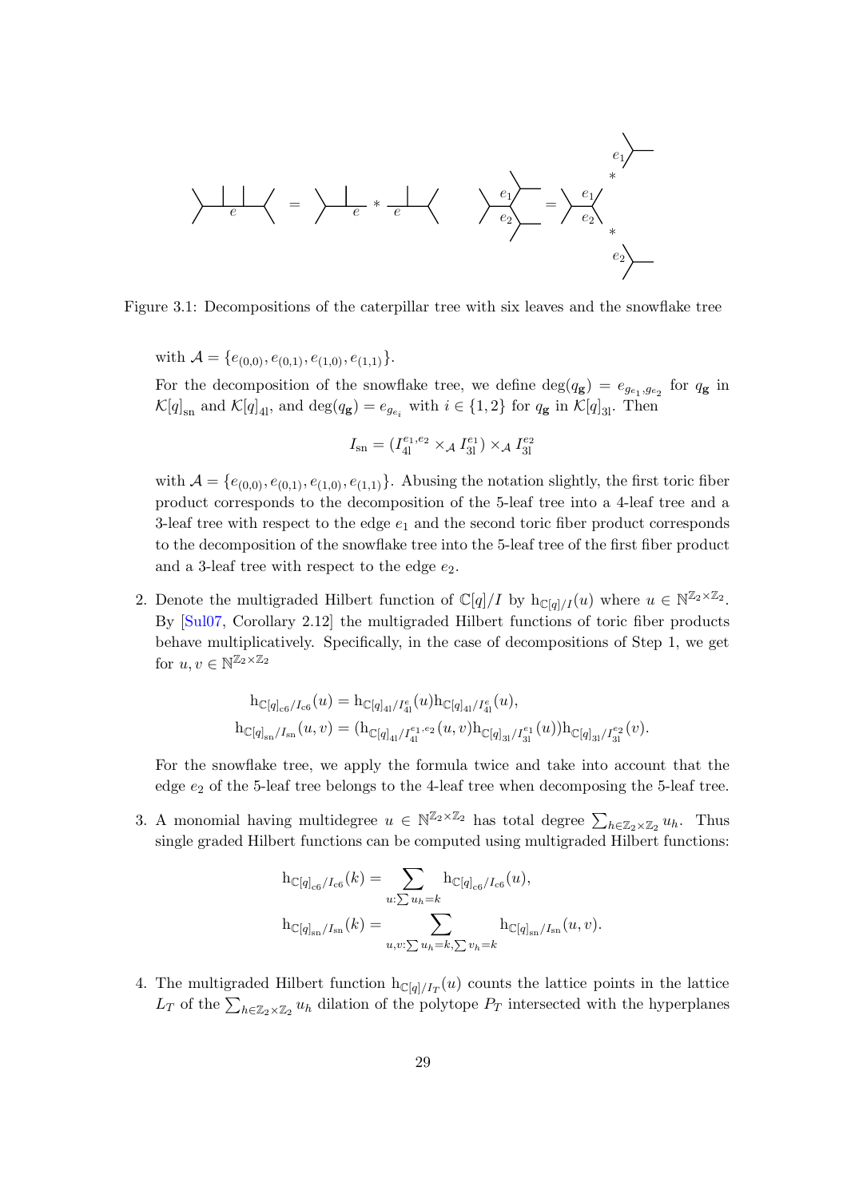Figure 3.1: Decompositions of the caterpillar tree with six leaves and the snowflake tree

with $\mathcal{A} = \{e_{(0,0)}, e_{(0,1)}, e_{(1,0)}, e_{(1,1)}\}$.

For the decomposition of the snowflake tree, we define $\deg(q_{\mathbf{g}}) = e_{g_{e_1}, g_{e_2}}$ for $q_{\mathbf{g}}$ in $\mathcal{K}[q]_{\mathrm{sn}}$ and $\mathcal{K}[q]_{4\mathrm{l}}$, and $\deg(q_{\mathbf{g}}) = e_{g_{e_i}}$ with $i \in \{1,2\}$ for $q_{\mathbf{g}}$ in $\mathcal{K}[q]_{3\mathrm{l}}$. Then

$$I_{\mathrm{sn}} = (I_{4\mathrm{l}}^{e_1,e_2} \times_{\mathcal{A}} I_{3\mathrm{l}}^{e_1}) \times_{\mathcal{A}} I_{3\mathrm{l}}^{e_2}$$

with $\mathcal{A} = \{e_{(0,0)}, e_{(0,1)}, e_{(1,0)}, e_{(1,1)}\}$. Abusing the notation slightly, the first toric fiber product corresponds to the decomposition of the 5-leaf tree into a 4-leaf tree and a 3-leaf tree with respect to the edge $e_1$ and the second toric fiber product corresponds to the decomposition of the snowflake tree into the 5-leaf tree of the first fiber product and a 3-leaf tree with respect to the edge $e_2$.

2. Denote the multigraded Hilbert function of $\mathbb{C}[q]/I$ by $\mathrm{h}_{\mathbb{C}[q]/I}(u)$ where $u \in \mathbb{N}^{\mathbb{Z}_2\times\mathbb{Z}_2}$. By [Sul07, Corollary 2.12] the multigraded Hilbert functions of toric fiber products behave multiplicatively. Specifically, in the case of decompositions of Step 1, we get for $u, v \in \mathbb{N}^{\mathbb{Z}_2\times\mathbb{Z}_2}$

$$\mathrm{h}_{\mathbb{C}[q]_{\mathrm{c6}}/I_{\mathrm{c6}}}(u) = \mathrm{h}_{\mathbb{C}[q]_{4\mathrm{l}}/I_{4\mathrm{l}}^{e}}(u)\mathrm{h}_{\mathbb{C}[q]_{4\mathrm{l}}/I_{4\mathrm{l}}^{e}}(u),$$
$$\mathrm{h}_{\mathbb{C}[q]_{\mathrm{sn}}/I_{\mathrm{sn}}}(u,v) = (\mathrm{h}_{\mathbb{C}[q]_{4\mathrm{l}}/I_{4\mathrm{l}}^{e_1,e_2}}(u,v)\mathrm{h}_{\mathbb{C}[q]_{3\mathrm{l}}/I_{3\mathrm{l}}^{e_1}}(u))\mathrm{h}_{\mathbb{C}[q]_{3\mathrm{l}}/I_{3\mathrm{l}}^{e_2}}(v).$$

For the snowflake tree, we apply the formula twice and take into account that the edge $e_2$ of the 5-leaf tree belongs to the 4-leaf tree when decomposing the 5-leaf tree.

3. A monomial having multidegree $u \in \mathbb{N}^{\mathbb{Z}_2\times\mathbb{Z}_2}$ has total degree $\sum_{h\in\mathbb{Z}_2\times\mathbb{Z}_2} u_h$. Thus single graded Hilbert functions can be computed using multigraded Hilbert functions:

$$\mathrm{h}_{\mathbb{C}[q]_{\mathrm{c6}}/I_{\mathrm{c6}}}(k) = \sum_{u:\sum u_h = k} \mathrm{h}_{\mathbb{C}[q]_{\mathrm{c6}}/I_{\mathrm{c6}}}(u),$$
$$\mathrm{h}_{\mathbb{C}[q]_{\mathrm{sn}}/I_{\mathrm{sn}}}(k) = \sum_{u,v:\sum u_h = k, \sum v_h = k} \mathrm{h}_{\mathbb{C}[q]_{\mathrm{sn}}/I_{\mathrm{sn}}}(u,v).$$

4. The multigraded Hilbert function $\mathrm{h}_{\mathbb{C}[q]/I_T}(u)$ counts the lattice points in the lattice $L_T$ of the $\sum_{h\in\mathbb{Z}_2\times\mathbb{Z}_2} u_h$ dilation of the polytope $P_T$ intersected with the hyperplanes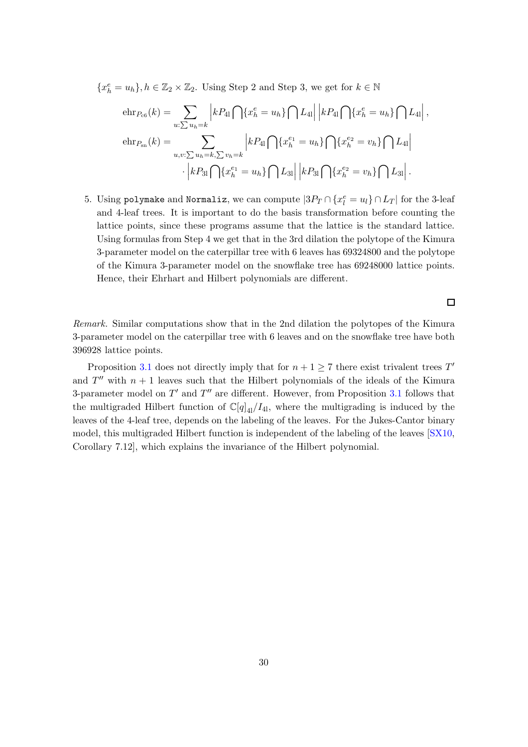$\{x_h^e = u_h\}, h \in \mathbb{Z}_2 \times \mathbb{Z}_2$. Using Step 2 and Step 3, we get for $k \in \mathbb{N}$

$$\mathrm{ehr}_{P_{c6}}(k) = \sum_{u: \sum u_h = k} \left| kP_{4l} \bigcap \{x_h^e = u_h\} \bigcap L_{4l} \right| \left| kP_{4l} \bigcap \{x_h^e = u_h\} \bigcap L_{4l} \right|,$$

$$\mathrm{ehr}_{P_{sn}}(k) = \sum_{u,v: \sum u_h = k, \sum v_h = k} \left| kP_{4l} \bigcap \{x_h^{e_1} = u_h\} \bigcap \{x_h^{e_2} = v_h\} \bigcap L_{4l} \right|$$
$$\cdot \left| kP_{3l} \bigcap \{x_h^{e_1} = u_h\} \bigcap L_{3l} \right| \left| kP_{3l} \bigcap \{x_h^{e_2} = v_h\} \bigcap L_{3l} \right|.$$

5. Using `polymake` and `Normaliz`, we can compute $|3P_T \cap \{x_l^e = u_l\} \cap L_T|$ for the 3-leaf and 4-leaf trees. It is important to do the basis transformation before counting the lattice points, since these programs assume that the lattice is the standard lattice. Using formulas from Step 4 we get that in the 3rd dilation the polytope of the Kimura 3-parameter model on the caterpillar tree with 6 leaves has 69324800 and the polytope of the Kimura 3-parameter model on the snowflake tree has 69248000 lattice points. Hence, their Ehrhart and Hilbert polynomials are different.

□

*Remark.* Similar computations show that in the 2nd dilation the polytopes of the Kimura 3-parameter model on the caterpillar tree with 6 leaves and on the snowflake tree have both 396928 lattice points.

Proposition 3.1 does not directly imply that for $n+1 \geq 7$ there exist trivalent trees $T'$ and $T''$ with $n+1$ leaves such that the Hilbert polynomials of the ideals of the Kimura 3-parameter model on $T'$ and $T''$ are different. However, from Proposition 3.1 follows that the multigraded Hilbert function of $\mathbb{C}[q]_{4l}/I_{4l}$, where the multigrading is induced by the leaves of the 4-leaf tree, depends on the labeling of the leaves. For the Jukes-Cantor binary model, this multigraded Hilbert function is independent of the labeling of the leaves [SX10, Corollary 7.12], which explains the invariance of the Hilbert polynomial.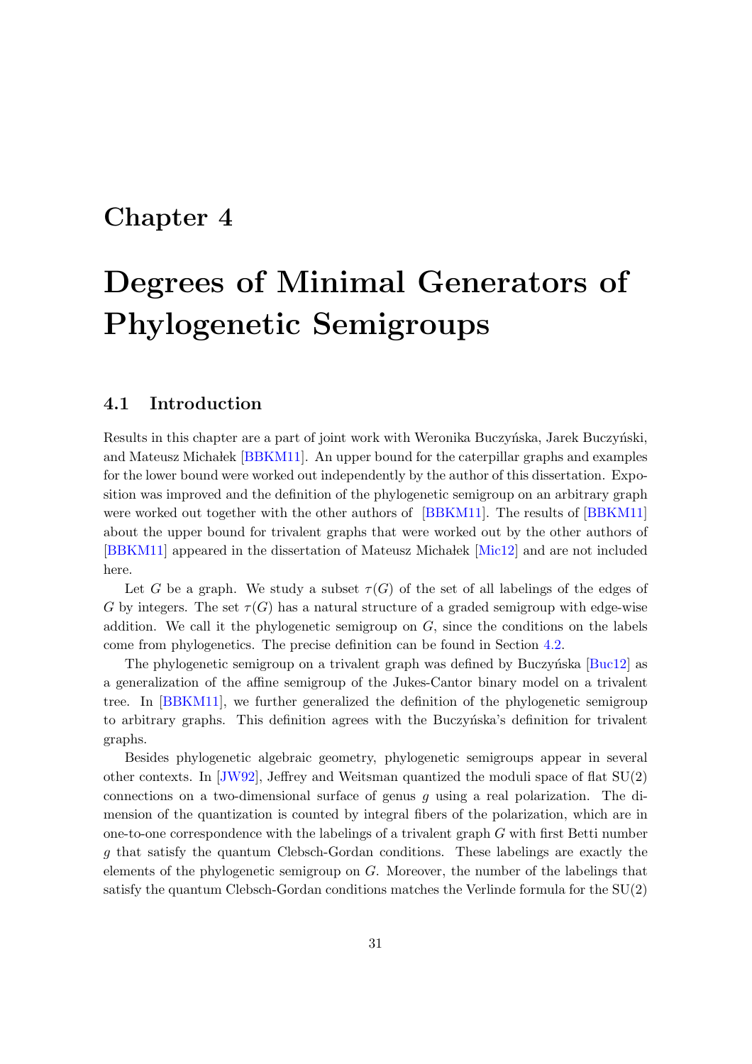# Chapter 4

# Degrees of Minimal Generators of Phylogenetic Semigroups

## 4.1 Introduction

Results in this chapter are a part of joint work with Weronika Buczyńska, Jarek Buczyński, and Mateusz Michałek [BBKM11]. An upper bound for the caterpillar graphs and examples for the lower bound were worked out independently by the author of this dissertation. Exposition was improved and the definition of the phylogenetic semigroup on an arbitrary graph were worked out together with the other authors of [BBKM11]. The results of [BBKM11] about the upper bound for trivalent graphs that were worked out by the other authors of [BBKM11] appeared in the dissertation of Mateusz Michałek [Mic12] and are not included here.

Let $G$ be a graph. We study a subset $\tau(G)$ of the set of all labelings of the edges of $G$ by integers. The set $\tau(G)$ has a natural structure of a graded semigroup with edge-wise addition. We call it the phylogenetic semigroup on $G$, since the conditions on the labels come from phylogenetics. The precise definition can be found in Section 4.2.

The phylogenetic semigroup on a trivalent graph was defined by Buczyńska [Buc12] as a generalization of the affine semigroup of the Jukes-Cantor binary model on a trivalent tree. In [BBKM11], we further generalized the definition of the phylogenetic semigroup to arbitrary graphs. This definition agrees with the Buczyńska's definition for trivalent graphs.

Besides phylogenetic algebraic geometry, phylogenetic semigroups appear in several other contexts. In [JW92], Jeffrey and Weitsman quantized the moduli space of flat SU(2) connections on a two-dimensional surface of genus $g$ using a real polarization. The dimension of the quantization is counted by integral fibers of the polarization, which are in one-to-one correspondence with the labelings of a trivalent graph $G$ with first Betti number $g$ that satisfy the quantum Clebsch-Gordan conditions. These labelings are exactly the elements of the phylogenetic semigroup on $G$. Moreover, the number of the labelings that satisfy the quantum Clebsch-Gordan conditions matches the Verlinde formula for the SU(2)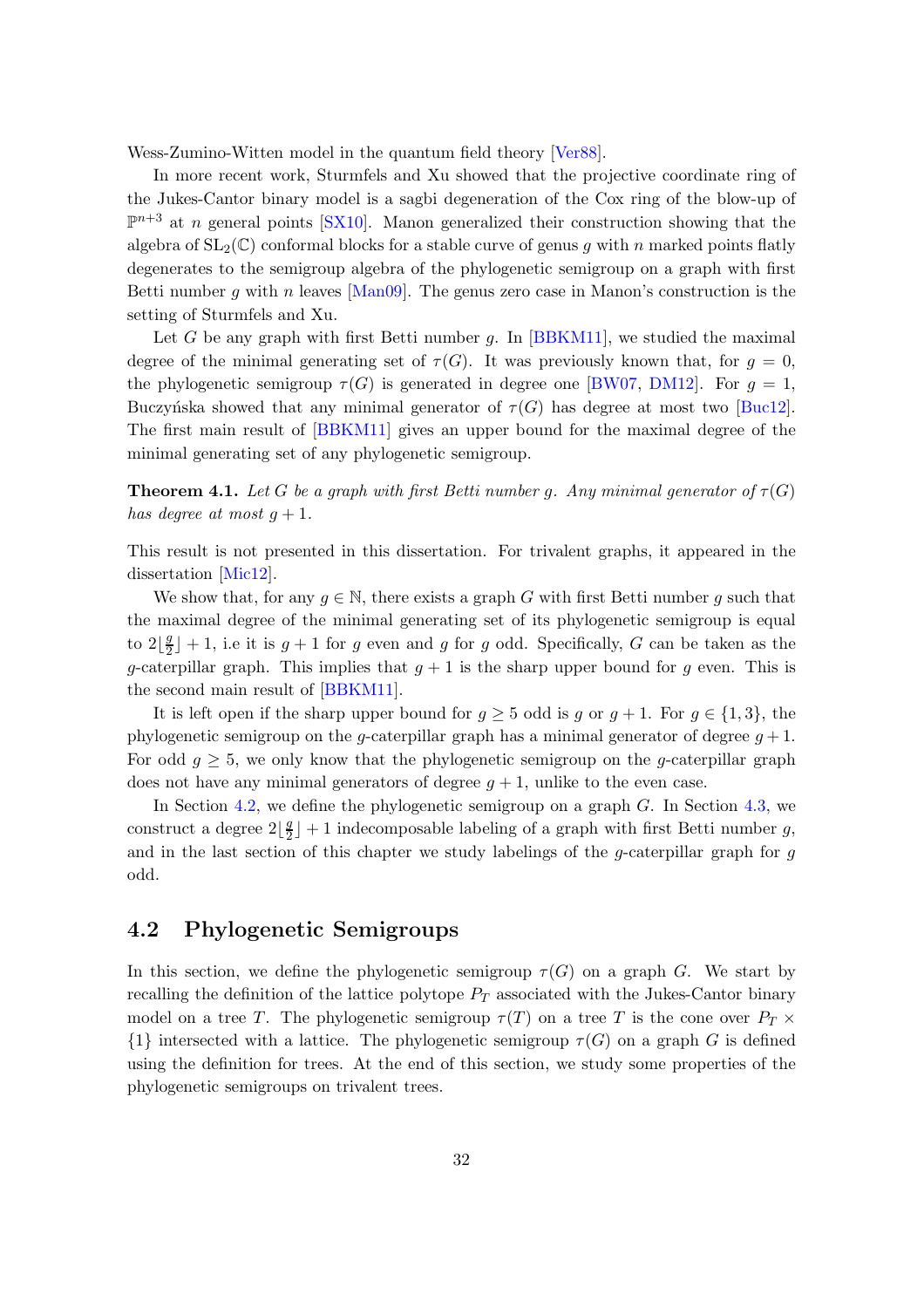Wess-Zumino-Witten model in the quantum field theory [Ver88].

In more recent work, Sturmfels and Xu showed that the projective coordinate ring of the Jukes-Cantor binary model is a sagbi degeneration of the Cox ring of the blow-up of $\mathbb{P}^{n+3}$ at $n$ general points [SX10]. Manon generalized their construction showing that the algebra of $\mathrm{SL}_2(\mathbb{C})$ conformal blocks for a stable curve of genus $g$ with $n$ marked points flatly degenerates to the semigroup algebra of the phylogenetic semigroup on a graph with first Betti number $g$ with $n$ leaves [Man09]. The genus zero case in Manon's construction is the setting of Sturmfels and Xu.

Let $G$ be any graph with first Betti number $g$. In [BBKM11], we studied the maximal degree of the minimal generating set of $\tau(G)$. It was previously known that, for $g = 0$, the phylogenetic semigroup $\tau(G)$ is generated in degree one [BW07, DM12]. For $g = 1$, Buczyńska showed that any minimal generator of $\tau(G)$ has degree at most two [Buc12]. The first main result of [BBKM11] gives an upper bound for the maximal degree of the minimal generating set of any phylogenetic semigroup.

**Theorem 4.1.** *Let $G$ be a graph with first Betti number $g$. Any minimal generator of $\tau(G)$ has degree at most $g + 1$.*

This result is not presented in this dissertation. For trivalent graphs, it appeared in the dissertation [Mic12].

We show that, for any $g \in \mathbb{N}$, there exists a graph $G$ with first Betti number $g$ such that the maximal degree of the minimal generating set of its phylogenetic semigroup is equal to $2\lfloor \frac{g}{2} \rfloor + 1$, i.e it is $g + 1$ for $g$ even and $g$ for $g$ odd. Specifically, $G$ can be taken as the $g$-caterpillar graph. This implies that $g + 1$ is the sharp upper bound for $g$ even. This is the second main result of [BBKM11].

It is left open if the sharp upper bound for $g \geq 5$ odd is $g$ or $g + 1$. For $g \in \{1, 3\}$, the phylogenetic semigroup on the $g$-caterpillar graph has a minimal generator of degree $g + 1$. For odd $g \geq 5$, we only know that the phylogenetic semigroup on the $g$-caterpillar graph does not have any minimal generators of degree $g + 1$, unlike to the even case.

In Section 4.2, we define the phylogenetic semigroup on a graph $G$. In Section 4.3, we construct a degree $2\lfloor \frac{g}{2} \rfloor + 1$ indecomposable labeling of a graph with first Betti number $g$, and in the last section of this chapter we study labelings of the $g$-caterpillar graph for $g$ odd.

## 4.2 Phylogenetic Semigroups

In this section, we define the phylogenetic semigroup $\tau(G)$ on a graph $G$. We start by recalling the definition of the lattice polytope $P_T$ associated with the Jukes-Cantor binary model on a tree $T$. The phylogenetic semigroup $\tau(T)$ on a tree $T$ is the cone over $P_T \times \{1\}$ intersected with a lattice. The phylogenetic semigroup $\tau(G)$ on a graph $G$ is defined using the definition for trees. At the end of this section, we study some properties of the phylogenetic semigroups on trivalent trees.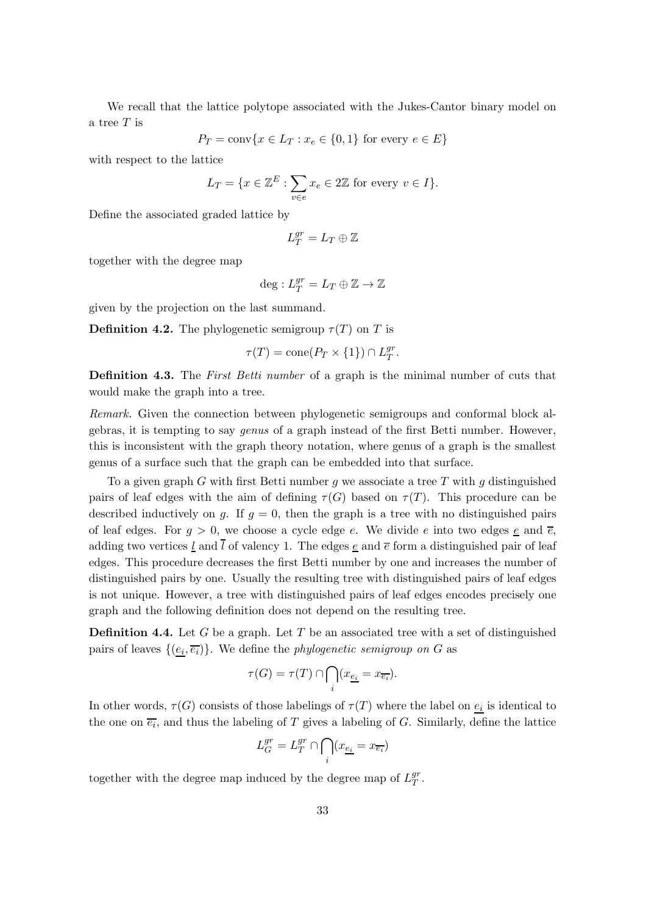We recall that the lattice polytope associated with the Jukes-Cantor binary model on a tree $T$ is

$$P_T = \operatorname{conv}\{x \in L_T : x_e \in \{0,1\} \text{ for every } e \in E\}$$

with respect to the lattice

$$L_T = \{x \in \mathbb{Z}^E : \sum_{v \in e} x_e \in 2\mathbb{Z} \text{ for every } v \in I\}.$$

Define the associated graded lattice by

$$L_T^{gr} = L_T \oplus \mathbb{Z}$$

together with the degree map

$$\deg : L_T^{gr} = L_T \oplus \mathbb{Z} \to \mathbb{Z}$$

given by the projection on the last summand.

**Definition 4.2.** The phylogenetic semigroup $\tau(T)$ on $T$ is

$$\tau(T) = \operatorname{cone}(P_T \times \{1\}) \cap L_T^{gr}.$$

**Definition 4.3.** The *First Betti number* of a graph is the minimal number of cuts that would make the graph into a tree.

*Remark.* Given the connection between phylogenetic semigroups and conformal block algebras, it is tempting to say *genus* of a graph instead of the first Betti number. However, this is inconsistent with the graph theory notation, where genus of a graph is the smallest genus of a surface such that the graph can be embedded into that surface.

To a given graph $G$ with first Betti number $g$ we associate a tree $T$ with $g$ distinguished pairs of leaf edges with the aim of defining $\tau(G)$ based on $\tau(T)$. This procedure can be described inductively on $g$. If $g = 0$, then the graph is a tree with no distinguished pairs of leaf edges. For $g > 0$, we choose a cycle edge $e$. We divide $e$ into two edges $\underline{e}$ and $\overline{e}$, adding two vertices $\underline{l}$ and $\overline{l}$ of valency 1. The edges $\underline{e}$ and $\overline{e}$ form a distinguished pair of leaf edges. This procedure decreases the first Betti number by one and increases the number of distinguished pairs by one. Usually the resulting tree with distinguished pairs of leaf edges is not unique. However, a tree with distinguished pairs of leaf edges encodes precisely one graph and the following definition does not depend on the resulting tree.

**Definition 4.4.** Let $G$ be a graph. Let $T$ be an associated tree with a set of distinguished pairs of leaves $\{(\underline{e_i}, \overline{e_i})\}$. We define the *phylogenetic semigroup on* $G$ as

$$\tau(G) = \tau(T) \cap \bigcap_i (x_{\underline{e_i}} = x_{\overline{e_i}}).$$

In other words, $\tau(G)$ consists of those labelings of $\tau(T)$ where the label on $\underline{e_i}$ is identical to the one on $\overline{e_i}$, and thus the labeling of $T$ gives a labeling of $G$. Similarly, define the lattice

$$L_G^{gr} = L_T^{gr} \cap \bigcap_i (x_{\underline{e_i}} = x_{\overline{e_i}})$$

together with the degree map induced by the degree map of $L_T^{gr}$.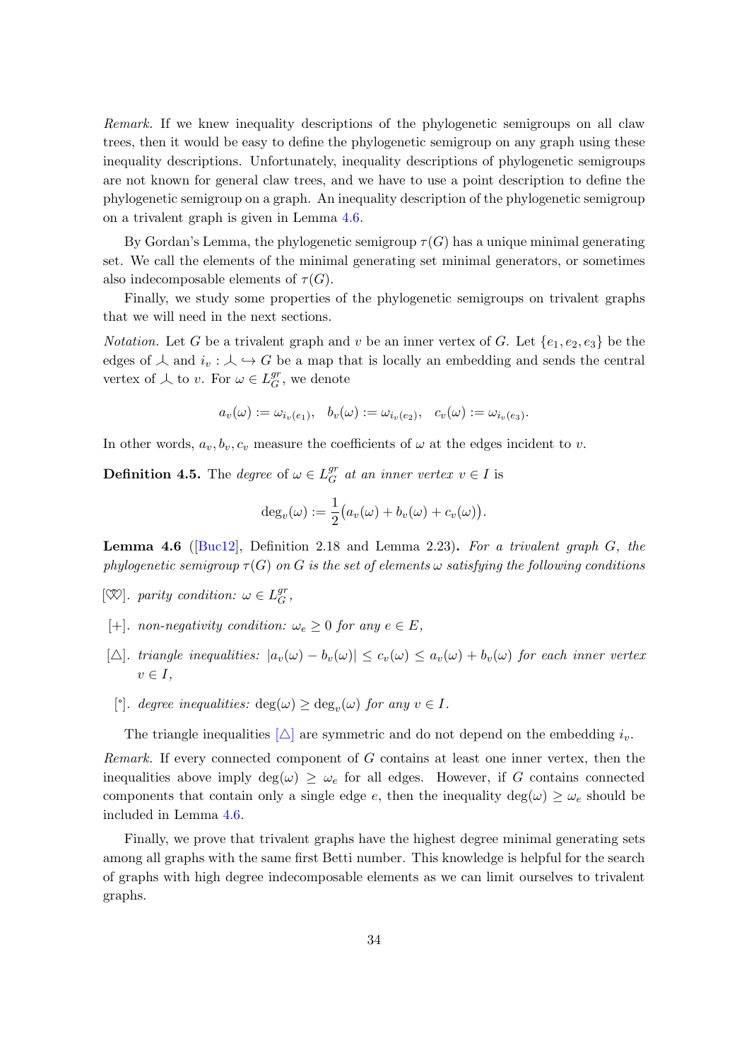*Remark.* If we knew inequality descriptions of the phylogenetic semigroups on all claw trees, then it would be easy to define the phylogenetic semigroup on any graph using these inequality descriptions. Unfortunately, inequality descriptions of phylogenetic semigroups are not known for general claw trees, and we have to use a point description to define the phylogenetic semigroup on a graph. An inequality description of the phylogenetic semigroup on a trivalent graph is given in Lemma 4.6.

By Gordan's Lemma, the phylogenetic semigroup $\tau(G)$ has a unique minimal generating set. We call the elements of the minimal generating set minimal generators, or sometimes also indecomposable elements of $\tau(G)$.

Finally, we study some properties of the phylogenetic semigroups on trivalent graphs that we will need in the next sections.

*Notation.* Let $G$ be a trivalent graph and $v$ be an inner vertex of $G$. Let $\{e_1, e_2, e_3\}$ be the edges of $\curlywedge$ and $i_v : \curlywedge \hookrightarrow G$ be a map that is locally an embedding and sends the central vertex of $\curlywedge$ to $v$. For $\omega \in L_G^{gr}$, we denote

$$a_v(\omega) := \omega_{i_v(e_1)}, \quad b_v(\omega) := \omega_{i_v(e_2)}, \quad c_v(\omega) := \omega_{i_v(e_3)}.$$

In other words, $a_v, b_v, c_v$ measure the coefficients of $\omega$ at the edges incident to $v$.

**Definition 4.5.** The *degree* of $\omega \in L_G^{gr}$ *at an inner vertex* $v \in I$ is

$$\deg_v(\omega) := \frac{1}{2}\big(a_v(\omega) + b_v(\omega) + c_v(\omega)\big).$$

**Lemma 4.6** ([Buc12], Definition 2.18 and Lemma 2.23)**.** *For a trivalent graph $G$, the phylogenetic semigroup $\tau(G)$ on $G$ is the set of elements $\omega$ satisfying the following conditions*

- [♡]. *parity condition:* $\omega \in L_G^{gr}$,
- [+]. *non-negativity condition:* $\omega_e \geq 0$ *for any* $e \in E$,
- [△]. *triangle inequalities:* $|a_v(\omega) - b_v(\omega)| \leq c_v(\omega) \leq a_v(\omega) + b_v(\omega)$ *for each inner vertex* $v \in I$,
- [◦]. *degree inequalities:* $\deg(\omega) \geq \deg_v(\omega)$ *for any* $v \in I$.

The triangle inequalities [△] are symmetric and do not depend on the embedding $i_v$.

*Remark.* If every connected component of $G$ contains at least one inner vertex, then the inequalities above imply $\deg(\omega) \geq \omega_e$ for all edges. However, if $G$ contains connected components that contain only a single edge $e$, then the inequality $\deg(\omega) \geq \omega_e$ should be included in Lemma 4.6.

Finally, we prove that trivalent graphs have the highest degree minimal generating sets among all graphs with the same first Betti number. This knowledge is helpful for the search of graphs with high degree indecomposable elements as we can limit ourselves to trivalent graphs.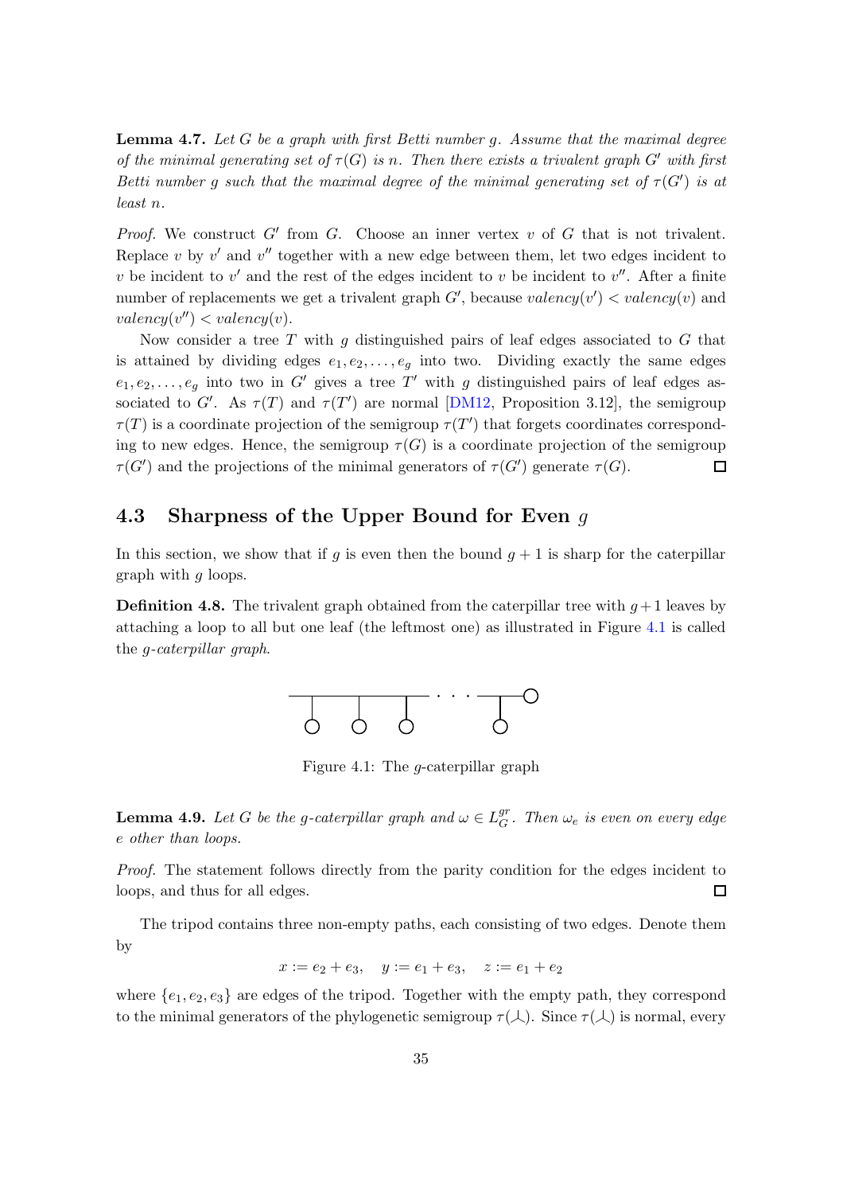**Lemma 4.7.** *Let $G$ be a graph with first Betti number $g$. Assume that the maximal degree of the minimal generating set of $\tau(G)$ is $n$. Then there exists a trivalent graph $G'$ with first Betti number $g$ such that the maximal degree of the minimal generating set of $\tau(G')$ is at least $n$.*

*Proof.* We construct $G'$ from $G$. Choose an inner vertex $v$ of $G$ that is not trivalent. Replace $v$ by $v'$ and $v''$ together with a new edge between them, let two edges incident to $v$ be incident to $v'$ and the rest of the edges incident to $v$ be incident to $v''$. After a finite number of replacements we get a trivalent graph $G'$, because $valency(v') < valency(v)$ and $valency(v'') < valency(v)$.

Now consider a tree $T$ with $g$ distinguished pairs of leaf edges associated to $G$ that is attained by dividing edges $e_1, e_2, \ldots, e_g$ into two. Dividing exactly the same edges $e_1, e_2, \ldots, e_g$ into two in $G'$ gives a tree $T'$ with $g$ distinguished pairs of leaf edges associated to $G'$. As $\tau(T)$ and $\tau(T')$ are normal [DM12, Proposition 3.12], the semigroup $\tau(T)$ is a coordinate projection of the semigroup $\tau(T')$ that forgets coordinates corresponding to new edges. Hence, the semigroup $\tau(G)$ is a coordinate projection of the semigroup $\tau(G')$ and the projections of the minimal generators of $\tau(G')$ generate $\tau(G)$. □

## 4.3 Sharpness of the Upper Bound for Even $g$

In this section, we show that if $g$ is even then the bound $g + 1$ is sharp for the caterpillar graph with $g$ loops.

**Definition 4.8.** The trivalent graph obtained from the caterpillar tree with $g+1$ leaves by attaching a loop to all but one leaf (the leftmost one) as illustrated in Figure 4.1 is called the *$g$-caterpillar graph*.

Figure 4.1: The $g$-caterpillar graph

**Lemma 4.9.** *Let $G$ be the $g$-caterpillar graph and $\omega \in L_G^{gr}$. Then $\omega_e$ is even on every edge $e$ other than loops.*

*Proof.* The statement follows directly from the parity condition for the edges incident to loops, and thus for all edges. □

The tripod contains three non-empty paths, each consisting of two edges. Denote them by

$$x := e_2 + e_3, \quad y := e_1 + e_3, \quad z := e_1 + e_2$$

where $\{e_1, e_2, e_3\}$ are edges of the tripod. Together with the empty path, they correspond to the minimal generators of the phylogenetic semigroup $\tau(\perp)$. Since $\tau(\perp)$ is normal, every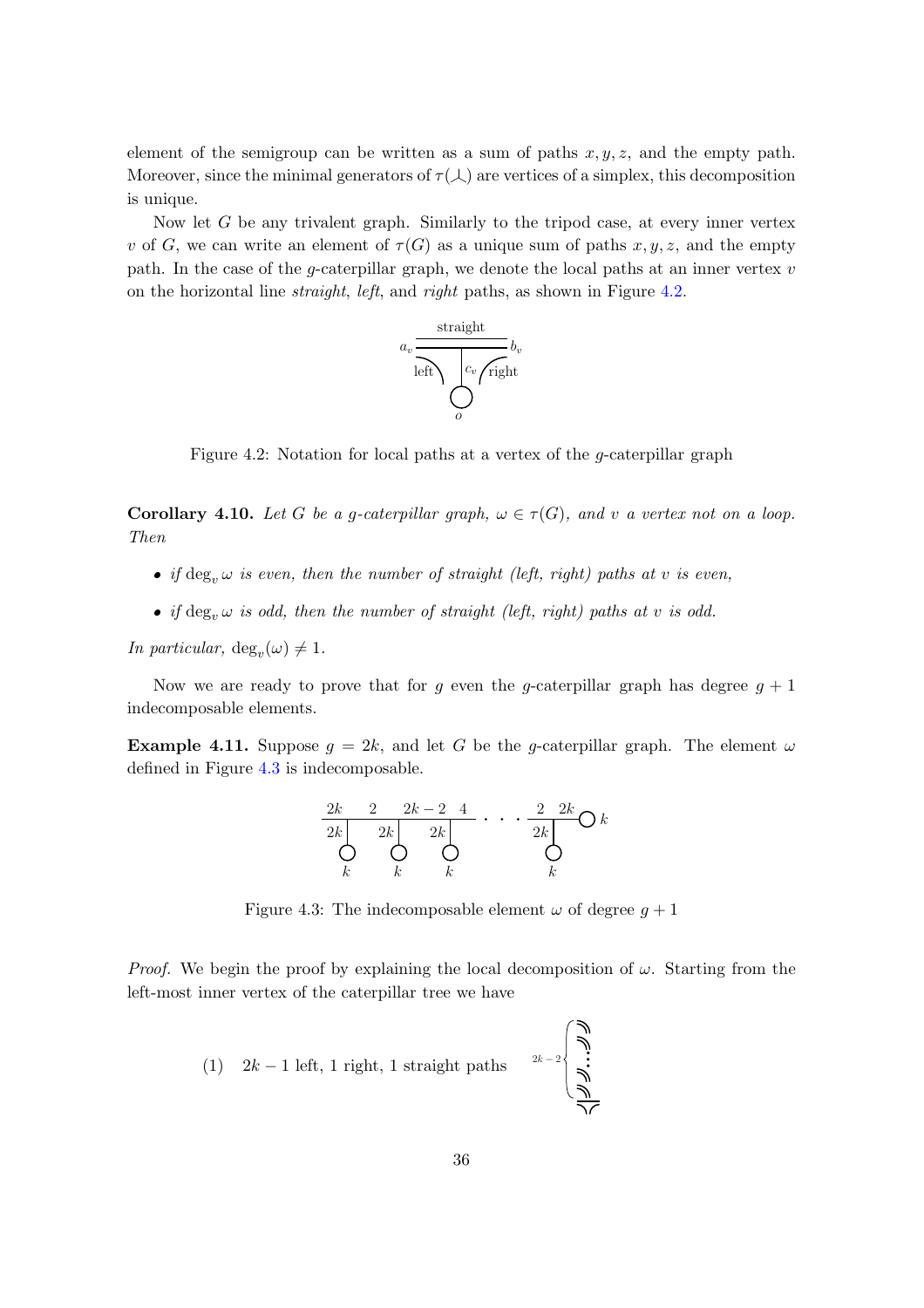element of the semigroup can be written as a sum of paths $x, y, z$, and the empty path. Moreover, since the minimal generators of $\tau(\perp)$ are vertices of a simplex, this decomposition is unique.

Now let $G$ be any trivalent graph. Similarly to the tripod case, at every inner vertex $v$ of $G$, we can write an element of $\tau(G)$ as a unique sum of paths $x, y, z$, and the empty path. In the case of the $g$-caterpillar graph, we denote the local paths at an inner vertex $v$ on the horizontal line *straight*, *left*, and *right* paths, as shown in Figure 4.2.

Figure 4.2: Notation for local paths at a vertex of the $g$-caterpillar graph

**Corollary 4.10.** *Let $G$ be a $g$-caterpillar graph, $\omega \in \tau(G)$, and $v$ a vertex not on a loop. Then*

- *if $\deg_v \omega$ is even, then the number of straight (left, right) paths at $v$ is even,*
- *if $\deg_v \omega$ is odd, then the number of straight (left, right) paths at $v$ is odd.*

*In particular, $\deg_v(\omega) \neq 1$.*

Now we are ready to prove that for $g$ even the $g$-caterpillar graph has degree $g+1$ indecomposable elements.

**Example 4.11.** Suppose $g = 2k$, and let $G$ be the $g$-caterpillar graph. The element $\omega$ defined in Figure 4.3 is indecomposable.

Figure 4.3: The indecomposable element $\omega$ of degree $g+1$

*Proof.* We begin the proof by explaining the local decomposition of $\omega$. Starting from the left-most inner vertex of the caterpillar tree we have

(1) $2k-1$ left, 1 right, 1 straight paths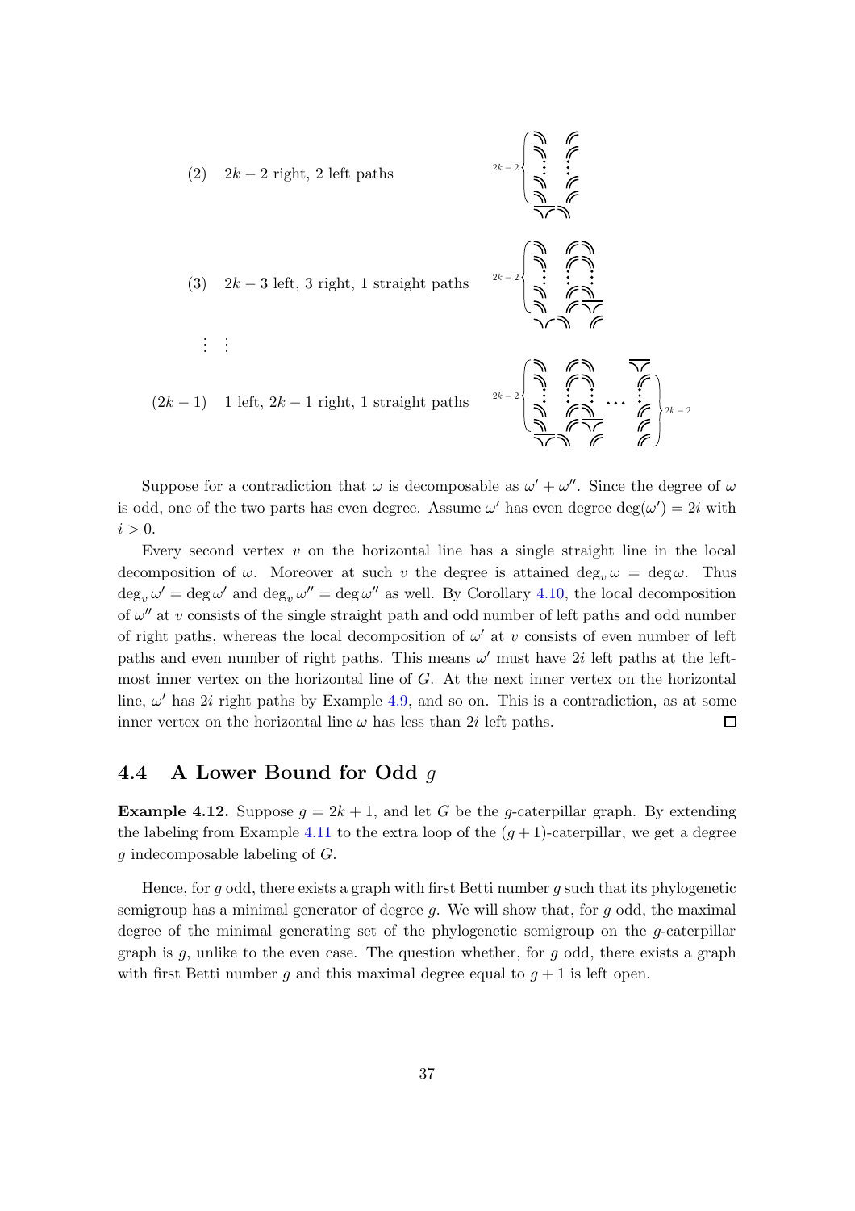(2) $2k-2$ right, 2 left paths

(3) $2k-3$ left, 3 right, 1 straight paths

⋮ ⋮

$(2k-1)$ 1 left, $2k-1$ right, 1 straight paths

Suppose for a contradiction that $\omega$ is decomposable as $\omega' + \omega''$. Since the degree of $\omega$ is odd, one of the two parts has even degree. Assume $\omega'$ has even degree $\deg(\omega') = 2i$ with $i > 0$.

Every second vertex $v$ on the horizontal line has a single straight line in the local decomposition of $\omega$. Moreover at such $v$ the degree is attained $\deg_v \omega = \deg \omega$. Thus $\deg_v \omega' = \deg \omega'$ and $\deg_v \omega'' = \deg \omega''$ as well. By Corollary 4.10, the local decomposition of $\omega''$ at $v$ consists of the single straight path and odd number of left paths and odd number of right paths, whereas the local decomposition of $\omega'$ at $v$ consists of even number of left paths and even number of right paths. This means $\omega'$ must have $2i$ left paths at the left-most inner vertex on the horizontal line of $G$. At the next inner vertex on the horizontal line, $\omega'$ has $2i$ right paths by Example 4.9, and so on. This is a contradiction, as at some inner vertex on the horizontal line $\omega$ has less than $2i$ left paths. □

## 4.4 A Lower Bound for Odd $g$

**Example 4.12.** Suppose $g = 2k+1$, and let $G$ be the $g$-caterpillar graph. By extending the labeling from Example 4.11 to the extra loop of the $(g+1)$-caterpillar, we get a degree $g$ indecomposable labeling of $G$.

Hence, for $g$ odd, there exists a graph with first Betti number $g$ such that its phylogenetic semigroup has a minimal generator of degree $g$. We will show that, for $g$ odd, the maximal degree of the minimal generating set of the phylogenetic semigroup on the $g$-caterpillar graph is $g$, unlike to the even case. The question whether, for $g$ odd, there exists a graph with first Betti number $g$ and this maximal degree equal to $g+1$ is left open.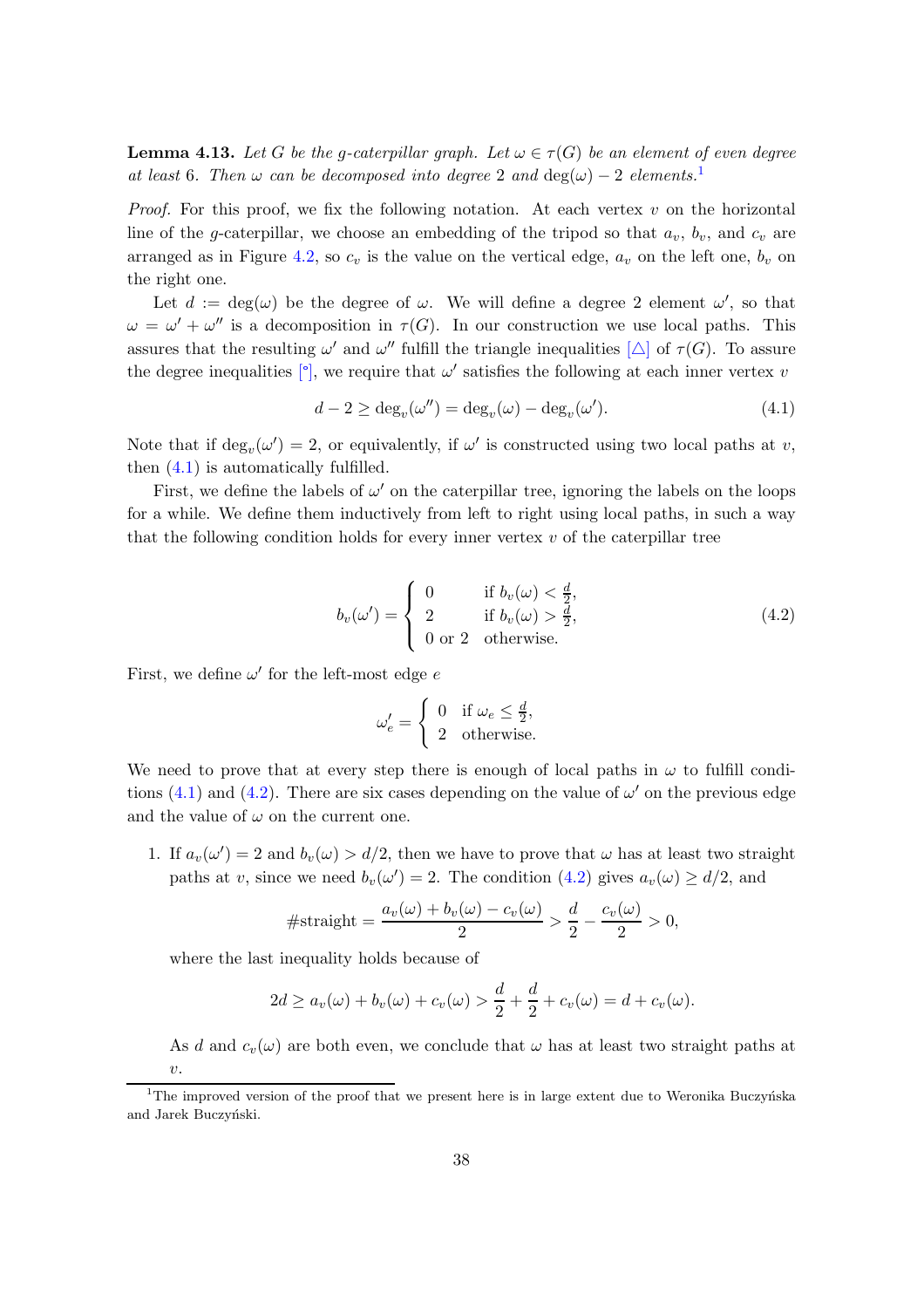**Lemma 4.13.** *Let $G$ be the $g$-caterpillar graph. Let $\omega \in \tau(G)$ be an element of even degree at least 6. Then $\omega$ can be decomposed into degree 2 and $\deg(\omega) - 2$ elements.*[1]

*Proof.* For this proof, we fix the following notation. At each vertex $v$ on the horizontal line of the $g$-caterpillar, we choose an embedding of the tripod so that $a_v$, $b_v$, and $c_v$ are arranged as in Figure 4.2, so $c_v$ is the value on the vertical edge, $a_v$ on the left one, $b_v$ on the right one.

Let $d := \deg(\omega)$ be the degree of $\omega$. We will define a degree 2 element $\omega'$, so that $\omega = \omega' + \omega''$ is a decomposition in $\tau(G)$. In our construction we use local paths. This assures that the resulting $\omega'$ and $\omega''$ fulfill the triangle inequalities [△] of $\tau(G)$. To assure the degree inequalities [°], we require that $\omega'$ satisfies the following at each inner vertex $v$

$$d - 2 \geq \deg_v(\omega'') = \deg_v(\omega) - \deg_v(\omega'). \tag{4.1}$$

Note that if $\deg_v(\omega') = 2$, or equivalently, if $\omega'$ is constructed using two local paths at $v$, then (4.1) is automatically fulfilled.

First, we define the labels of $\omega'$ on the caterpillar tree, ignoring the labels on the loops for a while. We define them inductively from left to right using local paths, in such a way that the following condition holds for every inner vertex $v$ of the caterpillar tree

$$b_v(\omega') = \begin{cases} 0 & \text{if } b_v(\omega) < \frac{d}{2}, \\ 2 & \text{if } b_v(\omega) > \frac{d}{2}, \\ 0 \text{ or } 2 & \text{otherwise.} \end{cases} \tag{4.2}$$

First, we define $\omega'$ for the left-most edge $e$

$$\omega'_e = \begin{cases} 0 & \text{if } \omega_e \leq \frac{d}{2}, \\ 2 & \text{otherwise.} \end{cases}$$

We need to prove that at every step there is enough of local paths in $\omega$ to fulfill conditions (4.1) and (4.2). There are six cases depending on the value of $\omega'$ on the previous edge and the value of $\omega$ on the current one.

1. If $a_v(\omega') = 2$ and $b_v(\omega) > d/2$, then we have to prove that $\omega$ has at least two straight paths at $v$, since we need $b_v(\omega') = 2$. The condition (4.2) gives $a_v(\omega) \geq d/2$, and

$$\#\text{straight} = \frac{a_v(\omega) + b_v(\omega) - c_v(\omega)}{2} > \frac{d}{2} - \frac{c_v(\omega)}{2} > 0,$$

where the last inequality holds because of

$$2d \geq a_v(\omega) + b_v(\omega) + c_v(\omega) > \frac{d}{2} + \frac{d}{2} + c_v(\omega) = d + c_v(\omega).$$

As $d$ and $c_v(\omega)$ are both even, we conclude that $\omega$ has at least two straight paths at $v$.

[1] The improved version of the proof that we present here is in large extent due to Weronika Buczyńska and Jarek Buczyński.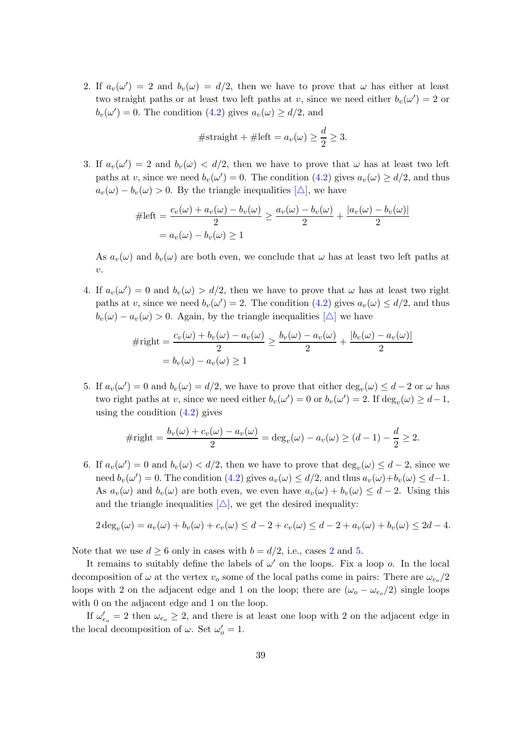2. If $a_v(\omega') = 2$ and $b_v(\omega) = d/2$, then we have to prove that $\omega$ has either at least two straight paths or at least two left paths at $v$, since we need either $b_v(\omega') = 2$ or $b_v(\omega') = 0$. The condition (4.2) gives $a_v(\omega) \geq d/2$, and

$$\#\text{straight} + \#\text{left} = a_v(\omega) \geq \frac{d}{2} \geq 3.$$

3. If $a_v(\omega') = 2$ and $b_v(\omega) < d/2$, then we have to prove that $\omega$ has at least two left paths at $v$, since we need $b_v(\omega') = 0$. The condition (4.2) gives $a_v(\omega) \geq d/2$, and thus $a_v(\omega) - b_v(\omega) > 0$. By the triangle inequalities [△], we have

$$\begin{aligned}\#\text{left} &= \frac{c_v(\omega) + a_v(\omega) - b_v(\omega)}{2} \geq \frac{a_v(\omega) - b_v(\omega)}{2} + \frac{|a_v(\omega) - b_v(\omega)|}{2} \\ &= a_v(\omega) - b_v(\omega) \geq 1\end{aligned}$$

   As $a_v(\omega)$ and $b_v(\omega)$ are both even, we conclude that $\omega$ has at least two left paths at $v$.

4. If $a_v(\omega') = 0$ and $b_v(\omega) > d/2$, then we have to prove that $\omega$ has at least two right paths at $v$, since we need $b_v(\omega') = 2$. The condition (4.2) gives $a_v(\omega) \leq d/2$, and thus $b_v(\omega) - a_v(\omega) > 0$. Again, by the triangle inequalities [△] we have

$$\begin{aligned}\#\text{right} &= \frac{c_v(\omega) + b_v(\omega) - a_v(\omega)}{2} \geq \frac{b_v(\omega) - a_v(\omega)}{2} + \frac{|b_v(\omega) - a_v(\omega)|}{2} \\ &= b_v(\omega) - a_v(\omega) \geq 1\end{aligned}$$

5. If $a_v(\omega') = 0$ and $b_v(\omega) = d/2$, we have to prove that either $\deg_v(\omega) \leq d-2$ or $\omega$ has two right paths at $v$, since we need either $b_v(\omega') = 0$ or $b_v(\omega') = 2$. If $\deg_v(\omega) \geq d-1$, using the condition (4.2) gives

$$\#\text{right} = \frac{b_v(\omega) + c_v(\omega) - a_v(\omega)}{2} = \deg_v(\omega) - a_v(\omega) \geq (d-1) - \frac{d}{2} \geq 2.$$

6. If $a_v(\omega') = 0$ and $b_v(\omega) < d/2$, then we have to prove that $\deg_v(\omega) \leq d-2$, since we need $b_v(\omega') = 0$. The condition (4.2) gives $a_v(\omega) \leq d/2$, and thus $a_v(\omega) + b_v(\omega) \leq d-1$. As $a_v(\omega)$ and $b_v(\omega)$ are both even, we even have $a_v(\omega) + b_v(\omega) \leq d-2$. Using this and the triangle inequalities [△], we get the desired inequality:

$$2\deg_v(\omega) = a_v(\omega) + b_v(\omega) + c_v(\omega) \leq d - 2 + c_v(\omega) \leq d - 2 + a_v(\omega) + b_v(\omega) \leq 2d - 4.$$

Note that we use $d \geq 6$ only in cases with $b = d/2$, i.e., cases 2 and 5.

It remains to suitably define the labels of $\omega'$ on the loops. Fix a loop $o$. In the local decomposition of $\omega$ at the vertex $v_o$ some of the local paths come in pairs: There are $\omega_{e_o}/2$ loops with 2 on the adjacent edge and 1 on the loop; there are $(\omega_o - \omega_{e_o}/2)$ single loops with 0 on the adjacent edge and 1 on the loop.

If $\omega'_{e_o} = 2$ then $\omega_{e_o} \geq 2$, and there is at least one loop with 2 on the adjacent edge in the local decomposition of $\omega$. Set $\omega'_o = 1$.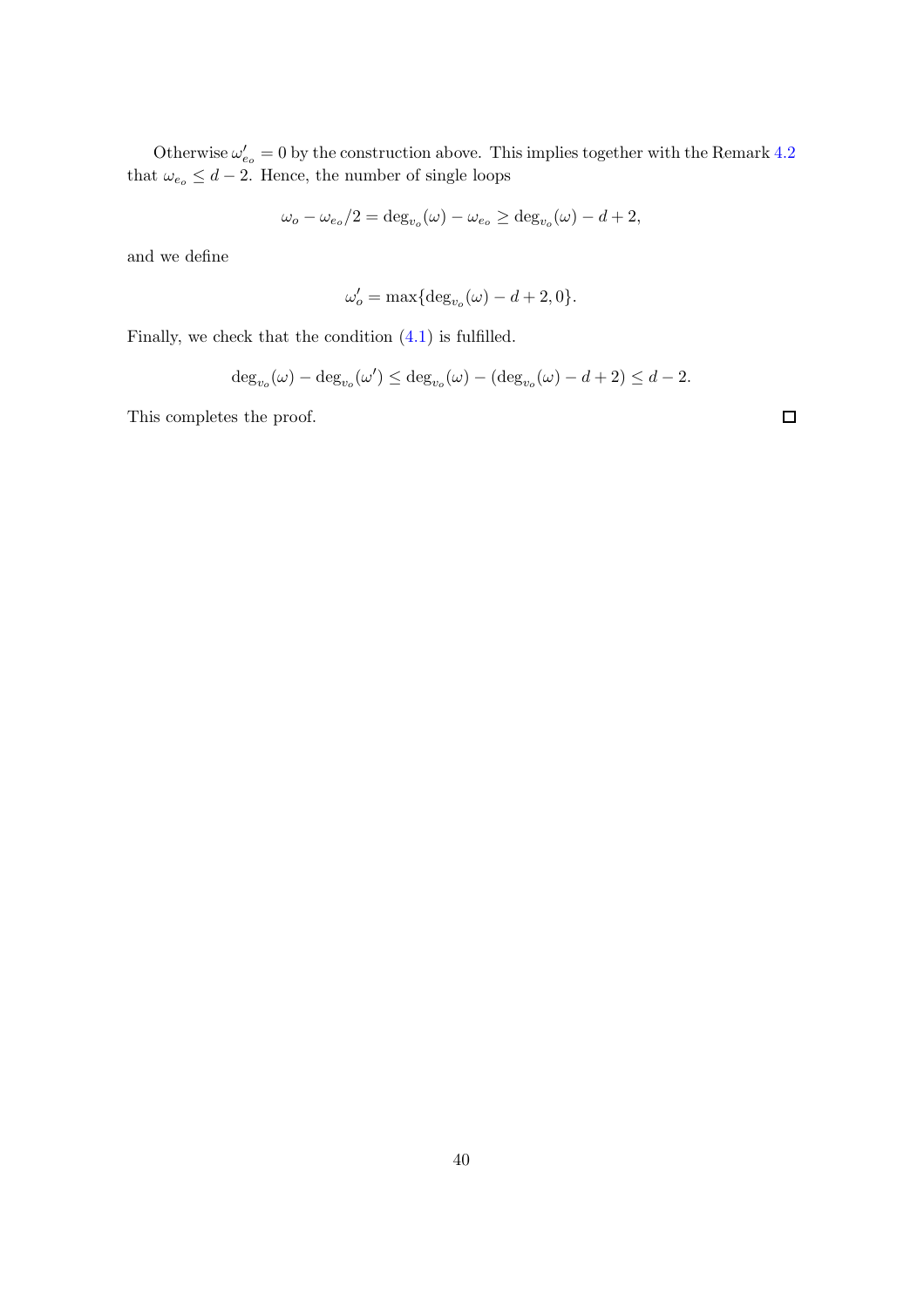Otherwise $\omega'_{e_o} = 0$ by the construction above. This implies together with the Remark 4.2 that $\omega_{e_o} \leq d - 2$. Hence, the number of single loops

$$\omega_o - \omega_{e_o}/2 = \deg_{v_o}(\omega) - \omega_{e_o} \geq \deg_{v_o}(\omega) - d + 2,$$

and we define

$$\omega'_o = \max\{\deg_{v_o}(\omega) - d + 2, 0\}.$$

Finally, we check that the condition (4.1) is fulfilled.

$$\deg_{v_o}(\omega) - \deg_{v_o}(\omega') \leq \deg_{v_o}(\omega) - (\deg_{v_o}(\omega) - d + 2) \leq d - 2.$$

This completes the proof. □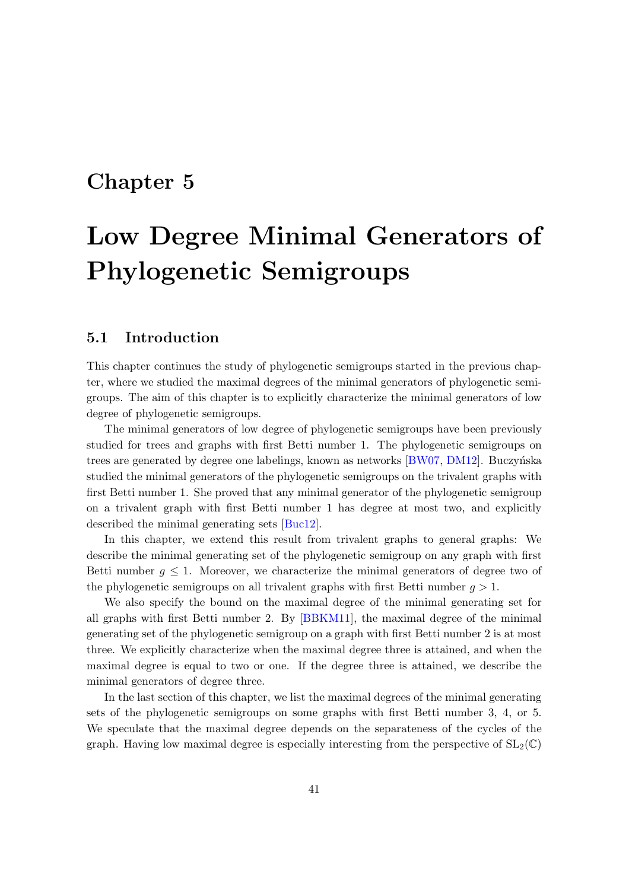# Chapter 5

# Low Degree Minimal Generators of Phylogenetic Semigroups

## 5.1 Introduction

This chapter continues the study of phylogenetic semigroups started in the previous chapter, where we studied the maximal degrees of the minimal generators of phylogenetic semigroups. The aim of this chapter is to explicitly characterize the minimal generators of low degree of phylogenetic semigroups.

The minimal generators of low degree of phylogenetic semigroups have been previously studied for trees and graphs with first Betti number 1. The phylogenetic semigroups on trees are generated by degree one labelings, known as networks [BW07, DM12]. Buczyńska studied the minimal generators of the phylogenetic semigroups on the trivalent graphs with first Betti number 1. She proved that any minimal generator of the phylogenetic semigroup on a trivalent graph with first Betti number 1 has degree at most two, and explicitly described the minimal generating sets [Buc12].

In this chapter, we extend this result from trivalent graphs to general graphs: We describe the minimal generating set of the phylogenetic semigroup on any graph with first Betti number $g \leq 1$. Moreover, we characterize the minimal generators of degree two of the phylogenetic semigroups on all trivalent graphs with first Betti number $g > 1$.

We also specify the bound on the maximal degree of the minimal generating set for all graphs with first Betti number 2. By [BBKM11], the maximal degree of the minimal generating set of the phylogenetic semigroup on a graph with first Betti number 2 is at most three. We explicitly characterize when the maximal degree three is attained, and when the maximal degree is equal to two or one. If the degree three is attained, we describe the minimal generators of degree three.

In the last section of this chapter, we list the maximal degrees of the minimal generating sets of the phylogenetic semigroups on some graphs with first Betti number 3, 4, or 5. We speculate that the maximal degree depends on the separateness of the cycles of the graph. Having low maximal degree is especially interesting from the perspective of $\mathrm{SL}_2(\mathbb{C})$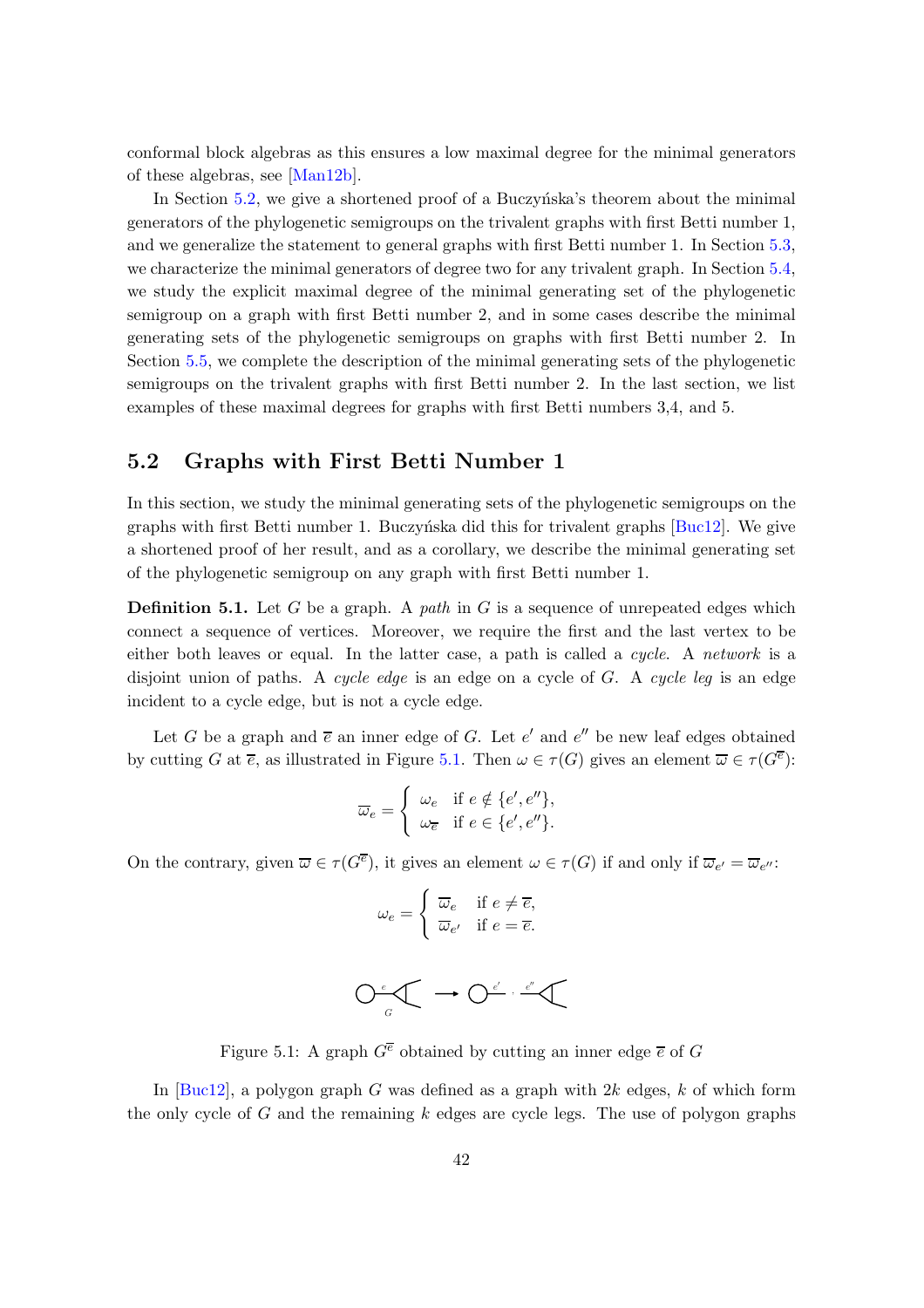conformal block algebras as this ensures a low maximal degree for the minimal generators of these algebras, see [Man12b].

In Section 5.2, we give a shortened proof of a Buczyńska's theorem about the minimal generators of the phylogenetic semigroups on the trivalent graphs with first Betti number 1, and we generalize the statement to general graphs with first Betti number 1. In Section 5.3, we characterize the minimal generators of degree two for any trivalent graph. In Section 5.4, we study the explicit maximal degree of the minimal generating set of the phylogenetic semigroup on a graph with first Betti number 2, and in some cases describe the minimal generating sets of the phylogenetic semigroups on graphs with first Betti number 2. In Section 5.5, we complete the description of the minimal generating sets of the phylogenetic semigroups on the trivalent graphs with first Betti number 2. In the last section, we list examples of these maximal degrees for graphs with first Betti numbers 3,4, and 5.

## 5.2 Graphs with First Betti Number 1

In this section, we study the minimal generating sets of the phylogenetic semigroups on the graphs with first Betti number 1. Buczyńska did this for trivalent graphs [Buc12]. We give a shortened proof of her result, and as a corollary, we describe the minimal generating set of the phylogenetic semigroup on any graph with first Betti number 1.

**Definition 5.1.** Let $G$ be a graph. A *path* in $G$ is a sequence of unrepeated edges which connect a sequence of vertices. Moreover, we require the first and the last vertex to be either both leaves or equal. In the latter case, a path is called a *cycle*. A *network* is a disjoint union of paths. A *cycle edge* is an edge on a cycle of $G$. A *cycle leg* is an edge incident to a cycle edge, but is not a cycle edge.

Let $G$ be a graph and $\overline{e}$ an inner edge of $G$. Let $e'$ and $e''$ be new leaf edges obtained by cutting $G$ at $\overline{e}$, as illustrated in Figure 5.1. Then $\omega \in \tau(G)$ gives an element $\overline{\omega} \in \tau(G^{\overline{e}})$:

$$\overline{\omega}_e = \begin{cases} \omega_e & \text{if } e \notin \{e', e''\}, \\ \omega_{\overline{e}} & \text{if } e \in \{e', e''\}. \end{cases}$$

On the contrary, given $\overline{\omega} \in \tau(G^{\overline{e}})$, it gives an element $\omega \in \tau(G)$ if and only if $\overline{\omega}_{e'} = \overline{\omega}_{e''}$:

$$\omega_e = \begin{cases} \overline{\omega}_e & \text{if } e \neq \overline{e}, \\ \overline{\omega}_{e'} & \text{if } e = \overline{e}. \end{cases}$$

Figure 5.1: A graph $G^{\overline{e}}$ obtained by cutting an inner edge $\overline{e}$ of $G$

In [Buc12], a polygon graph $G$ was defined as a graph with $2k$ edges, $k$ of which form the only cycle of $G$ and the remaining $k$ edges are cycle legs. The use of polygon graphs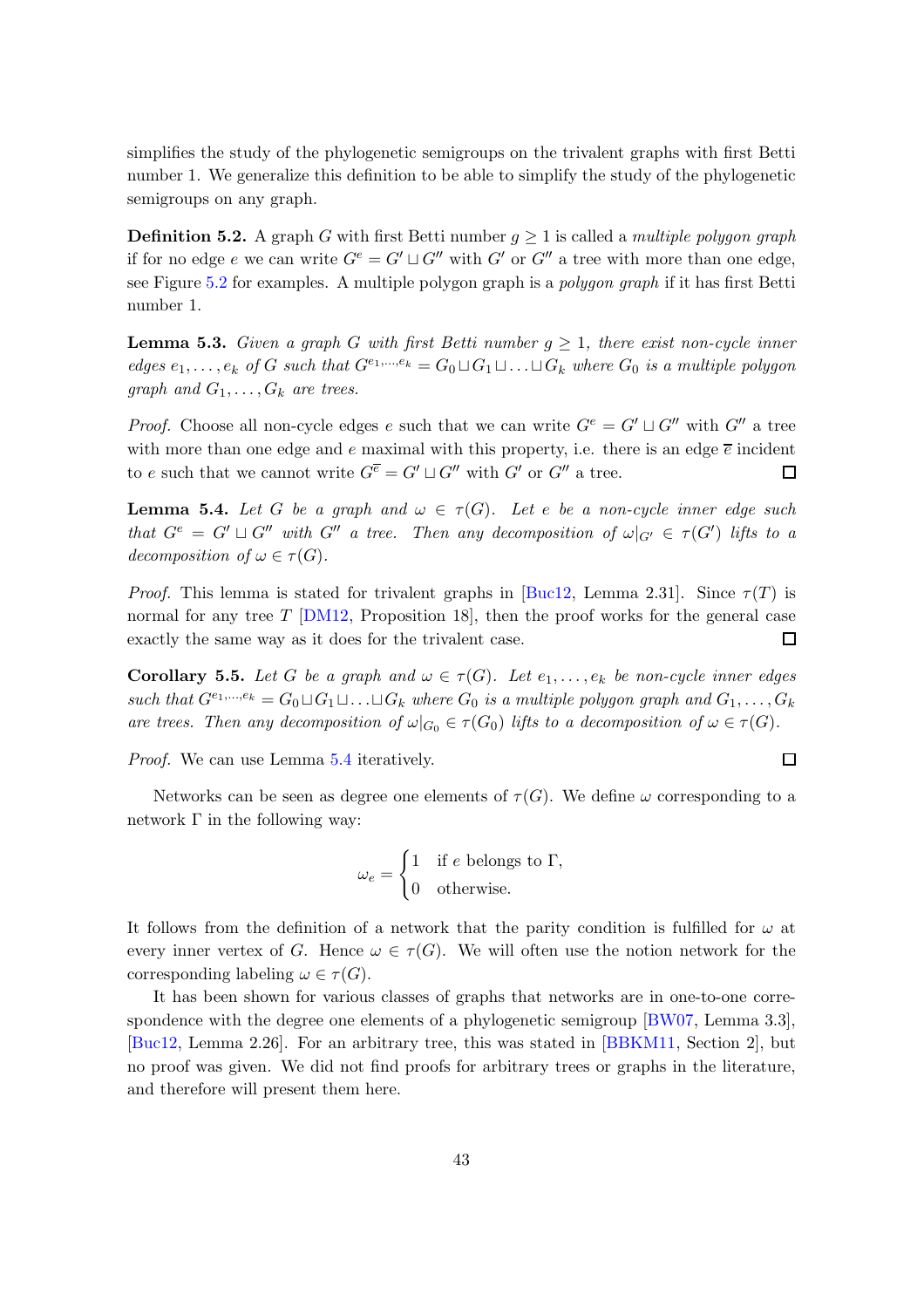simplifies the study of the phylogenetic semigroups on the trivalent graphs with first Betti number 1. We generalize this definition to be able to simplify the study of the phylogenetic semigroups on any graph.

**Definition 5.2.** A graph $G$ with first Betti number $g \geq 1$ is called a *multiple polygon graph* if for no edge $e$ we can write $G^e = G' \sqcup G''$ with $G'$ or $G''$ a tree with more than one edge, see Figure 5.2 for examples. A multiple polygon graph is a *polygon graph* if it has first Betti number 1.

**Lemma 5.3.** *Given a graph $G$ with first Betti number $g \geq 1$, there exist non-cycle inner edges $e_1, \ldots, e_k$ of $G$ such that $G^{e_1,\ldots,e_k} = G_0 \sqcup G_1 \sqcup \ldots \sqcup G_k$ where $G_0$ is a multiple polygon graph and $G_1, \ldots, G_k$ are trees.*

*Proof.* Choose all non-cycle edges $e$ such that we can write $G^e = G' \sqcup G''$ with $G''$ a tree with more than one edge and $e$ maximal with this property, i.e. there is an edge $\overline{e}$ incident to $e$ such that we cannot write $G^{\overline{e}} = G' \sqcup G''$ with $G'$ or $G''$ a tree. □

**Lemma 5.4.** *Let $G$ be a graph and $\omega \in \tau(G)$. Let $e$ be a non-cycle inner edge such that $G^e = G' \sqcup G''$ with $G''$ a tree. Then any decomposition of $\omega|_{G'} \in \tau(G')$ lifts to a decomposition of $\omega \in \tau(G)$.*

*Proof.* This lemma is stated for trivalent graphs in [Buc12, Lemma 2.31]. Since $\tau(T)$ is normal for any tree $T$ [DM12, Proposition 18], then the proof works for the general case exactly the same way as it does for the trivalent case. □

**Corollary 5.5.** *Let $G$ be a graph and $\omega \in \tau(G)$. Let $e_1, \ldots, e_k$ be non-cycle inner edges such that $G^{e_1,\ldots,e_k} = G_0 \sqcup G_1 \sqcup \ldots \sqcup G_k$ where $G_0$ is a multiple polygon graph and $G_1, \ldots, G_k$ are trees. Then any decomposition of $\omega|_{G_0} \in \tau(G_0)$ lifts to a decomposition of $\omega \in \tau(G)$.*

*Proof.* We can use Lemma 5.4 iteratively. □

Networks can be seen as degree one elements of $\tau(G)$. We define $\omega$ corresponding to a network $\Gamma$ in the following way:

$$\omega_e = \begin{cases} 1 & \text{if } e \text{ belongs to } \Gamma, \\ 0 & \text{otherwise.} \end{cases}$$

It follows from the definition of a network that the parity condition is fulfilled for $\omega$ at every inner vertex of $G$. Hence $\omega \in \tau(G)$. We will often use the notion network for the corresponding labeling $\omega \in \tau(G)$.

It has been shown for various classes of graphs that networks are in one-to-one correspondence with the degree one elements of a phylogenetic semigroup [BW07, Lemma 3.3], [Buc12, Lemma 2.26]. For an arbitrary tree, this was stated in [BBKM11, Section 2], but no proof was given. We did not find proofs for arbitrary trees or graphs in the literature, and therefore will present them here.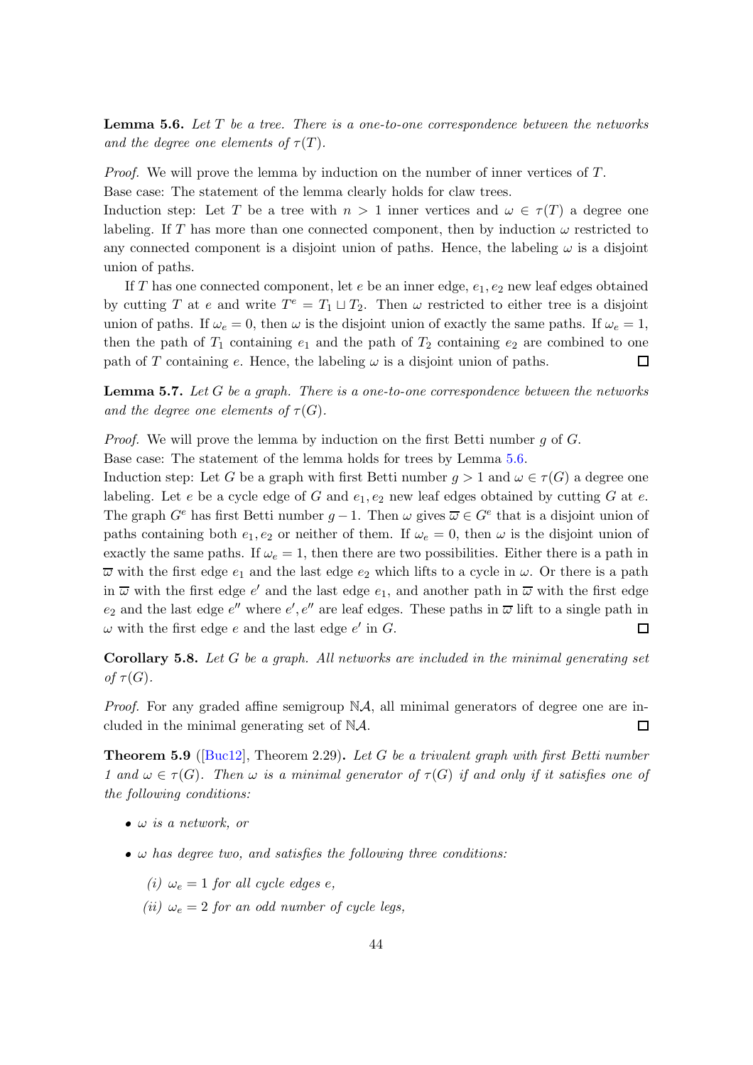**Lemma 5.6.** *Let $T$ be a tree. There is a one-to-one correspondence between the networks and the degree one elements of $\tau(T)$.*

*Proof.* We will prove the lemma by induction on the number of inner vertices of $T$.
Base case: The statement of the lemma clearly holds for claw trees.
Induction step: Let $T$ be a tree with $n > 1$ inner vertices and $\omega \in \tau(T)$ a degree one labeling. If $T$ has more than one connected component, then by induction $\omega$ restricted to any connected component is a disjoint union of paths. Hence, the labeling $\omega$ is a disjoint union of paths.

If $T$ has one connected component, let $e$ be an inner edge, $e_1, e_2$ new leaf edges obtained by cutting $T$ at $e$ and write $T^e = T_1 \sqcup T_2$. Then $\omega$ restricted to either tree is a disjoint union of paths. If $\omega_e = 0$, then $\omega$ is the disjoint union of exactly the same paths. If $\omega_e = 1$, then the path of $T_1$ containing $e_1$ and the path of $T_2$ containing $e_2$ are combined to one path of $T$ containing $e$. Hence, the labeling $\omega$ is a disjoint union of paths. $\square$

**Lemma 5.7.** *Let $G$ be a graph. There is a one-to-one correspondence between the networks and the degree one elements of $\tau(G)$.*

*Proof.* We will prove the lemma by induction on the first Betti number $g$ of $G$.
Base case: The statement of the lemma holds for trees by Lemma 5.6.
Induction step: Let $G$ be a graph with first Betti number $g > 1$ and $\omega \in \tau(G)$ a degree one labeling. Let $e$ be a cycle edge of $G$ and $e_1, e_2$ new leaf edges obtained by cutting $G$ at $e$. The graph $G^e$ has first Betti number $g - 1$. Then $\omega$ gives $\overline{\omega} \in G^e$ that is a disjoint union of paths containing both $e_1, e_2$ or neither of them. If $\omega_e = 0$, then $\omega$ is the disjoint union of exactly the same paths. If $\omega_e = 1$, then there are two possibilities. Either there is a path in $\overline{\omega}$ with the first edge $e_1$ and the last edge $e_2$ which lifts to a cycle in $\omega$. Or there is a path in $\overline{\omega}$ with the first edge $e'$ and the last edge $e_1$, and another path in $\overline{\omega}$ with the first edge $e_2$ and the last edge $e''$ where $e', e''$ are leaf edges. These paths in $\overline{\omega}$ lift to a single path in $\omega$ with the first edge $e$ and the last edge $e'$ in $G$. $\square$

**Corollary 5.8.** *Let $G$ be a graph. All networks are included in the minimal generating set of $\tau(G)$.*

*Proof.* For any graded affine semigroup $\mathbb{N}\mathcal{A}$, all minimal generators of degree one are included in the minimal generating set of $\mathbb{N}\mathcal{A}$. $\square$

**Theorem 5.9** ([Buc12], Theorem 2.29)**.** *Let $G$ be a trivalent graph with first Betti number 1 and $\omega \in \tau(G)$. Then $\omega$ is a minimal generator of $\tau(G)$ if and only if it satisfies one of the following conditions:*

- *$\omega$ is a network, or*
- *$\omega$ has degree two, and satisfies the following three conditions:*
  - *(i) $\omega_e = 1$ for all cycle edges $e$,*
  - *(ii) $\omega_e = 2$ for an odd number of cycle legs,*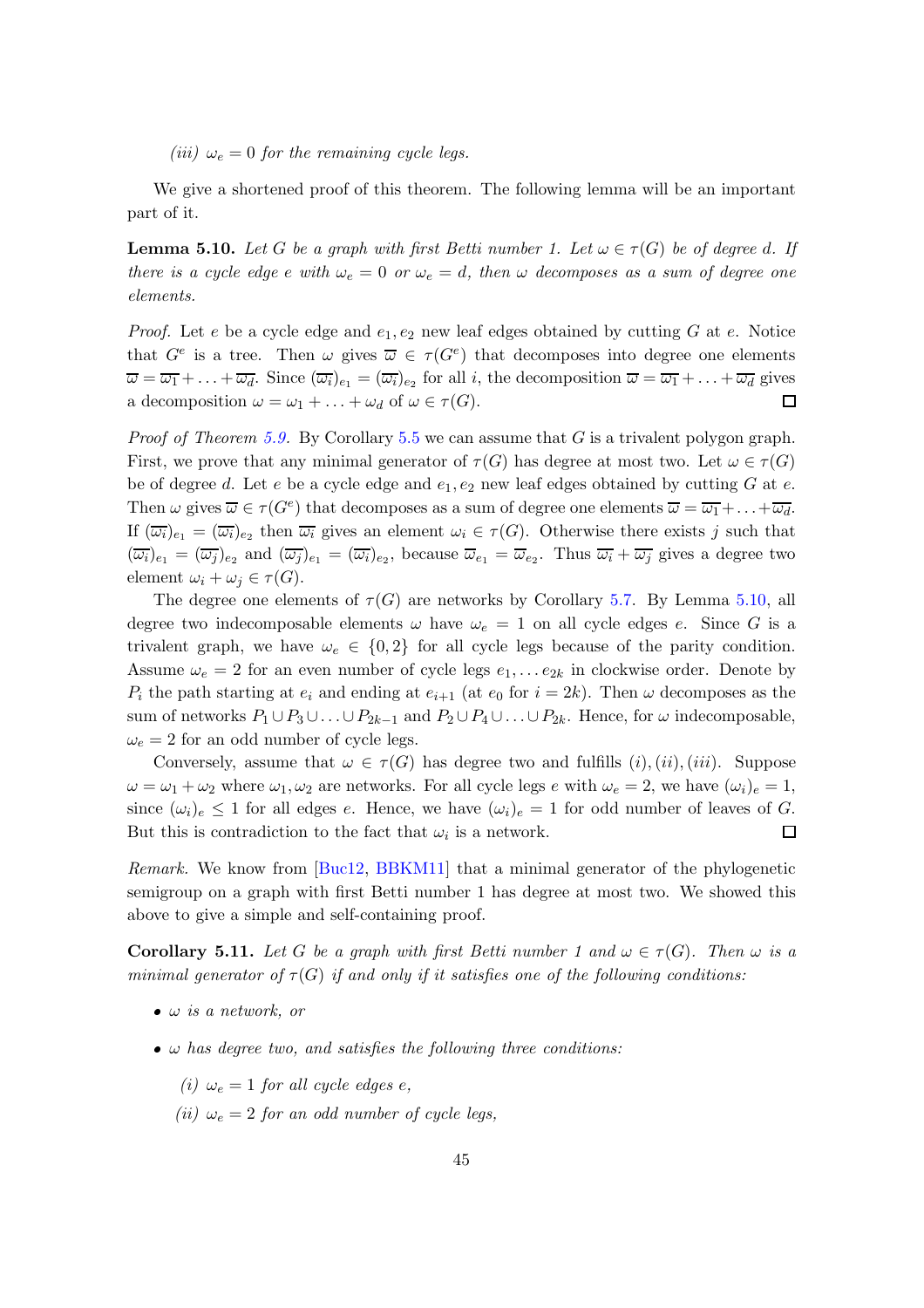*(iii)* $\omega_e = 0$ *for the remaining cycle legs.*

We give a shortened proof of this theorem. The following lemma will be an important part of it.

**Lemma 5.10.** *Let $G$ be a graph with first Betti number 1. Let $\omega \in \tau(G)$ be of degree $d$. If there is a cycle edge $e$ with $\omega_e = 0$ or $\omega_e = d$, then $\omega$ decomposes as a sum of degree one elements.*

*Proof.* Let $e$ be a cycle edge and $e_1, e_2$ new leaf edges obtained by cutting $G$ at $e$. Notice that $G^e$ is a tree. Then $\omega$ gives $\overline{\omega} \in \tau(G^e)$ that decomposes into degree one elements $\overline{\omega} = \overline{\omega_1} + \ldots + \overline{\omega_d}$. Since $(\overline{\omega_i})_{e_1} = (\overline{\omega_i})_{e_2}$ for all $i$, the decomposition $\overline{\omega} = \overline{\omega_1} + \ldots + \overline{\omega_d}$ gives a decomposition $\omega = \omega_1 + \ldots + \omega_d$ of $\omega \in \tau(G)$. $\square$

*Proof of Theorem 5.9.* By Corollary 5.5 we can assume that $G$ is a trivalent polygon graph. First, we prove that any minimal generator of $\tau(G)$ has degree at most two. Let $\omega \in \tau(G)$ be of degree $d$. Let $e$ be a cycle edge and $e_1, e_2$ new leaf edges obtained by cutting $G$ at $e$. Then $\omega$ gives $\overline{\omega} \in \tau(G^e)$ that decomposes as a sum of degree one elements $\overline{\omega} = \overline{\omega_1} + \ldots + \overline{\omega_d}$. If $(\overline{\omega_i})_{e_1} = (\overline{\omega_i})_{e_2}$ then $\overline{\omega_i}$ gives an element $\omega_i \in \tau(G)$. Otherwise there exists $j$ such that $(\overline{\omega_i})_{e_1} = (\overline{\omega_j})_{e_2}$ and $(\overline{\omega_j})_{e_1} = (\overline{\omega_i})_{e_2}$, because $\overline{\omega}_{e_1} = \overline{\omega}_{e_2}$. Thus $\overline{\omega_i} + \overline{\omega_j}$ gives a degree two element $\omega_i + \omega_j \in \tau(G)$.

The degree one elements of $\tau(G)$ are networks by Corollary 5.7. By Lemma 5.10, all degree two indecomposable elements $\omega$ have $\omega_e = 1$ on all cycle edges $e$. Since $G$ is a trivalent graph, we have $\omega_e \in \{0, 2\}$ for all cycle legs because of the parity condition. Assume $\omega_e = 2$ for an even number of cycle legs $e_1, \ldots e_{2k}$ in clockwise order. Denote by $P_i$ the path starting at $e_i$ and ending at $e_{i+1}$ (at $e_0$ for $i = 2k$). Then $\omega$ decomposes as the sum of networks $P_1 \cup P_3 \cup \ldots \cup P_{2k-1}$ and $P_2 \cup P_4 \cup \ldots \cup P_{2k}$. Hence, for $\omega$ indecomposable, $\omega_e = 2$ for an odd number of cycle legs.

Conversely, assume that $\omega \in \tau(G)$ has degree two and fulfills $(i), (ii), (iii)$. Suppose $\omega = \omega_1 + \omega_2$ where $\omega_1, \omega_2$ are networks. For all cycle legs $e$ with $\omega_e = 2$, we have $(\omega_i)_e = 1$, since $(\omega_i)_e \leq 1$ for all edges $e$. Hence, we have $(\omega_i)_e = 1$ for odd number of leaves of $G$. But this is contradiction to the fact that $\omega_i$ is a network. $\square$

*Remark.* We know from [Buc12, BBKM11] that a minimal generator of the phylogenetic semigroup on a graph with first Betti number 1 has degree at most two. We showed this above to give a simple and self-containing proof.

**Corollary 5.11.** *Let $G$ be a graph with first Betti number 1 and $\omega \in \tau(G)$. Then $\omega$ is a minimal generator of $\tau(G)$ if and only if it satisfies one of the following conditions:*

- *$\omega$ is a network, or*
- *$\omega$ has degree two, and satisfies the following three conditions:*
  - *(i)* $\omega_e = 1$ *for all cycle edges* $e$,
  - *(ii)* $\omega_e = 2$ *for an odd number of cycle legs,*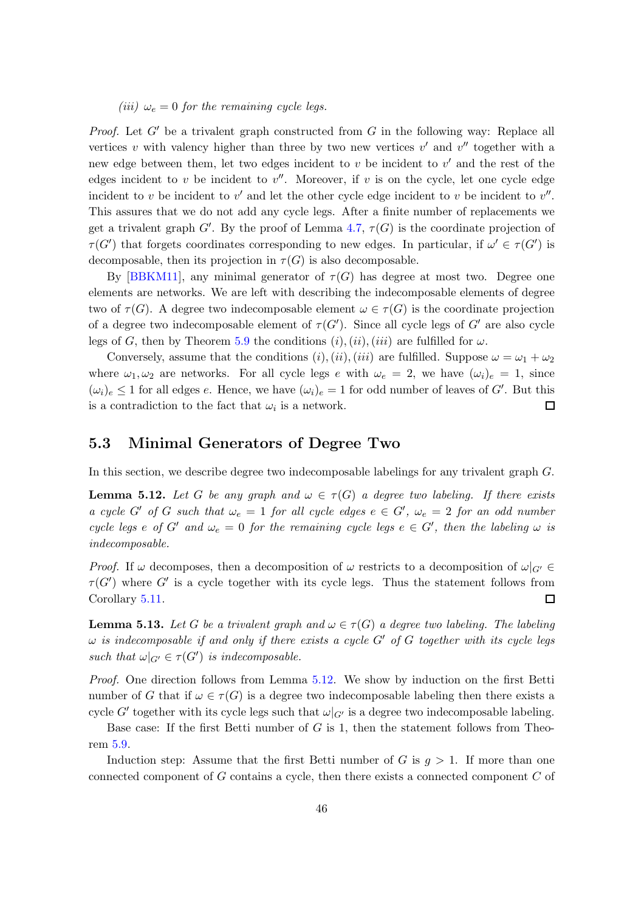*(iii)* $\omega_e = 0$ *for the remaining cycle legs.*

*Proof.* Let $G'$ be a trivalent graph constructed from $G$ in the following way: Replace all vertices $v$ with valency higher than three by two new vertices $v'$ and $v''$ together with a new edge between them, let two edges incident to $v$ be incident to $v'$ and the rest of the edges incident to $v$ be incident to $v''$. Moreover, if $v$ is on the cycle, let one cycle edge incident to $v$ be incident to $v'$ and let the other cycle edge incident to $v$ be incident to $v''$. This assures that we do not add any cycle legs. After a finite number of replacements we get a trivalent graph $G'$. By the proof of Lemma 4.7, $\tau(G)$ is the coordinate projection of $\tau(G')$ that forgets coordinates corresponding to new edges. In particular, if $\omega' \in \tau(G')$ is decomposable, then its projection in $\tau(G)$ is also decomposable.

By [BBKM11], any minimal generator of $\tau(G)$ has degree at most two. Degree one elements are networks. We are left with describing the indecomposable elements of degree two of $\tau(G)$. A degree two indecomposable element $\omega \in \tau(G)$ is the coordinate projection of a degree two indecomposable element of $\tau(G')$. Since all cycle legs of $G'$ are also cycle legs of $G$, then by Theorem 5.9 the conditions $(i),(ii),(iii)$ are fulfilled for $\omega$.

Conversely, assume that the conditions $(i),(ii),(iii)$ are fulfilled. Suppose $\omega = \omega_1 + \omega_2$ where $\omega_1, \omega_2$ are networks. For all cycle legs $e$ with $\omega_e = 2$, we have $(\omega_i)_e = 1$, since $(\omega_i)_e \leq 1$ for all edges $e$. Hence, we have $(\omega_i)_e = 1$ for odd number of leaves of $G'$. But this is a contradiction to the fact that $\omega_i$ is a network. ◻

## 5.3 Minimal Generators of Degree Two

In this section, we describe degree two indecomposable labelings for any trivalent graph $G$.

**Lemma 5.12.** *Let $G$ be any graph and $\omega \in \tau(G)$ a degree two labeling. If there exists a cycle $G'$ of $G$ such that $\omega_e = 1$ for all cycle edges $e \in G'$, $\omega_e = 2$ for an odd number cycle legs $e$ of $G'$ and $\omega_e = 0$ for the remaining cycle legs $e \in G'$, then the labeling $\omega$ is indecomposable.*

*Proof.* If $\omega$ decomposes, then a decomposition of $\omega$ restricts to a decomposition of $\omega|_{G'} \in \tau(G')$ where $G'$ is a cycle together with its cycle legs. Thus the statement follows from Corollary 5.11. ◻

**Lemma 5.13.** *Let $G$ be a trivalent graph and $\omega \in \tau(G)$ a degree two labeling. The labeling $\omega$ is indecomposable if and only if there exists a cycle $G'$ of $G$ together with its cycle legs such that $\omega|_{G'} \in \tau(G')$ is indecomposable.*

*Proof.* One direction follows from Lemma 5.12. We show by induction on the first Betti number of $G$ that if $\omega \in \tau(G)$ is a degree two indecomposable labeling then there exists a cycle $G'$ together with its cycle legs such that $\omega|_{G'}$ is a degree two indecomposable labeling.

Base case: If the first Betti number of $G$ is 1, then the statement follows from Theorem 5.9.

Induction step: Assume that the first Betti number of $G$ is $g > 1$. If more than one connected component of $G$ contains a cycle, then there exists a connected component $C$ of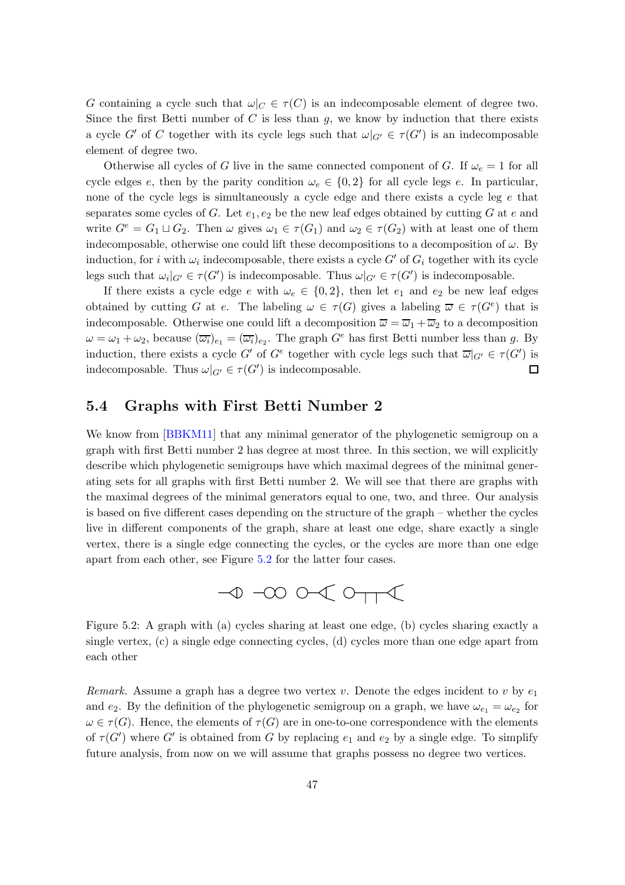$G$ containing a cycle such that $\omega|_C \in \tau(C)$ is an indecomposable element of degree two. Since the first Betti number of $C$ is less than $g$, we know by induction that there exists a cycle $G'$ of $C$ together with its cycle legs such that $\omega|_{G'} \in \tau(G')$ is an indecomposable element of degree two.

Otherwise all cycles of $G$ live in the same connected component of $G$. If $\omega_e = 1$ for all cycle edges $e$, then by the parity condition $\omega_e \in \{0, 2\}$ for all cycle legs $e$. In particular, none of the cycle legs is simultaneously a cycle edge and there exists a cycle leg $e$ that separates some cycles of $G$. Let $e_1, e_2$ be the new leaf edges obtained by cutting $G$ at $e$ and write $G^e = G_1 \sqcup G_2$. Then $\omega$ gives $\omega_1 \in \tau(G_1)$ and $\omega_2 \in \tau(G_2)$ with at least one of them indecomposable, otherwise one could lift these decompositions to a decomposition of $\omega$. By induction, for $i$ with $\omega_i$ indecomposable, there exists a cycle $G'$ of $G_i$ together with its cycle legs such that $\omega_i|_{G'} \in \tau(G')$ is indecomposable. Thus $\omega|_{G'} \in \tau(G')$ is indecomposable.

If there exists a cycle edge $e$ with $\omega_e \in \{0, 2\}$, then let $e_1$ and $e_2$ be new leaf edges obtained by cutting $G$ at $e$. The labeling $\omega \in \tau(G)$ gives a labeling $\overline{\omega} \in \tau(G^e)$ that is indecomposable. Otherwise one could lift a decomposition $\overline{\omega} = \overline{\omega}_1 + \overline{\omega}_2$ to a decomposition $\omega = \omega_1 + \omega_2$, because $(\overline{\omega_i})_{e_1} = (\overline{\omega_i})_{e_2}$. The graph $G^e$ has first Betti number less than $g$. By induction, there exists a cycle $G'$ of $G^e$ together with cycle legs such that $\overline{\omega}|_{G'} \in \tau(G')$ is indecomposable. Thus $\omega|_{G'} \in \tau(G')$ is indecomposable. □

## 5.4 Graphs with First Betti Number 2

We know from [BBKM11] that any minimal generator of the phylogenetic semigroup on a graph with first Betti number 2 has degree at most three. In this section, we will explicitly describe which phylogenetic semigroups have which maximal degrees of the minimal generating sets for all graphs with first Betti number 2. We will see that there are graphs with the maximal degrees of the minimal generators equal to one, two, and three. Our analysis is based on five different cases depending on the structure of the graph – whether the cycles live in different components of the graph, share at least one edge, share exactly a single vertex, there is a single edge connecting the cycles, or the cycles are more than one edge apart from each other, see Figure 5.2 for the latter four cases.

Figure 5.2: A graph with (a) cycles sharing at least one edge, (b) cycles sharing exactly a single vertex, (c) a single edge connecting cycles, (d) cycles more than one edge apart from each other

*Remark.* Assume a graph has a degree two vertex $v$. Denote the edges incident to $v$ by $e_1$ and $e_2$. By the definition of the phylogenetic semigroup on a graph, we have $\omega_{e_1} = \omega_{e_2}$ for $\omega \in \tau(G)$. Hence, the elements of $\tau(G)$ are in one-to-one correspondence with the elements of $\tau(G')$ where $G'$ is obtained from $G$ by replacing $e_1$ and $e_2$ by a single edge. To simplify future analysis, from now on we will assume that graphs possess no degree two vertices.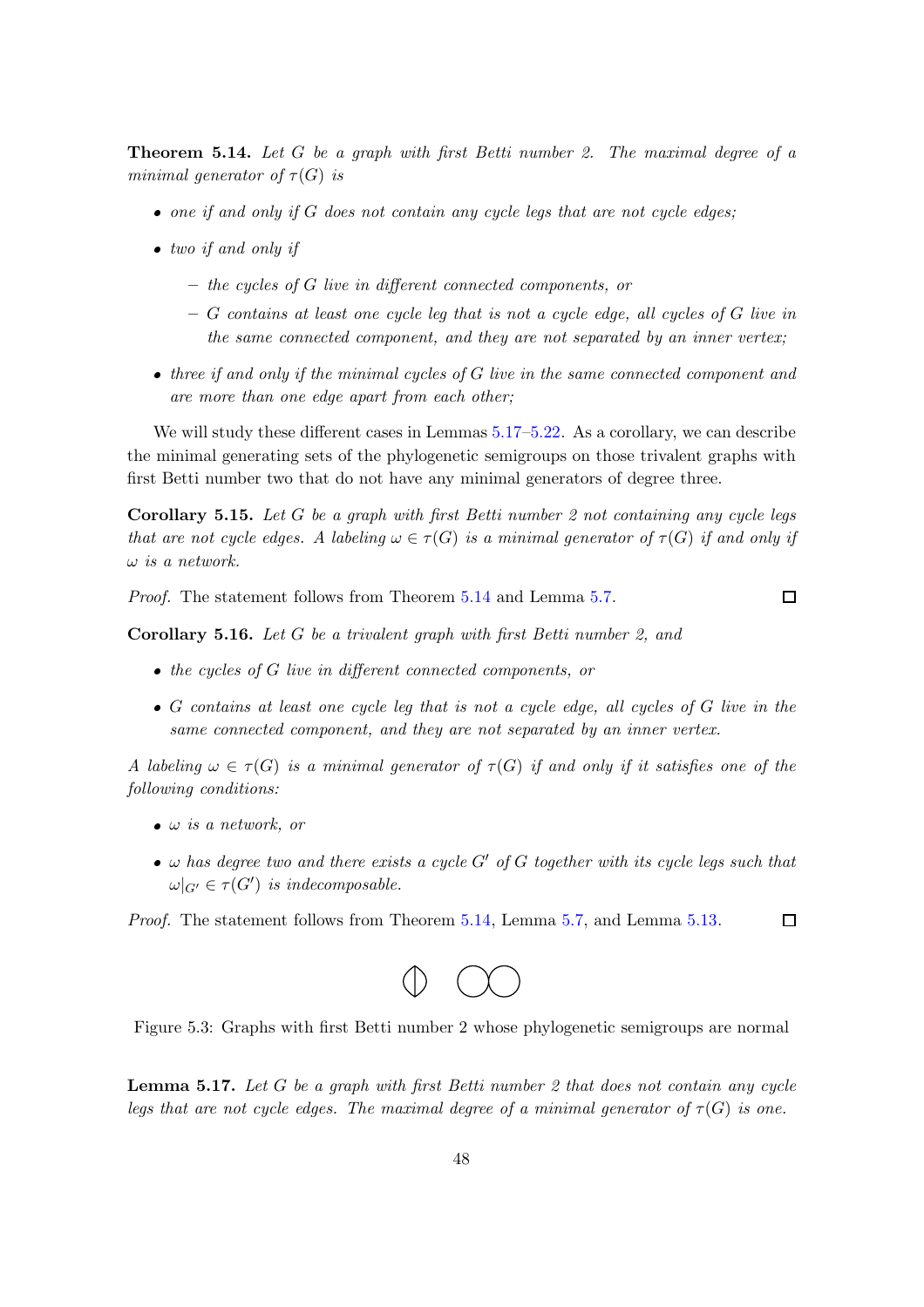**Theorem 5.14.** *Let $G$ be a graph with first Betti number 2. The maximal degree of a minimal generator of $\tau(G)$ is*

- *one if and only if $G$ does not contain any cycle legs that are not cycle edges;*
- *two if and only if*
  - *the cycles of $G$ live in different connected components, or*
  - *$G$ contains at least one cycle leg that is not a cycle edge, all cycles of $G$ live in the same connected component, and they are not separated by an inner vertex;*
- *three if and only if the minimal cycles of $G$ live in the same connected component and are more than one edge apart from each other;*

We will study these different cases in Lemmas 5.17–5.22. As a corollary, we can describe the minimal generating sets of the phylogenetic semigroups on those trivalent graphs with first Betti number two that do not have any minimal generators of degree three.

**Corollary 5.15.** *Let $G$ be a graph with first Betti number 2 not containing any cycle legs that are not cycle edges. A labeling $\omega \in \tau(G)$ is a minimal generator of $\tau(G)$ if and only if $\omega$ is a network.*

*Proof.* The statement follows from Theorem 5.14 and Lemma 5.7. □

**Corollary 5.16.** *Let $G$ be a trivalent graph with first Betti number 2, and*

- *the cycles of $G$ live in different connected components, or*
- *$G$ contains at least one cycle leg that is not a cycle edge, all cycles of $G$ live in the same connected component, and they are not separated by an inner vertex.*

*A labeling $\omega \in \tau(G)$ is a minimal generator of $\tau(G)$ if and only if it satisfies one of the following conditions:*

- *$\omega$ is a network, or*
- *$\omega$ has degree two and there exists a cycle $G'$ of $G$ together with its cycle legs such that $\omega|_{G'} \in \tau(G')$ is indecomposable.*

*Proof.* The statement follows from Theorem 5.14, Lemma 5.7, and Lemma 5.13. □

Figure 5.3: Graphs with first Betti number 2 whose phylogenetic semigroups are normal

**Lemma 5.17.** *Let $G$ be a graph with first Betti number 2 that does not contain any cycle legs that are not cycle edges. The maximal degree of a minimal generator of $\tau(G)$ is one.*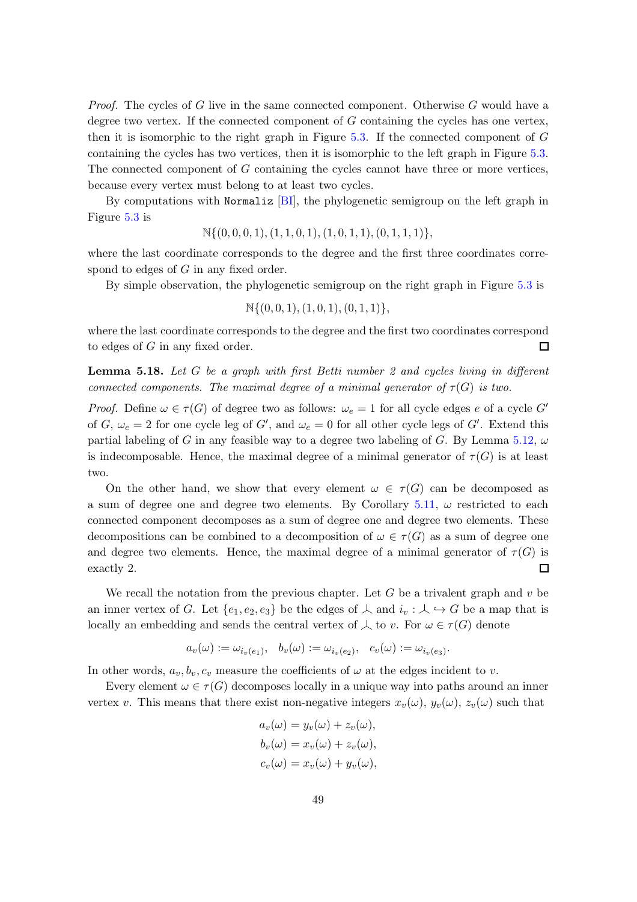*Proof.* The cycles of $G$ live in the same connected component. Otherwise $G$ would have a degree two vertex. If the connected component of $G$ containing the cycles has one vertex, then it is isomorphic to the right graph in Figure 5.3. If the connected component of $G$ containing the cycles has two vertices, then it is isomorphic to the left graph in Figure 5.3. The connected component of $G$ containing the cycles cannot have three or more vertices, because every vertex must belong to at least two cycles.

By computations with `Normaliz` [BI], the phylogenetic semigroup on the left graph in Figure 5.3 is

$$\mathbb{N}\{(0,0,0,1),(1,1,0,1),(1,0,1,1),(0,1,1,1)\},$$

where the last coordinate corresponds to the degree and the first three coordinates correspond to edges of $G$ in any fixed order.

By simple observation, the phylogenetic semigroup on the right graph in Figure 5.3 is

$$\mathbb{N}\{(0,0,1),(1,0,1),(0,1,1)\},$$

where the last coordinate corresponds to the degree and the first two coordinates correspond to edges of $G$ in any fixed order. $\square$

**Lemma 5.18.** *Let $G$ be a graph with first Betti number 2 and cycles living in different connected components. The maximal degree of a minimal generator of $\tau(G)$ is two.*

*Proof.* Define $\omega \in \tau(G)$ of degree two as follows: $\omega_e = 1$ for all cycle edges $e$ of a cycle $G'$ of $G$, $\omega_e = 2$ for one cycle leg of $G'$, and $\omega_e = 0$ for all other cycle legs of $G'$. Extend this partial labeling of $G$ in any feasible way to a degree two labeling of $G$. By Lemma 5.12, $\omega$ is indecomposable. Hence, the maximal degree of a minimal generator of $\tau(G)$ is at least two.

On the other hand, we show that every element $\omega \in \tau(G)$ can be decomposed as a sum of degree one and degree two elements. By Corollary 5.11, $\omega$ restricted to each connected component decomposes as a sum of degree one and degree two elements. These decompositions can be combined to a decomposition of $\omega \in \tau(G)$ as a sum of degree one and degree two elements. Hence, the maximal degree of a minimal generator of $\tau(G)$ is exactly 2. $\square$

We recall the notation from the previous chapter. Let $G$ be a trivalent graph and $v$ be an inner vertex of $G$. Let $\{e_1, e_2, e_3\}$ be the edges of $\perp$ and $i_v : \perp \hookrightarrow G$ be a map that is locally an embedding and sends the central vertex of $\perp$ to $v$. For $\omega \in \tau(G)$ denote

$$a_v(\omega) := \omega_{i_v(e_1)}, \quad b_v(\omega) := \omega_{i_v(e_2)}, \quad c_v(\omega) := \omega_{i_v(e_3)}.$$

In other words, $a_v, b_v, c_v$ measure the coefficients of $\omega$ at the edges incident to $v$.

Every element $\omega \in \tau(G)$ decomposes locally in a unique way into paths around an inner vertex $v$. This means that there exist non-negative integers $x_v(\omega)$, $y_v(\omega)$, $z_v(\omega)$ such that

$$a_v(\omega) = y_v(\omega) + z_v(\omega),$$
$$b_v(\omega) = x_v(\omega) + z_v(\omega),$$
$$c_v(\omega) = x_v(\omega) + y_v(\omega),$$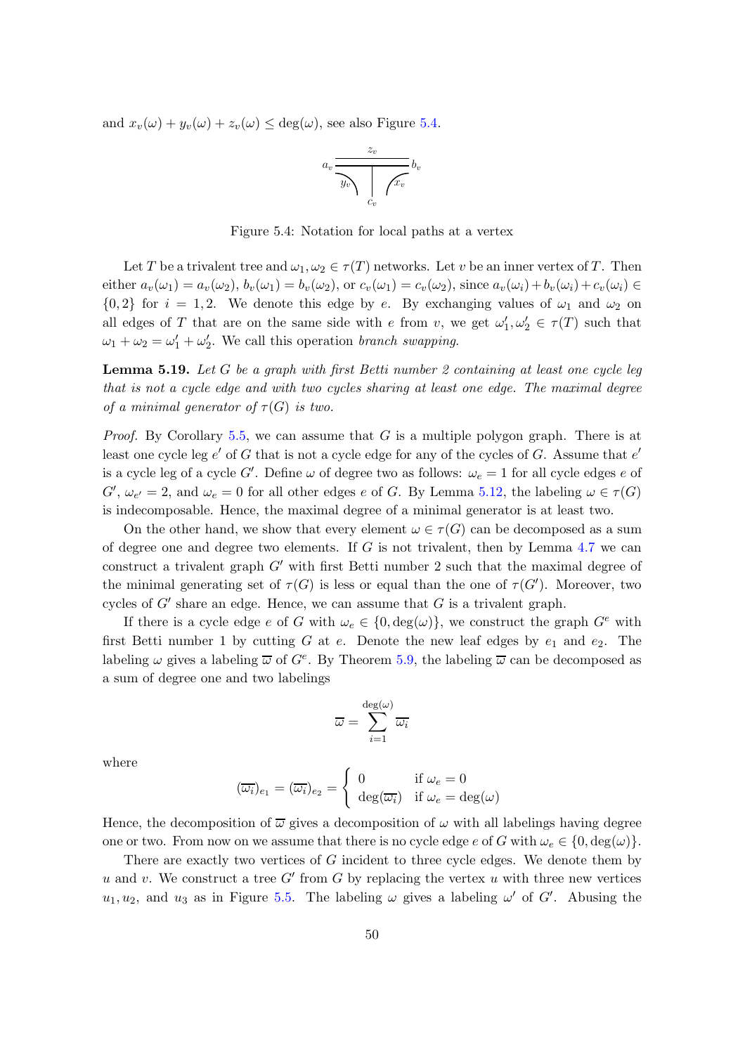and $x_v(\omega) + y_v(\omega) + z_v(\omega) \leq \deg(\omega)$, see also Figure 5.4.

Figure 5.4: Notation for local paths at a vertex

Let $T$ be a trivalent tree and $\omega_1, \omega_2 \in \tau(T)$ networks. Let $v$ be an inner vertex of $T$. Then either $a_v(\omega_1) = a_v(\omega_2)$, $b_v(\omega_1) = b_v(\omega_2)$, or $c_v(\omega_1) = c_v(\omega_2)$, since $a_v(\omega_i) + b_v(\omega_i) + c_v(\omega_i) \in \{0, 2\}$ for $i = 1, 2$. We denote this edge by $e$. By exchanging values of $\omega_1$ and $\omega_2$ on all edges of $T$ that are on the same side with $e$ from $v$, we get $\omega_1', \omega_2' \in \tau(T)$ such that $\omega_1 + \omega_2 = \omega_1' + \omega_2'$. We call this operation *branch swapping*.

**Lemma 5.19.** *Let $G$ be a graph with first Betti number 2 containing at least one cycle leg that is not a cycle edge and with two cycles sharing at least one edge. The maximal degree of a minimal generator of $\tau(G)$ is two.*

*Proof.* By Corollary 5.5, we can assume that $G$ is a multiple polygon graph. There is at least one cycle leg $e'$ of $G$ that is not a cycle edge for any of the cycles of $G$. Assume that $e'$ is a cycle leg of a cycle $G'$. Define $\omega$ of degree two as follows: $\omega_e = 1$ for all cycle edges $e$ of $G'$, $\omega_{e'} = 2$, and $\omega_e = 0$ for all other edges $e$ of $G$. By Lemma 5.12, the labeling $\omega \in \tau(G)$ is indecomposable. Hence, the maximal degree of a minimal generator is at least two.

On the other hand, we show that every element $\omega \in \tau(G)$ can be decomposed as a sum of degree one and degree two elements. If $G$ is not trivalent, then by Lemma 4.7 we can construct a trivalent graph $G'$ with first Betti number 2 such that the maximal degree of the minimal generating set of $\tau(G)$ is less or equal than the one of $\tau(G')$. Moreover, two cycles of $G'$ share an edge. Hence, we can assume that $G$ is a trivalent graph.

If there is a cycle edge $e$ of $G$ with $\omega_e \in \{0, \deg(\omega)\}$, we construct the graph $G^e$ with first Betti number 1 by cutting $G$ at $e$. Denote the new leaf edges by $e_1$ and $e_2$. The labeling $\omega$ gives a labeling $\overline{\omega}$ of $G^e$. By Theorem 5.9, the labeling $\overline{\omega}$ can be decomposed as a sum of degree one and two labelings

$$\overline{\omega} = \sum_{i=1}^{\deg(\omega)} \overline{\omega_i}$$

where

$$(\overline{\omega_i})_{e_1} = (\overline{\omega_i})_{e_2} = \begin{cases} 0 & \text{if } \omega_e = 0 \\ \deg(\overline{\omega_i}) & \text{if } \omega_e = \deg(\omega) \end{cases}$$

Hence, the decomposition of $\overline{\omega}$ gives a decomposition of $\omega$ with all labelings having degree one or two. From now on we assume that there is no cycle edge $e$ of $G$ with $\omega_e \in \{0, \deg(\omega)\}$.

There are exactly two vertices of $G$ incident to three cycle edges. We denote them by $u$ and $v$. We construct a tree $G'$ from $G$ by replacing the vertex $u$ with three new vertices $u_1, u_2$, and $u_3$ as in Figure 5.5. The labeling $\omega$ gives a labeling $\omega'$ of $G'$. Abusing the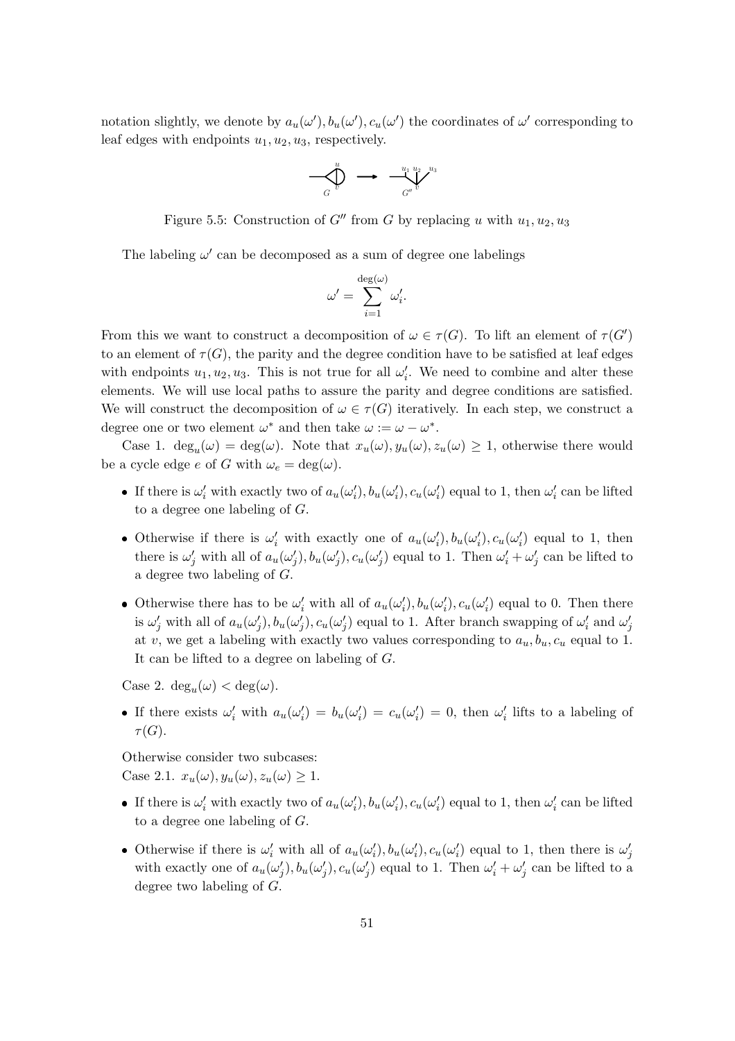notation slightly, we denote by $a_u(\omega'), b_u(\omega'), c_u(\omega')$ the coordinates of $\omega'$ corresponding to leaf edges with endpoints $u_1, u_2, u_3$, respectively.

Figure 5.5: Construction of $G''$ from $G$ by replacing $u$ with $u_1, u_2, u_3$

The labeling $\omega'$ can be decomposed as a sum of degree one labelings

$$\omega' = \sum_{i=1}^{\deg(\omega)} \omega'_i.$$

From this we want to construct a decomposition of $\omega \in \tau(G)$. To lift an element of $\tau(G')$ to an element of $\tau(G)$, the parity and the degree condition have to be satisfied at leaf edges with endpoints $u_1, u_2, u_3$. This is not true for all $\omega'_i$. We need to combine and alter these elements. We will use local paths to assure the parity and degree conditions are satisfied. We will construct the decomposition of $\omega \in \tau(G)$ iteratively. In each step, we construct a degree one or two element $\omega^*$ and then take $\omega := \omega - \omega^*$.

Case 1. $\deg_u(\omega) = \deg(\omega)$. Note that $x_u(\omega), y_u(\omega), z_u(\omega) \geq 1$, otherwise there would be a cycle edge $e$ of $G$ with $\omega_e = \deg(\omega)$.

- If there is $\omega'_i$ with exactly two of $a_u(\omega'_i), b_u(\omega'_i), c_u(\omega'_i)$ equal to 1, then $\omega'_i$ can be lifted to a degree one labeling of $G$.
- Otherwise if there is $\omega'_i$ with exactly one of $a_u(\omega'_i), b_u(\omega'_i), c_u(\omega'_i)$ equal to 1, then there is $\omega'_j$ with all of $a_u(\omega'_j), b_u(\omega'_j), c_u(\omega'_j)$ equal to 1. Then $\omega'_i + \omega'_j$ can be lifted to a degree two labeling of $G$.
- Otherwise there has to be $\omega'_i$ with all of $a_u(\omega'_i), b_u(\omega'_i), c_u(\omega'_i)$ equal to 0. Then there is $\omega'_j$ with all of $a_u(\omega'_j), b_u(\omega'_j), c_u(\omega'_j)$ equal to 1. After branch swapping of $\omega'_i$ and $\omega'_j$ at $v$, we get a labeling with exactly two values corresponding to $a_u, b_u, c_u$ equal to 1. It can be lifted to a degree on labeling of $G$.

Case 2. $\deg_u(\omega) < \deg(\omega)$.

- If there exists $\omega'_i$ with $a_u(\omega'_i) = b_u(\omega'_i) = c_u(\omega'_i) = 0$, then $\omega'_i$ lifts to a labeling of $\tau(G)$.

Otherwise consider two subcases:
Case 2.1. $x_u(\omega), y_u(\omega), z_u(\omega) \geq 1$.

- If there is $\omega'_i$ with exactly two of $a_u(\omega'_i), b_u(\omega'_i), c_u(\omega'_i)$ equal to 1, then $\omega'_i$ can be lifted to a degree one labeling of $G$.
- Otherwise if there is $\omega'_i$ with all of $a_u(\omega'_i), b_u(\omega'_i), c_u(\omega'_i)$ equal to 1, then there is $\omega'_j$ with exactly one of $a_u(\omega'_j), b_u(\omega'_j), c_u(\omega'_j)$ equal to 1. Then $\omega'_i + \omega'_j$ can be lifted to a degree two labeling of $G$.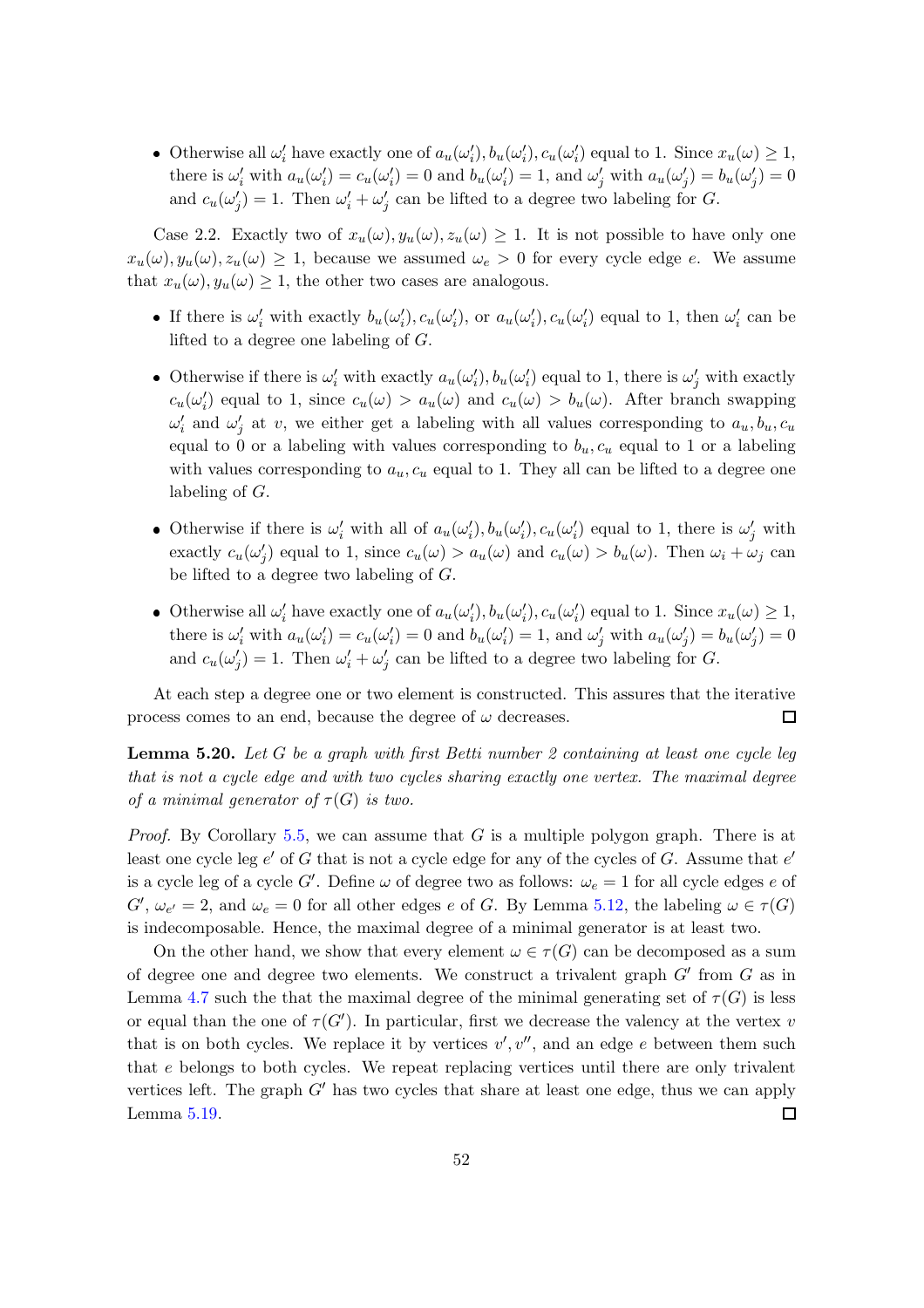- Otherwise all $\omega_i'$ have exactly one of $a_u(\omega_i'), b_u(\omega_i'), c_u(\omega_i')$ equal to 1. Since $x_u(\omega) \geq 1$, there is $\omega_i'$ with $a_u(\omega_i') = c_u(\omega_i') = 0$ and $b_u(\omega_i') = 1$, and $\omega_j'$ with $a_u(\omega_j') = b_u(\omega_j') = 0$ and $c_u(\omega_j') = 1$. Then $\omega_i' + \omega_j'$ can be lifted to a degree two labeling for $G$.

Case 2.2. Exactly two of $x_u(\omega), y_u(\omega), z_u(\omega) \geq 1$. It is not possible to have only one $x_u(\omega), y_u(\omega), z_u(\omega) \geq 1$, because we assumed $\omega_e > 0$ for every cycle edge $e$. We assume that $x_u(\omega), y_u(\omega) \geq 1$, the other two cases are analogous.

- If there is $\omega_i'$ with exactly $b_u(\omega_i'), c_u(\omega_i')$, or $a_u(\omega_i'), c_u(\omega_i')$ equal to 1, then $\omega_i'$ can be lifted to a degree one labeling of $G$.
- Otherwise if there is $\omega_i'$ with exactly $a_u(\omega_i'), b_u(\omega_i')$ equal to 1, there is $\omega_j'$ with exactly $c_u(\omega_i')$ equal to 1, since $c_u(\omega) > a_u(\omega)$ and $c_u(\omega) > b_u(\omega)$. After branch swapping $\omega_i'$ and $\omega_j'$ at $v$, we either get a labeling with all values corresponding to $a_u, b_u, c_u$ equal to 0 or a labeling with values corresponding to $b_u, c_u$ equal to 1 or a labeling with values corresponding to $a_u, c_u$ equal to 1. They all can be lifted to a degree one labeling of $G$.
- Otherwise if there is $\omega_i'$ with all of $a_u(\omega_i'), b_u(\omega_i'), c_u(\omega_i')$ equal to 1, there is $\omega_j'$ with exactly $c_u(\omega_j')$ equal to 1, since $c_u(\omega) > a_u(\omega)$ and $c_u(\omega) > b_u(\omega)$. Then $\omega_i + \omega_j$ can be lifted to a degree two labeling of $G$.
- Otherwise all $\omega_i'$ have exactly one of $a_u(\omega_i'), b_u(\omega_i'), c_u(\omega_i')$ equal to 1. Since $x_u(\omega) \geq 1$, there is $\omega_i'$ with $a_u(\omega_i') = c_u(\omega_i') = 0$ and $b_u(\omega_i') = 1$, and $\omega_j'$ with $a_u(\omega_j') = b_u(\omega_j') = 0$ and $c_u(\omega_j') = 1$. Then $\omega_i' + \omega_j'$ can be lifted to a degree two labeling for $G$.

At each step a degree one or two element is constructed. This assures that the iterative process comes to an end, because the degree of $\omega$ decreases. □

**Lemma 5.20.** *Let $G$ be a graph with first Betti number 2 containing at least one cycle leg that is not a cycle edge and with two cycles sharing exactly one vertex. The maximal degree of a minimal generator of $\tau(G)$ is two.*

*Proof.* By Corollary 5.5, we can assume that $G$ is a multiple polygon graph. There is at least one cycle leg $e'$ of $G$ that is not a cycle edge for any of the cycles of $G$. Assume that $e'$ is a cycle leg of a cycle $G'$. Define $\omega$ of degree two as follows: $\omega_e = 1$ for all cycle edges $e$ of $G'$, $\omega_{e'} = 2$, and $\omega_e = 0$ for all other edges $e$ of $G$. By Lemma 5.12, the labeling $\omega \in \tau(G)$ is indecomposable. Hence, the maximal degree of a minimal generator is at least two.

On the other hand, we show that every element $\omega \in \tau(G)$ can be decomposed as a sum of degree one and degree two elements. We construct a trivalent graph $G'$ from $G$ as in Lemma 4.7 such the that the maximal degree of the minimal generating set of $\tau(G)$ is less or equal than the one of $\tau(G')$. In particular, first we decrease the valency at the vertex $v$ that is on both cycles. We replace it by vertices $v', v''$, and an edge $e$ between them such that $e$ belongs to both cycles. We repeat replacing vertices until there are only trivalent vertices left. The graph $G'$ has two cycles that share at least one edge, thus we can apply Lemma 5.19. □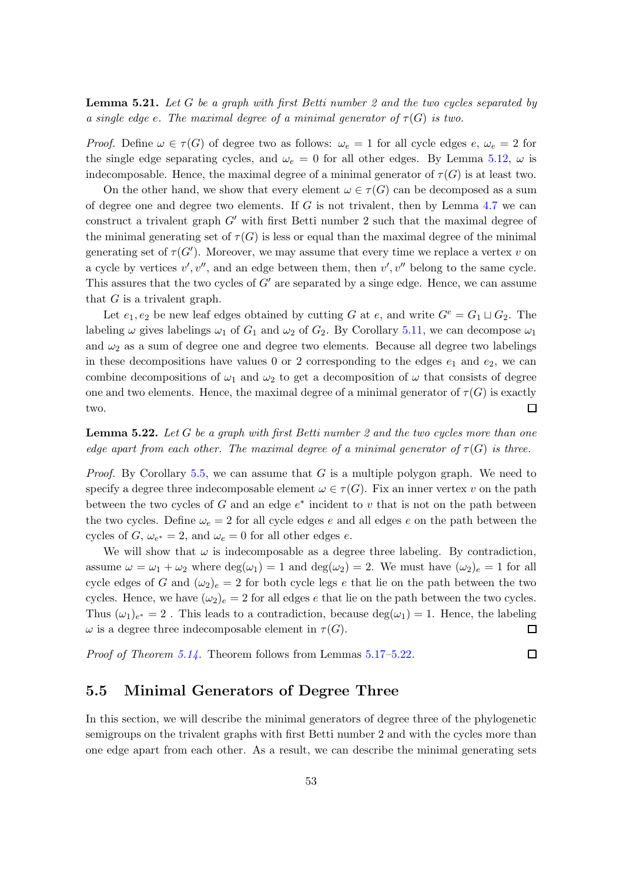**Lemma 5.21.** *Let $G$ be a graph with first Betti number 2 and the two cycles separated by a single edge $e$. The maximal degree of a minimal generator of $\tau(G)$ is two.*

*Proof.* Define $\omega \in \tau(G)$ of degree two as follows: $\omega_e = 1$ for all cycle edges $e$, $\omega_e = 2$ for the single edge separating cycles, and $\omega_e = 0$ for all other edges. By Lemma 5.12, $\omega$ is indecomposable. Hence, the maximal degree of a minimal generator of $\tau(G)$ is at least two.

On the other hand, we show that every element $\omega \in \tau(G)$ can be decomposed as a sum of degree one and degree two elements. If $G$ is not trivalent, then by Lemma 4.7 we can construct a trivalent graph $G'$ with first Betti number 2 such that the maximal degree of the minimal generating set of $\tau(G)$ is less or equal than the maximal degree of the minimal generating set of $\tau(G')$. Moreover, we may assume that every time we replace a vertex $v$ on a cycle by vertices $v', v''$, and an edge between them, then $v', v''$ belong to the same cycle. This assures that the two cycles of $G'$ are separated by a singe edge. Hence, we can assume that $G$ is a trivalent graph.

Let $e_1, e_2$ be new leaf edges obtained by cutting $G$ at $e$, and write $G^e = G_1 \sqcup G_2$. The labeling $\omega$ gives labelings $\omega_1$ of $G_1$ and $\omega_2$ of $G_2$. By Corollary 5.11, we can decompose $\omega_1$ and $\omega_2$ as a sum of degree one and degree two elements. Because all degree two labelings in these decompositions have values 0 or 2 corresponding to the edges $e_1$ and $e_2$, we can combine decompositions of $\omega_1$ and $\omega_2$ to get a decomposition of $\omega$ that consists of degree one and two elements. Hence, the maximal degree of a minimal generator of $\tau(G)$ is exactly two. □

**Lemma 5.22.** *Let $G$ be a graph with first Betti number 2 and the two cycles more than one edge apart from each other. The maximal degree of a minimal generator of $\tau(G)$ is three.*

*Proof.* By Corollary 5.5, we can assume that $G$ is a multiple polygon graph. We need to specify a degree three indecomposable element $\omega \in \tau(G)$. Fix an inner vertex $v$ on the path between the two cycles of $G$ and an edge $e^*$ incident to $v$ that is not on the path between the two cycles. Define $\omega_e = 2$ for all cycle edges $e$ and all edges $e$ on the path between the cycles of $G$, $\omega_{e^*} = 2$, and $\omega_e = 0$ for all other edges $e$.

We will show that $\omega$ is indecomposable as a degree three labeling. By contradiction, assume $\omega = \omega_1 + \omega_2$ where $\deg(\omega_1) = 1$ and $\deg(\omega_2) = 2$. We must have $(\omega_2)_e = 1$ for all cycle edges of $G$ and $(\omega_2)_e = 2$ for both cycle legs $e$ that lie on the path between the two cycles. Hence, we have $(\omega_2)_e = 2$ for all edges $e$ that lie on the path between the two cycles. Thus $(\omega_1)_{e^*} = 2$ . This leads to a contradiction, because $\deg(\omega_1) = 1$. Hence, the labeling $\omega$ is a degree three indecomposable element in $\tau(G)$. □

*Proof of Theorem 5.14.* Theorem follows from Lemmas 5.17–5.22. □

## 5.5 Minimal Generators of Degree Three

In this section, we will describe the minimal generators of degree three of the phylogenetic semigroups on the trivalent graphs with first Betti number 2 and with the cycles more than one edge apart from each other. As a result, we can describe the minimal generating sets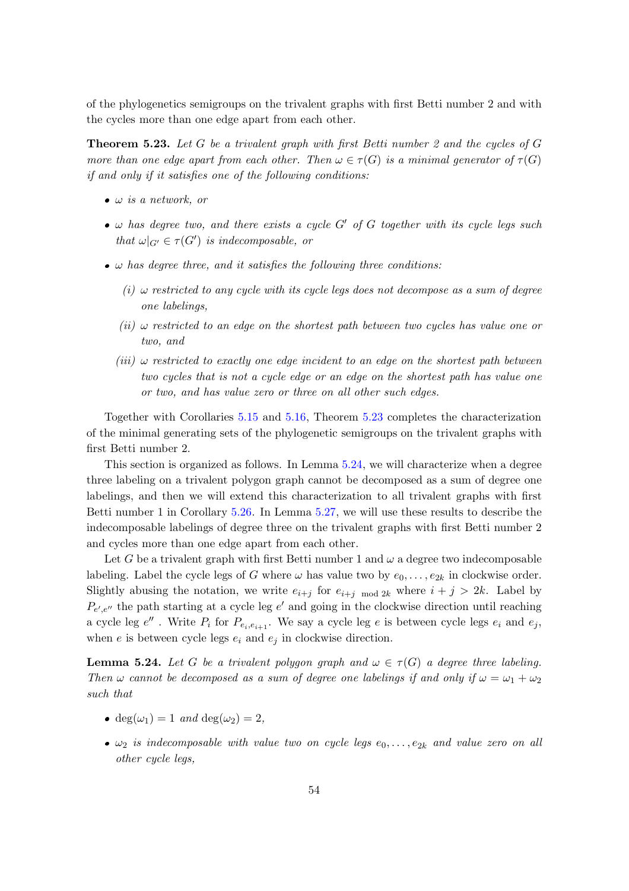of the phylogenetics semigroups on the trivalent graphs with first Betti number 2 and with the cycles more than one edge apart from each other.

**Theorem 5.23.** *Let $G$ be a trivalent graph with first Betti number 2 and the cycles of $G$ more than one edge apart from each other. Then $\omega \in \tau(G)$ is a minimal generator of $\tau(G)$ if and only if it satisfies one of the following conditions:*

- *$\omega$ is a network, or*
- *$\omega$ has degree two, and there exists a cycle $G'$ of $G$ together with its cycle legs such that $\omega|_{G'} \in \tau(G')$ is indecomposable, or*
- *$\omega$ has degree three, and it satisfies the following three conditions:*
  - *(i) $\omega$ restricted to any cycle with its cycle legs does not decompose as a sum of degree one labelings,*
  - *(ii) $\omega$ restricted to an edge on the shortest path between two cycles has value one or two, and*
  - *(iii) $\omega$ restricted to exactly one edge incident to an edge on the shortest path between two cycles that is not a cycle edge or an edge on the shortest path has value one or two, and has value zero or three on all other such edges.*

Together with Corollaries 5.15 and 5.16, Theorem 5.23 completes the characterization of the minimal generating sets of the phylogenetic semigroups on the trivalent graphs with first Betti number 2.

This section is organized as follows. In Lemma 5.24, we will characterize when a degree three labeling on a trivalent polygon graph cannot be decomposed as a sum of degree one labelings, and then we will extend this characterization to all trivalent graphs with first Betti number 1 in Corollary 5.26. In Lemma 5.27, we will use these results to describe the indecomposable labelings of degree three on the trivalent graphs with first Betti number 2 and cycles more than one edge apart from each other.

Let $G$ be a trivalent graph with first Betti number 1 and $\omega$ a degree two indecomposable labeling. Label the cycle legs of $G$ where $\omega$ has value two by $e_0, \ldots, e_{2k}$ in clockwise order. Slightly abusing the notation, we write $e_{i+j}$ for $e_{i+j \mod 2k}$ where $i + j > 2k$. Label by $P_{e',e''}$ the path starting at a cycle leg $e'$ and going in the clockwise direction until reaching a cycle leg $e''$. Write $P_i$ for $P_{e_i,e_{i+1}}$. We say a cycle leg $e$ is between cycle legs $e_i$ and $e_j$, when $e$ is between cycle legs $e_i$ and $e_j$ in clockwise direction.

**Lemma 5.24.** *Let $G$ be a trivalent polygon graph and $\omega \in \tau(G)$ a degree three labeling. Then $\omega$ cannot be decomposed as a sum of degree one labelings if and only if $\omega = \omega_1 + \omega_2$ such that*

- *$\deg(\omega_1) = 1$ and $\deg(\omega_2) = 2$,*
- *$\omega_2$ is indecomposable with value two on cycle legs $e_0, \ldots, e_{2k}$ and value zero on all other cycle legs,*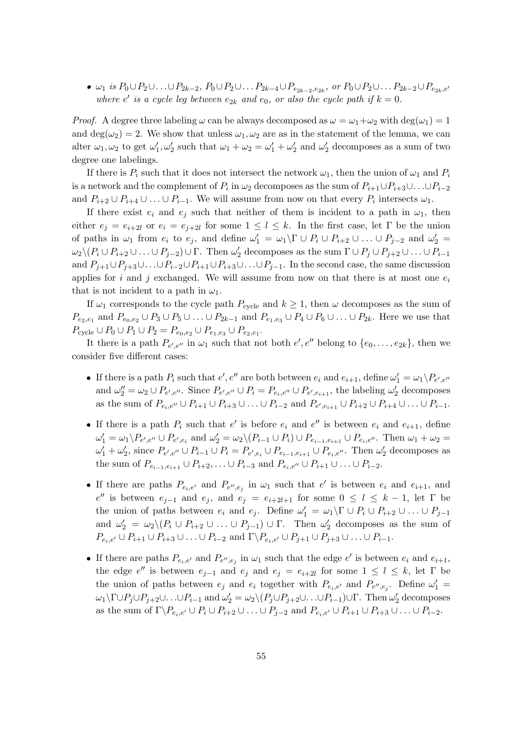- $\omega_1$ *is* $P_0 \cup P_2 \cup \ldots \cup P_{2k-2}$, $P_0 \cup P_2 \cup \ldots P_{2k-4} \cup P_{e_{2k-2},e_{2k}}$, *or* $P_0 \cup P_2 \cup \ldots P_{2k-2} \cup P_{e_{2k},e'}$ *where* $e'$ *is a cycle leg between* $e_{2k}$ *and* $e_0$*, or also the cycle path if* $k = 0$*.*

*Proof.* A degree three labeling $\omega$ can be always decomposed as $\omega = \omega_1 + \omega_2$ with $\deg(\omega_1) = 1$ and $\deg(\omega_2) = 2$. We show that unless $\omega_1, \omega_2$ are as in the statement of the lemma, we can alter $\omega_1, \omega_2$ to get $\omega_1', \omega_2'$ such that $\omega_1 + \omega_2 = \omega_1' + \omega_2'$ and $\omega_2'$ decomposes as a sum of two degree one labelings.

If there is $P_i$ such that it does not intersect the network $\omega_1$, then the union of $\omega_1$ and $P_i$ is a network and the complement of $P_i$ in $\omega_2$ decomposes as the sum of $P_{i+1} \cup P_{i+3} \cup \ldots \cup P_{i-2}$ and $P_{i+2} \cup P_{i+4} \cup \ldots \cup P_{i-1}$. We will assume from now on that every $P_i$ intersects $\omega_1$.

If there exist $e_i$ and $e_j$ such that neither of them is incident to a path in $\omega_1$, then either $e_j = e_{i+2l}$ or $e_i = e_{j+2l}$ for some $1 \leq l \leq k$. In the first case, let $\Gamma$ be the union of paths in $\omega_1$ from $e_i$ to $e_j$, and define $\omega_1' = \omega_1 \backslash \Gamma \cup P_i \cup P_{i+2} \cup \ldots \cup P_{j-2}$ and $\omega_2' = \omega_2 \backslash (P_i \cup P_{i+2} \cup \ldots \cup P_{j-2}) \cup \Gamma$. Then $\omega_2'$ decomposes as the sum $\Gamma \cup P_j \cup P_{j+2} \cup \ldots \cup P_{i-1}$ and $P_{j+1} \cup P_{j+3} \cup \ldots \cup P_{i-2} \cup P_{i+1} \cup P_{i+3} \cup \ldots \cup P_{j-1}$. In the second case, the same discussion applies for $i$ and $j$ exchanged. We will assume from now on that there is at most one $e_i$ that is not incident to a path in $\omega_1$.

If $\omega_1$ corresponds to the cycle path $P_{\text{cycle}}$ and $k \geq 1$, then $\omega$ decomposes as the sum of $P_{e_2,e_1}$ and $P_{e_0,e_2} \cup P_3 \cup P_5 \cup \ldots \cup P_{2k-1}$ and $P_{e_1,e_3} \cup P_4 \cup P_6 \cup \ldots \cup P_{2k}$. Here we use that $P_{\text{cycle}} \cup P_0 \cup P_1 \cup P_2 = P_{e_0,e_2} \cup P_{e_1,e_3} \cup P_{e_2,e_1}$.

It there is a path $P_{e',e''}$ in $\omega_1$ such that not both $e', e''$ belong to $\{e_0, \ldots, e_{2k}\}$, then we consider five different cases:

- If there is a path $P_i$ such that $e', e''$ are both between $e_i$ and $e_{i+1}$, define $\omega_1' = \omega_1 \backslash P_{e',e''}$ and $\omega_2'' = \omega_2 \cup P_{e',e''}$. Since $P_{e',e''} \cup P_i = P_{e_i,e''} \cup P_{e',e_{i+1}}$, the labeling $\omega_2'$ decomposes as the sum of $P_{e_i,e''} \cup P_{i+1} \cup P_{i+3} \cup \ldots \cup P_{i-2}$ and $P_{e',e_{i+1}} \cup P_{i+2} \cup P_{i+4} \cup \ldots \cup P_{i-1}$.
- If there is a path $P_i$ such that $e'$ is before $e_i$ and $e''$ is between $e_i$ and $e_{i+1}$, define $\omega_1' = \omega_1 \backslash P_{e',e''} \cup P_{e',e_i}$ and $\omega_2' = \omega_2 \backslash (P_{i-1} \cup P_i) \cup P_{e_{i-1},e_{i+1}} \cup P_{e_i,e''}$. Then $\omega_1 + \omega_2 = \omega_1' + \omega_2'$, since $P_{e',e''} \cup P_{i-1} \cup P_i = P_{e',e_i} \cup P_{e_{i-1},e_{i+1}} \cup P_{e_i,e''}$. Then $\omega_2'$ decomposes as the sum of $P_{e_{i-1},e_{i+1}} \cup P_{i+2}, \ldots \cup P_{i-3}$ and $P_{e_i,e''} \cup P_{i+1} \cup \ldots \cup P_{i-2}$.
- If there are paths $P_{e_i,e'}$ and $P_{e'',e_j}$ in $\omega_1$ such that $e'$ is between $e_i$ and $e_{i+1}$, and $e''$ is between $e_{j-1}$ and $e_j$, and $e_j = e_{i+2l+1}$ for some $0 \leq l \leq k-1$, let $\Gamma$ be the union of paths between $e_i$ and $e_j$. Define $\omega_1' = \omega_1 \backslash \Gamma \cup P_i \cup P_{i+2} \cup \ldots \cup P_{j-1}$ and $\omega_2' = \omega_2 \backslash (P_i \cup P_{i+2} \cup \ldots \cup P_{j-1}) \cup \Gamma$. Then $\omega_2'$ decomposes as the sum of $P_{e_i,e'} \cup P_{i+1} \cup P_{i+3} \cup \ldots \cup P_{i-2}$ and $\Gamma \backslash P_{e_i,e'} \cup P_{j+1} \cup P_{j+3} \cup \ldots \cup P_{i-1}$.
- If there are paths $P_{e_i,e'}$ and $P_{e'',e_j}$ in $\omega_1$ such that the edge $e'$ is between $e_i$ and $e_{i+1}$, the edge $e''$ is between $e_{j-1}$ and $e_j$ and $e_j = e_{i+2l}$ for some $1 \leq l \leq k$, let $\Gamma$ be the union of paths between $e_j$ and $e_i$ together with $P_{e_i,e'}$ and $P_{e'',e_j}$. Define $\omega_1' = \omega_1 \backslash \Gamma \cup P_j \cup P_{j+2} \cup \ldots \cup P_{i-1}$ and $\omega_2' = \omega_2 \backslash (P_j \cup P_{j+2} \cup \ldots \cup P_{i-1}) \cup \Gamma$. Then $\omega_2'$ decomposes as the sum of $\Gamma \backslash P_{e_i,e'} \cup P_i \cup P_{i+2} \cup \ldots \cup P_{j-2}$ and $P_{e_i,e'} \cup P_{i+1} \cup P_{i+3} \cup \ldots \cup P_{i-2}$.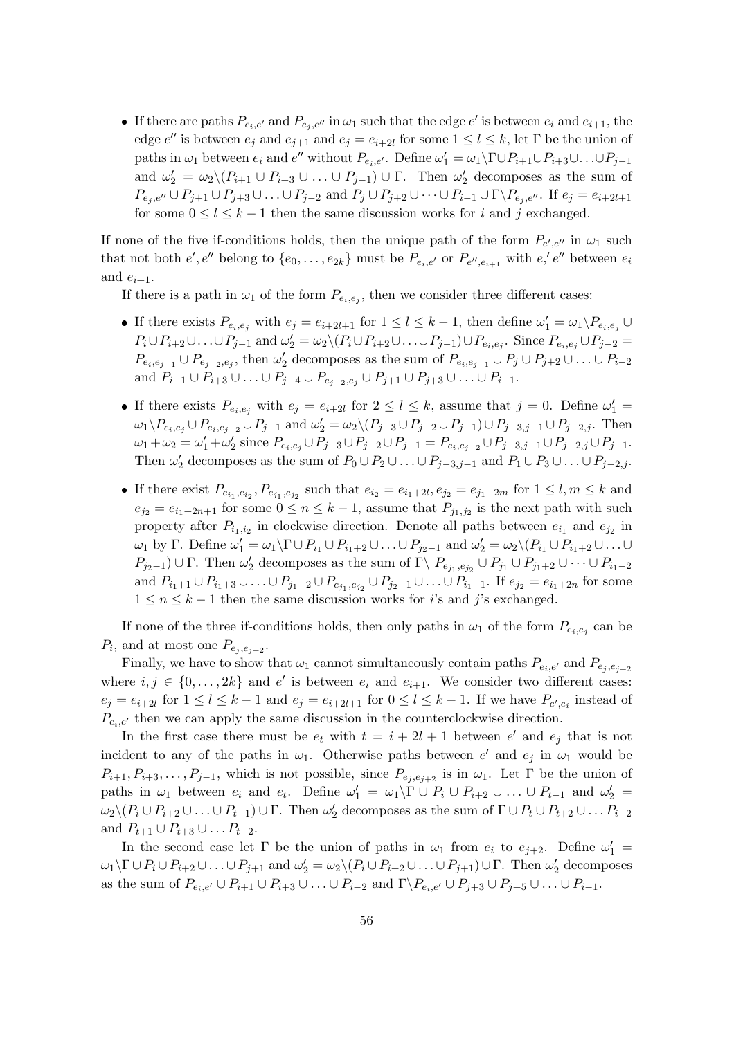- If there are paths $P_{e_i,e'}$ and $P_{e_j,e''}$ in $\omega_1$ such that the edge $e'$ is between $e_i$ and $e_{i+1}$, the edge $e''$ is between $e_j$ and $e_{j+1}$ and $e_j = e_{i+2l}$ for some $1 \le l \le k$, let $\Gamma$ be the union of paths in $\omega_1$ between $e_i$ and $e''$ without $P_{e_i,e'}$. Define $\omega_1' = \omega_1 \backslash \Gamma \cup P_{i+1} \cup P_{i+3} \cup \ldots \cup P_{j-1}$ and $\omega_2' = \omega_2 \backslash (P_{i+1} \cup P_{i+3} \cup \ldots \cup P_{j-1}) \cup \Gamma$. Then $\omega_2'$ decomposes as the sum of $P_{e_j,e''} \cup P_{j+1} \cup P_{j+3} \cup \ldots \cup P_{j-2}$ and $P_j \cup P_{j+2} \cup \cdots \cup P_{i-1} \cup \Gamma \backslash P_{e_j,e''}$. If $e_j = e_{i+2l+1}$ for some $0 \le l \le k-1$ then the same discussion works for $i$ and $j$ exchanged.

If none of the five if-conditions holds, then the unique path of the form $P_{e',e''}$ in $\omega_1$ such that not both $e', e''$ belong to $\{e_0, \ldots, e_{2k}\}$ must be $P_{e_i,e'}$ or $P_{e'',e_{i+1}}$ with $e,' e''$ between $e_i$ and $e_{i+1}$.

If there is a path in $\omega_1$ of the form $P_{e_i,e_j}$, then we consider three different cases:

- If there exists $P_{e_i,e_j}$ with $e_j = e_{i+2l+1}$ for $1 \le l \le k-1$, then define $\omega_1' = \omega_1 \backslash P_{e_i,e_j} \cup P_i \cup P_{i+2} \cup \ldots \cup P_{j-1}$ and $\omega_2' = \omega_2 \backslash (P_i \cup P_{i+2} \cup \ldots \cup P_{j-1}) \cup P_{e_i,e_j}$. Since $P_{e_i,e_j} \cup P_{j-2} = P_{e_i,e_{j-1}} \cup P_{e_{j-2},e_j}$, then $\omega_2'$ decomposes as the sum of $P_{e_i,e_{j-1}} \cup P_j \cup P_{j+2} \cup \ldots \cup P_{i-2}$ and $P_{i+1} \cup P_{i+3} \cup \ldots \cup P_{j-4} \cup P_{e_{j-2},e_j} \cup P_{j+1} \cup P_{j+3} \cup \ldots \cup P_{i-1}$.
- If there exists $P_{e_i,e_j}$ with $e_j = e_{i+2l}$ for $2 \le l \le k$, assume that $j = 0$. Define $\omega_1' = \omega_1 \backslash P_{e_i,e_j} \cup P_{e_i,e_{j-2}} \cup P_{j-1}$ and $\omega_2' = \omega_2 \backslash (P_{j-3} \cup P_{j-2} \cup P_{j-1}) \cup P_{j-3,j-1} \cup P_{j-2,j}$. Then $\omega_1 + \omega_2 = \omega_1' + \omega_2'$ since $P_{e_i,e_j} \cup P_{j-3} \cup P_{j-2} \cup P_{j-1} = P_{e_i,e_{j-2}} \cup P_{j-3,j-1} \cup P_{j-2,j} \cup P_{j-1}$. Then $\omega_2'$ decomposes as the sum of $P_0 \cup P_2 \cup \ldots \cup P_{j-3,j-1}$ and $P_1 \cup P_3 \cup \ldots \cup P_{j-2,j}$.
- If there exist $P_{e_{i_1},e_{i_2}}, P_{e_{j_1},e_{j_2}}$ such that $e_{i_2} = e_{i_1+2l}, e_{j_2} = e_{j_1+2m}$ for $1 \le l, m \le k$ and $e_{j_2} = e_{i_1+2n+1}$ for some $0 \le n \le k-1$, assume that $P_{j_1,j_2}$ is the next path with such property after $P_{i_1,i_2}$ in clockwise direction. Denote all paths between $e_{i_1}$ and $e_{j_2}$ in $\omega_1$ by $\Gamma$. Define $\omega_1' = \omega_1 \backslash \Gamma \cup P_{i_1} \cup P_{i_1+2} \cup \ldots \cup P_{j_2-1}$ and $\omega_2' = \omega_2 \backslash (P_{i_1} \cup P_{i_1+2} \cup \ldots \cup P_{j_2-1}) \cup \Gamma$. Then $\omega_2'$ decomposes as the sum of $\Gamma \backslash\ P_{e_{j_1},e_{j_2}} \cup P_{j_1} \cup P_{j_1+2} \cup \cdots \cup P_{i_1-2}$ and $P_{i_1+1} \cup P_{i_1+3} \cup \ldots \cup P_{j_1-2} \cup P_{e_{j_1},e_{j_2}} \cup P_{j_2+1} \cup \ldots \cup P_{i_1-1}$. If $e_{j_2} = e_{i_1+2n}$ for some $1 \le n \le k-1$ then the same discussion works for $i$'s and $j$'s exchanged.

If none of the three if-conditions holds, then only paths in $\omega_1$ of the form $P_{e_i,e_j}$ can be $P_i$, and at most one $P_{e_j,e_{j+2}}$.

Finally, we have to show that $\omega_1$ cannot simultaneously contain paths $P_{e_i,e'}$ and $P_{e_j,e_{j+2}}$ where $i, j \in \{0, \ldots, 2k\}$ and $e'$ is between $e_i$ and $e_{i+1}$. We consider two different cases: $e_j = e_{i+2l}$ for $1 \le l \le k-1$ and $e_j = e_{i+2l+1}$ for $0 \le l \le k-1$. If we have $P_{e',e_i}$ instead of $P_{e_i,e'}$ then we can apply the same discussion in the counterclockwise direction.

In the first case there must be $e_t$ with $t = i + 2l + 1$ between $e'$ and $e_j$ that is not incident to any of the paths in $\omega_1$. Otherwise paths between $e'$ and $e_j$ in $\omega_1$ would be $P_{i+1}, P_{i+3}, \ldots, P_{j-1}$, which is not possible, since $P_{e_j,e_{j+2}}$ is in $\omega_1$. Let $\Gamma$ be the union of paths in $\omega_1$ between $e_i$ and $e_t$. Define $\omega_1' = \omega_1 \backslash \Gamma \cup P_i \cup P_{i+2} \cup \ldots \cup P_{t-1}$ and $\omega_2' = \omega_2 \backslash (P_i \cup P_{i+2} \cup \ldots \cup P_{t-1}) \cup \Gamma$. Then $\omega_2'$ decomposes as the sum of $\Gamma \cup P_t \cup P_{t+2} \cup \ldots P_{i-2}$ and $P_{t+1} \cup P_{t+3} \cup \ldots P_{t-2}$.

In the second case let $\Gamma$ be the union of paths in $\omega_1$ from $e_i$ to $e_{j+2}$. Define $\omega_1' = \omega_1 \backslash \Gamma \cup P_i \cup P_{i+2} \cup \ldots \cup P_{j+1}$ and $\omega_2' = \omega_2 \backslash (P_i \cup P_{i+2} \cup \ldots \cup P_{j+1}) \cup \Gamma$. Then $\omega_2'$ decomposes as the sum of $P_{e_i,e'} \cup P_{i+1} \cup P_{i+3} \cup \ldots \cup P_{i-2}$ and $\Gamma \backslash P_{e_i,e'} \cup P_{j+3} \cup P_{j+5} \cup \ldots \cup P_{i-1}$.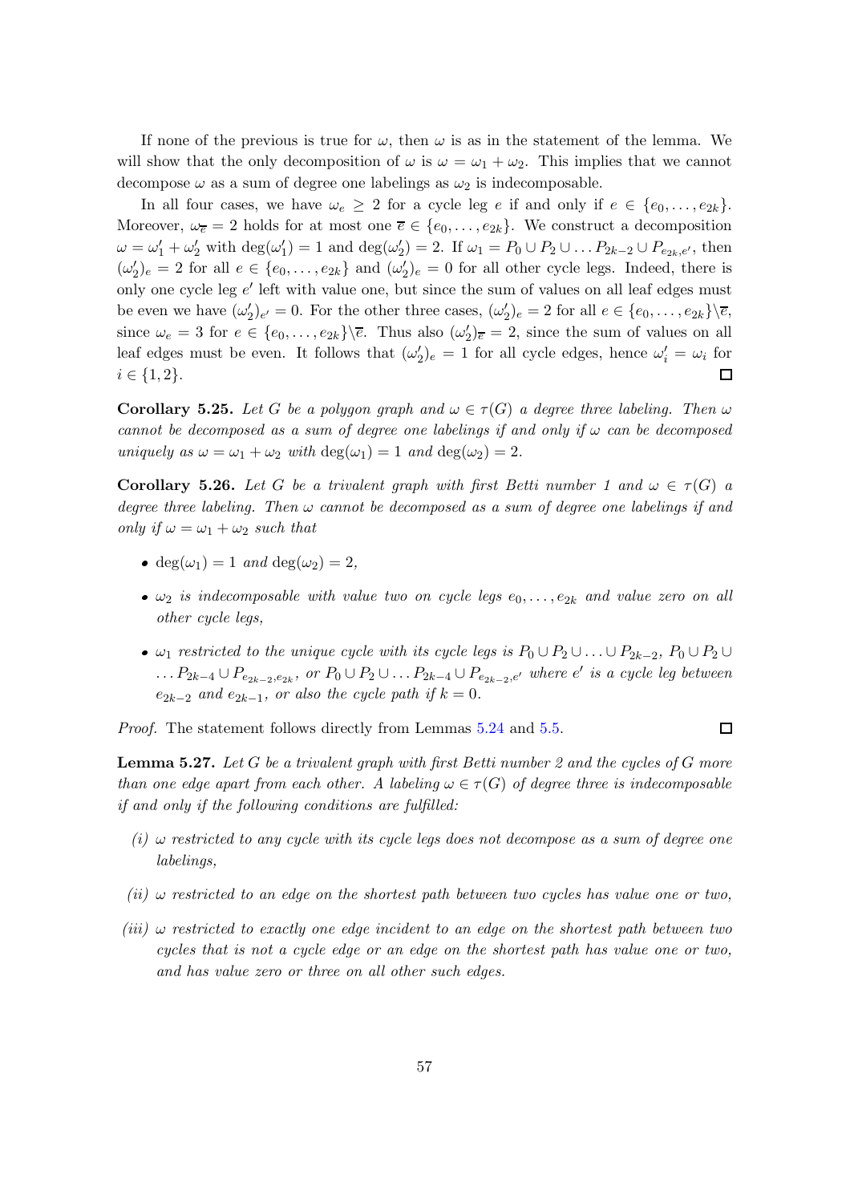If none of the previous is true for $\omega$, then $\omega$ is as in the statement of the lemma. We will show that the only decomposition of $\omega$ is $\omega = \omega_1 + \omega_2$. This implies that we cannot decompose $\omega$ as a sum of degree one labelings as $\omega_2$ is indecomposable.

In all four cases, we have $\omega_e \geq 2$ for a cycle leg $e$ if and only if $e \in \{e_0, \dots, e_{2k}\}$. Moreover, $\omega_{\overline{e}} = 2$ holds for at most one $\overline{e} \in \{e_0, \dots, e_{2k}\}$. We construct a decomposition $\omega = \omega_1' + \omega_2'$ with $\deg(\omega_1') = 1$ and $\deg(\omega_2') = 2$. If $\omega_1 = P_0 \cup P_2 \cup \dots P_{2k-2} \cup P_{e_{2k},e'}$, then $(\omega_2')_e = 2$ for all $e \in \{e_0, \dots, e_{2k}\}$ and $(\omega_2')_e = 0$ for all other cycle legs. Indeed, there is only one cycle leg $e'$ left with value one, but since the sum of values on all leaf edges must be even we have $(\omega_2')_{e'} = 0$. For the other three cases, $(\omega_2')_e = 2$ for all $e \in \{e_0, \dots, e_{2k}\} \backslash \overline{e}$, since $\omega_e = 3$ for $e \in \{e_0, \dots, e_{2k}\} \backslash \overline{e}$. Thus also $(\omega_2')_{\overline{e}} = 2$, since the sum of values on all leaf edges must be even. It follows that $(\omega_2')_e = 1$ for all cycle edges, hence $\omega_i' = \omega_i$ for $i \in \{1, 2\}$. □

**Corollary 5.25.** *Let $G$ be a polygon graph and $\omega \in \tau(G)$ a degree three labeling. Then $\omega$ cannot be decomposed as a sum of degree one labelings if and only if $\omega$ can be decomposed uniquely as $\omega = \omega_1 + \omega_2$ with $\deg(\omega_1) = 1$ and $\deg(\omega_2) = 2$.*

**Corollary 5.26.** *Let $G$ be a trivalent graph with first Betti number 1 and $\omega \in \tau(G)$ a degree three labeling. Then $\omega$ cannot be decomposed as a sum of degree one labelings if and only if $\omega = \omega_1 + \omega_2$ such that*

- *$\deg(\omega_1) = 1$ and $\deg(\omega_2) = 2$,*
- *$\omega_2$ is indecomposable with value two on cycle legs $e_0, \dots, e_{2k}$ and value zero on all other cycle legs,*
- *$\omega_1$ restricted to the unique cycle with its cycle legs is $P_0 \cup P_2 \cup \dots \cup P_{2k-2}$, $P_0 \cup P_2 \cup \dots P_{2k-4} \cup P_{e_{2k-2},e_{2k}}$, or $P_0 \cup P_2 \cup \dots P_{2k-4} \cup P_{e_{2k-2},e'}$ where $e'$ is a cycle leg between $e_{2k-2}$ and $e_{2k-1}$, or also the cycle path if $k = 0$.*

*Proof.* The statement follows directly from Lemmas 5.24 and 5.5. □

**Lemma 5.27.** *Let $G$ be a trivalent graph with first Betti number 2 and the cycles of $G$ more than one edge apart from each other. A labeling $\omega \in \tau(G)$ of degree three is indecomposable if and only if the following conditions are fulfilled:*

*(i) $\omega$ restricted to any cycle with its cycle legs does not decompose as a sum of degree one labelings,*

*(ii) $\omega$ restricted to an edge on the shortest path between two cycles has value one or two,*

*(iii) $\omega$ restricted to exactly one edge incident to an edge on the shortest path between two cycles that is not a cycle edge or an edge on the shortest path has value one or two, and has value zero or three on all other such edges.*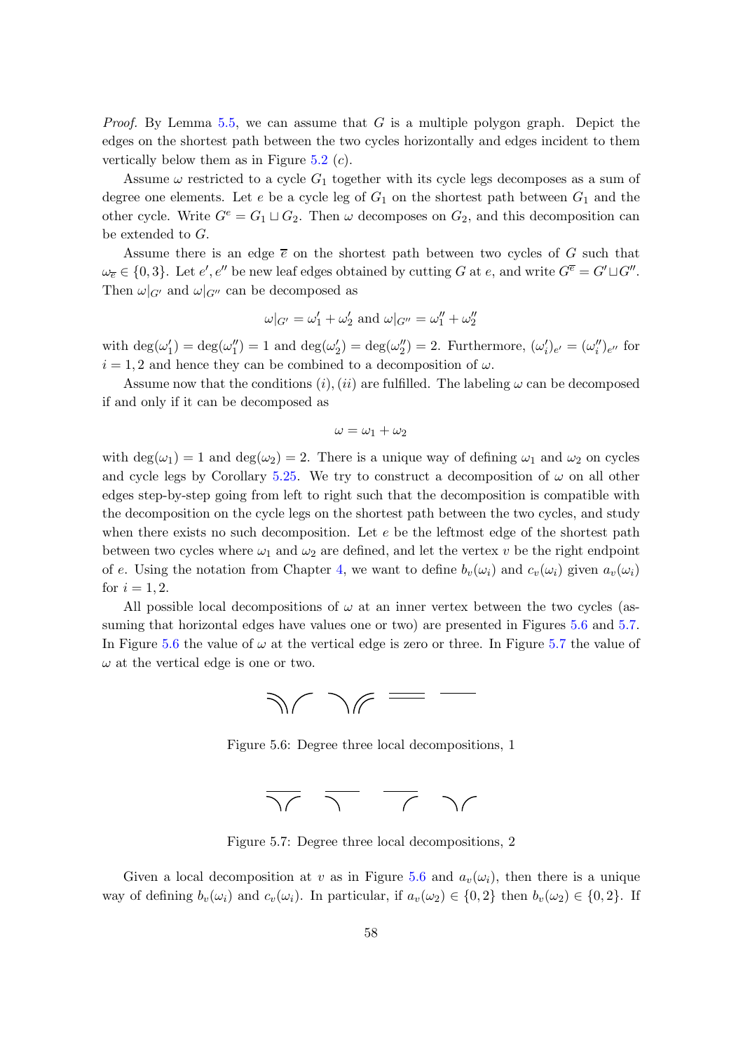*Proof.* By Lemma 5.5, we can assume that $G$ is a multiple polygon graph. Depict the edges on the shortest path between the two cycles horizontally and edges incident to them vertically below them as in Figure 5.2 $(c)$.

Assume $\omega$ restricted to a cycle $G_1$ together with its cycle legs decomposes as a sum of degree one elements. Let $e$ be a cycle leg of $G_1$ on the shortest path between $G_1$ and the other cycle. Write $G^e = G_1 \sqcup G_2$. Then $\omega$ decomposes on $G_2$, and this decomposition can be extended to $G$.

Assume there is an edge $\overline{e}$ on the shortest path between two cycles of $G$ such that $\omega_{\overline{e}} \in \{0, 3\}$. Let $e', e''$ be new leaf edges obtained by cutting $G$ at $e$, and write $G^{\overline{e}} = G' \sqcup G''$. Then $\omega|_{G'}$ and $\omega|_{G''}$ can be decomposed as

$$\omega|_{G'} = \omega_1' + \omega_2' \text{ and } \omega|_{G''} = \omega_1'' + \omega_2''$$

with $\deg(\omega_1') = \deg(\omega_1'') = 1$ and $\deg(\omega_2') = \deg(\omega_2'') = 2$. Furthermore, $(\omega_i')_{e'} = (\omega_i'')_{e''}$ for $i = 1, 2$ and hence they can be combined to a decomposition of $\omega$.

Assume now that the conditions $(i), (ii)$ are fulfilled. The labeling $\omega$ can be decomposed if and only if it can be decomposed as

$$\omega = \omega_1 + \omega_2$$

with $\deg(\omega_1) = 1$ and $\deg(\omega_2) = 2$. There is a unique way of defining $\omega_1$ and $\omega_2$ on cycles and cycle legs by Corollary 5.25. We try to construct a decomposition of $\omega$ on all other edges step-by-step going from left to right such that the decomposition is compatible with the decomposition on the cycle legs on the shortest path between the two cycles, and study when there exists no such decomposition. Let $e$ be the leftmost edge of the shortest path between two cycles where $\omega_1$ and $\omega_2$ are defined, and let the vertex $v$ be the right endpoint of $e$. Using the notation from Chapter 4, we want to define $b_v(\omega_i)$ and $c_v(\omega_i)$ given $a_v(\omega_i)$ for $i = 1, 2$.

All possible local decompositions of $\omega$ at an inner vertex between the two cycles (assuming that horizontal edges have values one or two) are presented in Figures 5.6 and 5.7. In Figure 5.6 the value of $\omega$ at the vertical edge is zero or three. In Figure 5.7 the value of $\omega$ at the vertical edge is one or two.

Figure 5.6: Degree three local decompositions, 1

Figure 5.7: Degree three local decompositions, 2

Given a local decomposition at $v$ as in Figure 5.6 and $a_v(\omega_i)$, then there is a unique way of defining $b_v(\omega_i)$ and $c_v(\omega_i)$. In particular, if $a_v(\omega_2) \in \{0, 2\}$ then $b_v(\omega_2) \in \{0, 2\}$. If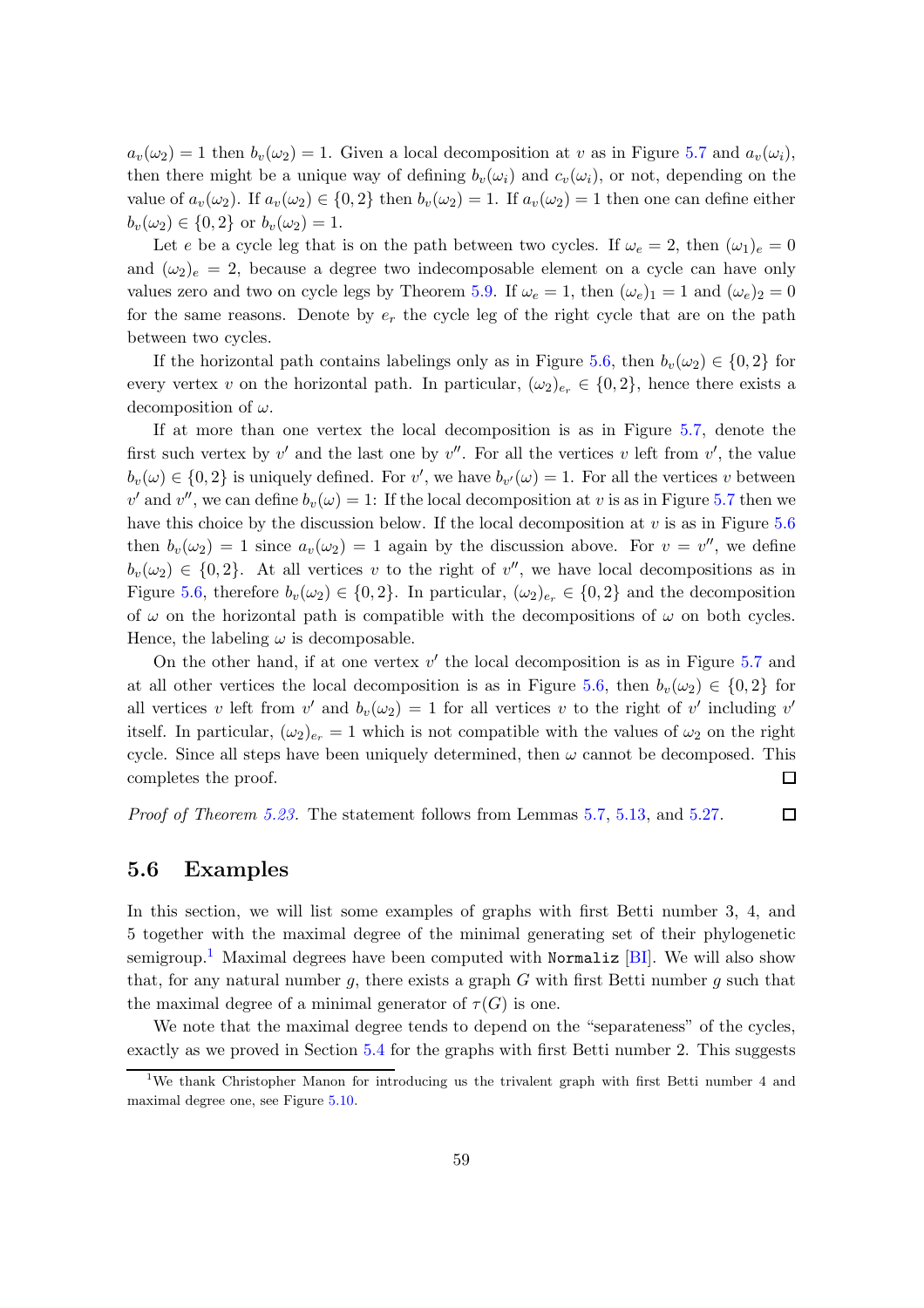$a_v(\omega_2) = 1$ then $b_v(\omega_2) = 1$. Given a local decomposition at $v$ as in Figure 5.7 and $a_v(\omega_i)$, then there might be a unique way of defining $b_v(\omega_i)$ and $c_v(\omega_i)$, or not, depending on the value of $a_v(\omega_2)$. If $a_v(\omega_2) \in \{0, 2\}$ then $b_v(\omega_2) = 1$. If $a_v(\omega_2) = 1$ then one can define either $b_v(\omega_2) \in \{0, 2\}$ or $b_v(\omega_2) = 1$.

Let $e$ be a cycle leg that is on the path between two cycles. If $\omega_e = 2$, then $(\omega_1)_e = 0$ and $(\omega_2)_e = 2$, because a degree two indecomposable element on a cycle can have only values zero and two on cycle legs by Theorem 5.9. If $\omega_e = 1$, then $(\omega_e)_1 = 1$ and $(\omega_e)_2 = 0$ for the same reasons. Denote by $e_r$ the cycle leg of the right cycle that are on the path between two cycles.

If the horizontal path contains labelings only as in Figure 5.6, then $b_v(\omega_2) \in \{0, 2\}$ for every vertex $v$ on the horizontal path. In particular, $(\omega_2)_{e_r} \in \{0, 2\}$, hence there exists a decomposition of $\omega$.

If at more than one vertex the local decomposition is as in Figure 5.7, denote the first such vertex by $v'$ and the last one by $v''$. For all the vertices $v$ left from $v'$, the value $b_v(\omega) \in \{0, 2\}$ is uniquely defined. For $v'$, we have $b_{v'}(\omega) = 1$. For all the vertices $v$ between $v'$ and $v''$, we can define $b_v(\omega) = 1$: If the local decomposition at $v$ is as in Figure 5.7 then we have this choice by the discussion below. If the local decomposition at $v$ is as in Figure 5.6 then $b_v(\omega_2) = 1$ since $a_v(\omega_2) = 1$ again by the discussion above. For $v = v''$, we define $b_v(\omega_2) \in \{0, 2\}$. At all vertices $v$ to the right of $v''$, we have local decompositions as in Figure 5.6, therefore $b_v(\omega_2) \in \{0, 2\}$. In particular, $(\omega_2)_{e_r} \in \{0, 2\}$ and the decomposition of $\omega$ on the horizontal path is compatible with the decompositions of $\omega$ on both cycles. Hence, the labeling $\omega$ is decomposable.

On the other hand, if at one vertex $v'$ the local decomposition is as in Figure 5.7 and at all other vertices the local decomposition is as in Figure 5.6, then $b_v(\omega_2) \in \{0, 2\}$ for all vertices $v$ left from $v'$ and $b_v(\omega_2) = 1$ for all vertices $v$ to the right of $v'$ including $v'$ itself. In particular, $(\omega_2)_{e_r} = 1$ which is not compatible with the values of $\omega_2$ on the right cycle. Since all steps have been uniquely determined, then $\omega$ cannot be decomposed. This completes the proof. ☐

*Proof of Theorem 5.23.* The statement follows from Lemmas 5.7, 5.13, and 5.27. ☐

## 5.6 Examples

In this section, we will list some examples of graphs with first Betti number 3, 4, and 5 together with the maximal degree of the minimal generating set of their phylogenetic semigroup.[1] Maximal degrees have been computed with `Normaliz` [BI]. We will also show that, for any natural number $g$, there exists a graph $G$ with first Betti number $g$ such that the maximal degree of a minimal generator of $\tau(G)$ is one.

We note that the maximal degree tends to depend on the "separateness" of the cycles, exactly as we proved in Section 5.4 for the graphs with first Betti number 2. This suggests

[1] We thank Christopher Manon for introducing us the trivalent graph with first Betti number 4 and maximal degree one, see Figure 5.10.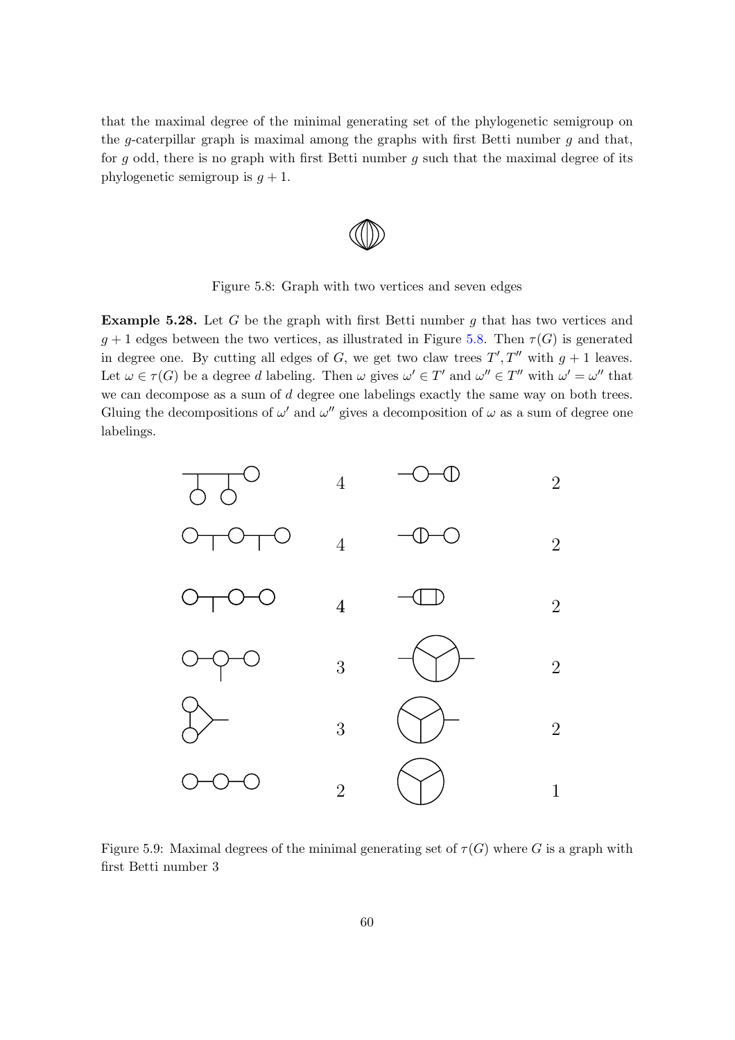that the maximal degree of the minimal generating set of the phylogenetic semigroup on the $g$-caterpillar graph is maximal among the graphs with first Betti number $g$ and that, for $g$ odd, there is no graph with first Betti number $g$ such that the maximal degree of its phylogenetic semigroup is $g+1$.

Figure 5.8: Graph with two vertices and seven edges

**Example 5.28.** Let $G$ be the graph with first Betti number $g$ that has two vertices and $g+1$ edges between the two vertices, as illustrated in Figure 5.8. Then $\tau(G)$ is generated in degree one. By cutting all edges of $G$, we get two claw trees $T', T''$ with $g+1$ leaves. Let $\omega \in \tau(G)$ be a degree $d$ labeling. Then $\omega$ gives $\omega' \in T'$ and $\omega'' \in T''$ with $\omega' = \omega''$ that we can decompose as a sum of $d$ degree one labelings exactly the same way on both trees. Gluing the decompositions of $\omega'$ and $\omega''$ gives a decomposition of $\omega$ as a sum of degree one labelings.

4 2

4 2

4 2

3 2

3 2

2 1

Figure 5.9: Maximal degrees of the minimal generating set of $\tau(G)$ where $G$ is a graph with first Betti number 3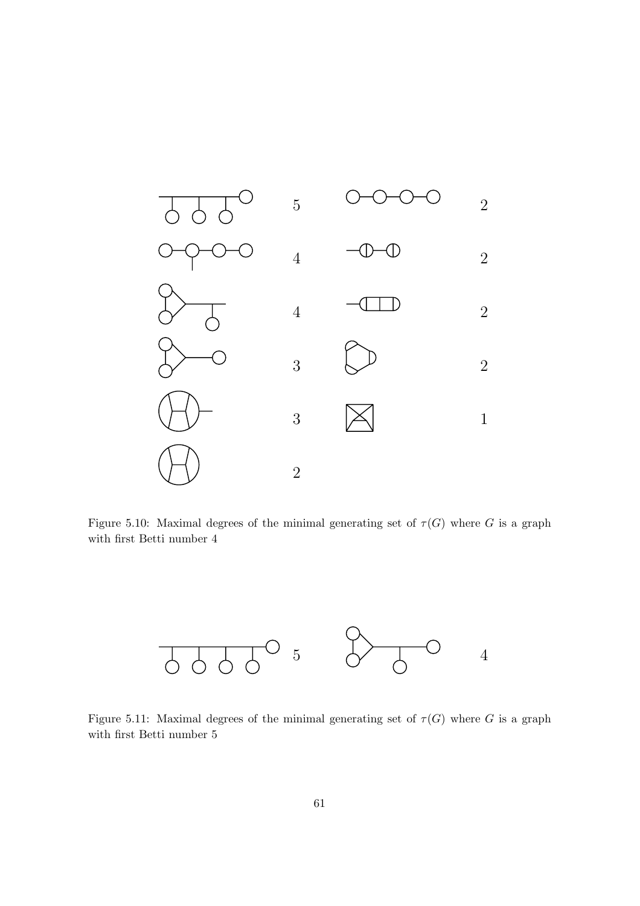Figure 5.10: Maximal degrees of the minimal generating set of $\tau(G)$ where $G$ is a graph with first Betti number 4

Figure 5.11: Maximal degrees of the minimal generating set of $\tau(G)$ where $G$ is a graph with first Betti number 5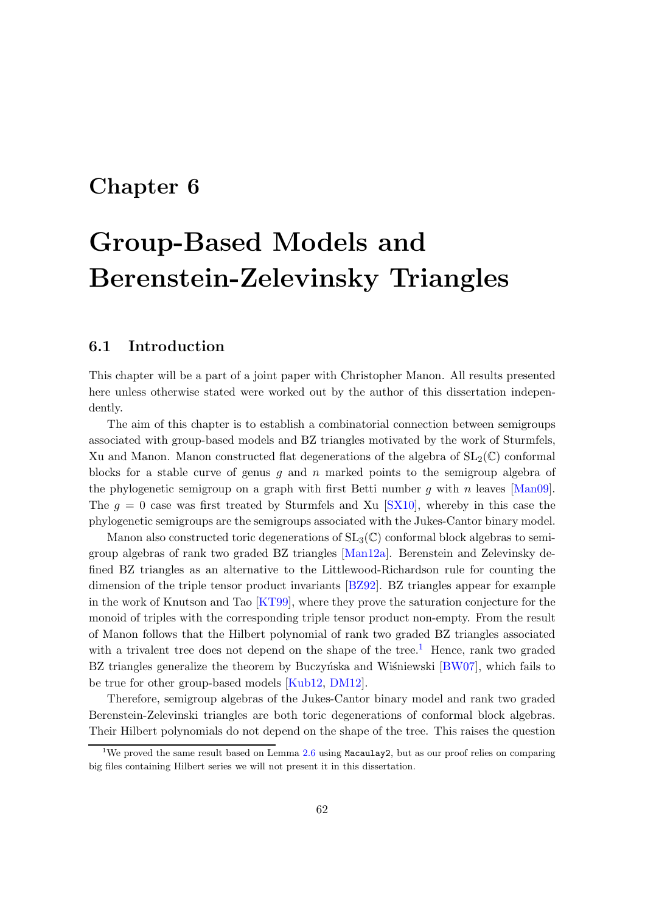# Chapter 6

# Group-Based Models and Berenstein-Zelevinsky Triangles

## 6.1 Introduction

This chapter will be a part of a joint paper with Christopher Manon. All results presented here unless otherwise stated were worked out by the author of this dissertation independently.

The aim of this chapter is to establish a combinatorial connection between semigroups associated with group-based models and BZ triangles motivated by the work of Sturmfels, Xu and Manon. Manon constructed flat degenerations of the algebra of $SL_2(\mathbb{C})$ conformal blocks for a stable curve of genus $g$ and $n$ marked points to the semigroup algebra of the phylogenetic semigroup on a graph with first Betti number $g$ with $n$ leaves [Man09]. The $g = 0$ case was first treated by Sturmfels and Xu [SX10], whereby in this case the phylogenetic semigroups are the semigroups associated with the Jukes-Cantor binary model.

Manon also constructed toric degenerations of $SL_3(\mathbb{C})$ conformal block algebras to semigroup algebras of rank two graded BZ triangles [Man12a]. Berenstein and Zelevinsky defined BZ triangles as an alternative to the Littlewood-Richardson rule for counting the dimension of the triple tensor product invariants [BZ92]. BZ triangles appear for example in the work of Knutson and Tao [KT99], where they prove the saturation conjecture for the monoid of triples with the corresponding triple tensor product non-empty. From the result of Manon follows that the Hilbert polynomial of rank two graded BZ triangles associated with a trivalent tree does not depend on the shape of the tree.[1] Hence, rank two graded BZ triangles generalize the theorem by Buczyńska and Wiśniewski [BW07], which fails to be true for other group-based models [Kub12, DM12].

Therefore, semigroup algebras of the Jukes-Cantor binary model and rank two graded Berenstein-Zelevinski triangles are both toric degenerations of conformal block algebras. Their Hilbert polynomials do not depend on the shape of the tree. This raises the question

[1] We proved the same result based on Lemma 2.6 using `Macaulay2`, but as our proof relies on comparing big files containing Hilbert series we will not present it in this dissertation.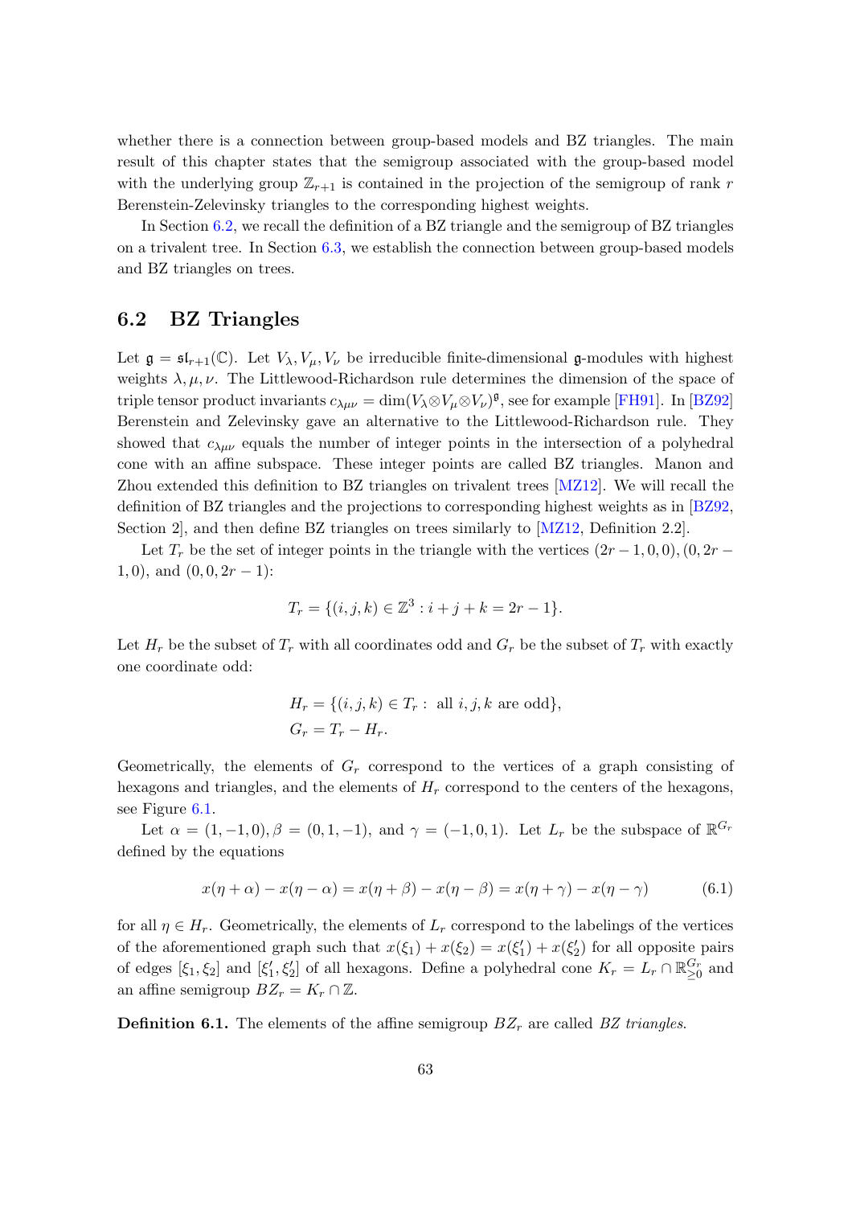whether there is a connection between group-based models and BZ triangles. The main result of this chapter states that the semigroup associated with the group-based model with the underlying group $\mathbb{Z}_{r+1}$ is contained in the projection of the semigroup of rank $r$ Berenstein-Zelevinsky triangles to the corresponding highest weights.

In Section 6.2, we recall the definition of a BZ triangle and the semigroup of BZ triangles on a trivalent tree. In Section 6.3, we establish the connection between group-based models and BZ triangles on trees.

## 6.2 BZ Triangles

Let $\mathfrak{g} = \mathfrak{sl}_{r+1}(\mathbb{C})$. Let $V_\lambda, V_\mu, V_\nu$ be irreducible finite-dimensional $\mathfrak{g}$-modules with highest weights $\lambda, \mu, \nu$. The Littlewood-Richardson rule determines the dimension of the space of triple tensor product invariants $c_{\lambda\mu\nu} = \dim(V_\lambda \otimes V_\mu \otimes V_\nu)^{\mathfrak{g}}$, see for example [FH91]. In [BZ92] Berenstein and Zelevinsky gave an alternative to the Littlewood-Richardson rule. They showed that $c_{\lambda\mu\nu}$ equals the number of integer points in the intersection of a polyhedral cone with an affine subspace. These integer points are called BZ triangles. Manon and Zhou extended this definition to BZ triangles on trivalent trees [MZ12]. We will recall the definition of BZ triangles and the projections to corresponding highest weights as in [BZ92, Section 2], and then define BZ triangles on trees similarly to [MZ12, Definition 2.2].

Let $T_r$ be the set of integer points in the triangle with the vertices $(2r-1, 0, 0), (0, 2r-1, 0)$, and $(0, 0, 2r-1)$:

$$T_r = \{(i, j, k) \in \mathbb{Z}^3 : i + j + k = 2r - 1\}.$$

Let $H_r$ be the subset of $T_r$ with all coordinates odd and $G_r$ be the subset of $T_r$ with exactly one coordinate odd:

$$\begin{aligned}
H_r &= \{(i, j, k) \in T_r : \text{ all } i, j, k \text{ are odd}\}, \\
G_r &= T_r - H_r.
\end{aligned}$$

Geometrically, the elements of $G_r$ correspond to the vertices of a graph consisting of hexagons and triangles, and the elements of $H_r$ correspond to the centers of the hexagons, see Figure 6.1.

Let $\alpha = (1, -1, 0), \beta = (0, 1, -1)$, and $\gamma = (-1, 0, 1)$. Let $L_r$ be the subspace of $\mathbb{R}^{G_r}$ defined by the equations

$$x(\eta + \alpha) - x(\eta - \alpha) = x(\eta + \beta) - x(\eta - \beta) = x(\eta + \gamma) - x(\eta - \gamma) \tag{6.1}$$

for all $\eta \in H_r$. Geometrically, the elements of $L_r$ correspond to the labelings of the vertices of the aforementioned graph such that $x(\xi_1) + x(\xi_2) = x(\xi_1') + x(\xi_2')$ for all opposite pairs of edges $[\xi_1, \xi_2]$ and $[\xi_1', \xi_2']$ of all hexagons. Define a polyhedral cone $K_r = L_r \cap \mathbb{R}_{\geq 0}^{G_r}$ and an affine semigroup $BZ_r = K_r \cap \mathbb{Z}$.

**Definition 6.1.** The elements of the affine semigroup $BZ_r$ are called *BZ triangles*.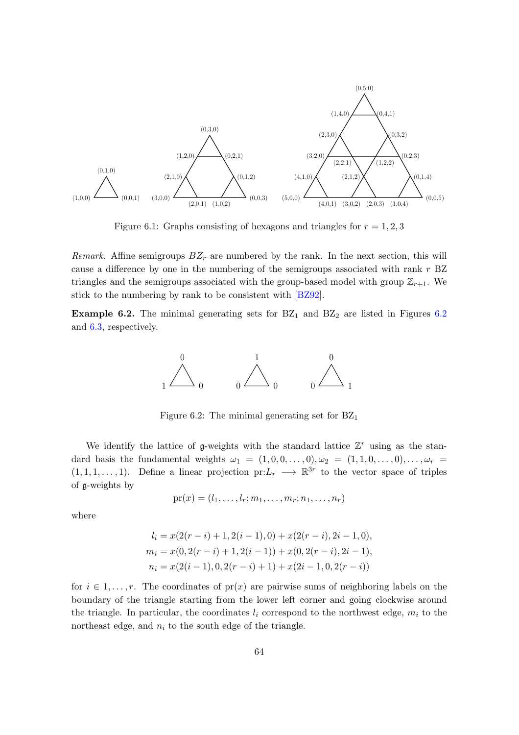Figure 6.1: Graphs consisting of hexagons and triangles for $r = 1, 2, 3$

*Remark.* Affine semigroups $BZ_r$ are numbered by the rank. In the next section, this will cause a difference by one in the numbering of the semigroups associated with rank $r$ BZ triangles and the semigroups associated with the group-based model with group $\mathbb{Z}_{r+1}$. We stick to the numbering by rank to be consistent with [BZ92].

**Example 6.2.** The minimal generating sets for $\mathrm{BZ}_1$ and $\mathrm{BZ}_2$ are listed in Figures 6.2 and 6.3, respectively.

Figure 6.2: The minimal generating set for $\mathrm{BZ}_1$

We identify the lattice of $\mathfrak{g}$-weights with the standard lattice $\mathbb{Z}^r$ using as the standard basis the fundamental weights $\omega_1 = (1, 0, 0, \ldots, 0), \omega_2 = (1, 1, 0, \ldots, 0), \ldots, \omega_r = (1, 1, 1, \ldots, 1)$. Define a linear projection $\mathrm{pr}: L_r \longrightarrow \mathbb{R}^{3r}$ to the vector space of triples of $\mathfrak{g}$-weights by

$$\mathrm{pr}(x) = (l_1, \ldots, l_r; m_1, \ldots, m_r; n_1, \ldots, n_r)$$

where

$$\begin{aligned}
l_i &= x(2(r-i)+1, 2(i-1), 0) + x(2(r-i), 2i-1, 0), \\
m_i &= x(0, 2(r-i)+1, 2(i-1)) + x(0, 2(r-i), 2i-1), \\
n_i &= x(2(i-1), 0, 2(r-i)+1) + x(2i-1, 0, 2(r-i))
\end{aligned}$$

for $i \in 1, \ldots, r$. The coordinates of $\mathrm{pr}(x)$ are pairwise sums of neighboring labels on the boundary of the triangle starting from the lower left corner and going clockwise around the triangle. In particular, the coordinates $l_i$ correspond to the northwest edge, $m_i$ to the northeast edge, and $n_i$ to the south edge of the triangle.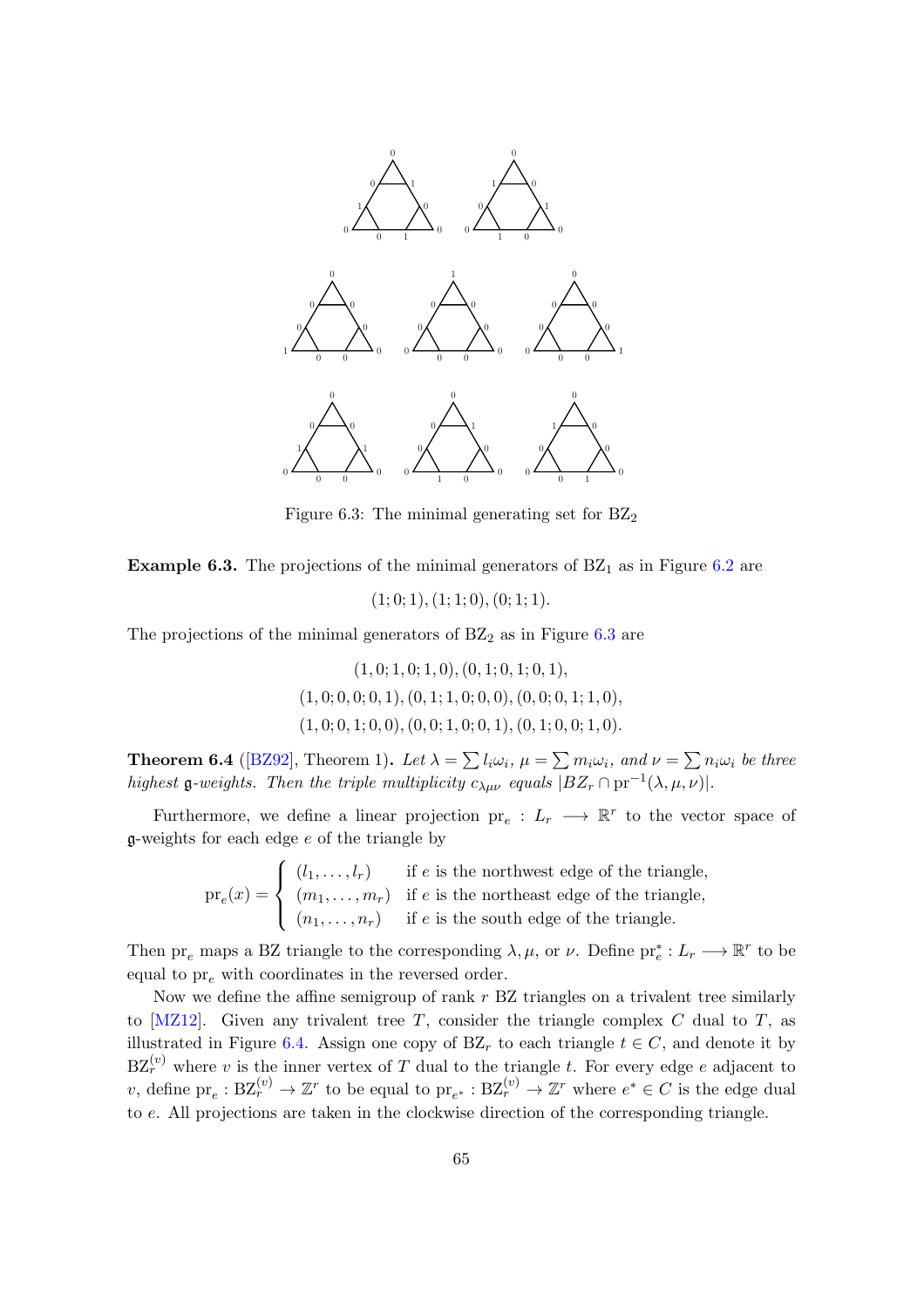Figure 6.3: The minimal generating set for $\mathrm{BZ}_2$

**Example 6.3.** The projections of the minimal generators of $\mathrm{BZ}_1$ as in Figure 6.2 are

$$(1;0;1),(1;1;0),(0;1;1).$$

The projections of the minimal generators of $\mathrm{BZ}_2$ as in Figure 6.3 are

$$(1,0;1,0;1,0),(0,1;0,1;0,1),$$
$$(1,0;0,0;0,1),(0,1;1,0;0,0),(0,0;0,1;1,0),$$
$$(1,0;0,1;0,0),(0,0;1,0;0,1),(0,1;0,0;1,0).$$

**Theorem 6.4** ([BZ92], Theorem 1)**.** *Let $\lambda = \sum l_i\omega_i$, $\mu = \sum m_i\omega_i$, and $\nu = \sum n_i\omega_i$ be three highest $\mathfrak{g}$-weights. Then the triple multiplicity $c_{\lambda\mu\nu}$ equals $|BZ_r \cap \mathrm{pr}^{-1}(\lambda,\mu,\nu)|$.*

Furthermore, we define a linear projection $\mathrm{pr}_e : L_r \longrightarrow \mathbb{R}^r$ to the vector space of $\mathfrak{g}$-weights for each edge $e$ of the triangle by

$$\mathrm{pr}_e(x) = \begin{cases} (l_1,\dots,l_r) & \text{if } e \text{ is the northwest edge of the triangle,} \\ (m_1,\dots,m_r) & \text{if } e \text{ is the northeast edge of the triangle,} \\ (n_1,\dots,n_r) & \text{if } e \text{ is the south edge of the triangle.} \end{cases}$$

Then $\mathrm{pr}_e$ maps a BZ triangle to the corresponding $\lambda,\mu$, or $\nu$. Define $\mathrm{pr}_e^* : L_r \longrightarrow \mathbb{R}^r$ to be equal to $\mathrm{pr}_e$ with coordinates in the reversed order.

Now we define the affine semigroup of rank $r$ BZ triangles on a trivalent tree similarly to [MZ12]. Given any trivalent tree $T$, consider the triangle complex $C$ dual to $T$, as illustrated in Figure 6.4. Assign one copy of $\mathrm{BZ}_r$ to each triangle $t \in C$, and denote it by $\mathrm{BZ}_r^{(v)}$ where $v$ is the inner vertex of $T$ dual to the triangle $t$. For every edge $e$ adjacent to $v$, define $\mathrm{pr}_e : \mathrm{BZ}_r^{(v)} \to \mathbb{Z}^r$ to be equal to $\mathrm{pr}_{e^*} : \mathrm{BZ}_r^{(v)} \to \mathbb{Z}^r$ where $e^* \in C$ is the edge dual to $e$. All projections are taken in the clockwise direction of the corresponding triangle.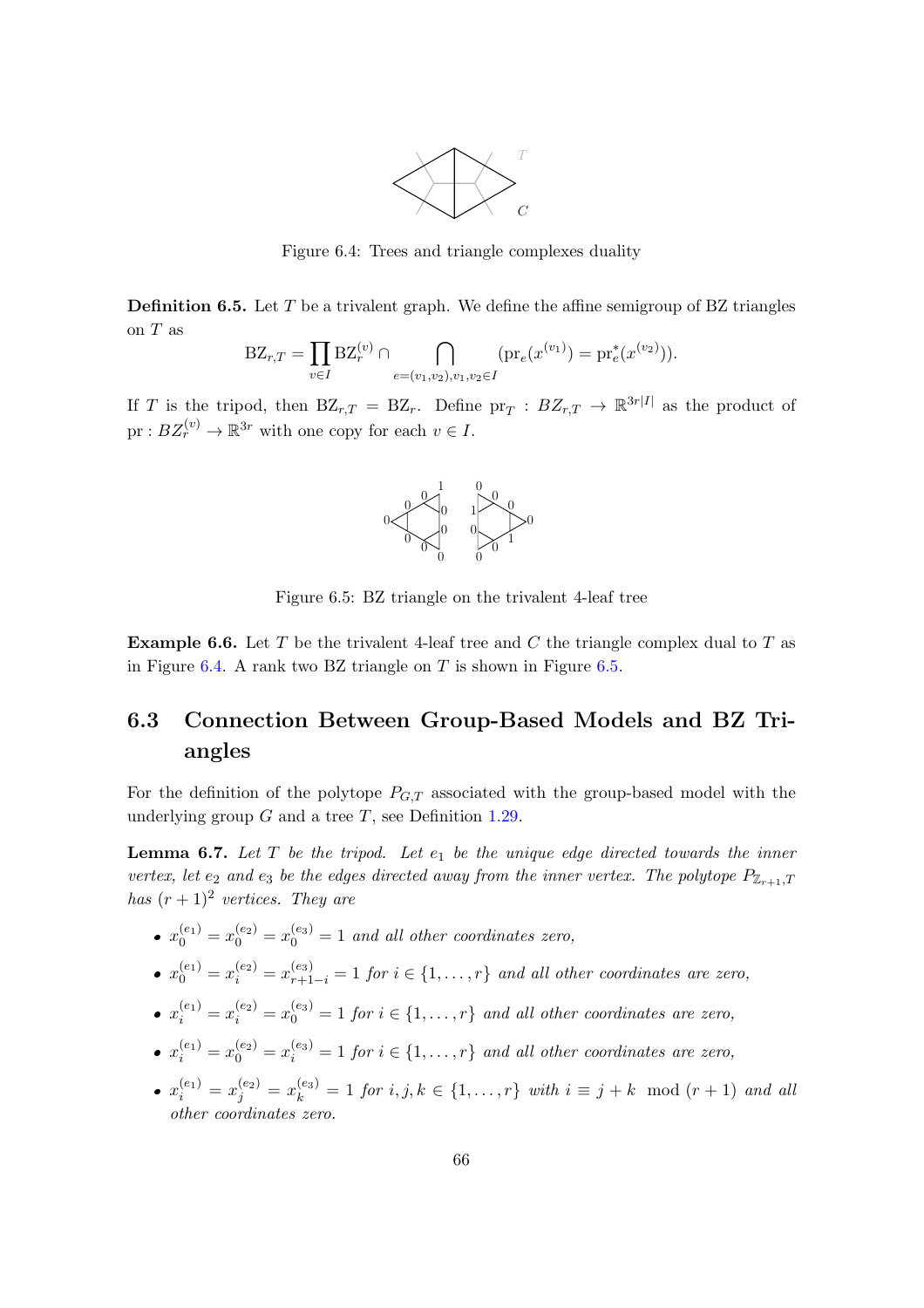Figure 6.4: Trees and triangle complexes duality

**Definition 6.5.** Let $T$ be a trivalent graph. We define the affine semigroup of BZ triangles on $T$ as

$$\mathrm{BZ}_{r,T} = \prod_{v \in I} \mathrm{BZ}_r^{(v)} \cap \bigcap_{e=(v_1,v_2), v_1, v_2 \in I} (\mathrm{pr}_e(x^{(v_1)}) = \mathrm{pr}_e^*(x^{(v_2)})).$$

If $T$ is the tripod, then $\mathrm{BZ}_{r,T} = \mathrm{BZ}_r$. Define $\mathrm{pr}_T : BZ_{r,T} \to \mathbb{R}^{3r|I|}$ as the product of $\mathrm{pr} : BZ_r^{(v)} \to \mathbb{R}^{3r}$ with one copy for each $v \in I$.

Figure 6.5: BZ triangle on the trivalent 4-leaf tree

**Example 6.6.** Let $T$ be the trivalent 4-leaf tree and $C$ the triangle complex dual to $T$ as in Figure 6.4. A rank two BZ triangle on $T$ is shown in Figure 6.5.

## 6.3 Connection Between Group-Based Models and BZ Triangles

For the definition of the polytope $P_{G,T}$ associated with the group-based model with the underlying group $G$ and a tree $T$, see Definition 1.29.

**Lemma 6.7.** *Let $T$ be the tripod. Let $e_1$ be the unique edge directed towards the inner vertex, let $e_2$ and $e_3$ be the edges directed away from the inner vertex. The polytope $P_{\mathbb{Z}_{r+1},T}$ has $(r+1)^2$ vertices. They are*

- $x_0^{(e_1)} = x_0^{(e_2)} = x_0^{(e_3)} = 1$ *and all other coordinates zero,*
- $x_0^{(e_1)} = x_i^{(e_2)} = x_{r+1-i}^{(e_3)} = 1$ *for $i \in \{1, \ldots, r\}$ and all other coordinates are zero,*
- $x_i^{(e_1)} = x_i^{(e_2)} = x_0^{(e_3)} = 1$ *for $i \in \{1, \ldots, r\}$ and all other coordinates are zero,*
- $x_i^{(e_1)} = x_0^{(e_2)} = x_i^{(e_3)} = 1$ *for $i \in \{1, \ldots, r\}$ and all other coordinates are zero,*
- $x_i^{(e_1)} = x_j^{(e_2)} = x_k^{(e_3)} = 1$ *for $i, j, k \in \{1, \ldots, r\}$ with $i \equiv j + k \mod (r+1)$ and all other coordinates zero.*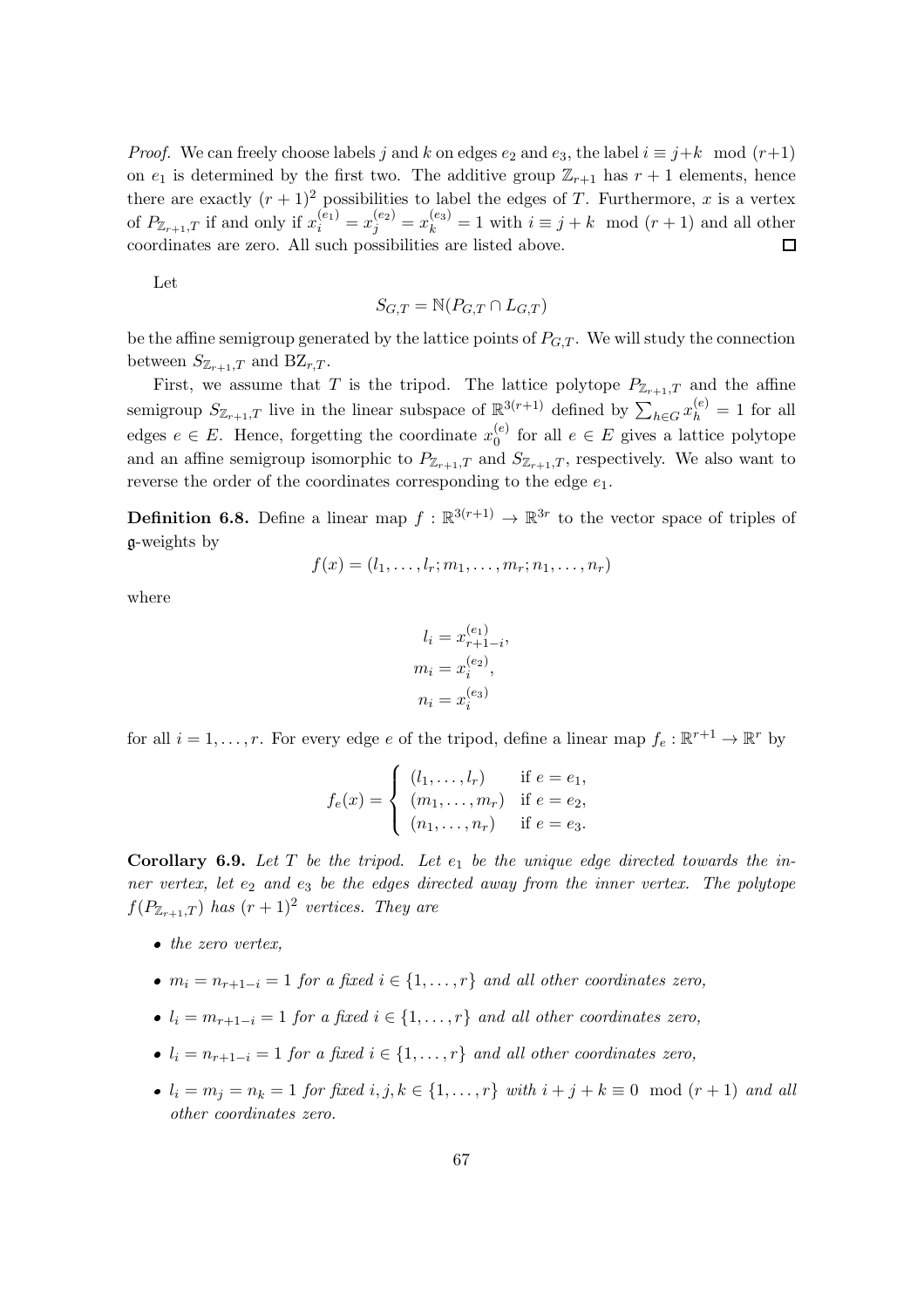*Proof.* We can freely choose labels $j$ and $k$ on edges $e_2$ and $e_3$, the label $i \equiv j+k \mod (r+1)$ on $e_1$ is determined by the first two. The additive group $\mathbb{Z}_{r+1}$ has $r+1$ elements, hence there are exactly $(r+1)^2$ possibilities to label the edges of $T$. Furthermore, $x$ is a vertex of $P_{\mathbb{Z}_{r+1},T}$ if and only if $x_i^{(e_1)} = x_j^{(e_2)} = x_k^{(e_3)} = 1$ with $i \equiv j+k \mod (r+1)$ and all other coordinates are zero. All such possibilities are listed above. $\square$

Let

$$S_{G,T} = \mathbb{N}(P_{G,T} \cap L_{G,T})$$

be the affine semigroup generated by the lattice points of $P_{G,T}$. We will study the connection between $S_{\mathbb{Z}_{r+1},T}$ and $\mathrm{BZ}_{r,T}$.

First, we assume that $T$ is the tripod. The lattice polytope $P_{\mathbb{Z}_{r+1},T}$ and the affine semigroup $S_{\mathbb{Z}_{r+1},T}$ live in the linear subspace of $\mathbb{R}^{3(r+1)}$ defined by $\sum_{h \in G} x_h^{(e)} = 1$ for all edges $e \in E$. Hence, forgetting the coordinate $x_0^{(e)}$ for all $e \in E$ gives a lattice polytope and an affine semigroup isomorphic to $P_{\mathbb{Z}_{r+1},T}$ and $S_{\mathbb{Z}_{r+1},T}$, respectively. We also want to reverse the order of the coordinates corresponding to the edge $e_1$.

**Definition 6.8.** Define a linear map $f : \mathbb{R}^{3(r+1)} \to \mathbb{R}^{3r}$ to the vector space of triples of $\mathfrak{g}$-weights by

$$f(x) = (l_1, \ldots, l_r; m_1, \ldots, m_r; n_1, \ldots, n_r)$$

where

$$l_i = x_{r+1-i}^{(e_1)},$$
$$m_i = x_i^{(e_2)},$$
$$n_i = x_i^{(e_3)}$$

for all $i = 1, \ldots, r$. For every edge $e$ of the tripod, define a linear map $f_e : \mathbb{R}^{r+1} \to \mathbb{R}^r$ by

$$f_e(x) = \begin{cases} (l_1, \ldots, l_r) & \text{if } e = e_1, \\ (m_1, \ldots, m_r) & \text{if } e = e_2, \\ (n_1, \ldots, n_r) & \text{if } e = e_3. \end{cases}$$

**Corollary 6.9.** *Let $T$ be the tripod. Let $e_1$ be the unique edge directed towards the inner vertex, let $e_2$ and $e_3$ be the edges directed away from the inner vertex. The polytope $f(P_{\mathbb{Z}_{r+1},T})$ has $(r+1)^2$ vertices. They are*

- *the zero vertex,*
- *$m_i = n_{r+1-i} = 1$ for a fixed $i \in \{1, \ldots, r\}$ and all other coordinates zero,*
- *$l_i = m_{r+1-i} = 1$ for a fixed $i \in \{1, \ldots, r\}$ and all other coordinates zero,*
- *$l_i = n_{r+1-i} = 1$ for a fixed $i \in \{1, \ldots, r\}$ and all other coordinates zero,*
- *$l_i = m_j = n_k = 1$ for fixed $i, j, k \in \{1, \ldots, r\}$ with $i + j + k \equiv 0 \mod (r+1)$ and all other coordinates zero.*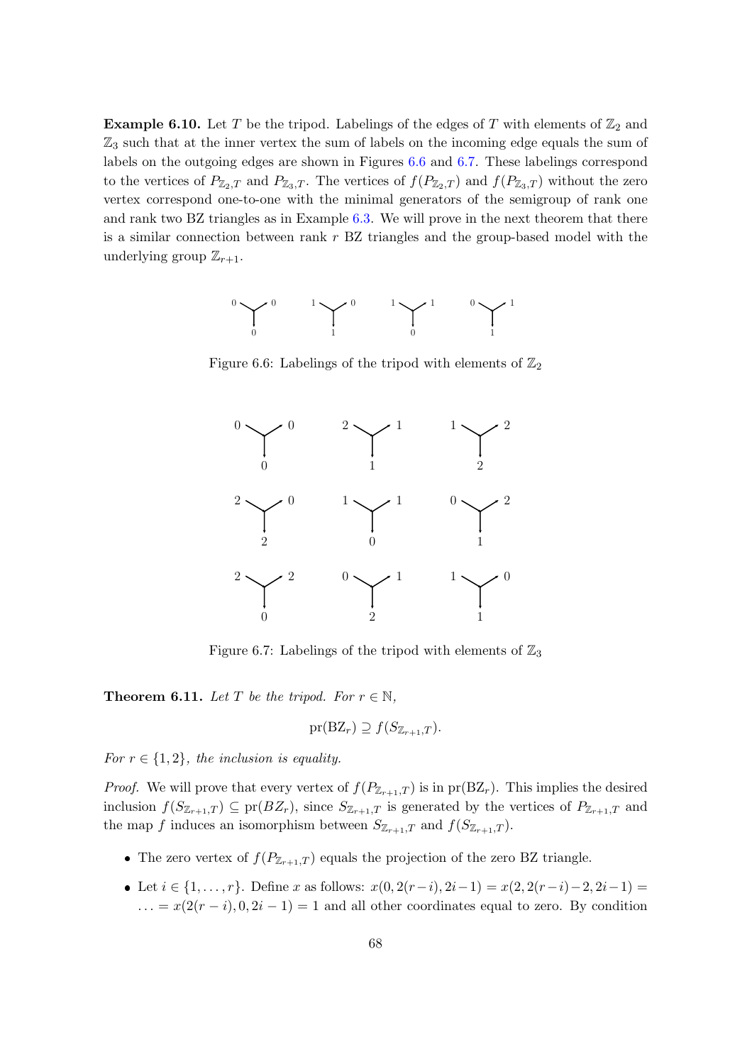**Example 6.10.** Let $T$ be the tripod. Labelings of the edges of $T$ with elements of $\mathbb{Z}_2$ and $\mathbb{Z}_3$ such that at the inner vertex the sum of labels on the incoming edge equals the sum of labels on the outgoing edges are shown in Figures 6.6 and 6.7. These labelings correspond to the vertices of $P_{\mathbb{Z}_2,T}$ and $P_{\mathbb{Z}_3,T}$. The vertices of $f(P_{\mathbb{Z}_2,T})$ and $f(P_{\mathbb{Z}_3,T})$ without the zero vertex correspond one-to-one with the minimal generators of the semigroup of rank one and rank two BZ triangles as in Example 6.3. We will prove in the next theorem that there is a similar connection between rank $r$ BZ triangles and the group-based model with the underlying group $\mathbb{Z}_{r+1}$.

Figure 6.6: Labelings of the tripod with elements of $\mathbb{Z}_2$

Figure 6.7: Labelings of the tripod with elements of $\mathbb{Z}_3$

**Theorem 6.11.** *Let $T$ be the tripod. For $r \in \mathbb{N}$,*

$$\operatorname{pr}(\mathrm{BZ}_r) \supseteq f(S_{\mathbb{Z}_{r+1},T}).$$

*For $r \in \{1, 2\}$, the inclusion is equality.*

*Proof.* We will prove that every vertex of $f(P_{\mathbb{Z}_{r+1},T})$ is in $\operatorname{pr}(\mathrm{BZ}_r)$. This implies the desired inclusion $f(S_{\mathbb{Z}_{r+1},T}) \subseteq \operatorname{pr}(BZ_r)$, since $S_{\mathbb{Z}_{r+1},T}$ is generated by the vertices of $P_{\mathbb{Z}_{r+1},T}$ and the map $f$ induces an isomorphism between $S_{\mathbb{Z}_{r+1},T}$ and $f(S_{\mathbb{Z}_{r+1},T})$.

- The zero vertex of $f(P_{\mathbb{Z}_{r+1},T})$ equals the projection of the zero BZ triangle.
- Let $i \in \{1, \ldots, r\}$. Define $x$ as follows: $x(0, 2(r-i), 2i-1) = x(2, 2(r-i)-2, 2i-1) = \ldots = x(2(r-i), 0, 2i-1) = 1$ and all other coordinates equal to zero. By condition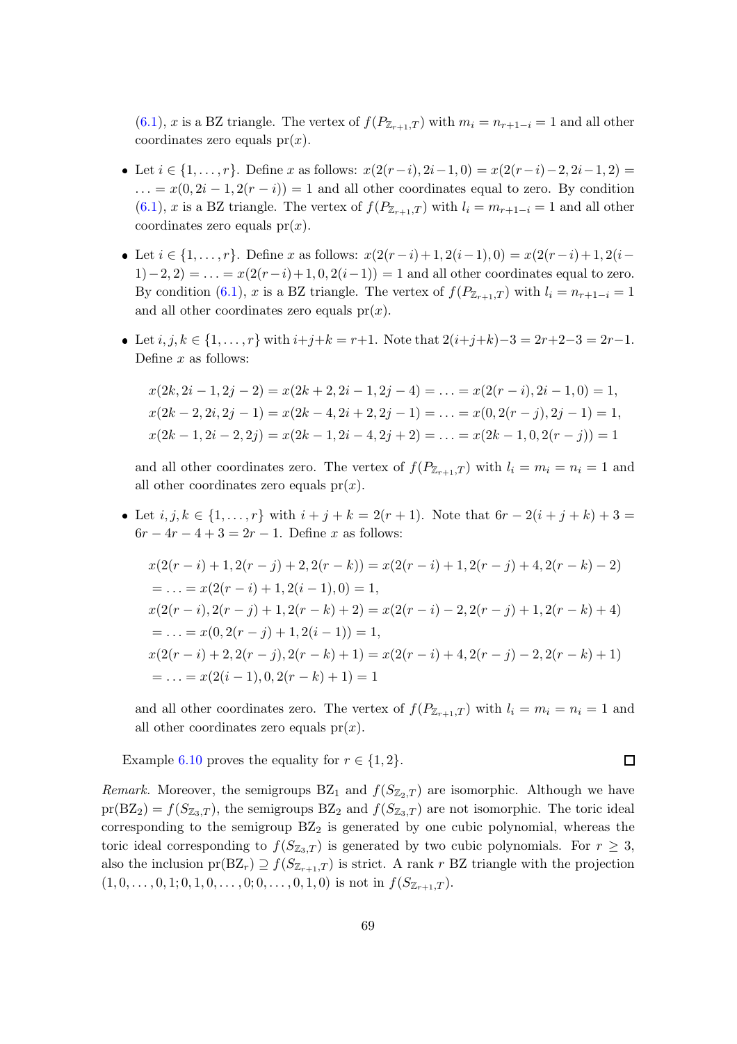(6.1), $x$ is a BZ triangle. The vertex of $f(P_{\mathbb{Z}_{r+1},T})$ with $m_i = n_{r+1-i} = 1$ and all other coordinates zero equals $\mathrm{pr}(x)$.

- Let $i \in \{1,\ldots,r\}$. Define $x$ as follows: $x(2(r-i), 2i-1, 0) = x(2(r-i)-2, 2i-1, 2) = \ldots = x(0, 2i-1, 2(r-i)) = 1$ and all other coordinates equal to zero. By condition (6.1), $x$ is a BZ triangle. The vertex of $f(P_{\mathbb{Z}_{r+1},T})$ with $l_i = m_{r+1-i} = 1$ and all other coordinates zero equals $\mathrm{pr}(x)$.

- Let $i \in \{1,\ldots,r\}$. Define $x$ as follows: $x(2(r-i)+1, 2(i-1), 0) = x(2(r-i)+1, 2(i-1)-2, 2) = \ldots = x(2(r-i)+1, 0, 2(i-1)) = 1$ and all other coordinates equal to zero. By condition (6.1), $x$ is a BZ triangle. The vertex of $f(P_{\mathbb{Z}_{r+1},T})$ with $l_i = n_{r+1-i} = 1$ and all other coordinates zero equals $\mathrm{pr}(x)$.

- Let $i,j,k \in \{1,\ldots,r\}$ with $i+j+k = r+1$. Note that $2(i+j+k)-3 = 2r+2-3 = 2r-1$. Define $x$ as follows:

$$x(2k, 2i-1, 2j-2) = x(2k+2, 2i-1, 2j-4) = \ldots = x(2(r-i), 2i-1, 0) = 1,$$
$$x(2k-2, 2i, 2j-1) = x(2k-4, 2i+2, 2j-1) = \ldots = x(0, 2(r-j), 2j-1) = 1,$$
$$x(2k-1, 2i-2, 2j) = x(2k-1, 2i-4, 2j+2) = \ldots = x(2k-1, 0, 2(r-j)) = 1$$

  and all other coordinates zero. The vertex of $f(P_{\mathbb{Z}_{r+1},T})$ with $l_i = m_i = n_i = 1$ and all other coordinates zero equals $\mathrm{pr}(x)$.

- Let $i,j,k \in \{1,\ldots,r\}$ with $i+j+k = 2(r+1)$. Note that $6r - 2(i+j+k) + 3 = 6r - 4r - 4 + 3 = 2r - 1$. Define $x$ as follows:

$$x(2(r-i)+1, 2(r-j)+2, 2(r-k)) = x(2(r-i)+1, 2(r-j)+4, 2(r-k)-2)$$
$$= \ldots = x(2(r-i)+1, 2(i-1), 0) = 1,$$
$$x(2(r-i), 2(r-j)+1, 2(r-k)+2) = x(2(r-i)-2, 2(r-j)+1, 2(r-k)+4)$$
$$= \ldots = x(0, 2(r-j)+1, 2(i-1)) = 1,$$
$$x(2(r-i)+2, 2(r-j), 2(r-k)+1) = x(2(r-i)+4, 2(r-j)-2, 2(r-k)+1)$$
$$= \ldots = x(2(i-1), 0, 2(r-k)+1) = 1$$

  and all other coordinates zero. The vertex of $f(P_{\mathbb{Z}_{r+1},T})$ with $l_i = m_i = n_i = 1$ and all other coordinates zero equals $\mathrm{pr}(x)$.

Example 6.10 proves the equality for $r \in \{1,2\}$. □

*Remark.* Moreover, the semigroups $\mathrm{BZ}_1$ and $f(S_{\mathbb{Z}_2,T})$ are isomorphic. Although we have $\mathrm{pr}(\mathrm{BZ}_2) = f(S_{\mathbb{Z}_3,T})$, the semigroups $\mathrm{BZ}_2$ and $f(S_{\mathbb{Z}_3,T})$ are not isomorphic. The toric ideal corresponding to the semigroup $\mathrm{BZ}_2$ is generated by one cubic polynomial, whereas the toric ideal corresponding to $f(S_{\mathbb{Z}_3,T})$ is generated by two cubic polynomials. For $r \geq 3$, also the inclusion $\mathrm{pr}(\mathrm{BZ}_r) \supseteq f(S_{\mathbb{Z}_{r+1},T})$ is strict. A rank $r$ BZ triangle with the projection $(1,0,\ldots,0,1;0,1,0,\ldots,0;0,\ldots,0,1,0)$ is not in $f(S_{\mathbb{Z}_{r+1},T})$.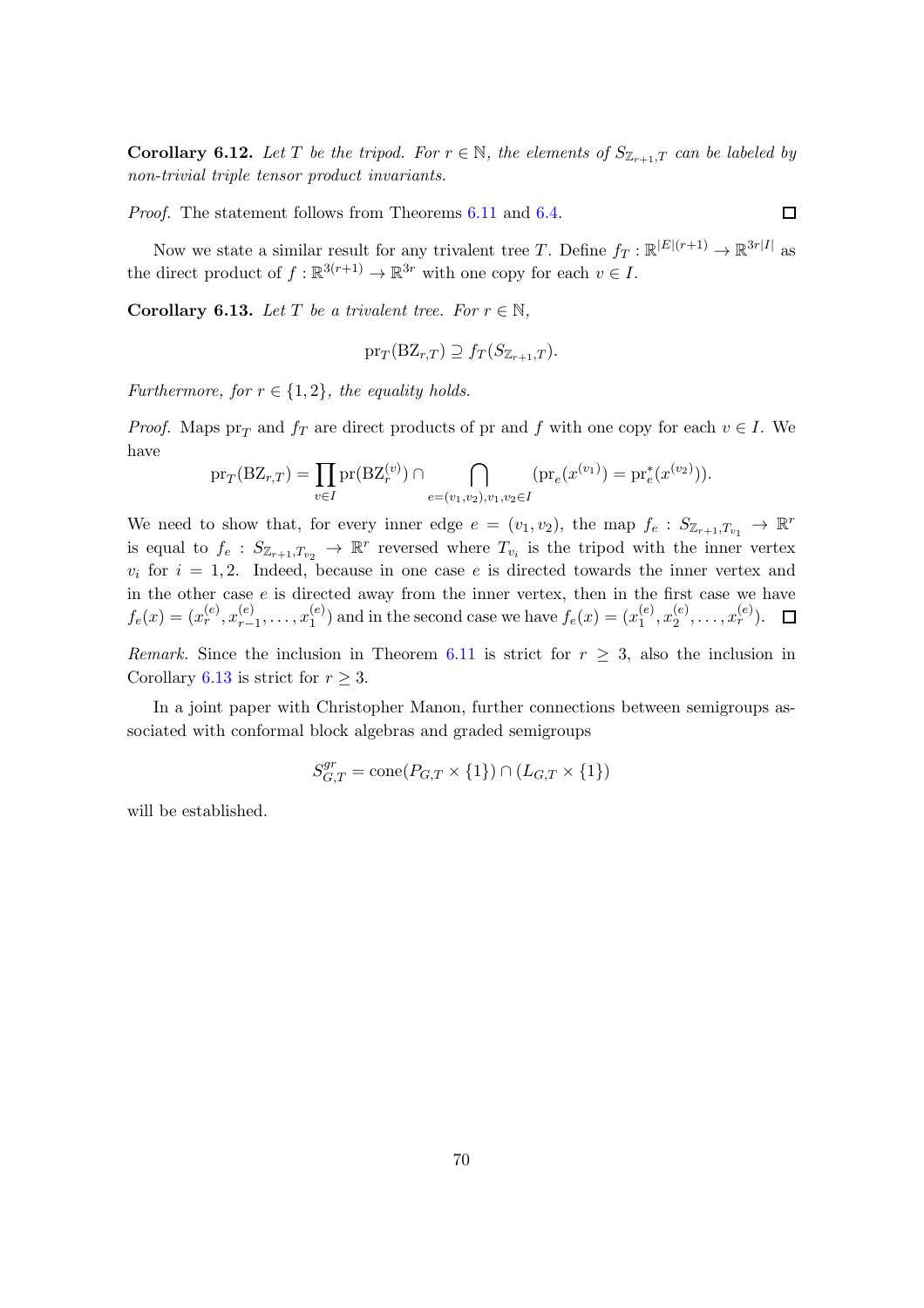**Corollary 6.12.** *Let $T$ be the tripod. For $r \in \mathbb{N}$, the elements of $S_{\mathbb{Z}_{r+1},T}$ can be labeled by non-trivial triple tensor product invariants.*

*Proof.* The statement follows from Theorems 6.11 and 6.4. □

Now we state a similar result for any trivalent tree $T$. Define $f_T : \mathbb{R}^{|E|(r+1)} \to \mathbb{R}^{3r|I|}$ as the direct product of $f : \mathbb{R}^{3(r+1)} \to \mathbb{R}^{3r}$ with one copy for each $v \in I$.

**Corollary 6.13.** *Let $T$ be a trivalent tree. For $r \in \mathbb{N}$,*

$$\mathrm{pr}_T(\mathrm{BZ}_{r,T}) \supseteq f_T(S_{\mathbb{Z}_{r+1},T}).$$

*Furthermore, for $r \in \{1, 2\}$, the equality holds.*

*Proof.* Maps $\mathrm{pr}_T$ and $f_T$ are direct products of $\mathrm{pr}$ and $f$ with one copy for each $v \in I$. We have

$$\mathrm{pr}_T(\mathrm{BZ}_{r,T}) = \prod_{v \in I} \mathrm{pr}(\mathrm{BZ}_r^{(v)}) \cap \bigcap_{e=(v_1,v_2), v_1,v_2 \in I} (\mathrm{pr}_e(x^{(v_1)}) = \mathrm{pr}_e^*(x^{(v_2)})).$$

We need to show that, for every inner edge $e = (v_1, v_2)$, the map $f_e : S_{\mathbb{Z}_{r+1},T_{v_1}} \to \mathbb{R}^r$ is equal to $f_e : S_{\mathbb{Z}_{r+1},T_{v_2}} \to \mathbb{R}^r$ reversed where $T_{v_i}$ is the tripod with the inner vertex $v_i$ for $i = 1, 2$. Indeed, because in one case $e$ is directed towards the inner vertex and in the other case $e$ is directed away from the inner vertex, then in the first case we have $f_e(x) = (x_r^{(e)}, x_{r-1}^{(e)}, \ldots, x_1^{(e)})$ and in the second case we have $f_e(x) = (x_1^{(e)}, x_2^{(e)}, \ldots, x_r^{(e)})$. □

*Remark.* Since the inclusion in Theorem 6.11 is strict for $r \geq 3$, also the inclusion in Corollary 6.13 is strict for $r \geq 3$.

In a joint paper with Christopher Manon, further connections between semigroups associated with conformal block algebras and graded semigroups

$$S_{G,T}^{gr} = \mathrm{cone}(P_{G,T} \times \{1\}) \cap (L_{G,T} \times \{1\})$$

will be established.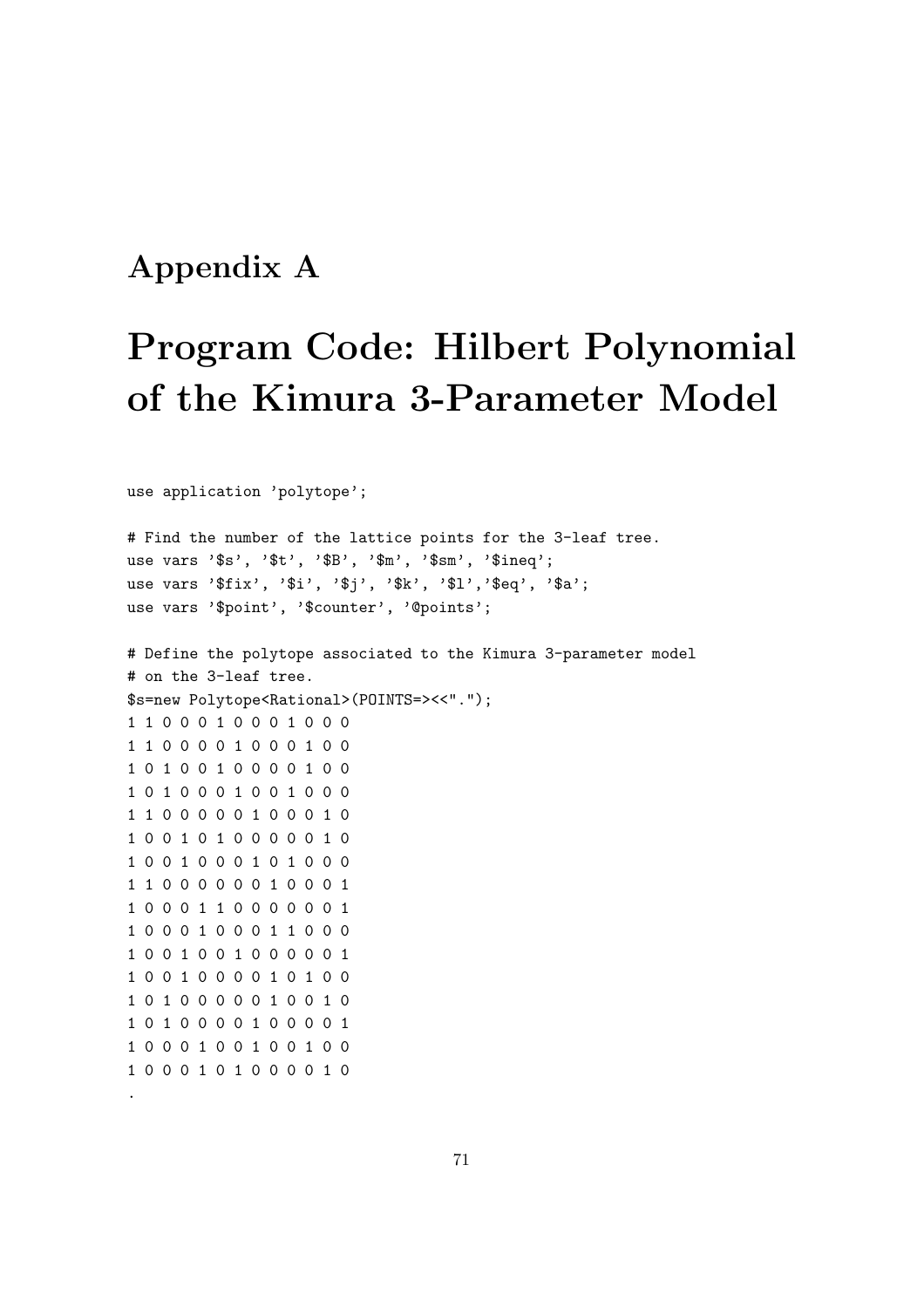# Appendix A

# Program Code: Hilbert Polynomial of the Kimura 3-Parameter Model

```
use application 'polytope';

# Find the number of the lattice points for the 3-leaf tree.
use vars '$s', '$t', '$B', '$m', '$sm', '$ineq';
use vars '$fix', '$i', '$j', '$k', '$l','$eq', '$a';
use vars '$point', '$counter', '@points';

# Define the polytope associated to the Kimura 3-parameter model
# on the 3-leaf tree.
$s=new Polytope<Rational>(POINTS=><<".");
1 1 0 0 0 1 0 0 0 1 0 0 0
1 1 0 0 0 0 1 0 0 0 1 0 0
1 0 1 0 0 1 0 0 0 0 1 0 0
1 0 1 0 0 0 1 0 0 1 0 0 0
1 1 0 0 0 0 0 1 0 0 0 1 0
1 0 0 1 0 1 0 0 0 0 0 1 0
1 0 0 1 0 0 0 1 0 1 0 0 0
1 1 0 0 0 0 0 0 1 0 0 0 1
1 0 0 0 1 1 0 0 0 0 0 0 1
1 0 0 0 1 0 0 0 1 1 0 0 0
1 0 0 1 0 0 1 0 0 0 0 0 1
1 0 0 1 0 0 0 0 1 0 1 0 0
1 0 1 0 0 0 0 0 1 0 0 1 0
1 0 1 0 0 0 0 1 0 0 0 0 1
1 0 0 0 1 0 0 1 0 0 1 0 0
1 0 0 0 1 0 1 0 0 0 0 1 0
.
```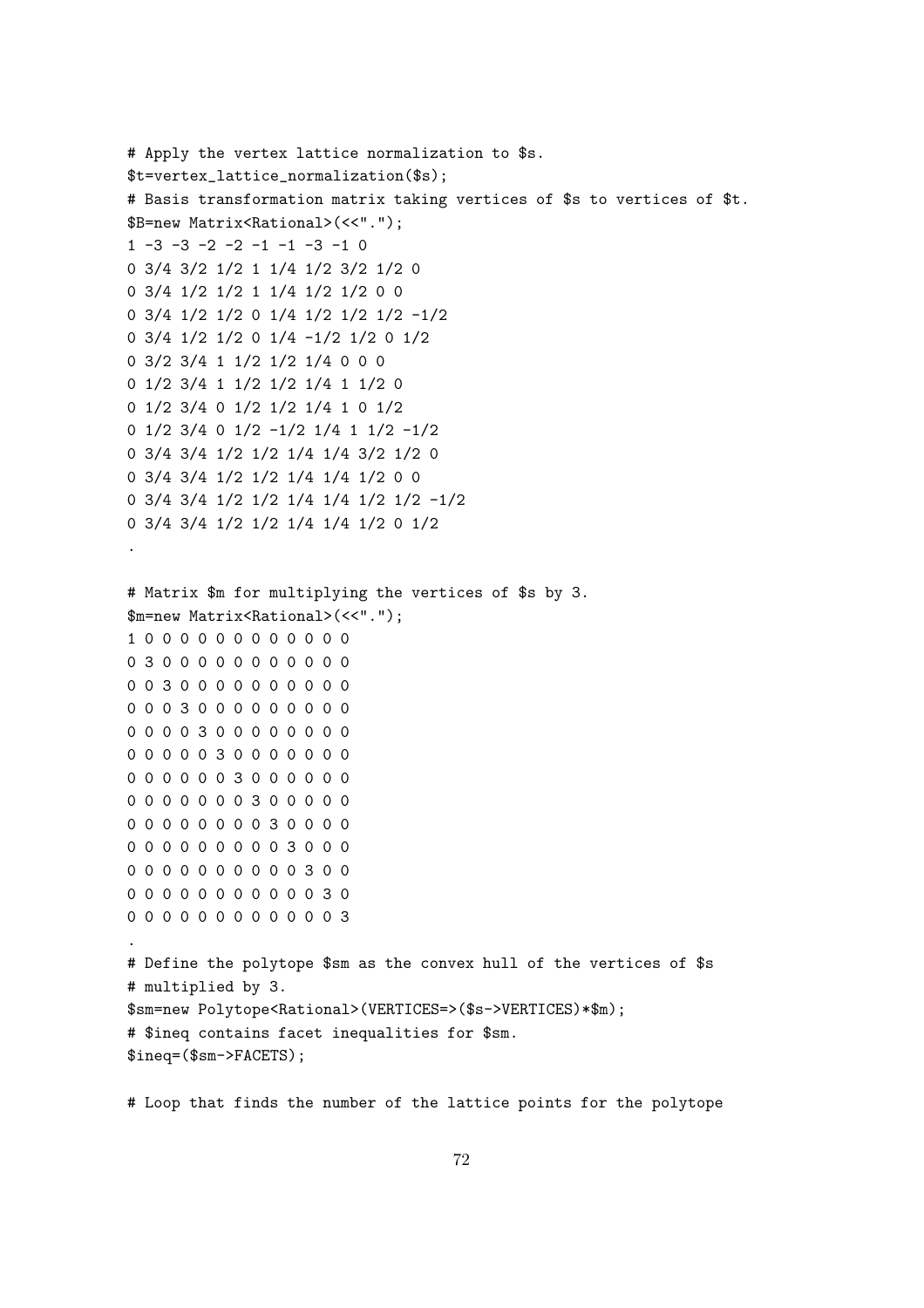```
# Apply the vertex lattice normalization to $s.
$t=vertex_lattice_normalization($s);
# Basis transformation matrix taking vertices of $s to vertices of $t.
$B=new Matrix<Rational>(<<".");
1 -3 -3 -2 -2 -1 -1 -3 -1 0
0 3/4 3/2 1/2 1 1/4 1/2 3/2 1/2 0
0 3/4 1/2 1/2 1 1/4 1/2 1/2 0 0
0 3/4 1/2 1/2 0 1/4 1/2 1/2 1/2 -1/2
0 3/4 1/2 1/2 0 1/4 -1/2 1/2 0 1/2
0 3/2 3/4 1 1/2 1/2 1/4 0 0 0
0 1/2 3/4 1 1/2 1/2 1/4 1 1/2 0
0 1/2 3/4 0 1/2 1/2 1/4 1 0 1/2
0 1/2 3/4 0 1/2 -1/2 1/4 1 1/2 -1/2
0 3/4 3/4 1/2 1/2 1/4 1/4 3/2 1/2 0
0 3/4 3/4 1/2 1/2 1/4 1/4 1/2 0 0
0 3/4 3/4 1/2 1/2 1/4 1/4 1/2 1/2 -1/2
0 3/4 3/4 1/2 1/2 1/4 1/4 1/2 0 1/2
.

# Matrix $m for multiplying the vertices of $s by 3.
$m=new Matrix<Rational>(<<".");
1 0 0 0 0 0 0 0 0 0 0 0 0
0 3 0 0 0 0 0 0 0 0 0 0 0
0 0 3 0 0 0 0 0 0 0 0 0 0
0 0 0 3 0 0 0 0 0 0 0 0 0
0 0 0 0 3 0 0 0 0 0 0 0 0
0 0 0 0 0 3 0 0 0 0 0 0 0
0 0 0 0 0 0 3 0 0 0 0 0 0
0 0 0 0 0 0 0 3 0 0 0 0 0
0 0 0 0 0 0 0 0 3 0 0 0 0
0 0 0 0 0 0 0 0 0 3 0 0 0
0 0 0 0 0 0 0 0 0 0 3 0 0
0 0 0 0 0 0 0 0 0 0 0 3 0
0 0 0 0 0 0 0 0 0 0 0 0 3
.
# Define the polytope $sm as the convex hull of the vertices of $s
# multiplied by 3.
$sm=new Polytope<Rational>(VERTICES=>($s->VERTICES)*$m);
# $ineq contains facet inequalities for $sm.
$ineq=($sm->FACETS);

# Loop that finds the number of the lattice points for the polytope
```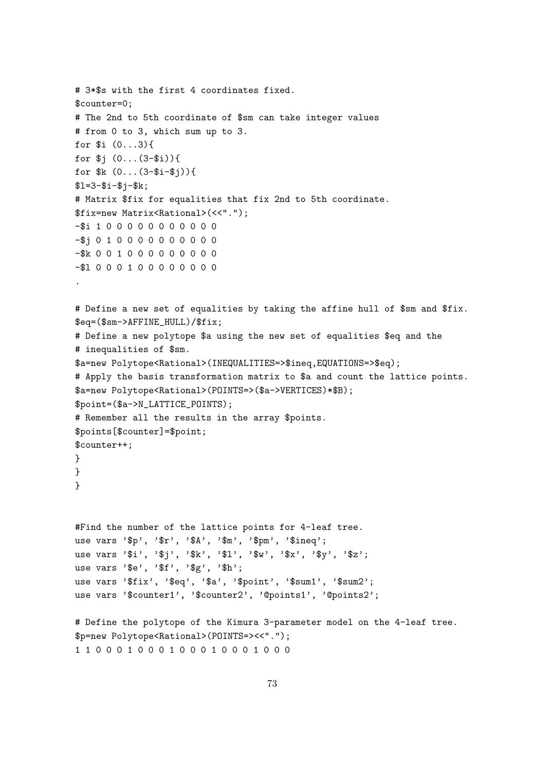```
# 3*$s with the first 4 coordinates fixed.
$counter=0;
# The 2nd to 5th coordinate of $sm can take integer values
# from 0 to 3, which sum up to 3.
for $i (0...3){
for $j (0...(3-$i)){
for $k (0...(3-$i-$j)){
$l=3-$i-$j-$k;
# Matrix $fix for equalities that fix 2nd to 5th coordinate.
$fix=new Matrix<Rational>(<<".");
-$i 1 0 0 0 0 0 0 0 0 0 0 0
-$j 0 1 0 0 0 0 0 0 0 0 0 0
-$k 0 0 1 0 0 0 0 0 0 0 0 0
-$l 0 0 0 1 0 0 0 0 0 0 0 0
.

# Define a new set of equalities by taking the affine hull of $sm and $fix.
$eq=($sm->AFFINE_HULL)/$fix;
# Define a new polytope $a using the new set of equalities $eq and the
# inequalities of $sm.
$a=new Polytope<Rational>(INEQUALITIES=>$ineq,EQUATIONS=>$eq);
# Apply the basis transformation matrix to $a and count the lattice points.
$a=new Polytope<Rational>(POINTS=>($a->VERTICES)*$B);
$point=($a->N_LATTICE_POINTS);
# Remember all the results in the array $points.
$points[$counter]=$point;
$counter++;
}
}
}


#Find the number of the lattice points for 4-leaf tree.
use vars '$p', '$r', '$A', '$m', '$pm', '$ineq';
use vars '$i', '$j', '$k', '$l', '$w', '$x', '$y', '$z';
use vars '$e', '$f', '$g', '$h';
use vars '$fix', '$eq', '$a', '$point', '$sum1', '$sum2';
use vars '$counter1', '$counter2', '@points1', '@points2';

# Define the polytope of the Kimura 3-parameter model on the 4-leaf tree.
$p=new Polytope<Rational>(POINTS=><<".");
1 1 0 0 0 1 0 0 0 1 0 0 0 1 0 0 0 1 0 0 0
```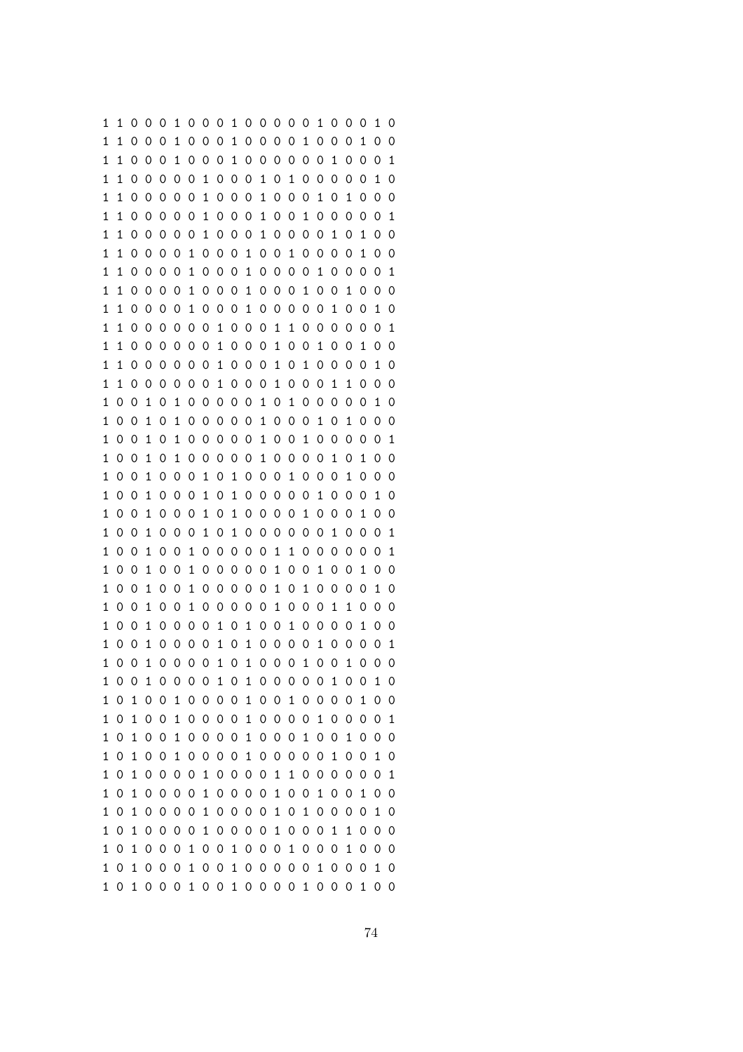```
1 1 0 0 0 1 0 0 0 1 0 0 0 0 0 1 0 0 0 1 0
1 1 0 0 0 1 0 0 0 1 0 0 0 0 1 0 0 0 1 0 0
1 1 0 0 0 1 0 0 0 1 0 0 0 0 0 0 1 0 0 0 1
1 1 0 0 0 0 0 1 0 0 0 1 0 1 0 0 0 0 0 1 0
1 1 0 0 0 0 0 1 0 0 0 1 0 0 0 1 0 1 0 0 0
1 1 0 0 0 0 0 1 0 0 0 1 0 0 1 0 0 0 0 0 1
1 1 0 0 0 0 0 1 0 0 0 1 0 0 0 0 1 0 1 0 0
1 1 0 0 0 0 1 0 0 0 1 0 0 1 0 0 0 0 1 0 0
1 1 0 0 0 0 1 0 0 0 1 0 0 0 0 1 0 0 0 0 1
1 1 0 0 0 0 1 0 0 0 1 0 0 0 1 0 0 1 0 0 0
1 1 0 0 0 0 1 0 0 0 1 0 0 0 0 0 1 0 0 1 0
1 1 0 0 0 0 0 0 1 0 0 0 1 1 0 0 0 0 0 0 1
1 1 0 0 0 0 0 0 1 0 0 0 1 0 0 1 0 0 1 0 0
1 1 0 0 0 0 0 0 1 0 0 0 1 0 1 0 0 0 0 1 0
1 1 0 0 0 0 0 0 1 0 0 0 1 0 0 0 1 1 0 0 0
1 0 0 1 0 1 0 0 0 0 0 1 0 1 0 0 0 0 0 1 0
1 0 0 1 0 1 0 0 0 0 0 1 0 0 0 1 0 1 0 0 0
1 0 0 1 0 1 0 0 0 0 0 1 0 0 1 0 0 0 0 0 1
1 0 0 1 0 1 0 0 0 0 0 1 0 0 0 0 1 0 1 0 0
1 0 0 1 0 0 0 1 0 1 0 0 0 1 0 0 0 1 0 0 0
1 0 0 1 0 0 0 1 0 1 0 0 0 0 0 1 0 0 0 1 0
1 0 0 1 0 0 0 1 0 1 0 0 0 0 1 0 0 0 1 0 0
1 0 0 1 0 0 0 1 0 1 0 0 0 0 0 0 1 0 0 0 1
1 0 0 1 0 0 1 0 0 0 0 0 1 1 0 0 0 0 0 0 1
1 0 0 1 0 0 1 0 0 0 0 0 1 0 0 1 0 0 1 0 0
1 0 0 1 0 0 1 0 0 0 0 0 1 0 1 0 0 0 0 1 0
1 0 0 1 0 0 1 0 0 0 0 0 1 0 0 0 1 1 0 0 0
1 0 0 1 0 0 0 0 1 0 1 0 0 1 0 0 0 0 1 0 0
1 0 0 1 0 0 0 0 1 0 1 0 0 0 0 1 0 0 0 0 1
1 0 0 1 0 0 0 0 1 0 1 0 0 0 1 0 0 1 0 0 0
1 0 0 1 0 0 0 0 1 0 1 0 0 0 0 0 1 0 0 1 0
1 0 1 0 0 1 0 0 0 0 1 0 0 1 0 0 0 0 1 0 0
1 0 1 0 0 1 0 0 0 0 1 0 0 0 0 1 0 0 0 0 1
1 0 1 0 0 1 0 0 0 0 1 0 0 0 1 0 0 1 0 0 0
1 0 1 0 0 1 0 0 0 0 1 0 0 0 0 0 1 0 0 1 0
1 0 1 0 0 0 0 1 0 0 0 0 1 1 0 0 0 0 0 0 1
1 0 1 0 0 0 0 1 0 0 0 0 1 0 0 1 0 0 1 0 0
1 0 1 0 0 0 0 1 0 0 0 0 1 0 1 0 0 0 0 1 0
1 0 1 0 0 0 0 1 0 0 0 0 1 0 0 0 1 1 0 0 0
1 0 1 0 0 0 1 0 0 1 0 0 0 1 0 0 0 1 0 0 0
1 0 1 0 0 0 1 0 0 1 0 0 0 0 0 1 0 0 0 1 0
1 0 1 0 0 0 1 0 0 1 0 0 0 0 1 0 0 0 1 0 0
```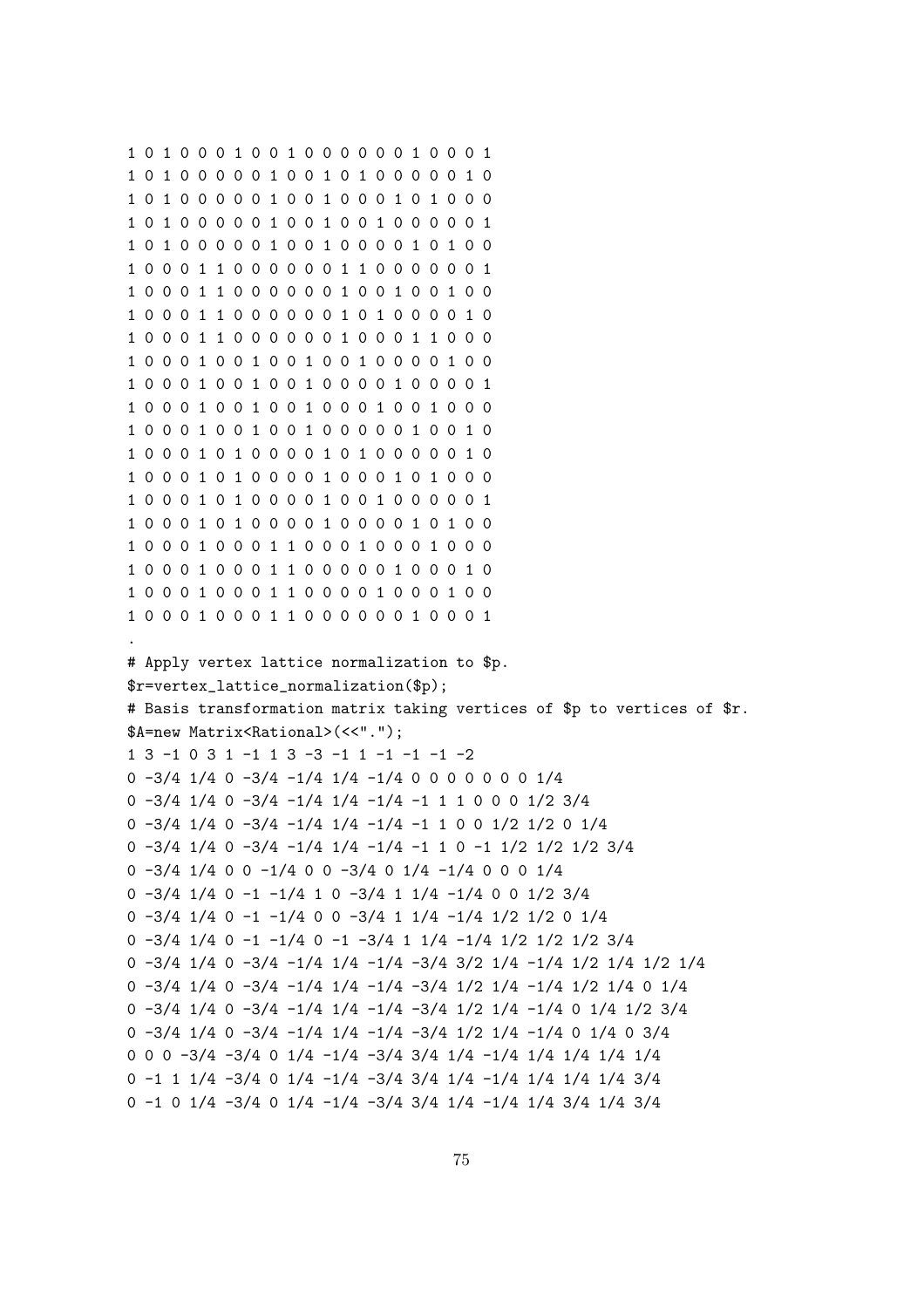```
1 0 1 0 0 0 1 0 0 1 0 0 0 0 0 0 1 0 0 0 1
1 0 1 0 0 0 0 0 1 0 0 1 0 1 0 0 0 0 0 1 0
1 0 1 0 0 0 0 0 1 0 0 1 0 0 0 1 0 1 0 0 0
1 0 1 0 0 0 0 0 1 0 0 1 0 0 1 0 0 0 0 0 1
1 0 1 0 0 0 0 0 1 0 0 1 0 0 0 0 1 0 1 0 0
1 0 0 0 1 1 0 0 0 0 0 0 1 1 0 0 0 0 0 0 1
1 0 0 0 1 1 0 0 0 0 0 0 1 0 0 1 0 0 1 0 0
1 0 0 0 1 1 0 0 0 0 0 0 1 0 1 0 0 0 0 1 0
1 0 0 0 1 1 0 0 0 0 0 0 1 0 0 0 1 1 0 0 0
1 0 0 0 1 0 0 1 0 0 1 0 0 1 0 0 0 0 1 0 0
1 0 0 0 1 0 0 1 0 0 1 0 0 0 0 1 0 0 0 0 1
1 0 0 0 1 0 0 1 0 0 1 0 0 0 1 0 0 1 0 0 0
1 0 0 0 1 0 0 1 0 0 1 0 0 0 0 0 1 0 0 1 0
1 0 0 0 1 0 1 0 0 0 0 1 0 1 0 0 0 0 0 1 0
1 0 0 0 1 0 1 0 0 0 0 1 0 0 0 1 0 1 0 0 0
1 0 0 0 1 0 1 0 0 0 0 1 0 0 1 0 0 0 0 0 1
1 0 0 0 1 0 1 0 0 0 0 1 0 0 0 0 1 0 1 0 0
1 0 0 0 1 0 0 0 1 1 0 0 0 1 0 0 0 1 0 0 0
1 0 0 0 1 0 0 0 1 1 0 0 0 0 0 1 0 0 0 1 0
1 0 0 0 1 0 0 0 1 1 0 0 0 0 1 0 0 0 1 0 0
1 0 0 0 1 0 0 0 1 1 0 0 0 0 0 0 1 0 0 0 1
.
# Apply vertex lattice normalization to $p.
$r=vertex_lattice_normalization($p);
# Basis transformation matrix taking vertices of $p to vertices of $r.
$A=new Matrix<Rational>(<<".");
1 3 -1 0 3 1 -1 1 3 -3 -1 1 -1 -1 -1 -2
0 -3/4 1/4 0 -3/4 -1/4 1/4 -1/4 0 0 0 0 0 0 0 1/4
0 -3/4 1/4 0 -3/4 -1/4 1/4 -1/4 -1 1 1 0 0 0 1/2 3/4
0 -3/4 1/4 0 -3/4 -1/4 1/4 -1/4 -1 1 0 0 1/2 1/2 0 1/4
0 -3/4 1/4 0 -3/4 -1/4 1/4 -1/4 -1 1 0 -1 1/2 1/2 1/2 3/4
0 -3/4 1/4 0 0 -1/4 0 0 -3/4 0 1/4 -1/4 0 0 0 1/4
0 -3/4 1/4 0 -1 -1/4 1 0 -3/4 1 1/4 -1/4 0 0 1/2 3/4
0 -3/4 1/4 0 -1 -1/4 0 0 -3/4 1 1/4 -1/4 1/2 1/2 0 1/4
0 -3/4 1/4 0 -1 -1/4 0 -1 -3/4 1 1/4 -1/4 1/2 1/2 1/2 3/4
0 -3/4 1/4 0 -3/4 -1/4 1/4 -1/4 -3/4 3/2 1/4 -1/4 1/2 1/4 1/2 1/4
0 -3/4 1/4 0 -3/4 -1/4 1/4 -1/4 -3/4 1/2 1/4 -1/4 1/2 1/4 0 1/4
0 -3/4 1/4 0 -3/4 -1/4 1/4 -1/4 -3/4 1/2 1/4 -1/4 0 1/4 1/2 3/4
0 -3/4 1/4 0 -3/4 -1/4 1/4 -1/4 -3/4 1/2 1/4 -1/4 0 1/4 0 3/4
0 0 0 -3/4 -3/4 0 1/4 -1/4 -3/4 3/4 1/4 -1/4 1/4 1/4 1/4 1/4
0 -1 1 1/4 -3/4 0 1/4 -1/4 -3/4 3/4 1/4 -1/4 1/4 1/4 1/4 3/4
0 -1 0 1/4 -3/4 0 1/4 -1/4 -3/4 3/4 1/4 -1/4 1/4 3/4 1/4 3/4
```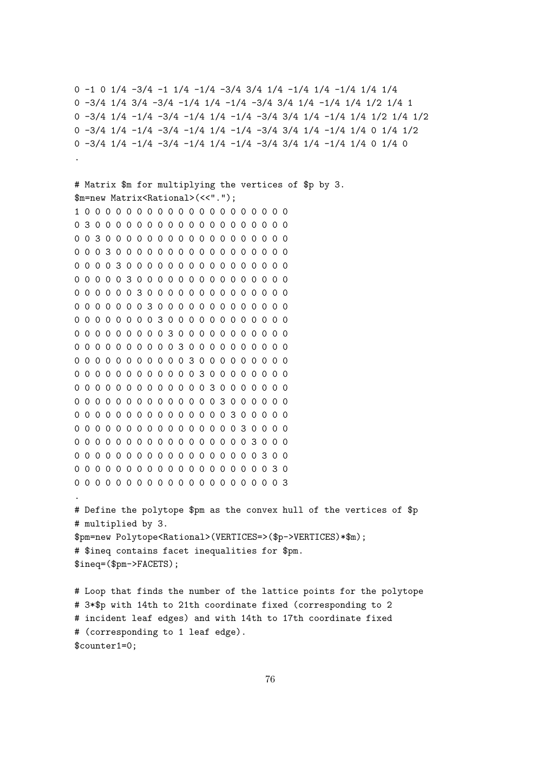```
0 -1 0 1/4 -3/4 -1 1/4 -1/4 -3/4 3/4 1/4 -1/4 1/4 -1/4 1/4 1/4
0 -3/4 1/4 3/4 -3/4 -1/4 1/4 -1/4 -3/4 3/4 1/4 -1/4 1/4 1/2 1/4 1
0 -3/4 1/4 -1/4 -3/4 -1/4 1/4 -1/4 -3/4 3/4 1/4 -1/4 1/4 1/2 1/4 1/2
0 -3/4 1/4 -1/4 -3/4 -1/4 1/4 -1/4 -3/4 3/4 1/4 -1/4 1/4 0 1/4 1/2
0 -3/4 1/4 -1/4 -3/4 -1/4 1/4 -1/4 -3/4 3/4 1/4 -1/4 1/4 0 1/4 0
.

# Matrix $m for multiplying the vertices of $p by 3.
$m=new Matrix<Rational>(<<".");
1 0 0 0 0 0 0 0 0 0 0 0 0 0 0 0 0 0 0 0 0 0
0 3 0 0 0 0 0 0 0 0 0 0 0 0 0 0 0 0 0 0 0 0
0 0 3 0 0 0 0 0 0 0 0 0 0 0 0 0 0 0 0 0 0 0
0 0 0 3 0 0 0 0 0 0 0 0 0 0 0 0 0 0 0 0 0 0
0 0 0 0 3 0 0 0 0 0 0 0 0 0 0 0 0 0 0 0 0 0
0 0 0 0 0 3 0 0 0 0 0 0 0 0 0 0 0 0 0 0 0 0
0 0 0 0 0 0 3 0 0 0 0 0 0 0 0 0 0 0 0 0 0 0
0 0 0 0 0 0 0 3 0 0 0 0 0 0 0 0 0 0 0 0 0 0
0 0 0 0 0 0 0 0 3 0 0 0 0 0 0 0 0 0 0 0 0 0
0 0 0 0 0 0 0 0 0 3 0 0 0 0 0 0 0 0 0 0 0 0
0 0 0 0 0 0 0 0 0 0 3 0 0 0 0 0 0 0 0 0 0 0
0 0 0 0 0 0 0 0 0 0 0 3 0 0 0 0 0 0 0 0 0 0
0 0 0 0 0 0 0 0 0 0 0 0 3 0 0 0 0 0 0 0 0 0
0 0 0 0 0 0 0 0 0 0 0 0 0 3 0 0 0 0 0 0 0 0
0 0 0 0 0 0 0 0 0 0 0 0 0 0 3 0 0 0 0 0 0 0
0 0 0 0 0 0 0 0 0 0 0 0 0 0 0 3 0 0 0 0 0 0
0 0 0 0 0 0 0 0 0 0 0 0 0 0 0 0 3 0 0 0 0 0
0 0 0 0 0 0 0 0 0 0 0 0 0 0 0 0 0 3 0 0 0 0
0 0 0 0 0 0 0 0 0 0 0 0 0 0 0 0 0 0 3 0 0 0
0 0 0 0 0 0 0 0 0 0 0 0 0 0 0 0 0 0 0 3 0 0
0 0 0 0 0 0 0 0 0 0 0 0 0 0 0 0 0 0 0 0 3 0
0 0 0 0 0 0 0 0 0 0 0 0 0 0 0 0 0 0 0 0 0 3
.
# Define the polytope $pm as the convex hull of the vertices of $p
# multiplied by 3.
$pm=new Polytope<Rational>(VERTICES=>($p->VERTICES)*$m);
# $ineq contains facet inequalities for $pm.
$ineq=($pm->FACETS);

# Loop that finds the number of the lattice points for the polytope
# 3*$p with 14th to 21th coordinate fixed (corresponding to 2
# incident leaf edges) and with 14th to 17th coordinate fixed
# (corresponding to 1 leaf edge).
$counter1=0;
```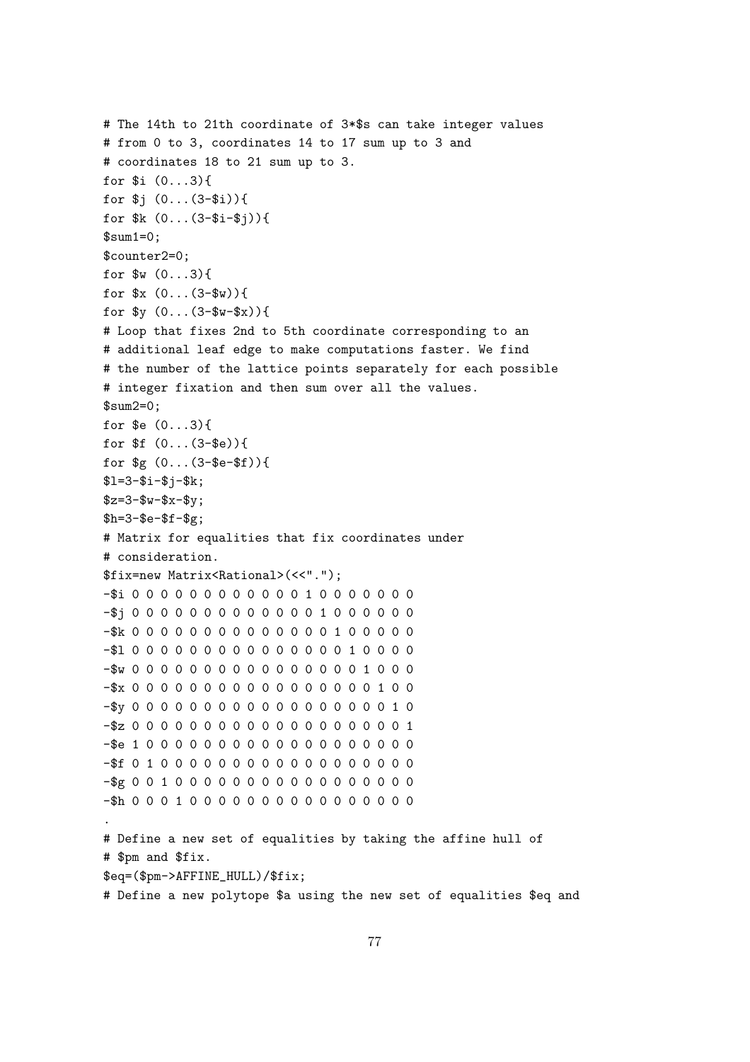```
# The 14th to 21th coordinate of 3*$s can take integer values
# from 0 to 3, coordinates 14 to 17 sum up to 3 and
# coordinates 18 to 21 sum up to 3.
for $i (0...3){
for $j (0...(3-$i)){
for $k (0...(3-$i-$j)){
$sum1=0;
$counter2=0;
for $w (0...3){
for $x (0...(3-$w)){
for $y (0...(3-$w-$x)){
# Loop that fixes 2nd to 5th coordinate corresponding to an
# additional leaf edge to make computations faster. We find
# the number of the lattice points separately for each possible
# integer fixation and then sum over all the values.
$sum2=0;
for $e (0...3){
for $f (0...(3-$e)){
for $g (0...(3-$e-$f)){
$l=3-$i-$j-$k;
$z=3-$w-$x-$y;
$h=3-$e-$f-$g;
# Matrix for equalities that fix coordinates under
# consideration.
$fix=new Matrix<Rational>(<<".");
-$i 0 0 0 0 0 0 0 0 0 0 0 0 0 1 0 0 0 0 0 0 0
-$j 0 0 0 0 0 0 0 0 0 0 0 0 0 0 1 0 0 0 0 0 0
-$k 0 0 0 0 0 0 0 0 0 0 0 0 0 0 0 1 0 0 0 0 0
-$l 0 0 0 0 0 0 0 0 0 0 0 0 0 0 0 0 1 0 0 0 0
-$w 0 0 0 0 0 0 0 0 0 0 0 0 0 0 0 0 0 1 0 0 0
-$x 0 0 0 0 0 0 0 0 0 0 0 0 0 0 0 0 0 0 1 0 0
-$y 0 0 0 0 0 0 0 0 0 0 0 0 0 0 0 0 0 0 0 1 0
-$z 0 0 0 0 0 0 0 0 0 0 0 0 0 0 0 0 0 0 0 0 1
-$e 1 0 0 0 0 0 0 0 0 0 0 0 0 0 0 0 0 0 0 0 0
-$f 0 1 0 0 0 0 0 0 0 0 0 0 0 0 0 0 0 0 0 0 0
-$g 0 0 1 0 0 0 0 0 0 0 0 0 0 0 0 0 0 0 0 0 0
-$h 0 0 0 1 0 0 0 0 0 0 0 0 0 0 0 0 0 0 0 0 0
.
# Define a new set of equalities by taking the affine hull of
# $pm and $fix.
$eq=($pm->AFFINE_HULL)/$fix;
# Define a new polytope $a using the new set of equalities $eq and
```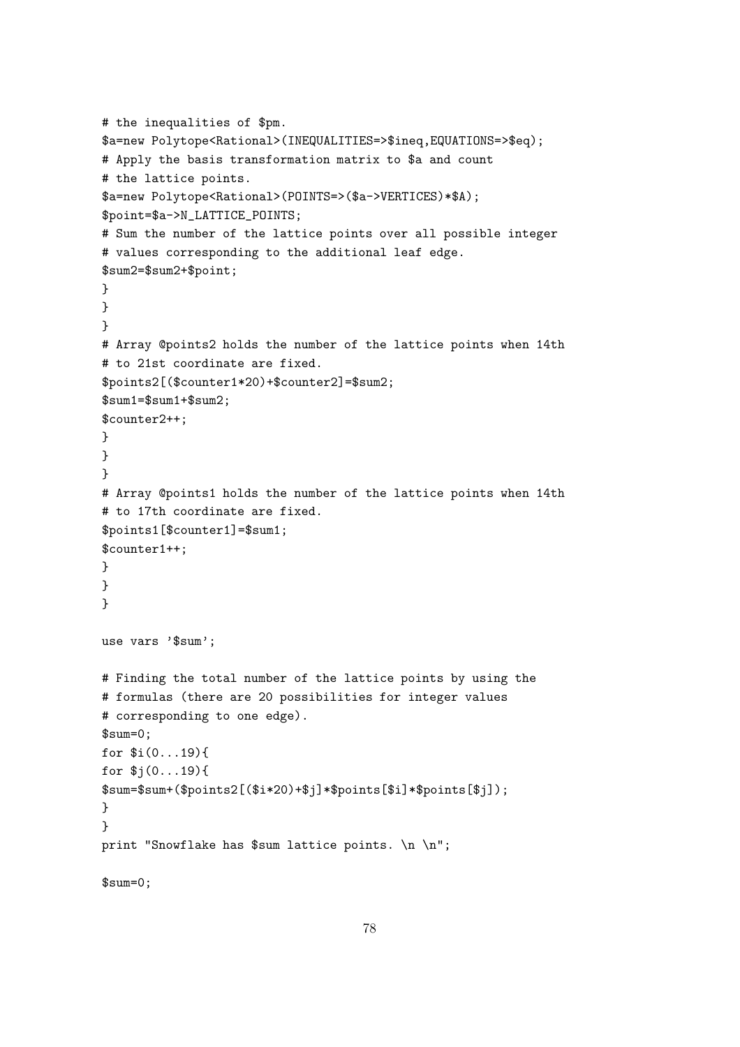```
# the inequalities of $pm.
$a=new Polytope<Rational>(INEQUALITIES=>$ineq,EQUATIONS=>$eq);
# Apply the basis transformation matrix to $a and count
# the lattice points.
$a=new Polytope<Rational>(POINTS=>($a->VERTICES)*$A);
$point=$a->N_LATTICE_POINTS;
# Sum the number of the lattice points over all possible integer
# values corresponding to the additional leaf edge.
$sum2=$sum2+$point;
}
}
}
# Array @points2 holds the number of the lattice points when 14th
# to 21st coordinate are fixed.
$points2[($counter1*20)+$counter2]=$sum2;
$sum1=$sum1+$sum2;
$counter2++;
}
}
}
# Array @points1 holds the number of the lattice points when 14th
# to 17th coordinate are fixed.
$points1[$counter1]=$sum1;
$counter1++;
}
}
}

use vars '$sum';

# Finding the total number of the lattice points by using the
# formulas (there are 20 possibilities for integer values
# corresponding to one edge).
$sum=0;
for $i(0...19){
for $j(0...19){
$sum=$sum+($points2[($i*20)+$j]*$points[$i]*$points[$j]);
}
}
print "Snowflake has $sum lattice points. \n \n";

$sum=0;
```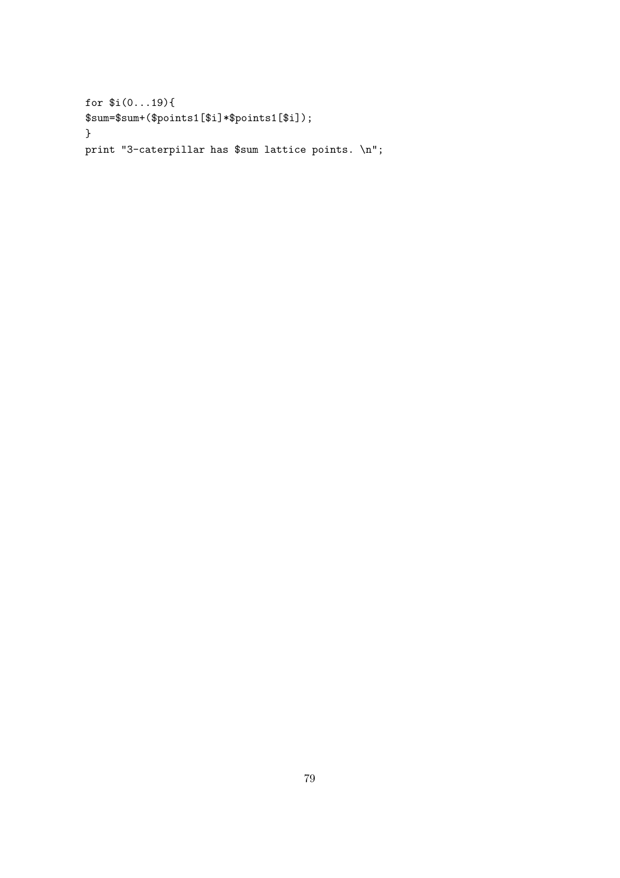```
for $i(0...19){
$sum=$sum+($points1[$i]*$points1[$i]);
}
print "3-caterpillar has $sum lattice points. \n";
```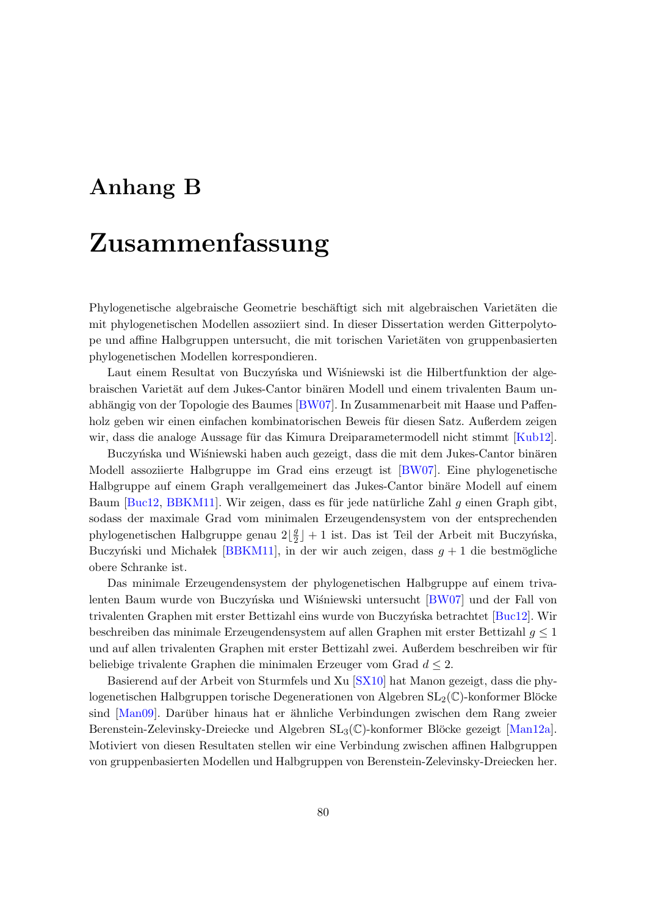# Anhang B

# Zusammenfassung

Phylogenetische algebraische Geometrie beschäftigt sich mit algebraischen Varietäten die mit phylogenetischen Modellen assoziiert sind. In dieser Dissertation werden Gitterpolytope und affine Halbgruppen untersucht, die mit torischen Varietäten von gruppenbasierten phylogenetischen Modellen korrespondieren.

Laut einem Resultat von Buczyńska und Wiśniewski ist die Hilbertfunktion der algebraischen Varietät auf dem Jukes-Cantor binären Modell und einem trivalenten Baum unabhängig von der Topologie des Baumes [BW07]. In Zusammenarbeit mit Haase und Paffenholz geben wir einen einfachen kombinatorischen Beweis für diesen Satz. Außerdem zeigen wir, dass die analoge Aussage für das Kimura Dreiparametermodell nicht stimmt [Kub12].

Buczyńska und Wiśniewski haben auch gezeigt, dass die mit dem Jukes-Cantor binären Modell assoziierte Halbgruppe im Grad eins erzeugt ist [BW07]. Eine phylogenetische Halbgruppe auf einem Graph verallgemeinert das Jukes-Cantor binäre Modell auf einem Baum [Buc12, BBKM11]. Wir zeigen, dass es für jede natürliche Zahl $g$ einen Graph gibt, sodass der maximale Grad vom minimalen Erzeugendensystem von der entsprechenden phylogenetischen Halbgruppe genau $2\lfloor \frac{g}{2} \rfloor + 1$ ist. Das ist Teil der Arbeit mit Buczyńska, Buczyński und Michałek [BBKM11], in der wir auch zeigen, dass $g + 1$ die bestmögliche obere Schranke ist.

Das minimale Erzeugendensystem der phylogenetischen Halbgruppe auf einem trivalenten Baum wurde von Buczyńska und Wiśniewski untersucht [BW07] und der Fall von trivalenten Graphen mit erster Bettizahl eins wurde von Buczyńska betrachtet [Buc12]. Wir beschreiben das minimale Erzeugendensystem auf allen Graphen mit erster Bettizahl $g \leq 1$ und auf allen trivalenten Graphen mit erster Bettizahl zwei. Außerdem beschreiben wir für beliebige trivalente Graphen die minimalen Erzeuger vom Grad $d \leq 2$.

Basierend auf der Arbeit von Sturmfels und Xu [SX10] hat Manon gezeigt, dass die phylogenetischen Halbgruppen torische Degenerationen von Algebren $\mathrm{SL}_2(\mathbb{C})$-konformer Blöcke sind [Man09]. Darüber hinaus hat er ähnliche Verbindungen zwischen dem Rang zweier Berenstein-Zelevinsky-Dreiecke und Algebren $\mathrm{SL}_3(\mathbb{C})$-konformer Blöcke gezeigt [Man12a]. Motiviert von diesen Resultaten stellen wir eine Verbindung zwischen affinen Halbgruppen von gruppenbasierten Modellen und Halbgruppen von Berenstein-Zelevinsky-Dreiecken her.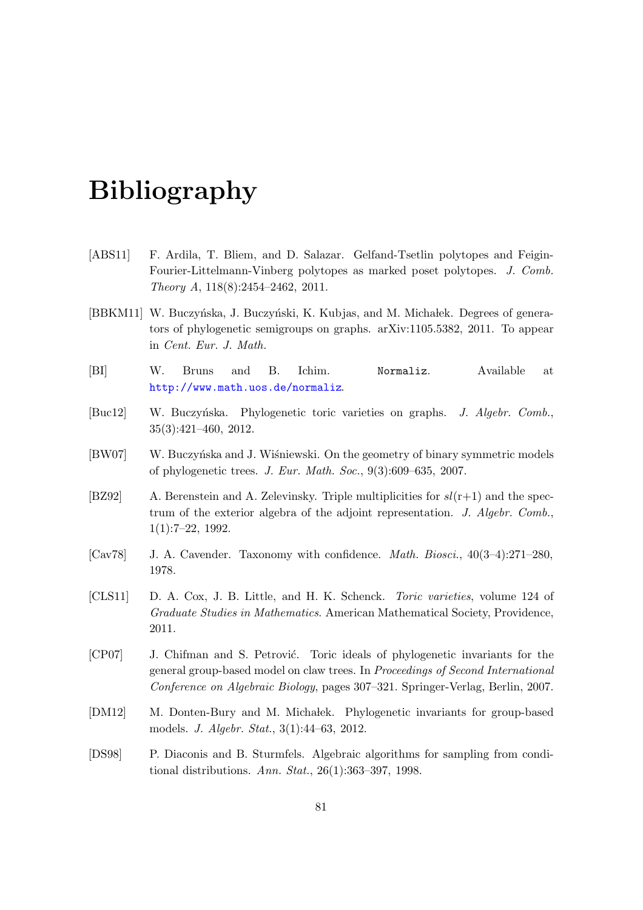# Bibliography

[ABS11] F. Ardila, T. Bliem, and D. Salazar. Gelfand-Tsetlin polytopes and Feigin-Fourier-Littelmann-Vinberg polytopes as marked poset polytopes. *J. Comb. Theory A*, 118(8):2454–2462, 2011.

[BBKM11] W. Buczyńska, J. Buczyński, K. Kubjas, and M. Michałek. Degrees of generators of phylogenetic semigroups on graphs. arXiv:1105.5382, 2011. To appear in *Cent. Eur. J. Math.*

[BI] W. Bruns and B. Ichim. `Normaliz`. Available at http://www.math.uos.de/normaliz.

[Buc12] W. Buczyńska. Phylogenetic toric varieties on graphs. *J. Algebr. Comb.*, 35(3):421–460, 2012.

[BW07] W. Buczyńska and J. Wiśniewski. On the geometry of binary symmetric models of phylogenetic trees. *J. Eur. Math. Soc.*, 9(3):609–635, 2007.

[BZ92] A. Berenstein and A. Zelevinsky. Triple multiplicities for $sl$(r+1) and the spectrum of the exterior algebra of the adjoint representation. *J. Algebr. Comb.*, 1(1):7–22, 1992.

[Cav78] J. A. Cavender. Taxonomy with confidence. *Math. Biosci.*, 40(3–4):271–280, 1978.

[CLS11] D. A. Cox, J. B. Little, and H. K. Schenck. *Toric varieties*, volume 124 of *Graduate Studies in Mathematics*. American Mathematical Society, Providence, 2011.

[CP07] J. Chifman and S. Petrović. Toric ideals of phylogenetic invariants for the general group-based model on claw trees. In *Proceedings of Second International Conference on Algebraic Biology*, pages 307–321. Springer-Verlag, Berlin, 2007.

[DM12] M. Donten-Bury and M. Michałek. Phylogenetic invariants for group-based models. *J. Algebr. Stat.*, 3(1):44–63, 2012.

[DS98] P. Diaconis and B. Sturmfels. Algebraic algorithms for sampling from conditional distributions. *Ann. Stat.*, 26(1):363–397, 1998.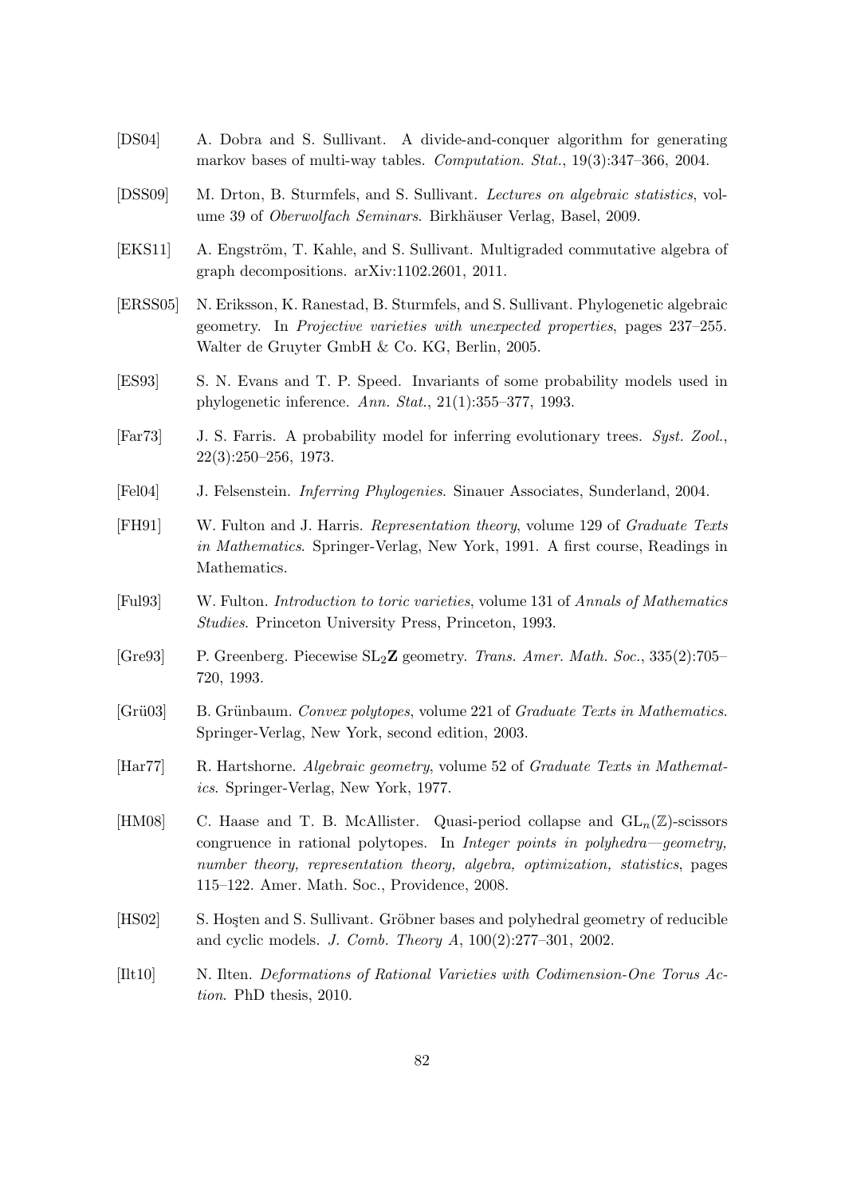[DS04] A. Dobra and S. Sullivant. A divide-and-conquer algorithm for generating markov bases of multi-way tables. *Computation. Stat.*, 19(3):347–366, 2004.

[DSS09] M. Drton, B. Sturmfels, and S. Sullivant. *Lectures on algebraic statistics*, volume 39 of *Oberwolfach Seminars*. Birkhäuser Verlag, Basel, 2009.

[EKS11] A. Engström, T. Kahle, and S. Sullivant. Multigraded commutative algebra of graph decompositions. arXiv:1102.2601, 2011.

[ERSS05] N. Eriksson, K. Ranestad, B. Sturmfels, and S. Sullivant. Phylogenetic algebraic geometry. In *Projective varieties with unexpected properties*, pages 237–255. Walter de Gruyter GmbH & Co. KG, Berlin, 2005.

[ES93] S. N. Evans and T. P. Speed. Invariants of some probability models used in phylogenetic inference. *Ann. Stat.*, 21(1):355–377, 1993.

[Far73] J. S. Farris. A probability model for inferring evolutionary trees. *Syst. Zool.*, 22(3):250–256, 1973.

[Fel04] J. Felsenstein. *Inferring Phylogenies*. Sinauer Associates, Sunderland, 2004.

[FH91] W. Fulton and J. Harris. *Representation theory*, volume 129 of *Graduate Texts in Mathematics*. Springer-Verlag, New York, 1991. A first course, Readings in Mathematics.

[Ful93] W. Fulton. *Introduction to toric varieties*, volume 131 of *Annals of Mathematics Studies*. Princeton University Press, Princeton, 1993.

[Gre93] P. Greenberg. Piecewise $\mathrm{SL}_2\mathbf{Z}$ geometry. *Trans. Amer. Math. Soc.*, 335(2):705–720, 1993.

[Grü03] B. Grünbaum. *Convex polytopes*, volume 221 of *Graduate Texts in Mathematics*. Springer-Verlag, New York, second edition, 2003.

[Har77] R. Hartshorne. *Algebraic geometry*, volume 52 of *Graduate Texts in Mathematics*. Springer-Verlag, New York, 1977.

[HM08] C. Haase and T. B. McAllister. Quasi-period collapse and $\mathrm{GL}_n(\mathbb{Z})$-scissors congruence in rational polytopes. In *Integer points in polyhedra—geometry, number theory, representation theory, algebra, optimization, statistics*, pages 115–122. Amer. Math. Soc., Providence, 2008.

[HS02] S. Hoşten and S. Sullivant. Gröbner bases and polyhedral geometry of reducible and cyclic models. *J. Comb. Theory A*, 100(2):277–301, 2002.

[Ilt10] N. Ilten. *Deformations of Rational Varieties with Codimension-One Torus Action*. PhD thesis, 2010.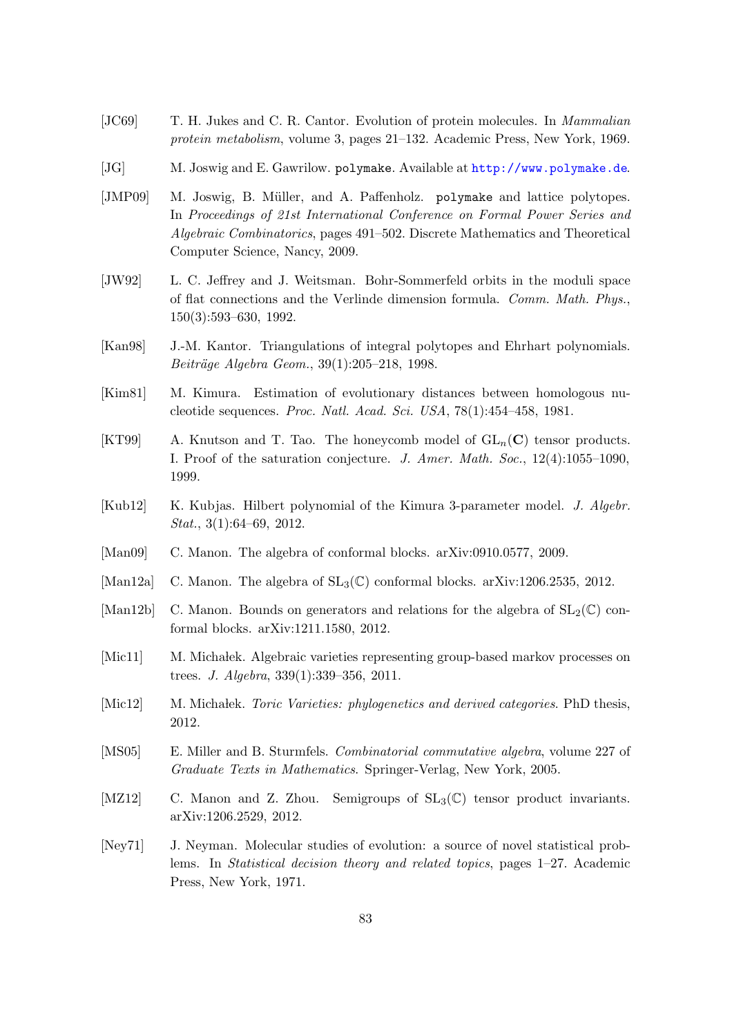[JC69] T. H. Jukes and C. R. Cantor. Evolution of protein molecules. In *Mammalian protein metabolism*, volume 3, pages 21–132. Academic Press, New York, 1969.

[JG] M. Joswig and E. Gawrilow. `polymake`. Available at http://www.polymake.de.

[JMP09] M. Joswig, B. Müller, and A. Paffenholz. `polymake` and lattice polytopes. In *Proceedings of 21st International Conference on Formal Power Series and Algebraic Combinatorics*, pages 491–502. Discrete Mathematics and Theoretical Computer Science, Nancy, 2009.

[JW92] L. C. Jeffrey and J. Weitsman. Bohr-Sommerfeld orbits in the moduli space of flat connections and the Verlinde dimension formula. *Comm. Math. Phys.*, 150(3):593–630, 1992.

[Kan98] J.-M. Kantor. Triangulations of integral polytopes and Ehrhart polynomials. *Beiträge Algebra Geom.*, 39(1):205–218, 1998.

[Kim81] M. Kimura. Estimation of evolutionary distances between homologous nucleotide sequences. *Proc. Natl. Acad. Sci. USA*, 78(1):454–458, 1981.

[KT99] A. Knutson and T. Tao. The honeycomb model of $\mathrm{GL}_n(\mathbf{C})$ tensor products. I. Proof of the saturation conjecture. *J. Amer. Math. Soc.*, 12(4):1055–1090, 1999.

[Kub12] K. Kubjas. Hilbert polynomial of the Kimura 3-parameter model. *J. Algebr. Stat.*, 3(1):64–69, 2012.

[Man09] C. Manon. The algebra of conformal blocks. arXiv:0910.0577, 2009.

[Man12a] C. Manon. The algebra of $\mathrm{SL}_3(\mathbb{C})$ conformal blocks. arXiv:1206.2535, 2012.

[Man12b] C. Manon. Bounds on generators and relations for the algebra of $\mathrm{SL}_2(\mathbb{C})$ conformal blocks. arXiv:1211.1580, 2012.

[Mic11] M. Michałek. Algebraic varieties representing group-based markov processes on trees. *J. Algebra*, 339(1):339–356, 2011.

[Mic12] M. Michałek. *Toric Varieties: phylogenetics and derived categories*. PhD thesis, 2012.

[MS05] E. Miller and B. Sturmfels. *Combinatorial commutative algebra*, volume 227 of *Graduate Texts in Mathematics*. Springer-Verlag, New York, 2005.

[MZ12] C. Manon and Z. Zhou. Semigroups of $\mathrm{SL}_3(\mathbb{C})$ tensor product invariants. arXiv:1206.2529, 2012.

[Ney71] J. Neyman. Molecular studies of evolution: a source of novel statistical problems. In *Statistical decision theory and related topics*, pages 1–27. Academic Press, New York, 1971.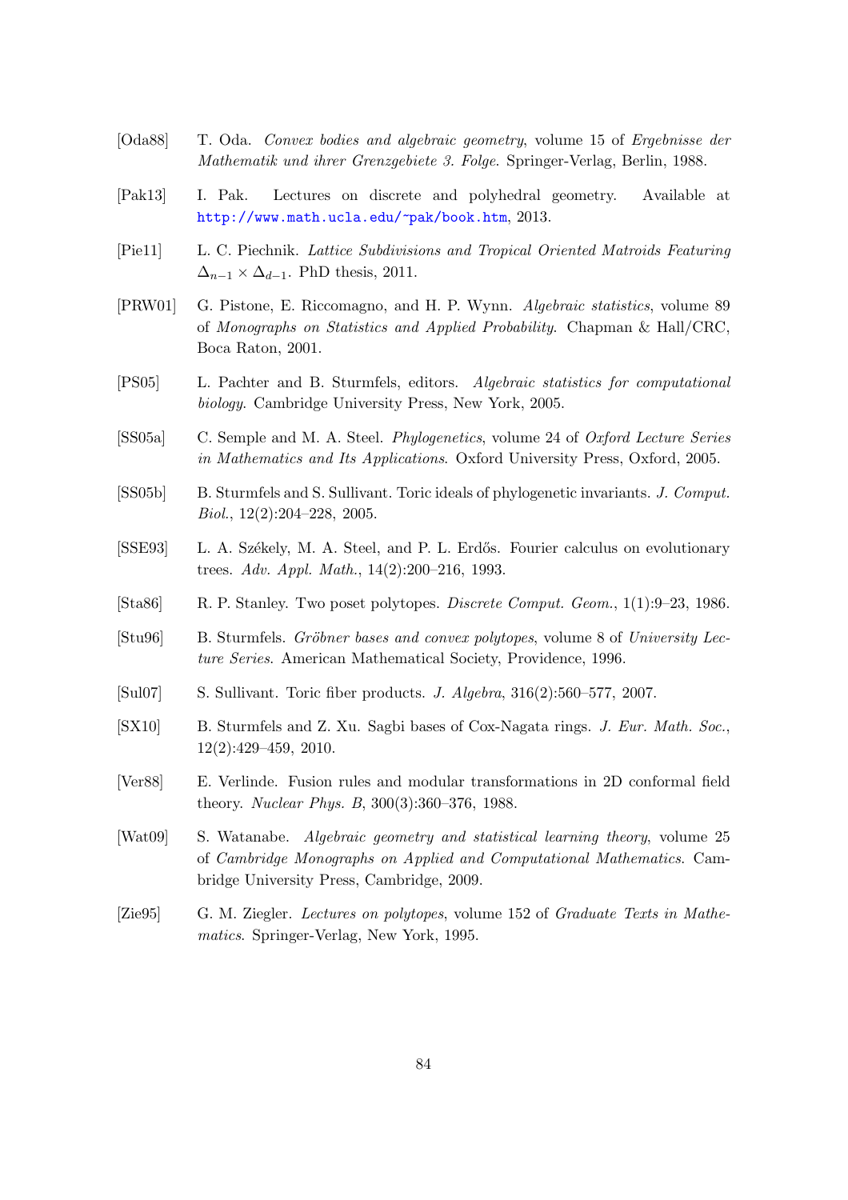[Oda88] T. Oda. *Convex bodies and algebraic geometry*, volume 15 of *Ergebnisse der Mathematik und ihrer Grenzgebiete 3. Folge*. Springer-Verlag, Berlin, 1988.

[Pak13] I. Pak. Lectures on discrete and polyhedral geometry. Available at http://www.math.ucla.edu/~pak/book.htm, 2013.

[Pie11] L. C. Piechnik. *Lattice Subdivisions and Tropical Oriented Matroids Featuring* $\Delta_{n-1} \times \Delta_{d-1}$. PhD thesis, 2011.

[PRW01] G. Pistone, E. Riccomagno, and H. P. Wynn. *Algebraic statistics*, volume 89 of *Monographs on Statistics and Applied Probability*. Chapman & Hall/CRC, Boca Raton, 2001.

[PS05] L. Pachter and B. Sturmfels, editors. *Algebraic statistics for computational biology*. Cambridge University Press, New York, 2005.

[SS05a] C. Semple and M. A. Steel. *Phylogenetics*, volume 24 of *Oxford Lecture Series in Mathematics and Its Applications*. Oxford University Press, Oxford, 2005.

[SS05b] B. Sturmfels and S. Sullivant. Toric ideals of phylogenetic invariants. *J. Comput. Biol.*, 12(2):204–228, 2005.

[SSE93] L. A. Székely, M. A. Steel, and P. L. Erdős. Fourier calculus on evolutionary trees. *Adv. Appl. Math.*, 14(2):200–216, 1993.

[Sta86] R. P. Stanley. Two poset polytopes. *Discrete Comput. Geom.*, 1(1):9–23, 1986.

[Stu96] B. Sturmfels. *Gröbner bases and convex polytopes*, volume 8 of *University Lecture Series*. American Mathematical Society, Providence, 1996.

[Sul07] S. Sullivant. Toric fiber products. *J. Algebra*, 316(2):560–577, 2007.

[SX10] B. Sturmfels and Z. Xu. Sagbi bases of Cox-Nagata rings. *J. Eur. Math. Soc.*, 12(2):429–459, 2010.

[Ver88] E. Verlinde. Fusion rules and modular transformations in 2D conformal field theory. *Nuclear Phys. B*, 300(3):360–376, 1988.

[Wat09] S. Watanabe. *Algebraic geometry and statistical learning theory*, volume 25 of *Cambridge Monographs on Applied and Computational Mathematics*. Cambridge University Press, Cambridge, 2009.

[Zie95] G. M. Ziegler. *Lectures on polytopes*, volume 152 of *Graduate Texts in Mathematics*. Springer-Verlag, New York, 1995.